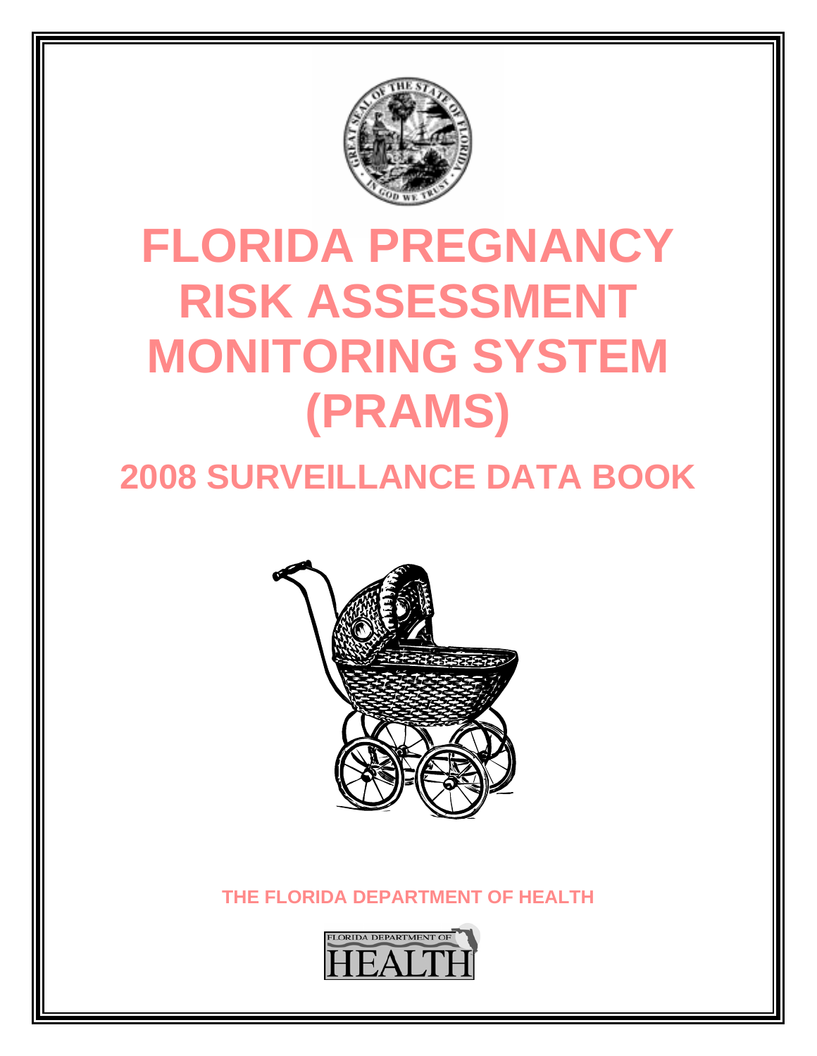# FLORIDA PREGNANCY RISK ASSESSMENT MONITORING SYSTEM (PRAMS)

## 2008 SURVEILLANCE DATA BOOK

THE FLORIDA DEPARTMENT OF HEALTH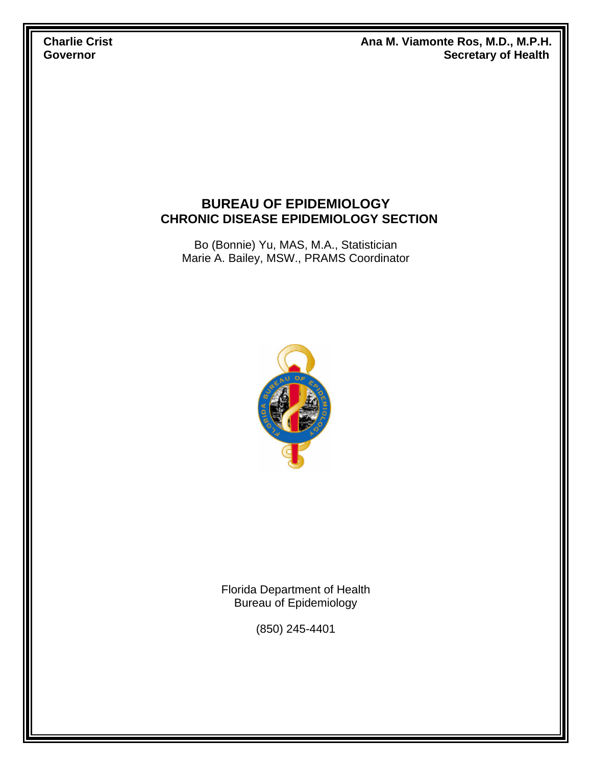**Charlie Crist**
**Governor**

**Ana M. Viamonte Ros, M.D., M.P.H.**
**Secretary of Health**

# BUREAU OF EPIDEMIOLOGY
## CHRONIC DISEASE EPIDEMIOLOGY SECTION

Bo (Bonnie) Yu, MAS, M.A., Statistician
Marie A. Bailey, MSW., PRAMS Coordinator

Florida Department of Health
Bureau of Epidemiology

(850) 245-4401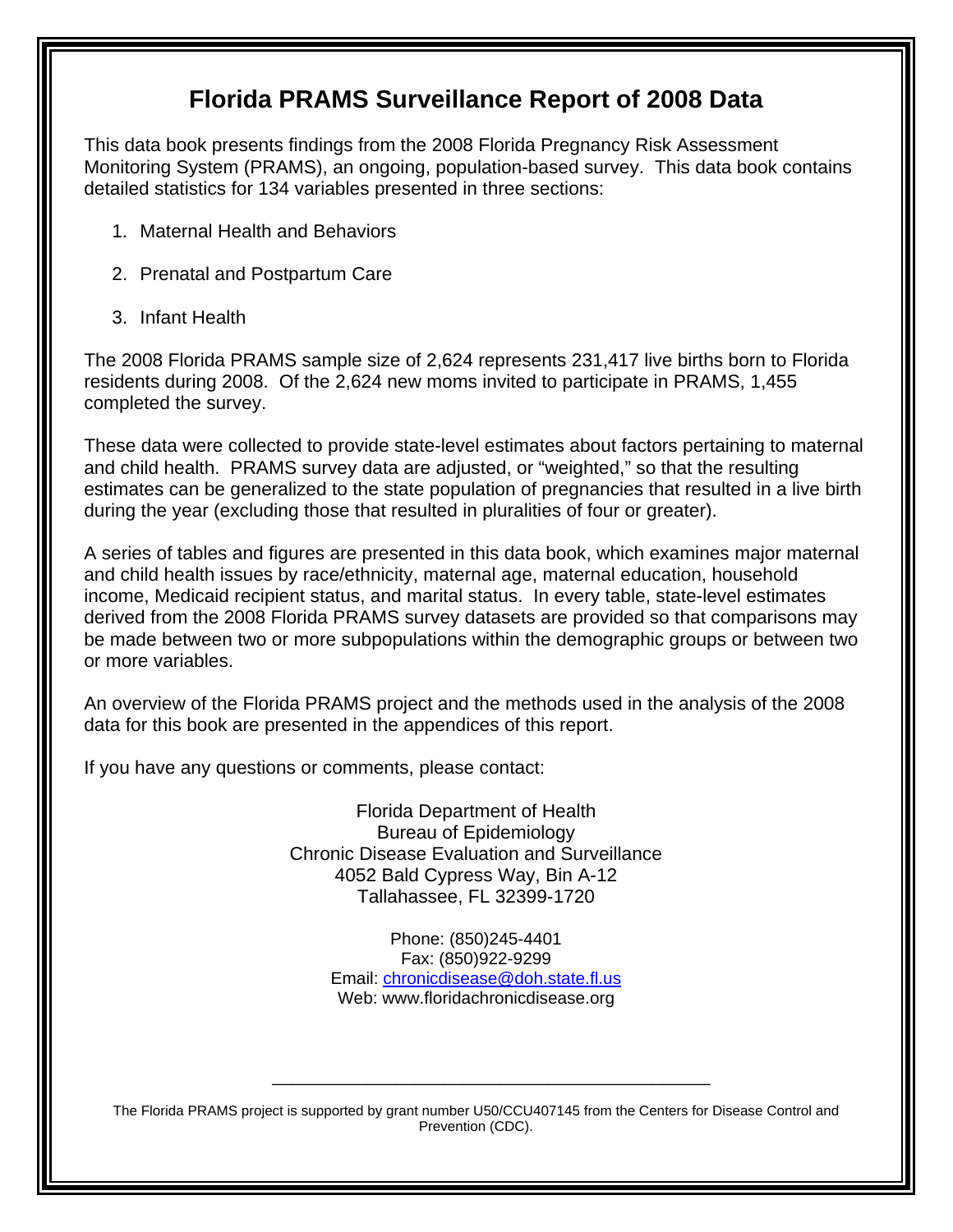# Florida PRAMS Surveillance Report of 2008 Data

This data book presents findings from the 2008 Florida Pregnancy Risk Assessment Monitoring System (PRAMS), an ongoing, population-based survey. This data book contains detailed statistics for 134 variables presented in three sections:

1. Maternal Health and Behaviors
2. Prenatal and Postpartum Care
3. Infant Health

The 2008 Florida PRAMS sample size of 2,624 represents 231,417 live births born to Florida residents during 2008. Of the 2,624 new moms invited to participate in PRAMS, 1,455 completed the survey.

These data were collected to provide state-level estimates about factors pertaining to maternal and child health. PRAMS survey data are adjusted, or "weighted," so that the resulting estimates can be generalized to the state population of pregnancies that resulted in a live birth during the year (excluding those that resulted in pluralities of four or greater).

A series of tables and figures are presented in this data book, which examines major maternal and child health issues by race/ethnicity, maternal age, maternal education, household income, Medicaid recipient status, and marital status. In every table, state-level estimates derived from the 2008 Florida PRAMS survey datasets are provided so that comparisons may be made between two or more subpopulations within the demographic groups or between two or more variables.

An overview of the Florida PRAMS project and the methods used in the analysis of the 2008 data for this book are presented in the appendices of this report.

If you have any questions or comments, please contact:

Florida Department of Health
Bureau of Epidemiology
Chronic Disease Evaluation and Surveillance
4052 Bald Cypress Way, Bin A-12
Tallahassee, FL 32399-1720

Phone: (850)245-4401
Fax: (850)922-9299
Email: chronicdisease@doh.state.fl.us
Web: www.floridachronicdisease.org

---

The Florida PRAMS project is supported by grant number U50/CCU407145 from the Centers for Disease Control and Prevention (CDC).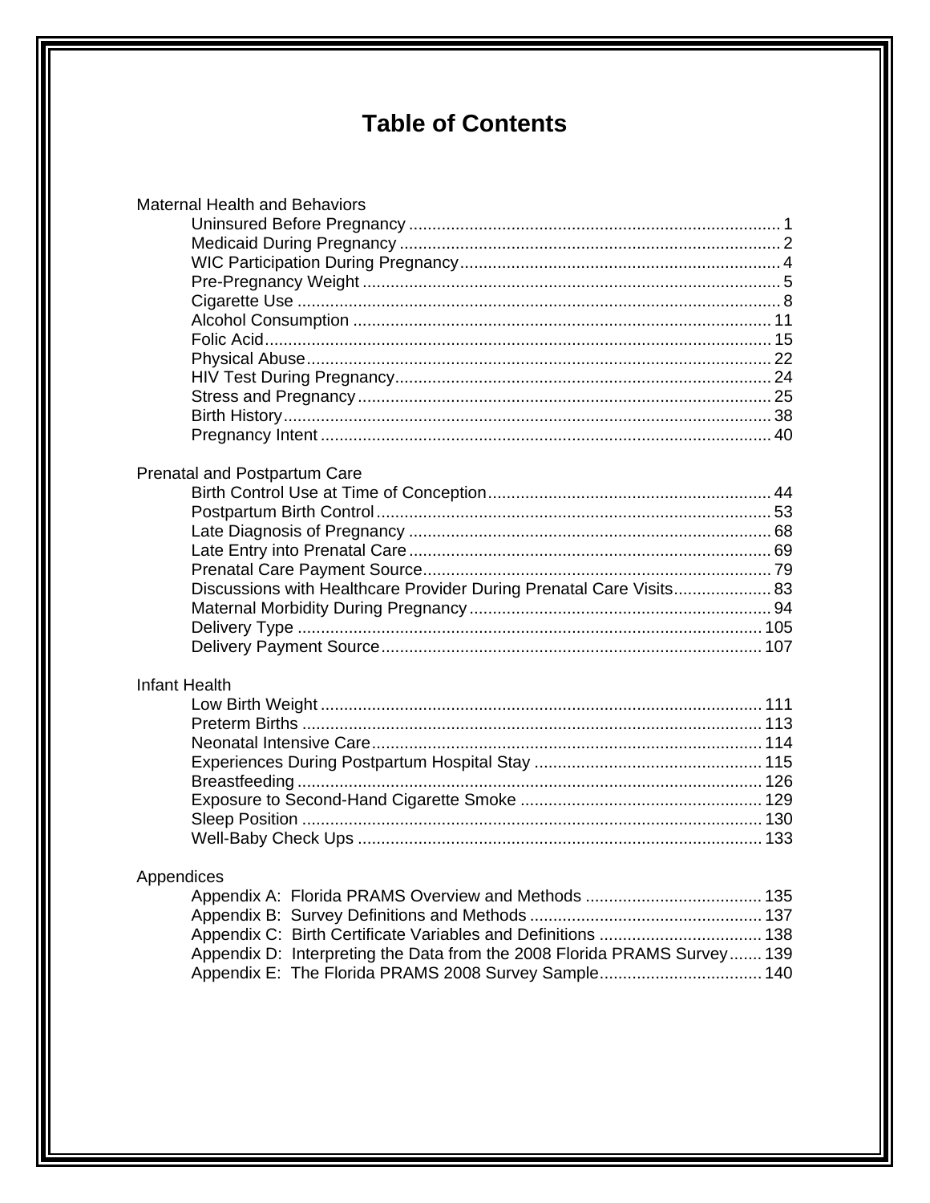# Table of Contents

Maternal Health and Behaviors

- Uninsured Before Pregnancy ............................................................................... 1
- Medicaid During Pregnancy ................................................................................. 2
- WIC Participation During Pregnancy ..................................................................... 4
- Pre-Pregnancy Weight ......................................................................................... 5
- Cigarette Use ...................................................................................................... 8
- Alcohol Consumption ......................................................................................... 11
- Folic Acid ........................................................................................................... 15
- Physical Abuse ................................................................................................... 22
- HIV Test During Pregnancy ................................................................................. 24
- Stress and Pregnancy ......................................................................................... 25
- Birth History ....................................................................................................... 38
- Pregnancy Intent ................................................................................................ 40

Prenatal and Postpartum Care

- Birth Control Use at Time of Conception ............................................................. 44
- Postpartum Birth Control ..................................................................................... 53
- Late Diagnosis of Pregnancy .............................................................................. 68
- Late Entry into Prenatal Care .............................................................................. 69
- Prenatal Care Payment Source ........................................................................... 79
- Discussions with Healthcare Provider During Prenatal Care Visits ..................... 83
- Maternal Morbidity During Pregnancy ................................................................. 94
- Delivery Type .................................................................................................... 105
- Delivery Payment Source .................................................................................. 107

Infant Health

- Low Birth Weight ............................................................................................... 111
- Preterm Births ................................................................................................... 113
- Neonatal Intensive Care .................................................................................... 114
- Experiences During Postpartum Hospital Stay ................................................. 115
- Breastfeeding .................................................................................................... 126
- Exposure to Second-Hand Cigarette Smoke .................................................... 129
- Sleep Position ................................................................................................... 130
- Well-Baby Check Ups ....................................................................................... 133

Appendices

- Appendix A: Florida PRAMS Overview and Methods ...................................... 135
- Appendix B: Survey Definitions and Methods .................................................. 137
- Appendix C: Birth Certificate Variables and Definitions ................................... 138
- Appendix D: Interpreting the Data from the 2008 Florida PRAMS Survey ....... 139
- Appendix E: The Florida PRAMS 2008 Survey Sample ................................... 140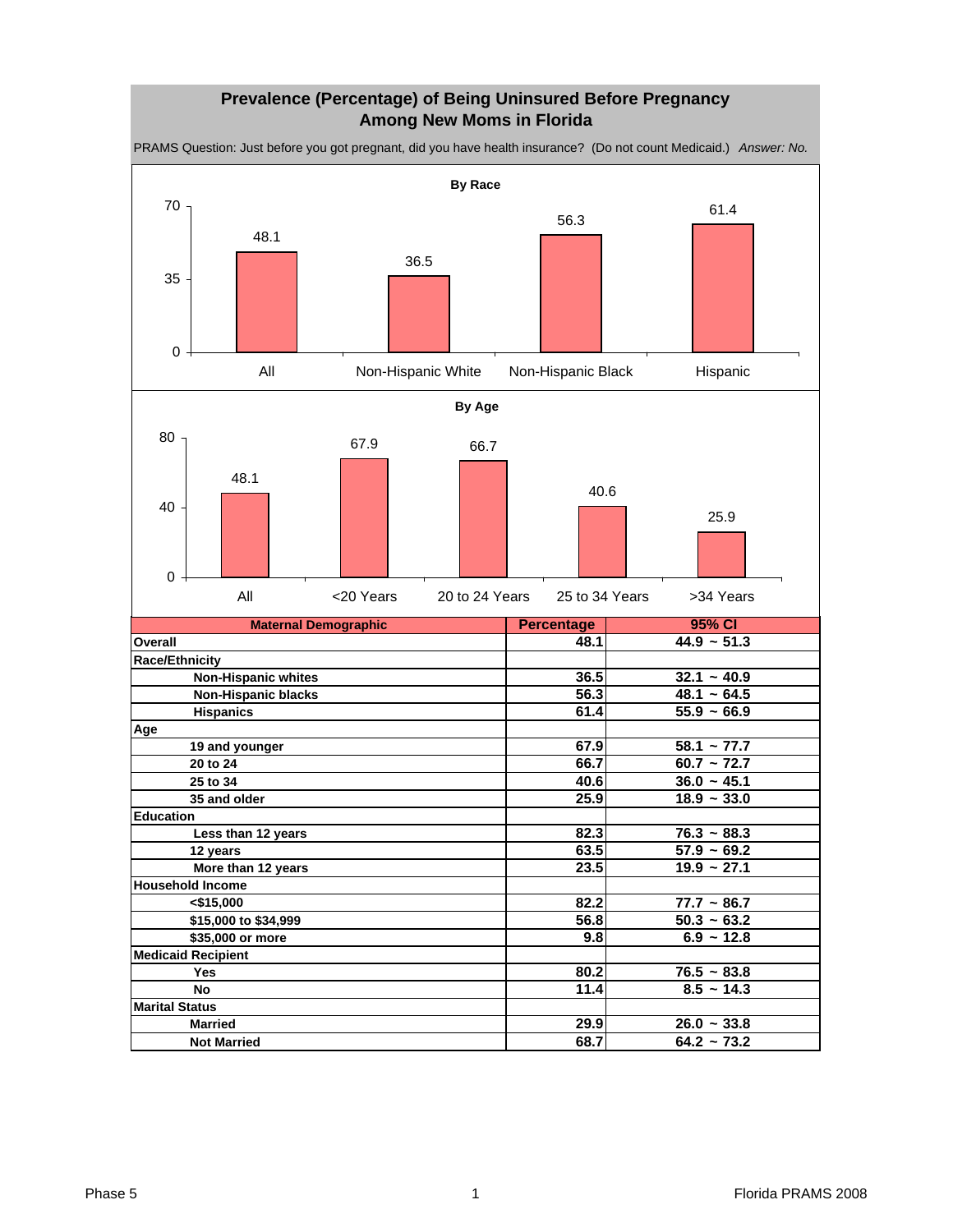## Prevalence (Percentage) of Being Uninsured Before Pregnancy Among New Moms in Florida

PRAMS Question: Just before you got pregnant, did you have health insurance? (Do not count Medicaid.) *Answer: No.*

**By Race**

| | All | Non-Hispanic White | Non-Hispanic Black | Hispanic |
|---|---|---|---|---|
| Percentage | 48.1 | 36.5 | 56.3 | 61.4 |

**By Age**

| | All | <20 Years | 20 to 24 Years | 25 to 34 Years | >34 Years |
|---|---|---|---|---|---|
| Percentage | 48.1 | 67.9 | 66.7 | 40.6 | 25.9 |

| Maternal Demographic | Percentage | 95% CI |
|---|---|---|
| **Overall** | **48.1** | **44.9 ~ 51.3** |
| **Race/Ethnicity** | | |
| Non-Hispanic whites | 36.5 | 32.1 ~ 40.9 |
| Non-Hispanic blacks | 56.3 | 48.1 ~ 64.5 |
| Hispanics | 61.4 | 55.9 ~ 66.9 |
| **Age** | | |
| 19 and younger | 67.9 | 58.1 ~ 77.7 |
| 20 to 24 | 66.7 | 60.7 ~ 72.7 |
| 25 to 34 | 40.6 | 36.0 ~ 45.1 |
| 35 and older | 25.9 | 18.9 ~ 33.0 |
| **Education** | | |
| Less than 12 years | 82.3 | 76.3 ~ 88.3 |
| 12 years | 63.5 | 57.9 ~ 69.2 |
| More than 12 years | 23.5 | 19.9 ~ 27.1 |
| **Household Income** | | |
| <$15,000 | 82.2 | 77.7 ~ 86.7 |
| $15,000 to $34,999 | 56.8 | 50.3 ~ 63.2 |
| $35,000 or more | 9.8 | 6.9 ~ 12.8 |
| **Medicaid Recipient** | | |
| Yes | 80.2 | 76.5 ~ 83.8 |
| No | 11.4 | 8.5 ~ 14.3 |
| **Marital Status** | | |
| Married | 29.9 | 26.0 ~ 33.8 |
| Not Married | 68.7 | 64.2 ~ 73.2 |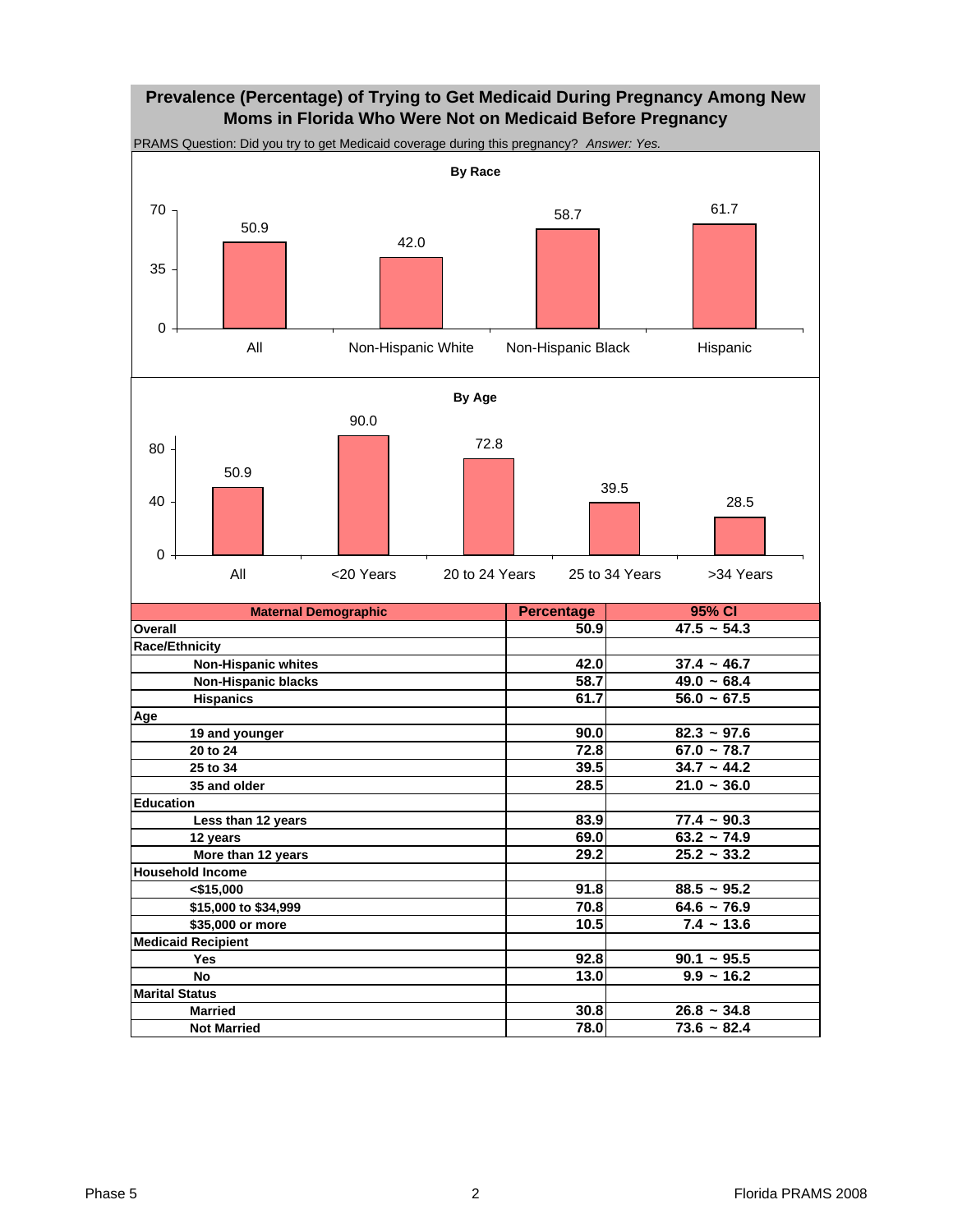## Prevalence (Percentage) of Trying to Get Medicaid During Pregnancy Among New Moms in Florida Who Were Not on Medicaid Before Pregnancy

PRAMS Question: Did you try to get Medicaid coverage during this pregnancy? *Answer: Yes.*

**By Race**

| | All | Non-Hispanic White | Non-Hispanic Black | Hispanic |
|---|---|---|---|---|
| Percentage | 50.9 | 42.0 | 58.7 | 61.7 |

**By Age**

| | All | <20 Years | 20 to 24 Years | 25 to 34 Years | >34 Years |
|---|---|---|---|---|---|
| Percentage | 50.9 | 90.0 | 72.8 | 39.5 | 28.5 |

| Maternal Demographic | Percentage | 95% CI |
|---|---|---|
| **Overall** | 50.9 | 47.5 ~ 54.3 |
| **Race/Ethnicity** | | |
| Non-Hispanic whites | 42.0 | 37.4 ~ 46.7 |
| Non-Hispanic blacks | 58.7 | 49.0 ~ 68.4 |
| Hispanics | 61.7 | 56.0 ~ 67.5 |
| **Age** | | |
| 19 and younger | 90.0 | 82.3 ~ 97.6 |
| 20 to 24 | 72.8 | 67.0 ~ 78.7 |
| 25 to 34 | 39.5 | 34.7 ~ 44.2 |
| 35 and older | 28.5 | 21.0 ~ 36.0 |
| **Education** | | |
| Less than 12 years | 83.9 | 77.4 ~ 90.3 |
| 12 years | 69.0 | 63.2 ~ 74.9 |
| More than 12 years | 29.2 | 25.2 ~ 33.2 |
| **Household Income** | | |
| <$15,000 | 91.8 | 88.5 ~ 95.2 |
| $15,000 to $34,999 | 70.8 | 64.6 ~ 76.9 |
| $35,000 or more | 10.5 | 7.4 ~ 13.6 |
| **Medicaid Recipient** | | |
| Yes | 92.8 | 90.1 ~ 95.5 |
| No | 13.0 | 9.9 ~ 16.2 |
| **Marital Status** | | |
| Married | 30.8 | 26.8 ~ 34.8 |
| Not Married | 78.0 | 73.6 ~ 82.4 |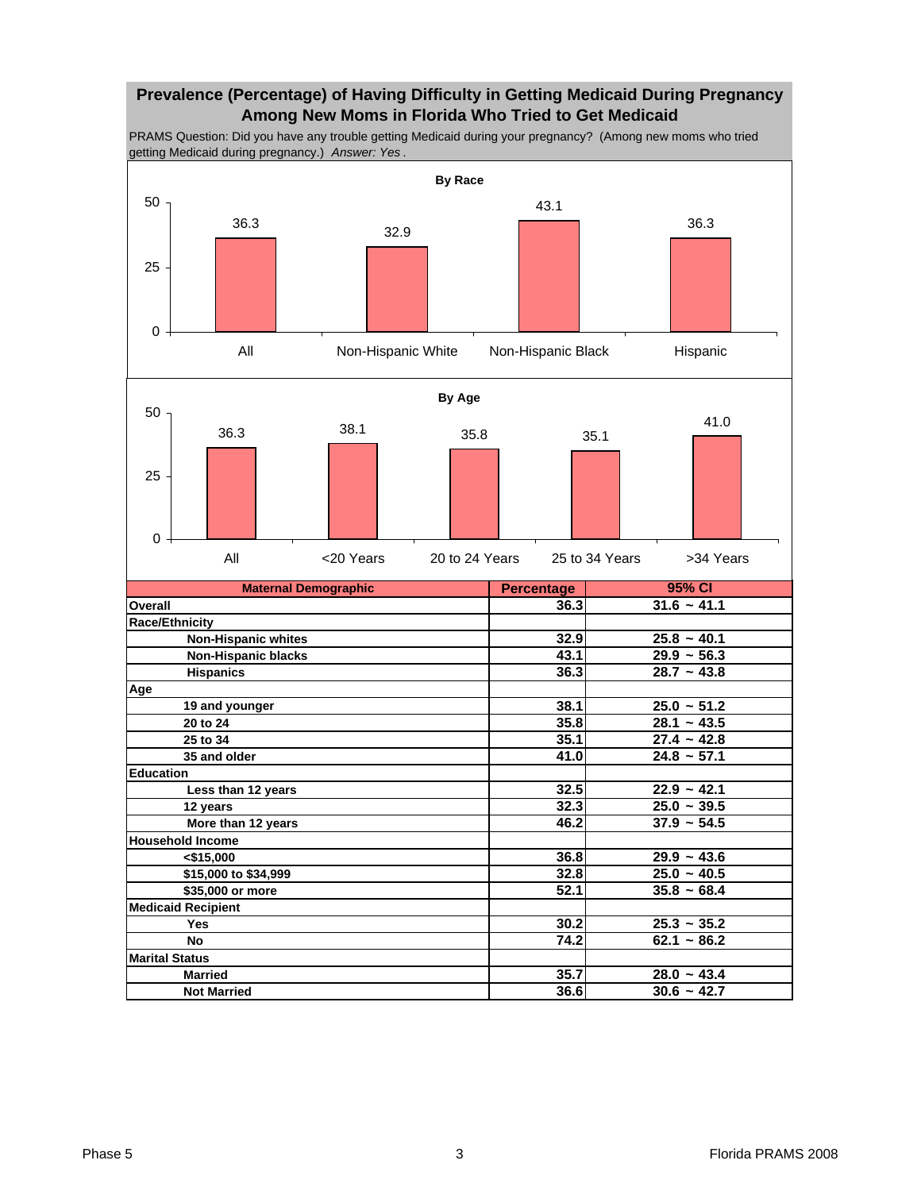## Prevalence (Percentage) of Having Difficulty in Getting Medicaid During Pregnancy Among New Moms in Florida Who Tried to Get Medicaid

PRAMS Question: Did you have any trouble getting Medicaid during your pregnancy? (Among new moms who tried getting Medicaid during pregnancy.) *Answer: Yes*.

**By Race**

| All | Non-Hispanic White | Non-Hispanic Black | Hispanic |
|---|---|---|---|
| 36.3 | 32.9 | 43.1 | 36.3 |

**By Age**

| All | <20 Years | 20 to 24 Years | 25 to 34 Years | >34 Years |
|---|---|---|---|---|
| 36.3 | 38.1 | 35.8 | 35.1 | 41.0 |

| Maternal Demographic | Percentage | 95% CI |
|---|---|---|
| **Overall** | 36.3 | 31.6 ~ 41.1 |
| **Race/Ethnicity** | | |
| Non-Hispanic whites | 32.9 | 25.8 ~ 40.1 |
| Non-Hispanic blacks | 43.1 | 29.9 ~ 56.3 |
| Hispanics | 36.3 | 28.7 ~ 43.8 |
| **Age** | | |
| 19 and younger | 38.1 | 25.0 ~ 51.2 |
| 20 to 24 | 35.8 | 28.1 ~ 43.5 |
| 25 to 34 | 35.1 | 27.4 ~ 42.8 |
| 35 and older | 41.0 | 24.8 ~ 57.1 |
| **Education** | | |
| Less than 12 years | 32.5 | 22.9 ~ 42.1 |
| 12 years | 32.3 | 25.0 ~ 39.5 |
| More than 12 years | 46.2 | 37.9 ~ 54.5 |
| **Household Income** | | |
| <$15,000 | 36.8 | 29.9 ~ 43.6 |
| $15,000 to $34,999 | 32.8 | 25.0 ~ 40.5 |
| $35,000 or more | 52.1 | 35.8 ~ 68.4 |
| **Medicaid Recipient** | | |
| Yes | 30.2 | 25.3 ~ 35.2 |
| No | 74.2 | 62.1 ~ 86.2 |
| **Marital Status** | | |
| Married | 35.7 | 28.0 ~ 43.4 |
| Not Married | 36.6 | 30.6 ~ 42.7 |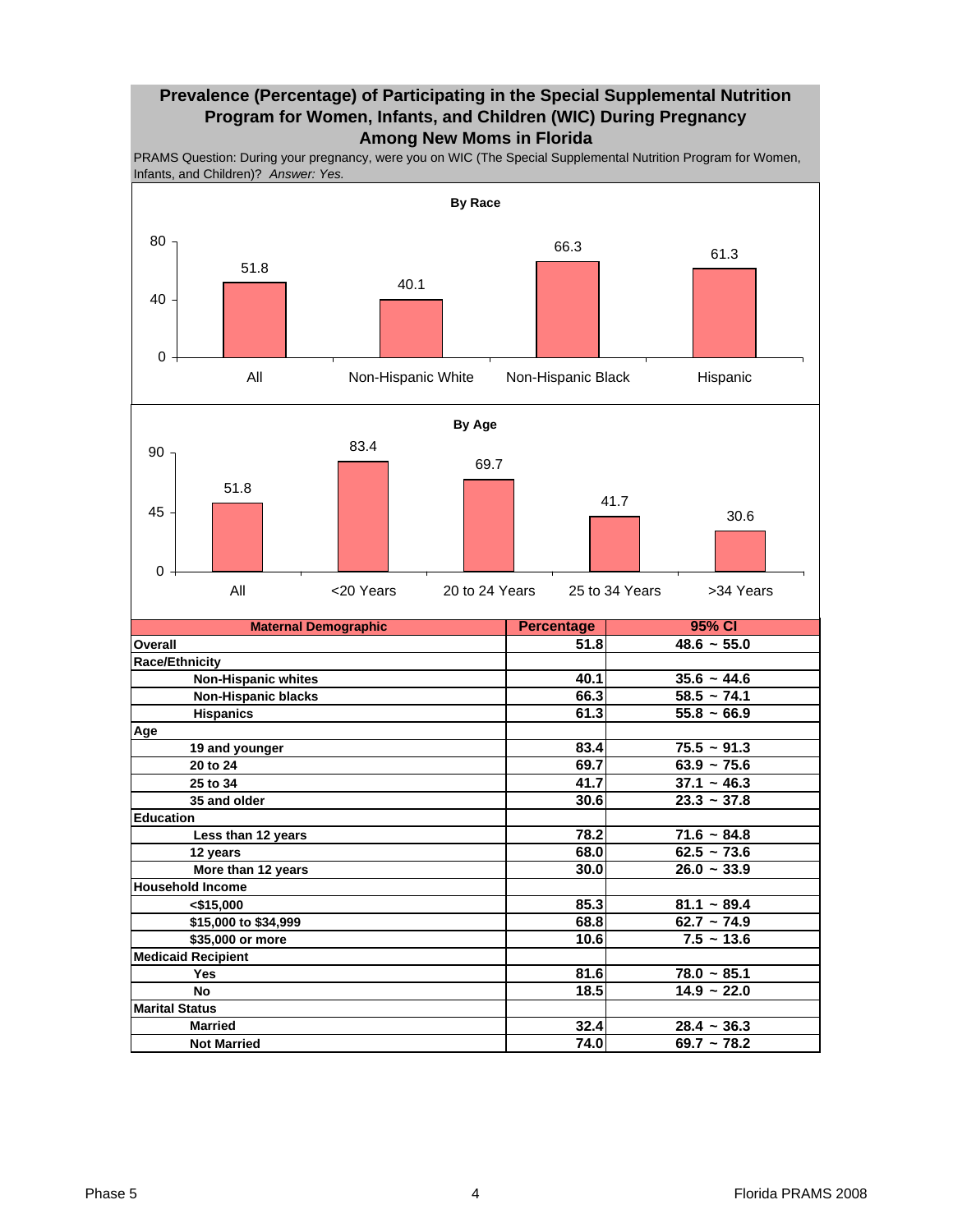# Prevalence (Percentage) of Participating in the Special Supplemental Nutrition Program for Women, Infants, and Children (WIC) During Pregnancy Among New Moms in Florida

PRAMS Question: During your pregnancy, were you on WIC (The Special Supplemental Nutrition Program for Women, Infants, and Children)? *Answer: Yes.*

**By Race**

| | All | Non-Hispanic White | Non-Hispanic Black | Hispanic |
|---|---|---|---|---|
| Percentage | 51.8 | 40.1 | 66.3 | 61.3 |

**By Age**

| | All | <20 Years | 20 to 24 Years | 25 to 34 Years | >34 Years |
|---|---|---|---|---|---|
| Percentage | 51.8 | 83.4 | 69.7 | 41.7 | 30.6 |

| Maternal Demographic | Percentage | 95% CI |
|---|---|---|
| **Overall** | 51.8 | 48.6 ~ 55.0 |
| **Race/Ethnicity** | | |
| Non-Hispanic whites | 40.1 | 35.6 ~ 44.6 |
| Non-Hispanic blacks | 66.3 | 58.5 ~ 74.1 |
| Hispanics | 61.3 | 55.8 ~ 66.9 |
| **Age** | | |
| 19 and younger | 83.4 | 75.5 ~ 91.3 |
| 20 to 24 | 69.7 | 63.9 ~ 75.6 |
| 25 to 34 | 41.7 | 37.1 ~ 46.3 |
| 35 and older | 30.6 | 23.3 ~ 37.8 |
| **Education** | | |
| Less than 12 years | 78.2 | 71.6 ~ 84.8 |
| 12 years | 68.0 | 62.5 ~ 73.6 |
| More than 12 years | 30.0 | 26.0 ~ 33.9 |
| **Household Income** | | |
| <$15,000 | 85.3 | 81.1 ~ 89.4 |
| $15,000 to $34,999 | 68.8 | 62.7 ~ 74.9 |
| $35,000 or more | 10.6 | 7.5 ~ 13.6 |
| **Medicaid Recipient** | | |
| Yes | 81.6 | 78.0 ~ 85.1 |
| No | 18.5 | 14.9 ~ 22.0 |
| **Marital Status** | | |
| Married | 32.4 | 28.4 ~ 36.3 |
| Not Married | 74.0 | 69.7 ~ 78.2 |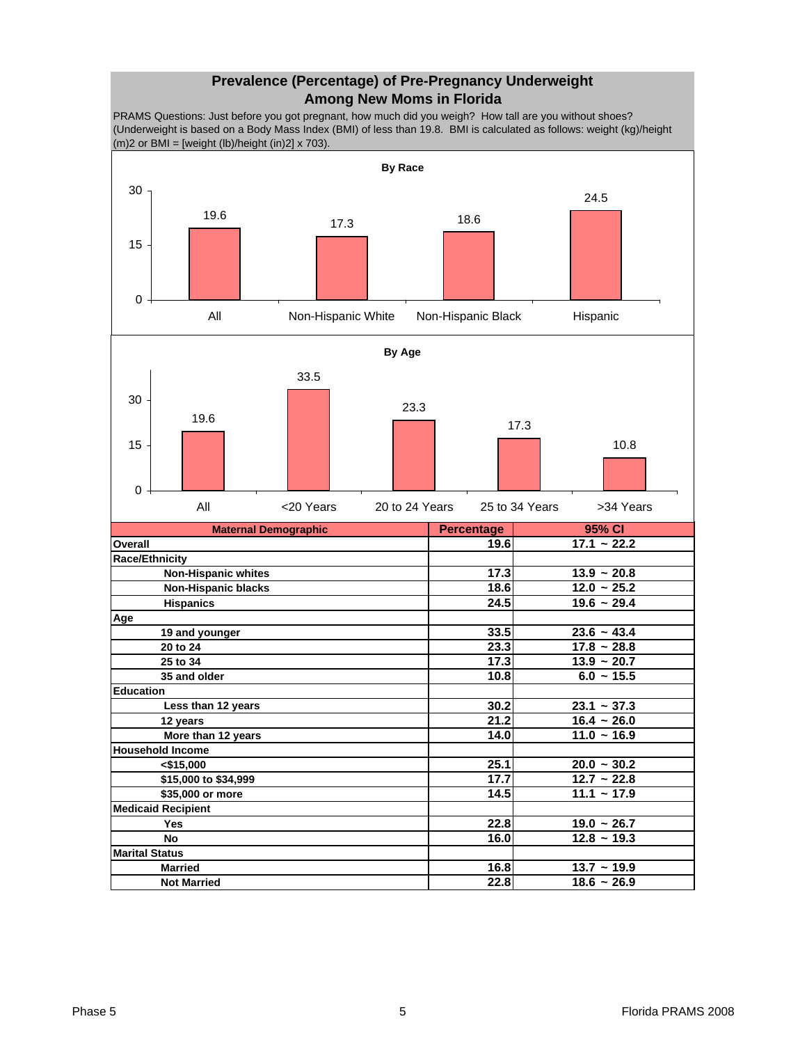# Prevalence (Percentage) of Pre-Pregnancy Underweight Among New Moms in Florida

PRAMS Questions: Just before you got pregnant, how much did you weigh? How tall are you without shoes? (Underweight is based on a Body Mass Index (BMI) of less than 19.8. BMI is calculated as follows: weight (kg)/height (m)2 or BMI = [weight (lb)/height (in)2] x 703).

**By Race**

| | All | Non-Hispanic White | Non-Hispanic Black | Hispanic |
|---|---|---|---|---|
| Percentage | 19.6 | 17.3 | 18.6 | 24.5 |

**By Age**

| | All | <20 Years | 20 to 24 Years | 25 to 34 Years | >34 Years |
|---|---|---|---|---|---|
| Percentage | 19.6 | 33.5 | 23.3 | 17.3 | 10.8 |

| Maternal Demographic | Percentage | 95% CI |
|---|---|---|
| **Overall** | 19.6 | 17.1 ~ 22.2 |
| **Race/Ethnicity** | | |
| Non-Hispanic whites | 17.3 | 13.9 ~ 20.8 |
| Non-Hispanic blacks | 18.6 | 12.0 ~ 25.2 |
| Hispanics | 24.5 | 19.6 ~ 29.4 |
| **Age** | | |
| 19 and younger | 33.5 | 23.6 ~ 43.4 |
| 20 to 24 | 23.3 | 17.8 ~ 28.8 |
| 25 to 34 | 17.3 | 13.9 ~ 20.7 |
| 35 and older | 10.8 | 6.0 ~ 15.5 |
| **Education** | | |
| Less than 12 years | 30.2 | 23.1 ~ 37.3 |
| 12 years | 21.2 | 16.4 ~ 26.0 |
| More than 12 years | 14.0 | 11.0 ~ 16.9 |
| **Household Income** | | |
| <$15,000 | 25.1 | 20.0 ~ 30.2 |
| $15,000 to $34,999 | 17.7 | 12.7 ~ 22.8 |
| $35,000 or more | 14.5 | 11.1 ~ 17.9 |
| **Medicaid Recipient** | | |
| Yes | 22.8 | 19.0 ~ 26.7 |
| No | 16.0 | 12.8 ~ 19.3 |
| **Marital Status** | | |
| Married | 16.8 | 13.7 ~ 19.9 |
| Not Married | 22.8 | 18.6 ~ 26.9 |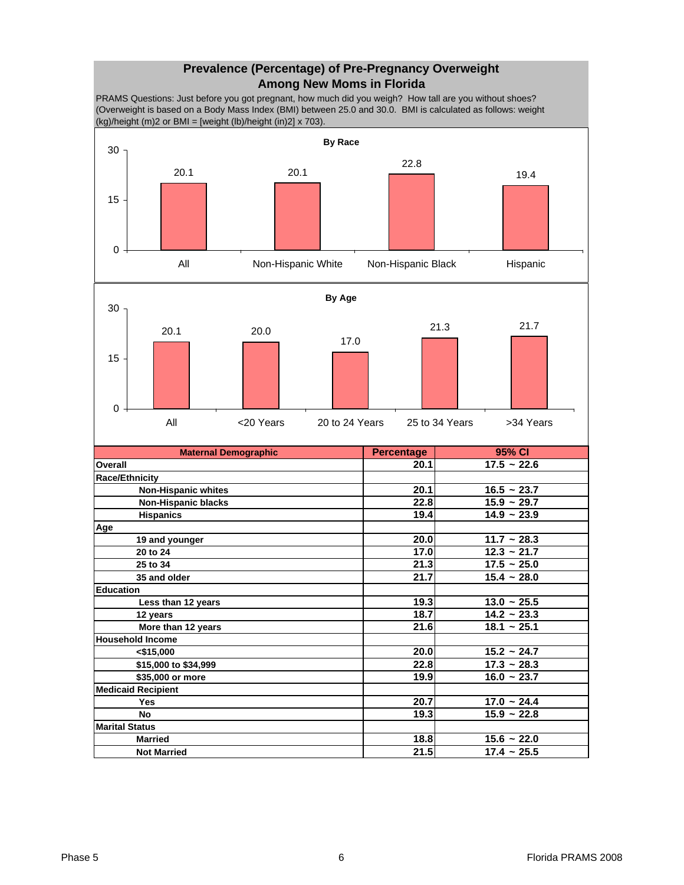# Prevalence (Percentage) of Pre-Pregnancy Overweight Among New Moms in Florida

PRAMS Questions: Just before you got pregnant, how much did you weigh? How tall are you without shoes? (Overweight is based on a Body Mass Index (BMI) between 25.0 and 30.0. BMI is calculated as follows: weight (kg)/height (m)2 or BMI = [weight (lb)/height (in)2] x 703).

**By Race**

| | All | Non-Hispanic White | Non-Hispanic Black | Hispanic |
|---|---|---|---|---|
| Percentage | 20.1 | 20.1 | 22.8 | 19.4 |

**By Age**

| | All | <20 Years | 20 to 24 Years | 25 to 34 Years | >34 Years |
|---|---|---|---|---|---|
| Percentage | 20.1 | 20.0 | 17.0 | 21.3 | 21.7 |

| Maternal Demographic | Percentage | 95% CI |
|---|---|---|
| **Overall** | 20.1 | 17.5 ~ 22.6 |
| **Race/Ethnicity** | | |
| Non-Hispanic whites | 20.1 | 16.5 ~ 23.7 |
| Non-Hispanic blacks | 22.8 | 15.9 ~ 29.7 |
| Hispanics | 19.4 | 14.9 ~ 23.9 |
| **Age** | | |
| 19 and younger | 20.0 | 11.7 ~ 28.3 |
| 20 to 24 | 17.0 | 12.3 ~ 21.7 |
| 25 to 34 | 21.3 | 17.5 ~ 25.0 |
| 35 and older | 21.7 | 15.4 ~ 28.0 |
| **Education** | | |
| Less than 12 years | 19.3 | 13.0 ~ 25.5 |
| 12 years | 18.7 | 14.2 ~ 23.3 |
| More than 12 years | 21.6 | 18.1 ~ 25.1 |
| **Household Income** | | |
| <$15,000 | 20.0 | 15.2 ~ 24.7 |
| $15,000 to $34,999 | 22.8 | 17.3 ~ 28.3 |
| $35,000 or more | 19.9 | 16.0 ~ 23.7 |
| **Medicaid Recipient** | | |
| Yes | 20.7 | 17.0 ~ 24.4 |
| No | 19.3 | 15.9 ~ 22.8 |
| **Marital Status** | | |
| Married | 18.8 | 15.6 ~ 22.0 |
| Not Married | 21.5 | 17.4 ~ 25.5 |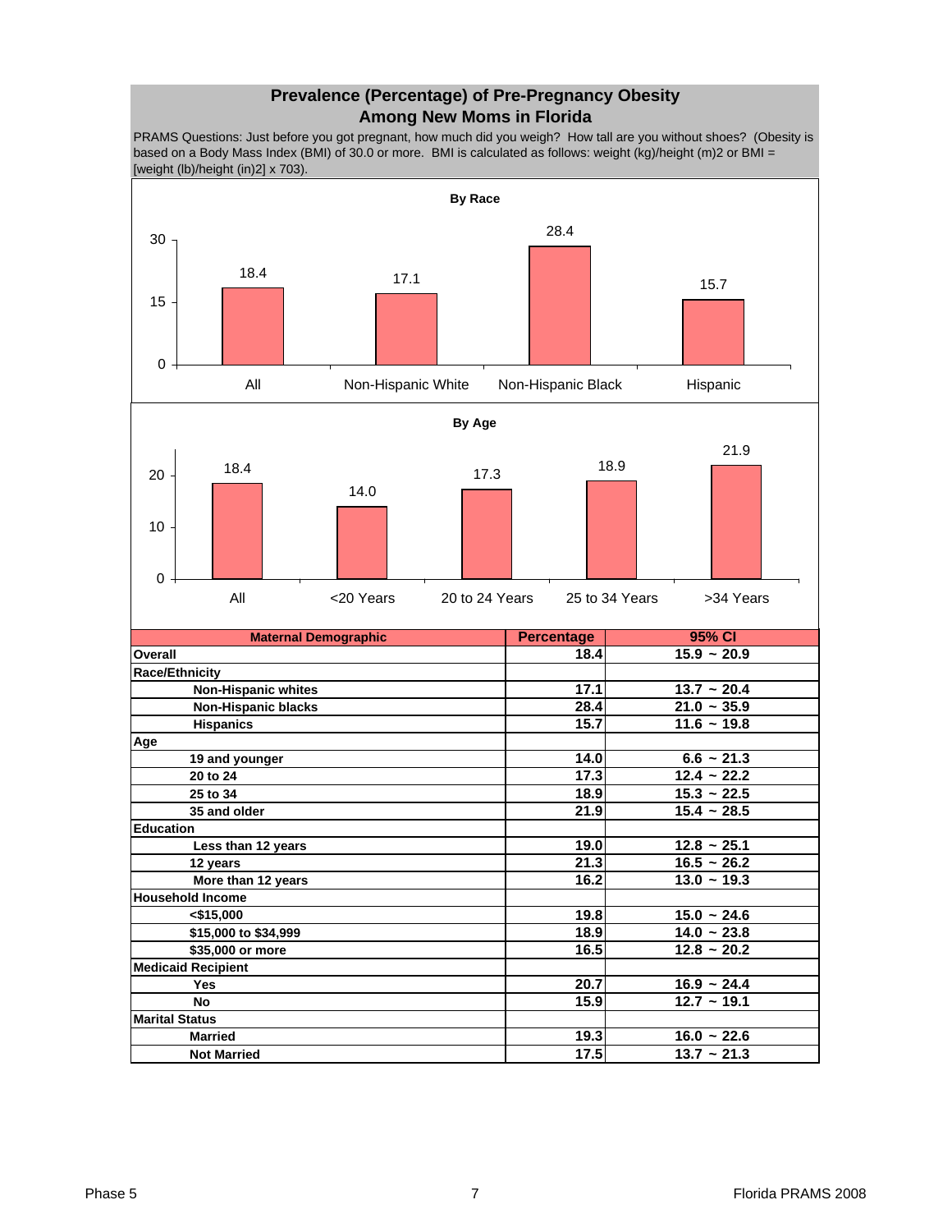# Prevalence (Percentage) of Pre-Pregnancy Obesity Among New Moms in Florida

PRAMS Questions: Just before you got pregnant, how much did you weigh? How tall are you without shoes? (Obesity is based on a Body Mass Index (BMI) of 30.0 or more. BMI is calculated as follows: weight (kg)/height (m)2 or BMI = [weight (lb)/height (in)2] x 703).

**By Race**

| | All | Non-Hispanic White | Non-Hispanic Black | Hispanic |
|---|---|---|---|---|
| Percentage | 18.4 | 17.1 | 28.4 | 15.7 |

**By Age**

| | All | <20 Years | 20 to 24 Years | 25 to 34 Years | >34 Years |
|---|---|---|---|---|---|
| Percentage | 18.4 | 14.0 | 17.3 | 18.9 | 21.9 |

| Maternal Demographic | Percentage | 95% CI |
|---|---|---|
| **Overall** | 18.4 | 15.9 ~ 20.9 |
| **Race/Ethnicity** | | |
| Non-Hispanic whites | 17.1 | 13.7 ~ 20.4 |
| Non-Hispanic blacks | 28.4 | 21.0 ~ 35.9 |
| Hispanics | 15.7 | 11.6 ~ 19.8 |
| **Age** | | |
| 19 and younger | 14.0 | 6.6 ~ 21.3 |
| 20 to 24 | 17.3 | 12.4 ~ 22.2 |
| 25 to 34 | 18.9 | 15.3 ~ 22.5 |
| 35 and older | 21.9 | 15.4 ~ 28.5 |
| **Education** | | |
| Less than 12 years | 19.0 | 12.8 ~ 25.1 |
| 12 years | 21.3 | 16.5 ~ 26.2 |
| More than 12 years | 16.2 | 13.0 ~ 19.3 |
| **Household Income** | | |
| <$15,000 | 19.8 | 15.0 ~ 24.6 |
| $15,000 to $34,999 | 18.9 | 14.0 ~ 23.8 |
| $35,000 or more | 16.5 | 12.8 ~ 20.2 |
| **Medicaid Recipient** | | |
| Yes | 20.7 | 16.9 ~ 24.4 |
| No | 15.9 | 12.7 ~ 19.1 |
| **Marital Status** | | |
| Married | 19.3 | 16.0 ~ 22.6 |
| Not Married | 17.5 | 13.7 ~ 21.3 |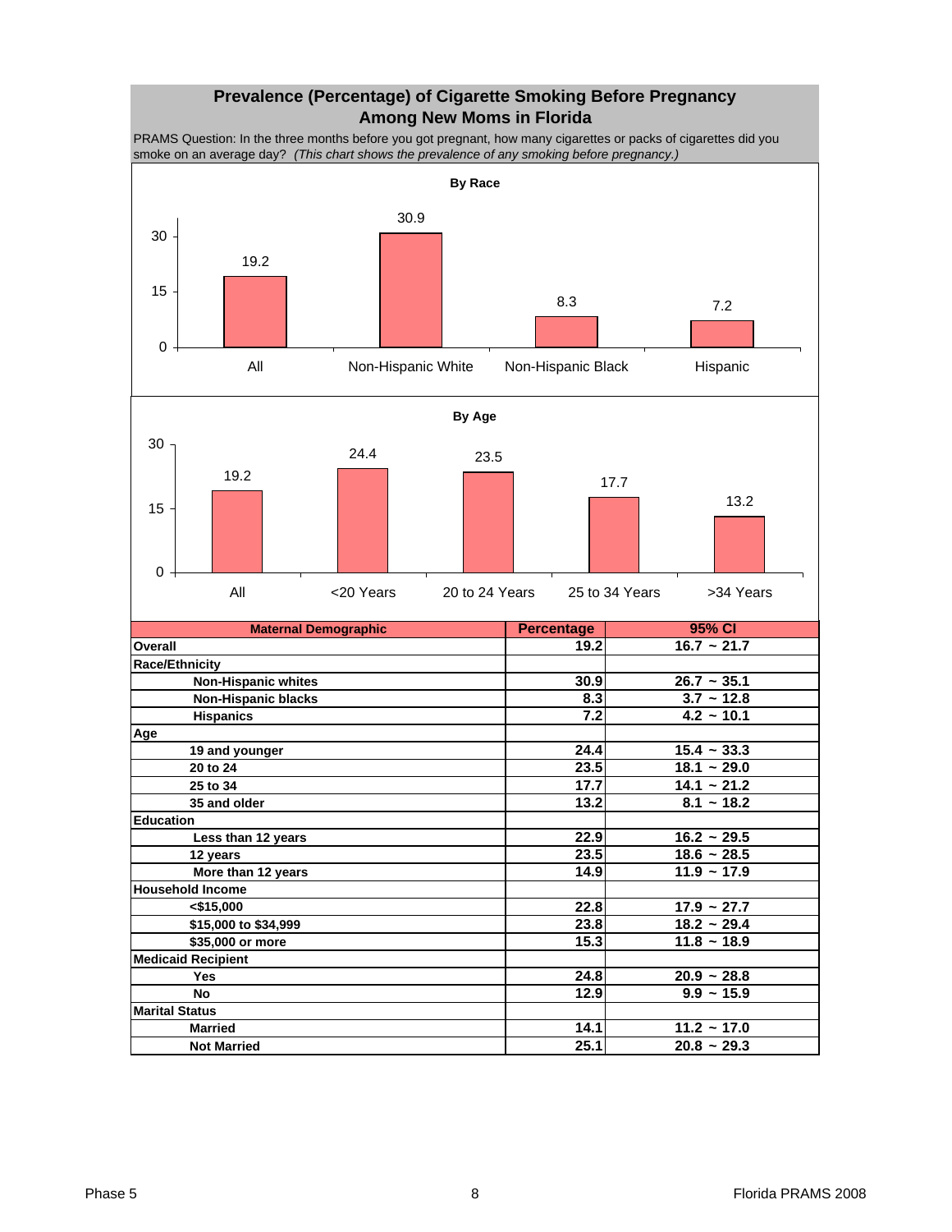# Prevalence (Percentage) of Cigarette Smoking Before Pregnancy Among New Moms in Florida

PRAMS Question: In the three months before you got pregnant, how many cigarettes or packs of cigarettes did you smoke on an average day? *(This chart shows the prevalence of any smoking before pregnancy.)*

**By Race**

| | All | Non-Hispanic White | Non-Hispanic Black | Hispanic |
|---|---|---|---|---|
| Percentage | 19.2 | 30.9 | 8.3 | 7.2 |

**By Age**

| | All | <20 Years | 20 to 24 Years | 25 to 34 Years | >34 Years |
|---|---|---|---|---|---|
| Percentage | 19.2 | 24.4 | 23.5 | 17.7 | 13.2 |

| Maternal Demographic | Percentage | 95% CI |
|---|---|---|
| **Overall** | 19.2 | 16.7 ~ 21.7 |
| **Race/Ethnicity** | | |
| Non-Hispanic whites | 30.9 | 26.7 ~ 35.1 |
| Non-Hispanic blacks | 8.3 | 3.7 ~ 12.8 |
| Hispanics | 7.2 | 4.2 ~ 10.1 |
| **Age** | | |
| 19 and younger | 24.4 | 15.4 ~ 33.3 |
| 20 to 24 | 23.5 | 18.1 ~ 29.0 |
| 25 to 34 | 17.7 | 14.1 ~ 21.2 |
| 35 and older | 13.2 | 8.1 ~ 18.2 |
| **Education** | | |
| Less than 12 years | 22.9 | 16.2 ~ 29.5 |
| 12 years | 23.5 | 18.6 ~ 28.5 |
| More than 12 years | 14.9 | 11.9 ~ 17.9 |
| **Household Income** | | |
| <$15,000 | 22.8 | 17.9 ~ 27.7 |
| $15,000 to $34,999 | 23.8 | 18.2 ~ 29.4 |
| $35,000 or more | 15.3 | 11.8 ~ 18.9 |
| **Medicaid Recipient** | | |
| Yes | 24.8 | 20.9 ~ 28.8 |
| No | 12.9 | 9.9 ~ 15.9 |
| **Marital Status** | | |
| Married | 14.1 | 11.2 ~ 17.0 |
| Not Married | 25.1 | 20.8 ~ 29.3 |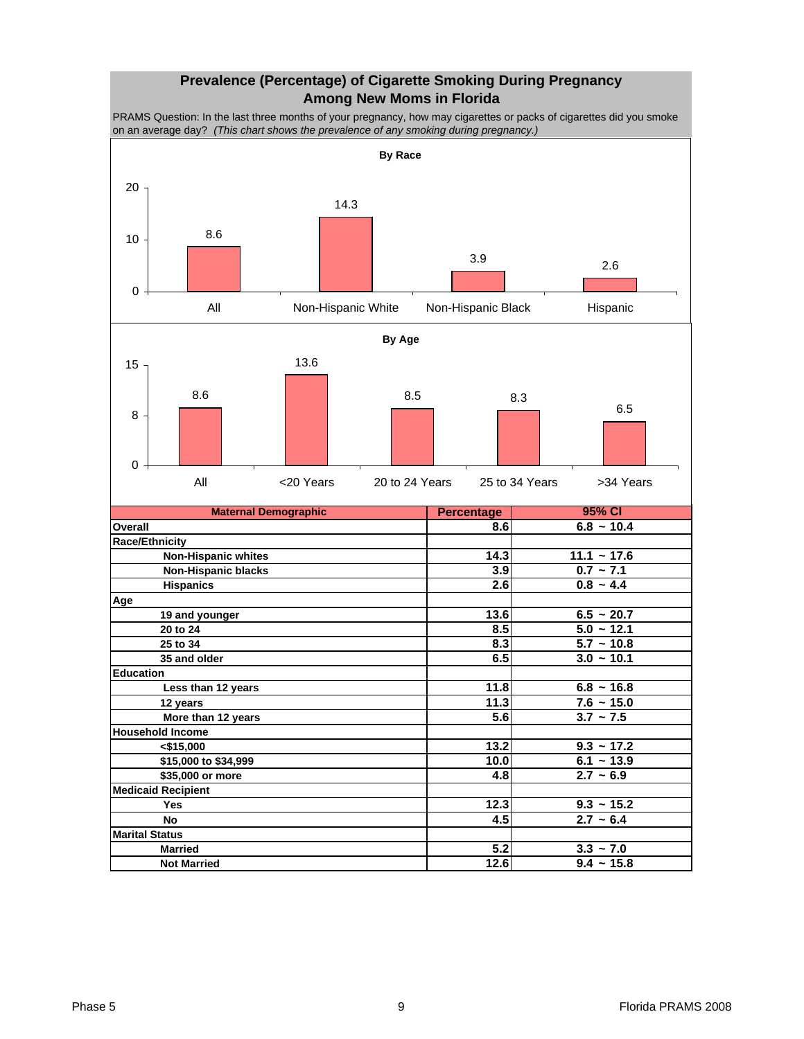## Prevalence (Percentage) of Cigarette Smoking During Pregnancy Among New Moms in Florida

PRAMS Question: In the last three months of your pregnancy, how may cigarettes or packs of cigarettes did you smoke on an average day? *(This chart shows the prevalence of any smoking during pregnancy.)*

**By Race**

| | All | Non-Hispanic White | Non-Hispanic Black | Hispanic |
|---|---|---|---|---|
| Percentage | 8.6 | 14.3 | 3.9 | 2.6 |

**By Age**

| | All | <20 Years | 20 to 24 Years | 25 to 34 Years | >34 Years |
|---|---|---|---|---|---|
| Percentage | 8.6 | 13.6 | 8.5 | 8.3 | 6.5 |

| Maternal Demographic | Percentage | 95% CI |
|---|---|---|
| **Overall** | 8.6 | 6.8 ~ 10.4 |
| **Race/Ethnicity** | | |
| Non-Hispanic whites | 14.3 | 11.1 ~ 17.6 |
| Non-Hispanic blacks | 3.9 | 0.7 ~ 7.1 |
| Hispanics | 2.6 | 0.8 ~ 4.4 |
| **Age** | | |
| 19 and younger | 13.6 | 6.5 ~ 20.7 |
| 20 to 24 | 8.5 | 5.0 ~ 12.1 |
| 25 to 34 | 8.3 | 5.7 ~ 10.8 |
| 35 and older | 6.5 | 3.0 ~ 10.1 |
| **Education** | | |
| Less than 12 years | 11.8 | 6.8 ~ 16.8 |
| 12 years | 11.3 | 7.6 ~ 15.0 |
| More than 12 years | 5.6 | 3.7 ~ 7.5 |
| **Household Income** | | |
| <$15,000 | 13.2 | 9.3 ~ 17.2 |
| $15,000 to $34,999 | 10.0 | 6.1 ~ 13.9 |
| $35,000 or more | 4.8 | 2.7 ~ 6.9 |
| **Medicaid Recipient** | | |
| Yes | 12.3 | 9.3 ~ 15.2 |
| No | 4.5 | 2.7 ~ 6.4 |
| **Marital Status** | | |
| Married | 5.2 | 3.3 ~ 7.0 |
| Not Married | 12.6 | 9.4 ~ 15.8 |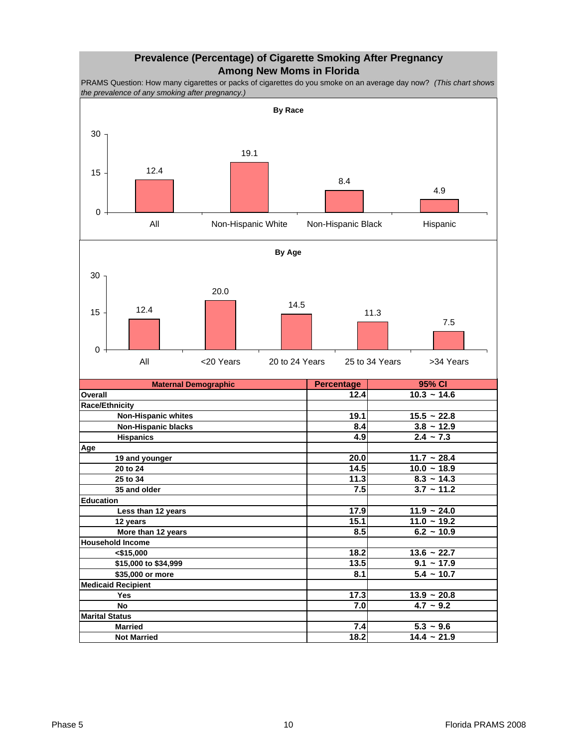# Prevalence (Percentage) of Cigarette Smoking After Pregnancy Among New Moms in Florida

PRAMS Question: How many cigarettes or packs of cigarettes do you smoke on an average day now? *(This chart shows the prevalence of any smoking after pregnancy.)*

**By Race**

| | Percentage |
|---|---|
| All | 12.4 |
| Non-Hispanic White | 19.1 |
| Non-Hispanic Black | 8.4 |
| Hispanic | 4.9 |

**By Age**

| | Percentage |
|---|---|
| All | 12.4 |
| <20 Years | 20.0 |
| 20 to 24 Years | 14.5 |
| 25 to 34 Years | 11.3 |
| >34 Years | 7.5 |

| Maternal Demographic | Percentage | 95% CI |
|---|---|---|
| **Overall** | 12.4 | 10.3 ~ 14.6 |
| **Race/Ethnicity** | | |
| Non-Hispanic whites | 19.1 | 15.5 ~ 22.8 |
| Non-Hispanic blacks | 8.4 | 3.8 ~ 12.9 |
| Hispanics | 4.9 | 2.4 ~ 7.3 |
| **Age** | | |
| 19 and younger | 20.0 | 11.7 ~ 28.4 |
| 20 to 24 | 14.5 | 10.0 ~ 18.9 |
| 25 to 34 | 11.3 | 8.3 ~ 14.3 |
| 35 and older | 7.5 | 3.7 ~ 11.2 |
| **Education** | | |
| Less than 12 years | 17.9 | 11.9 ~ 24.0 |
| 12 years | 15.1 | 11.0 ~ 19.2 |
| More than 12 years | 8.5 | 6.2 ~ 10.9 |
| **Household Income** | | |
| <$15,000 | 18.2 | 13.6 ~ 22.7 |
| $15,000 to $34,999 | 13.5 | 9.1 ~ 17.9 |
| $35,000 or more | 8.1 | 5.4 ~ 10.7 |
| **Medicaid Recipient** | | |
| Yes | 17.3 | 13.9 ~ 20.8 |
| No | 7.0 | 4.7 ~ 9.2 |
| **Marital Status** | | |
| Married | 7.4 | 5.3 ~ 9.6 |
| Not Married | 18.2 | 14.4 ~ 21.9 |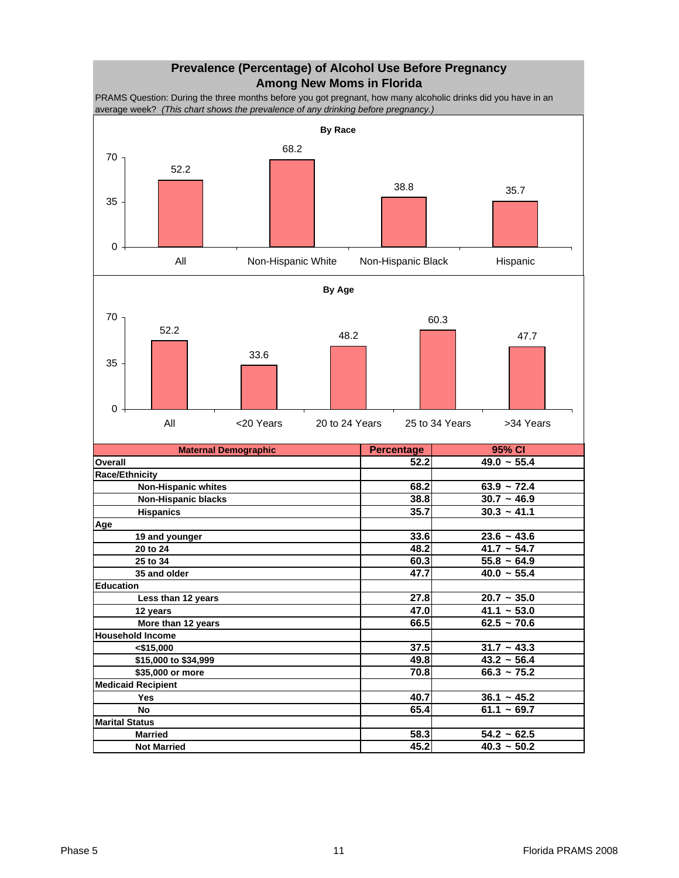## Prevalence (Percentage) of Alcohol Use Before Pregnancy Among New Moms in Florida

PRAMS Question: During the three months before you got pregnant, how many alcoholic drinks did you have in an average week? *(This chart shows the prevalence of any drinking before pregnancy.)*

**By Race**

| | All | Non-Hispanic White | Non-Hispanic Black | Hispanic |
|---|---|---|---|---|
| Percentage | 52.2 | 68.2 | 38.8 | 35.7 |

**By Age**

| | All | <20 Years | 20 to 24 Years | 25 to 34 Years | >34 Years |
|---|---|---|---|---|---|
| Percentage | 52.2 | 33.6 | 48.2 | 60.3 | 47.7 |

| Maternal Demographic | Percentage | 95% CI |
|---|---|---|
| **Overall** | 52.2 | 49.0 ~ 55.4 |
| **Race/Ethnicity** | | |
| Non-Hispanic whites | 68.2 | 63.9 ~ 72.4 |
| Non-Hispanic blacks | 38.8 | 30.7 ~ 46.9 |
| Hispanics | 35.7 | 30.3 ~ 41.1 |
| **Age** | | |
| 19 and younger | 33.6 | 23.6 ~ 43.6 |
| 20 to 24 | 48.2 | 41.7 ~ 54.7 |
| 25 to 34 | 60.3 | 55.8 ~ 64.9 |
| 35 and older | 47.7 | 40.0 ~ 55.4 |
| **Education** | | |
| Less than 12 years | 27.8 | 20.7 ~ 35.0 |
| 12 years | 47.0 | 41.1 ~ 53.0 |
| More than 12 years | 66.5 | 62.5 ~ 70.6 |
| **Household Income** | | |
| <$15,000 | 37.5 | 31.7 ~ 43.3 |
| $15,000 to $34,999 | 49.8 | 43.2 ~ 56.4 |
| $35,000 or more | 70.8 | 66.3 ~ 75.2 |
| **Medicaid Recipient** | | |
| Yes | 40.7 | 36.1 ~ 45.2 |
| No | 65.4 | 61.1 ~ 69.7 |
| **Marital Status** | | |
| Married | 58.3 | 54.2 ~ 62.5 |
| Not Married | 45.2 | 40.3 ~ 50.2 |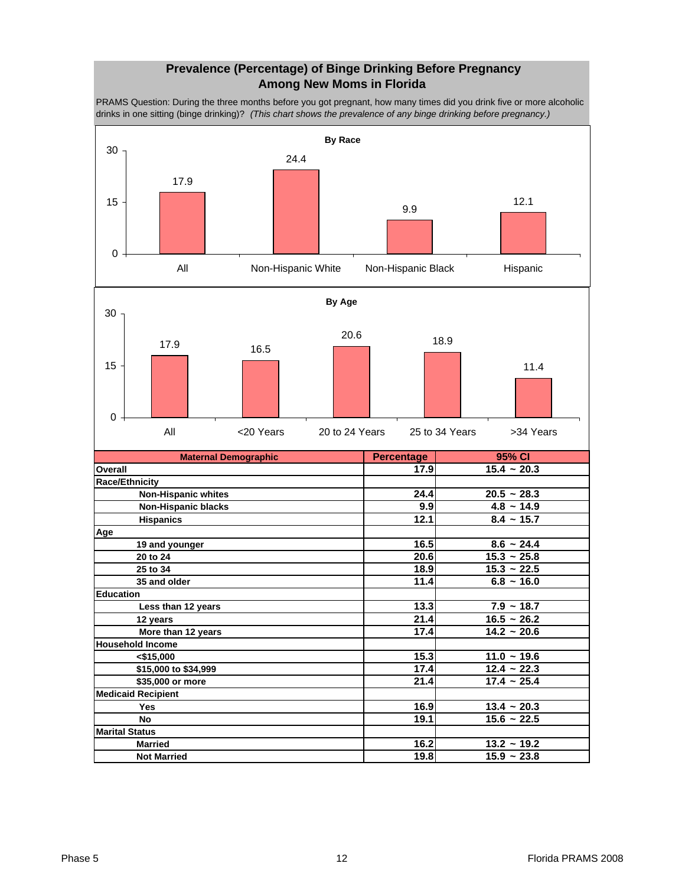## Prevalence (Percentage) of Binge Drinking Before Pregnancy Among New Moms in Florida

PRAMS Question: During the three months before you got pregnant, how many times did you drink five or more alcoholic drinks in one sitting (binge drinking)? *(This chart shows the prevalence of any binge drinking before pregnancy.)*

**By Race**

| | All | Non-Hispanic White | Non-Hispanic Black | Hispanic |
|---|---|---|---|---|
| Percentage | 17.9 | 24.4 | 9.9 | 12.1 |

**By Age**

| | All | <20 Years | 20 to 24 Years | 25 to 34 Years | >34 Years |
|---|---|---|---|---|---|
| Percentage | 17.9 | 16.5 | 20.6 | 18.9 | 11.4 |

| Maternal Demographic | Percentage | 95% CI |
|---|---|---|
| **Overall** | 17.9 | 15.4 ~ 20.3 |
| **Race/Ethnicity** | | |
| Non-Hispanic whites | 24.4 | 20.5 ~ 28.3 |
| Non-Hispanic blacks | 9.9 | 4.8 ~ 14.9 |
| Hispanics | 12.1 | 8.4 ~ 15.7 |
| **Age** | | |
| 19 and younger | 16.5 | 8.6 ~ 24.4 |
| 20 to 24 | 20.6 | 15.3 ~ 25.8 |
| 25 to 34 | 18.9 | 15.3 ~ 22.5 |
| 35 and older | 11.4 | 6.8 ~ 16.0 |
| **Education** | | |
| Less than 12 years | 13.3 | 7.9 ~ 18.7 |
| 12 years | 21.4 | 16.5 ~ 26.2 |
| More than 12 years | 17.4 | 14.2 ~ 20.6 |
| **Household Income** | | |
| <$15,000 | 15.3 | 11.0 ~ 19.6 |
| $15,000 to $34,999 | 17.4 | 12.4 ~ 22.3 |
| $35,000 or more | 21.4 | 17.4 ~ 25.4 |
| **Medicaid Recipient** | | |
| Yes | 16.9 | 13.4 ~ 20.3 |
| No | 19.1 | 15.6 ~ 22.5 |
| **Marital Status** | | |
| Married | 16.2 | 13.2 ~ 19.2 |
| Not Married | 19.8 | 15.9 ~ 23.8 |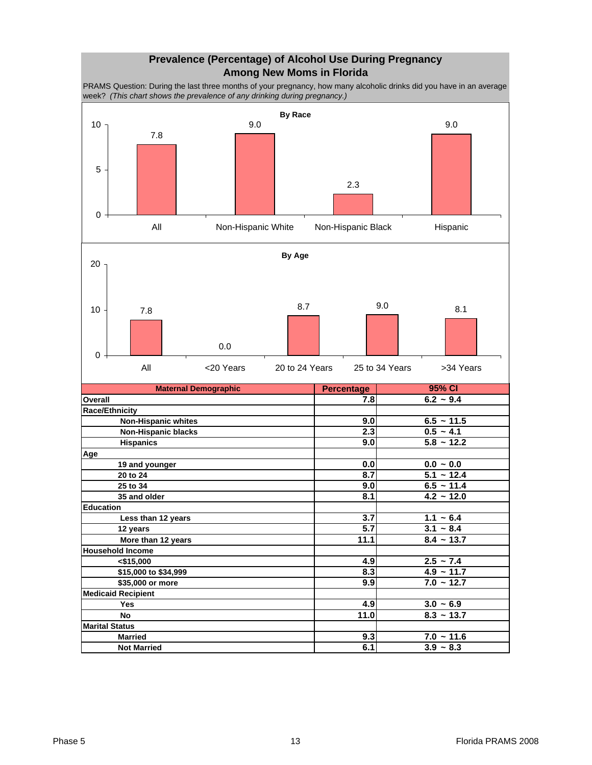## Prevalence (Percentage) of Alcohol Use During Pregnancy Among New Moms in Florida

PRAMS Question: During the last three months of your pregnancy, how many alcoholic drinks did you have in an average week? *(This chart shows the prevalence of any drinking during pregnancy.)*

**By Race**

| | All | Non-Hispanic White | Non-Hispanic Black | Hispanic |
|---|---|---|---|---|
| Percentage | 7.8 | 9.0 | 2.3 | 9.0 |

**By Age**

| | All | <20 Years | 20 to 24 Years | 25 to 34 Years | >34 Years |
|---|---|---|---|---|---|
| Percentage | 7.8 | 0.0 | 8.7 | 9.0 | 8.1 |

| Maternal Demographic | Percentage | 95% CI |
|---|---|---|
| **Overall** | 7.8 | 6.2 ~ 9.4 |
| **Race/Ethnicity** | | |
| Non-Hispanic whites | 9.0 | 6.5 ~ 11.5 |
| Non-Hispanic blacks | 2.3 | 0.5 ~ 4.1 |
| Hispanics | 9.0 | 5.8 ~ 12.2 |
| **Age** | | |
| 19 and younger | 0.0 | 0.0 ~ 0.0 |
| 20 to 24 | 8.7 | 5.1 ~ 12.4 |
| 25 to 34 | 9.0 | 6.5 ~ 11.4 |
| 35 and older | 8.1 | 4.2 ~ 12.0 |
| **Education** | | |
| Less than 12 years | 3.7 | 1.1 ~ 6.4 |
| 12 years | 5.7 | 3.1 ~ 8.4 |
| More than 12 years | 11.1 | 8.4 ~ 13.7 |
| **Household Income** | | |
| <$15,000 | 4.9 | 2.5 ~ 7.4 |
| $15,000 to $34,999 | 8.3 | 4.9 ~ 11.7 |
| $35,000 or more | 9.9 | 7.0 ~ 12.7 |
| **Medicaid Recipient** | | |
| Yes | 4.9 | 3.0 ~ 6.9 |
| No | 11.0 | 8.3 ~ 13.7 |
| **Marital Status** | | |
| Married | 9.3 | 7.0 ~ 11.6 |
| Not Married | 6.1 | 3.9 ~ 8.3 |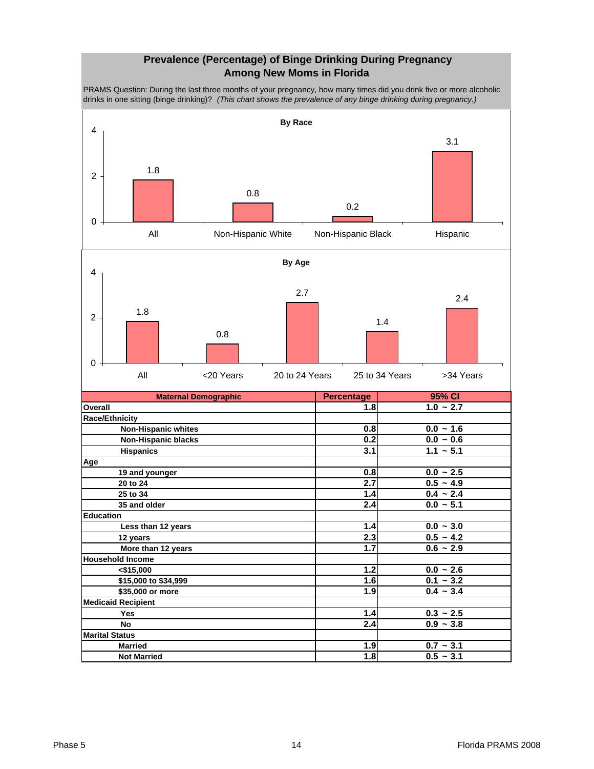## Prevalence (Percentage) of Binge Drinking During Pregnancy Among New Moms in Florida

PRAMS Question: During the last three months of your pregnancy, how many times did you drink five or more alcoholic drinks in one sitting (binge drinking)? *(This chart shows the prevalence of any binge drinking during pregnancy.)*

**By Race**

| All | Non-Hispanic White | Non-Hispanic Black | Hispanic |
|---|---|---|---|
| 1.8 | 0.8 | 0.2 | 3.1 |

**By Age**

| All | <20 Years | 20 to 24 Years | 25 to 34 Years | >34 Years |
|---|---|---|---|---|
| 1.8 | 0.8 | 2.7 | 1.4 | 2.4 |

| Maternal Demographic | Percentage | 95% CI |
|---|---|---|
| **Overall** | 1.8 | 1.0 ~ 2.7 |
| **Race/Ethnicity** | | |
| Non-Hispanic whites | 0.8 | 0.0 ~ 1.6 |
| Non-Hispanic blacks | 0.2 | 0.0 ~ 0.6 |
| Hispanics | 3.1 | 1.1 ~ 5.1 |
| **Age** | | |
| 19 and younger | 0.8 | 0.0 ~ 2.5 |
| 20 to 24 | 2.7 | 0.5 ~ 4.9 |
| 25 to 34 | 1.4 | 0.4 ~ 2.4 |
| 35 and older | 2.4 | 0.0 ~ 5.1 |
| **Education** | | |
| Less than 12 years | 1.4 | 0.0 ~ 3.0 |
| 12 years | 2.3 | 0.5 ~ 4.2 |
| More than 12 years | 1.7 | 0.6 ~ 2.9 |
| **Household Income** | | |
| <$15,000 | 1.2 | 0.0 ~ 2.6 |
| $15,000 to $34,999 | 1.6 | 0.1 ~ 3.2 |
| $35,000 or more | 1.9 | 0.4 ~ 3.4 |
| **Medicaid Recipient** | | |
| Yes | 1.4 | 0.3 ~ 2.5 |
| No | 2.4 | 0.9 ~ 3.8 |
| **Marital Status** | | |
| Married | 1.9 | 0.7 ~ 3.1 |
| Not Married | 1.8 | 0.5 ~ 3.1 |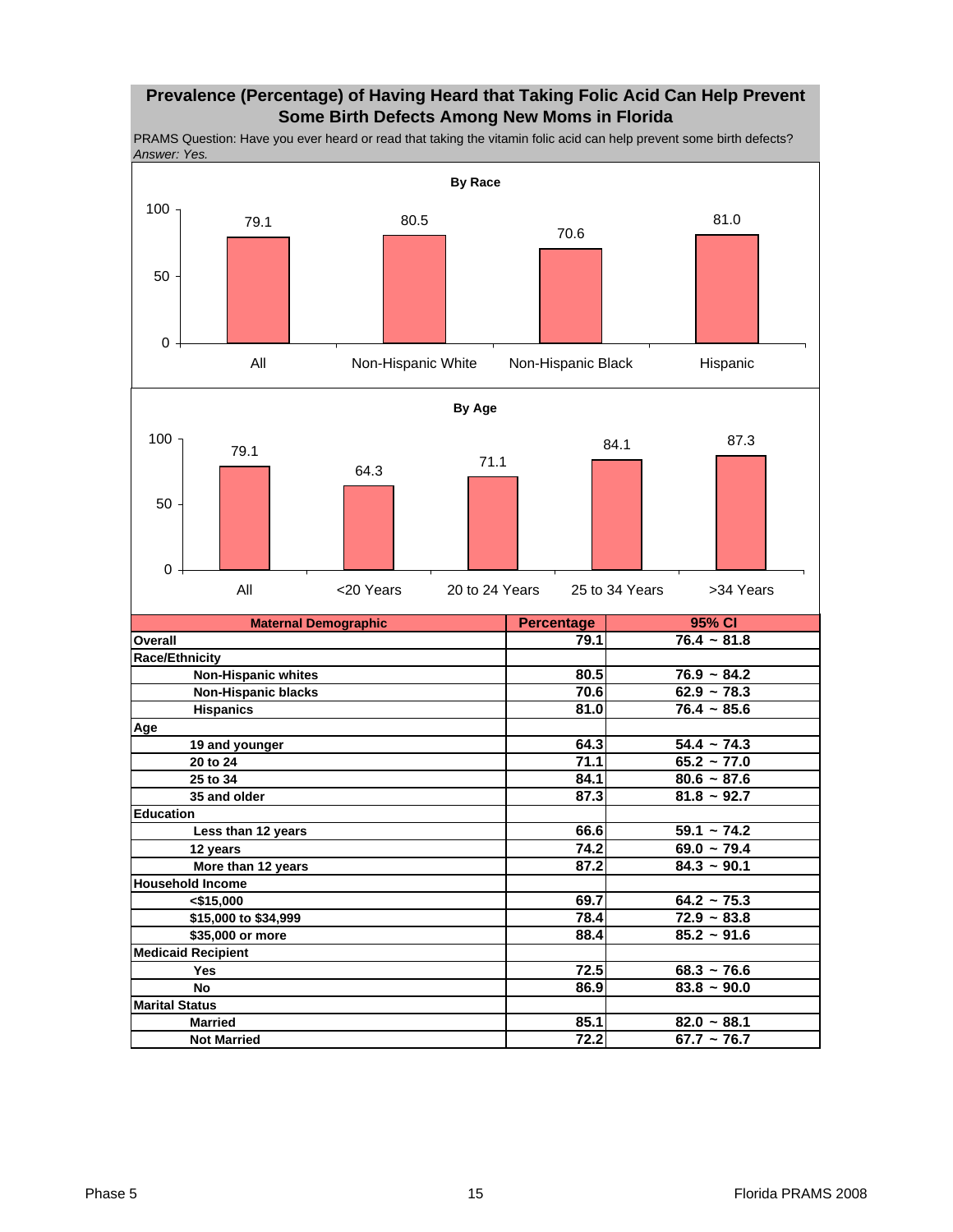## Prevalence (Percentage) of Having Heard that Taking Folic Acid Can Help Prevent Some Birth Defects Among New Moms in Florida

PRAMS Question: Have you ever heard or read that taking the vitamin folic acid can help prevent some birth defects?
*Answer: Yes.*

**By Race**

| | All | Non-Hispanic White | Non-Hispanic Black | Hispanic |
|---|---|---|---|---|
| Percentage | 79.1 | 80.5 | 70.6 | 81.0 |

**By Age**

| | All | <20 Years | 20 to 24 Years | 25 to 34 Years | >34 Years |
|---|---|---|---|---|---|
| Percentage | 79.1 | 64.3 | 71.1 | 84.1 | 87.3 |

| Maternal Demographic | Percentage | 95% CI |
|---|---|---|
| **Overall** | 79.1 | 76.4 ~ 81.8 |
| **Race/Ethnicity** | | |
| Non-Hispanic whites | 80.5 | 76.9 ~ 84.2 |
| Non-Hispanic blacks | 70.6 | 62.9 ~ 78.3 |
| Hispanics | 81.0 | 76.4 ~ 85.6 |
| **Age** | | |
| 19 and younger | 64.3 | 54.4 ~ 74.3 |
| 20 to 24 | 71.1 | 65.2 ~ 77.0 |
| 25 to 34 | 84.1 | 80.6 ~ 87.6 |
| 35 and older | 87.3 | 81.8 ~ 92.7 |
| **Education** | | |
| Less than 12 years | 66.6 | 59.1 ~ 74.2 |
| 12 years | 74.2 | 69.0 ~ 79.4 |
| More than 12 years | 87.2 | 84.3 ~ 90.1 |
| **Household Income** | | |
| <$15,000 | 69.7 | 64.2 ~ 75.3 |
| $15,000 to $34,999 | 78.4 | 72.9 ~ 83.8 |
| $35,000 or more | 88.4 | 85.2 ~ 91.6 |
| **Medicaid Recipient** | | |
| Yes | 72.5 | 68.3 ~ 76.6 |
| No | 86.9 | 83.8 ~ 90.0 |
| **Marital Status** | | |
| Married | 85.1 | 82.0 ~ 88.1 |
| Not Married | 72.2 | 67.7 ~ 76.7 |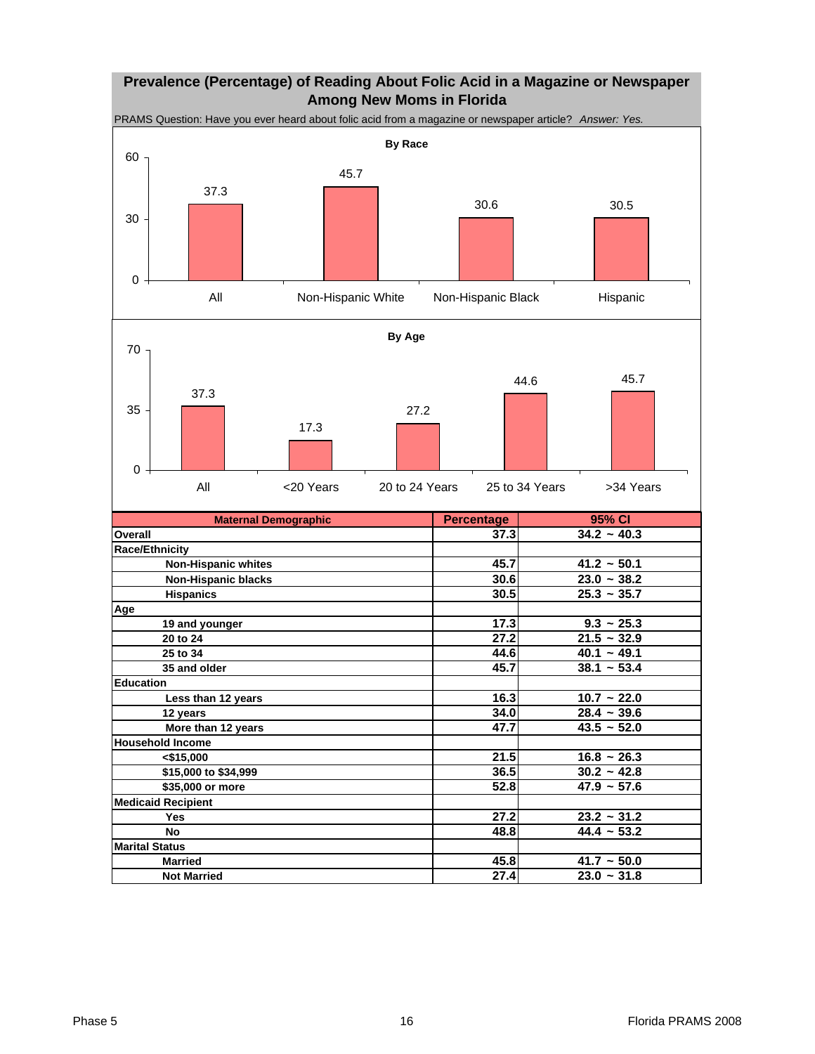# Prevalence (Percentage) of Reading About Folic Acid in a Magazine or Newspaper Among New Moms in Florida

PRAMS Question: Have you ever heard about folic acid from a magazine or newspaper article? *Answer: Yes.*

**By Race**

| All | Non-Hispanic White | Non-Hispanic Black | Hispanic |
|---|---|---|---|
| 37.3 | 45.7 | 30.6 | 30.5 |

**By Age**

| All | <20 Years | 20 to 24 Years | 25 to 34 Years | >34 Years |
|---|---|---|---|---|
| 37.3 | 17.3 | 27.2 | 44.6 | 45.7 |

| Maternal Demographic | Percentage | 95% CI |
|---|---|---|
| **Overall** | 37.3 | 34.2 ~ 40.3 |
| **Race/Ethnicity** | | |
| Non-Hispanic whites | 45.7 | 41.2 ~ 50.1 |
| Non-Hispanic blacks | 30.6 | 23.0 ~ 38.2 |
| Hispanics | 30.5 | 25.3 ~ 35.7 |
| **Age** | | |
| 19 and younger | 17.3 | 9.3 ~ 25.3 |
| 20 to 24 | 27.2 | 21.5 ~ 32.9 |
| 25 to 34 | 44.6 | 40.1 ~ 49.1 |
| 35 and older | 45.7 | 38.1 ~ 53.4 |
| **Education** | | |
| Less than 12 years | 16.3 | 10.7 ~ 22.0 |
| 12 years | 34.0 | 28.4 ~ 39.6 |
| More than 12 years | 47.7 | 43.5 ~ 52.0 |
| **Household Income** | | |
| <$15,000 | 21.5 | 16.8 ~ 26.3 |
| $15,000 to $34,999 | 36.5 | 30.2 ~ 42.8 |
| $35,000 or more | 52.8 | 47.9 ~ 57.6 |
| **Medicaid Recipient** | | |
| Yes | 27.2 | 23.2 ~ 31.2 |
| No | 48.8 | 44.4 ~ 53.2 |
| **Marital Status** | | |
| Married | 45.8 | 41.7 ~ 50.0 |
| Not Married | 27.4 | 23.0 ~ 31.8 |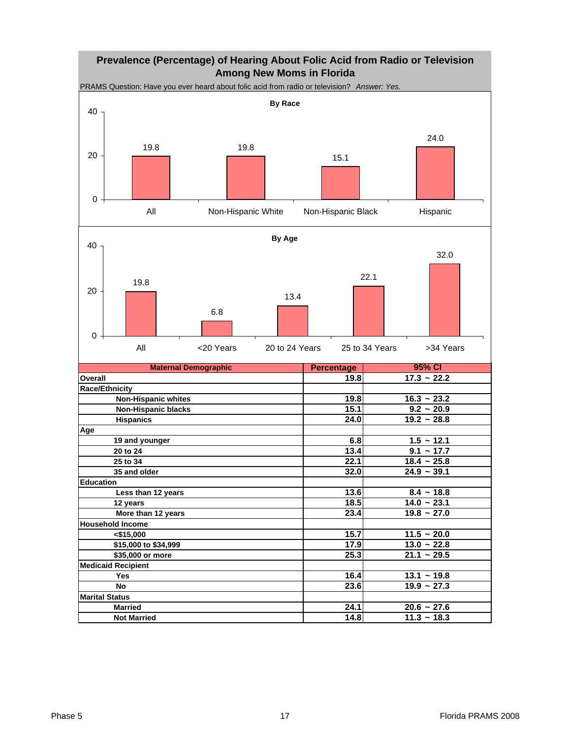## Prevalence (Percentage) of Hearing About Folic Acid from Radio or Television Among New Moms in Florida

PRAMS Question: Have you ever heard about folic acid from radio or television? *Answer: Yes.*

**By Race**

| | All | Non-Hispanic White | Non-Hispanic Black | Hispanic |
|---|---|---|---|---|
| Percentage | 19.8 | 19.8 | 15.1 | 24.0 |

**By Age**

| | All | <20 Years | 20 to 24 Years | 25 to 34 Years | >34 Years |
|---|---|---|---|---|---|
| Percentage | 19.8 | 6.8 | 13.4 | 22.1 | 32.0 |

| Maternal Demographic | Percentage | 95% CI |
|---|---|---|
| **Overall** | 19.8 | 17.3 ~ 22.2 |
| **Race/Ethnicity** | | |
| Non-Hispanic whites | 19.8 | 16.3 ~ 23.2 |
| Non-Hispanic blacks | 15.1 | 9.2 ~ 20.9 |
| Hispanics | 24.0 | 19.2 ~ 28.8 |
| **Age** | | |
| 19 and younger | 6.8 | 1.5 ~ 12.1 |
| 20 to 24 | 13.4 | 9.1 ~ 17.7 |
| 25 to 34 | 22.1 | 18.4 ~ 25.8 |
| 35 and older | 32.0 | 24.9 ~ 39.1 |
| **Education** | | |
| Less than 12 years | 13.6 | 8.4 ~ 18.8 |
| 12 years | 18.5 | 14.0 ~ 23.1 |
| More than 12 years | 23.4 | 19.8 ~ 27.0 |
| **Household Income** | | |
| <$15,000 | 15.7 | 11.5 ~ 20.0 |
| $15,000 to $34,999 | 17.9 | 13.0 ~ 22.8 |
| $35,000 or more | 25.3 | 21.1 ~ 29.5 |
| **Medicaid Recipient** | | |
| Yes | 16.4 | 13.1 ~ 19.8 |
| No | 23.6 | 19.9 ~ 27.3 |
| **Marital Status** | | |
| Married | 24.1 | 20.6 ~ 27.6 |
| Not Married | 14.8 | 11.3 ~ 18.3 |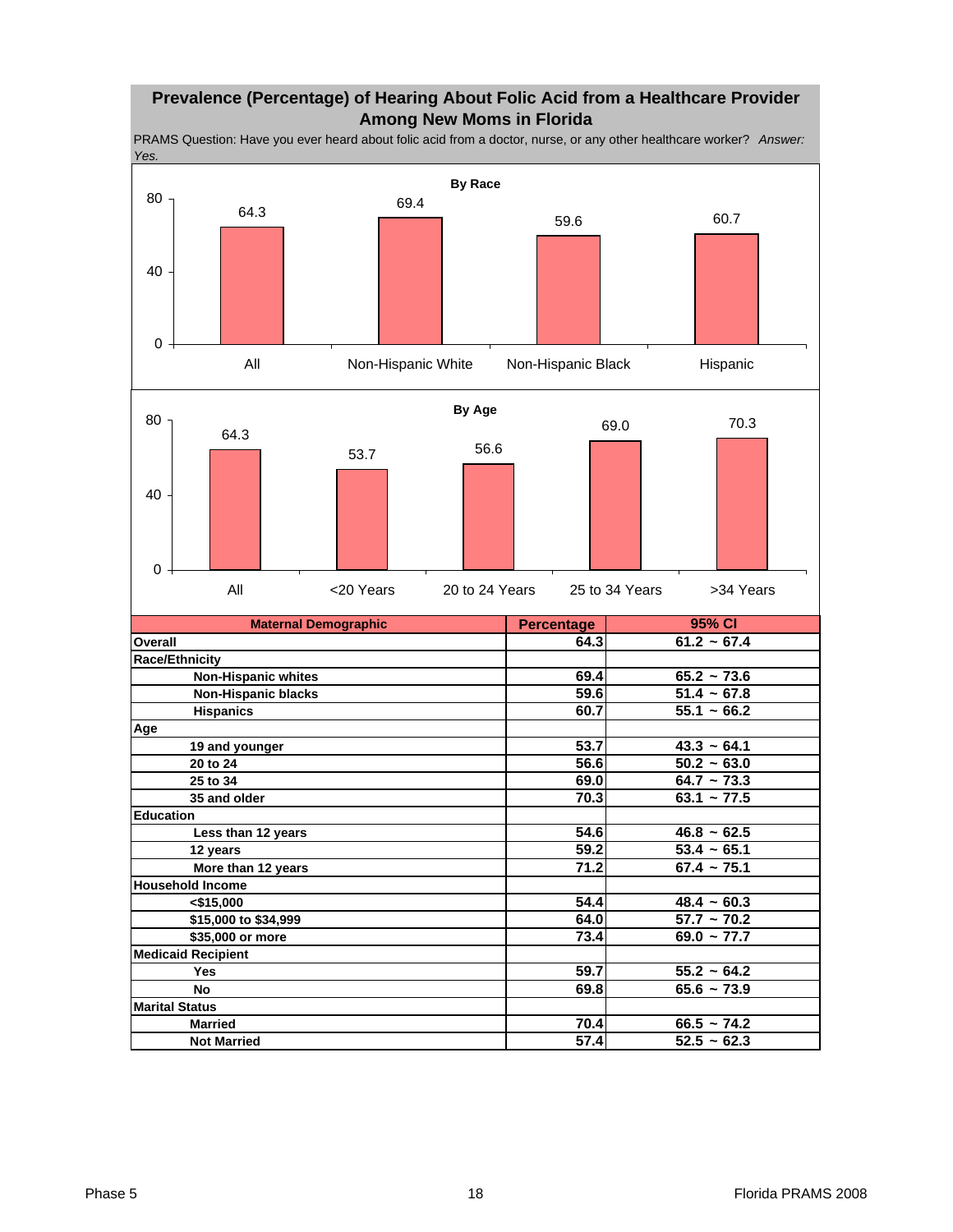## Prevalence (Percentage) of Hearing About Folic Acid from a Healthcare Provider Among New Moms in Florida

PRAMS Question: Have you ever heard about folic acid from a doctor, nurse, or any other healthcare worker? *Answer: Yes.*

**By Race**

| | All | Non-Hispanic White | Non-Hispanic Black | Hispanic |
|---|---|---|---|---|
| Percentage | 64.3 | 69.4 | 59.6 | 60.7 |

**By Age**

| | All | <20 Years | 20 to 24 Years | 25 to 34 Years | >34 Years |
|---|---|---|---|---|---|
| Percentage | 64.3 | 53.7 | 56.6 | 69.0 | 70.3 |

| Maternal Demographic | Percentage | 95% CI |
|---|---|---|
| **Overall** | **64.3** | **61.2 ~ 67.4** |
| **Race/Ethnicity** | | |
| Non-Hispanic whites | 69.4 | 65.2 ~ 73.6 |
| Non-Hispanic blacks | 59.6 | 51.4 ~ 67.8 |
| Hispanics | 60.7 | 55.1 ~ 66.2 |
| **Age** | | |
| 19 and younger | 53.7 | 43.3 ~ 64.1 |
| 20 to 24 | 56.6 | 50.2 ~ 63.0 |
| 25 to 34 | 69.0 | 64.7 ~ 73.3 |
| 35 and older | 70.3 | 63.1 ~ 77.5 |
| **Education** | | |
| Less than 12 years | 54.6 | 46.8 ~ 62.5 |
| 12 years | 59.2 | 53.4 ~ 65.1 |
| More than 12 years | 71.2 | 67.4 ~ 75.1 |
| **Household Income** | | |
| <$15,000 | 54.4 | 48.4 ~ 60.3 |
| $15,000 to $34,999 | 64.0 | 57.7 ~ 70.2 |
| $35,000 or more | 73.4 | 69.0 ~ 77.7 |
| **Medicaid Recipient** | | |
| Yes | 59.7 | 55.2 ~ 64.2 |
| No | 69.8 | 65.6 ~ 73.9 |
| **Marital Status** | | |
| Married | 70.4 | 66.5 ~ 74.2 |
| Not Married | 57.4 | 52.5 ~ 62.3 |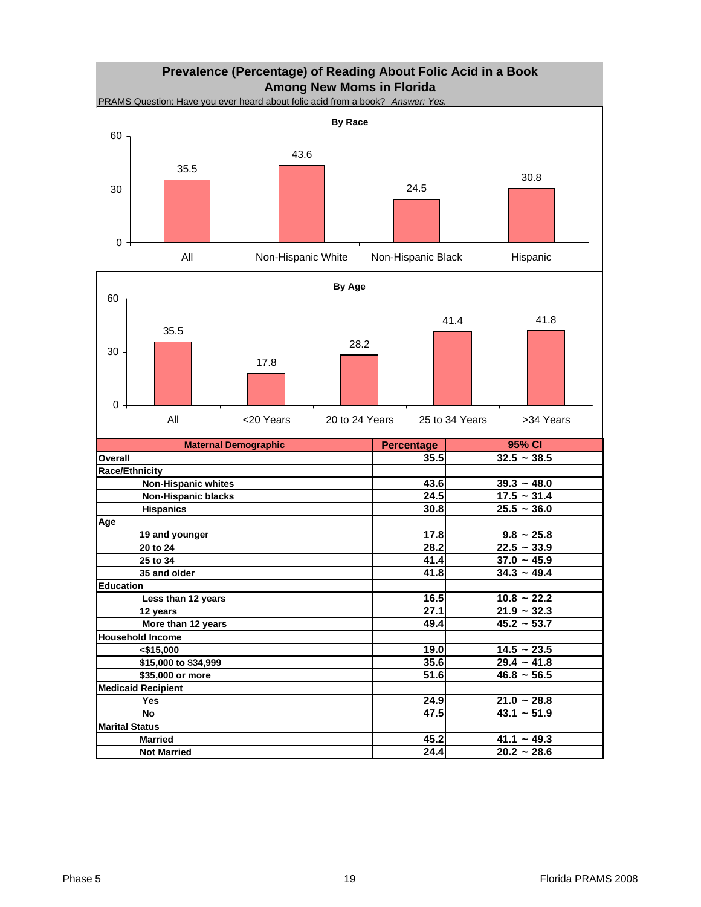# Prevalence (Percentage) of Reading About Folic Acid in a Book Among New Moms in Florida

PRAMS Question: Have you ever heard about folic acid from a book? *Answer: Yes.*

**By Race**

| | Percentage |
|---|---|
| All | 35.5 |
| Non-Hispanic White | 43.6 |
| Non-Hispanic Black | 24.5 |
| Hispanic | 30.8 |

**By Age**

| | Percentage |
|---|---|
| All | 35.5 |
| <20 Years | 17.8 |
| 20 to 24 Years | 28.2 |
| 25 to 34 Years | 41.4 |
| >34 Years | 41.8 |

| Maternal Demographic | Percentage | 95% CI |
|---|---|---|
| **Overall** | 35.5 | 32.5 ~ 38.5 |
| **Race/Ethnicity** | | |
| Non-Hispanic whites | 43.6 | 39.3 ~ 48.0 |
| Non-Hispanic blacks | 24.5 | 17.5 ~ 31.4 |
| Hispanics | 30.8 | 25.5 ~ 36.0 |
| **Age** | | |
| 19 and younger | 17.8 | 9.8 ~ 25.8 |
| 20 to 24 | 28.2 | 22.5 ~ 33.9 |
| 25 to 34 | 41.4 | 37.0 ~ 45.9 |
| 35 and older | 41.8 | 34.3 ~ 49.4 |
| **Education** | | |
| Less than 12 years | 16.5 | 10.8 ~ 22.2 |
| 12 years | 27.1 | 21.9 ~ 32.3 |
| More than 12 years | 49.4 | 45.2 ~ 53.7 |
| **Household Income** | | |
| <$15,000 | 19.0 | 14.5 ~ 23.5 |
| $15,000 to $34,999 | 35.6 | 29.4 ~ 41.8 |
| $35,000 or more | 51.6 | 46.8 ~ 56.5 |
| **Medicaid Recipient** | | |
| Yes | 24.9 | 21.0 ~ 28.8 |
| No | 47.5 | 43.1 ~ 51.9 |
| **Marital Status** | | |
| Married | 45.2 | 41.1 ~ 49.3 |
| Not Married | 24.4 | 20.2 ~ 28.6 |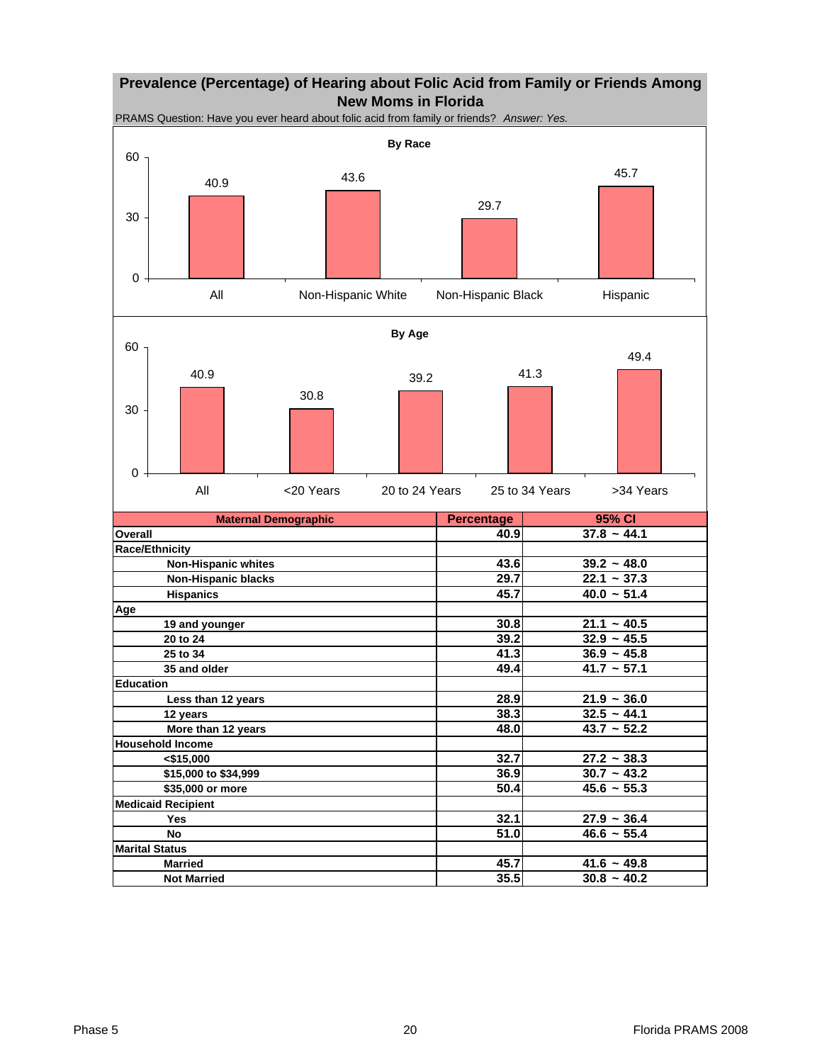## Prevalence (Percentage) of Hearing about Folic Acid from Family or Friends Among New Moms in Florida

PRAMS Question: Have you ever heard about folic acid from family or friends? *Answer: Yes.*

**By Race**

| All | Non-Hispanic White | Non-Hispanic Black | Hispanic |
|---|---|---|---|
| 40.9 | 43.6 | 29.7 | 45.7 |

**By Age**

| All | <20 Years | 20 to 24 Years | 25 to 34 Years | >34 Years |
|---|---|---|---|---|
| 40.9 | 30.8 | 39.2 | 41.3 | 49.4 |

| Maternal Demographic | Percentage | 95% CI |
|---|---|---|
| **Overall** | 40.9 | 37.8 ~ 44.1 |
| **Race/Ethnicity** | | |
| Non-Hispanic whites | 43.6 | 39.2 ~ 48.0 |
| Non-Hispanic blacks | 29.7 | 22.1 ~ 37.3 |
| Hispanics | 45.7 | 40.0 ~ 51.4 |
| **Age** | | |
| 19 and younger | 30.8 | 21.1 ~ 40.5 |
| 20 to 24 | 39.2 | 32.9 ~ 45.5 |
| 25 to 34 | 41.3 | 36.9 ~ 45.8 |
| 35 and older | 49.4 | 41.7 ~ 57.1 |
| **Education** | | |
| Less than 12 years | 28.9 | 21.9 ~ 36.0 |
| 12 years | 38.3 | 32.5 ~ 44.1 |
| More than 12 years | 48.0 | 43.7 ~ 52.2 |
| **Household Income** | | |
| <$15,000 | 32.7 | 27.2 ~ 38.3 |
| $15,000 to $34,999 | 36.9 | 30.7 ~ 43.2 |
| $35,000 or more | 50.4 | 45.6 ~ 55.3 |
| **Medicaid Recipient** | | |
| Yes | 32.1 | 27.9 ~ 36.4 |
| No | 51.0 | 46.6 ~ 55.4 |
| **Marital Status** | | |
| Married | 45.7 | 41.6 ~ 49.8 |
| Not Married | 35.5 | 30.8 ~ 40.2 |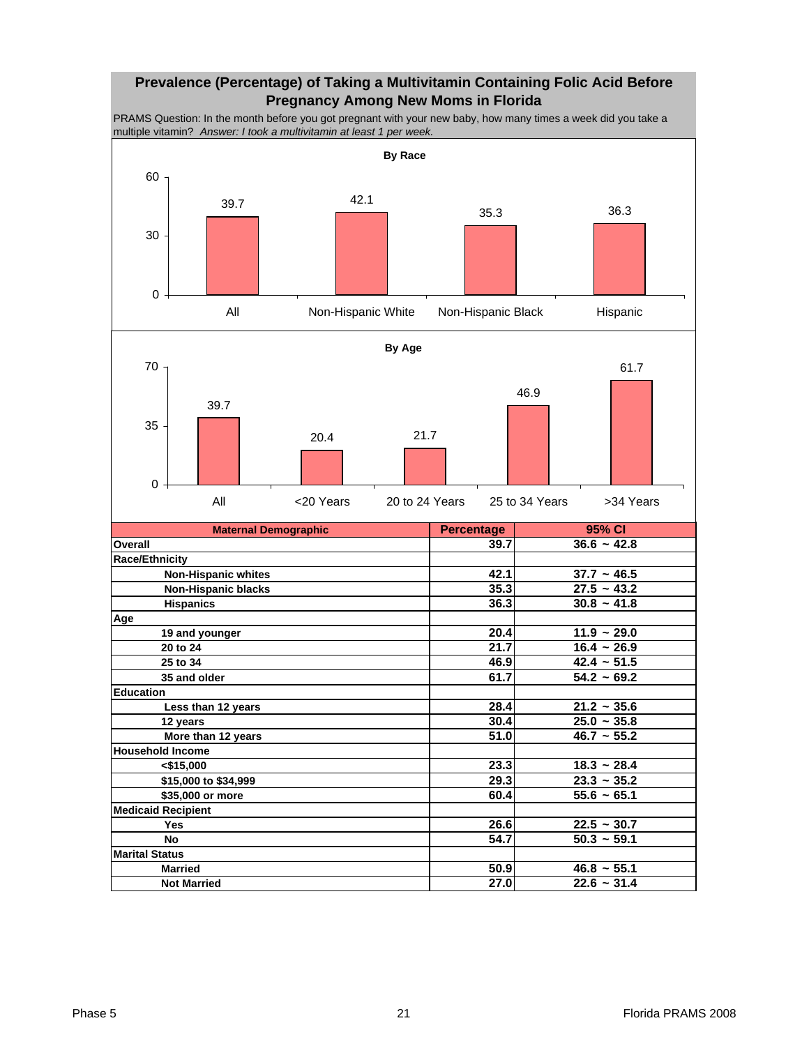# Prevalence (Percentage) of Taking a Multivitamin Containing Folic Acid Before Pregnancy Among New Moms in Florida

PRAMS Question: In the month before you got pregnant with your new baby, how many times a week did you take a multiple vitamin? *Answer: I took a multivitamin at least 1 per week.*

**By Race**

| | Percentage |
|---|---|
| All | 39.7 |
| Non-Hispanic White | 42.1 |
| Non-Hispanic Black | 35.3 |
| Hispanic | 36.3 |

**By Age**

| | Percentage |
|---|---|
| All | 39.7 |
| <20 Years | 20.4 |
| 20 to 24 Years | 21.7 |
| 25 to 34 Years | 46.9 |
| >34 Years | 61.7 |

| Maternal Demographic | Percentage | 95% CI |
|---|---|---|
| **Overall** | 39.7 | 36.6 ~ 42.8 |
| **Race/Ethnicity** | | |
| Non-Hispanic whites | 42.1 | 37.7 ~ 46.5 |
| Non-Hispanic blacks | 35.3 | 27.5 ~ 43.2 |
| Hispanics | 36.3 | 30.8 ~ 41.8 |
| **Age** | | |
| 19 and younger | 20.4 | 11.9 ~ 29.0 |
| 20 to 24 | 21.7 | 16.4 ~ 26.9 |
| 25 to 34 | 46.9 | 42.4 ~ 51.5 |
| 35 and older | 61.7 | 54.2 ~ 69.2 |
| **Education** | | |
| Less than 12 years | 28.4 | 21.2 ~ 35.6 |
| 12 years | 30.4 | 25.0 ~ 35.8 |
| More than 12 years | 51.0 | 46.7 ~ 55.2 |
| **Household Income** | | |
| <$15,000 | 23.3 | 18.3 ~ 28.4 |
| $15,000 to $34,999 | 29.3 | 23.3 ~ 35.2 |
| $35,000 or more | 60.4 | 55.6 ~ 65.1 |
| **Medicaid Recipient** | | |
| Yes | 26.6 | 22.5 ~ 30.7 |
| No | 54.7 | 50.3 ~ 59.1 |
| **Marital Status** | | |
| Married | 50.9 | 46.8 ~ 55.1 |
| Not Married | 27.0 | 22.6 ~ 31.4 |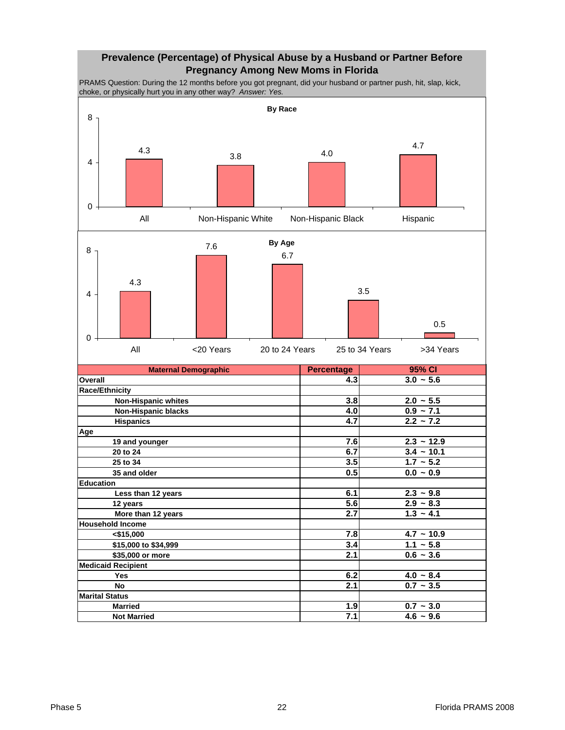## Prevalence (Percentage) of Physical Abuse by a Husband or Partner Before Pregnancy Among New Moms in Florida

PRAMS Question: During the 12 months before you got pregnant, did your husband or partner push, hit, slap, kick, choke, or physically hurt you in any other way? *Answer: Yes.*

**By Race**

| | All | Non-Hispanic White | Non-Hispanic Black | Hispanic |
|---|---|---|---|---|
| Percentage | 4.3 | 3.8 | 4.0 | 4.7 |

**By Age**

| | All | <20 Years | 20 to 24 Years | 25 to 34 Years | >34 Years |
|---|---|---|---|---|---|
| Percentage | 4.3 | 7.6 | 6.7 | 3.5 | 0.5 |

| Maternal Demographic | Percentage | 95% CI |
|---|---|---|
| **Overall** | 4.3 | 3.0 ~ 5.6 |
| **Race/Ethnicity** | | |
| Non-Hispanic whites | 3.8 | 2.0 ~ 5.5 |
| Non-Hispanic blacks | 4.0 | 0.9 ~ 7.1 |
| Hispanics | 4.7 | 2.2 ~ 7.2 |
| **Age** | | |
| 19 and younger | 7.6 | 2.3 ~ 12.9 |
| 20 to 24 | 6.7 | 3.4 ~ 10.1 |
| 25 to 34 | 3.5 | 1.7 ~ 5.2 |
| 35 and older | 0.5 | 0.0 ~ 0.9 |
| **Education** | | |
| Less than 12 years | 6.1 | 2.3 ~ 9.8 |
| 12 years | 5.6 | 2.9 ~ 8.3 |
| More than 12 years | 2.7 | 1.3 ~ 4.1 |
| **Household Income** | | |
| <$15,000 | 7.8 | 4.7 ~ 10.9 |
| $15,000 to $34,999 | 3.4 | 1.1 ~ 5.8 |
| $35,000 or more | 2.1 | 0.6 ~ 3.6 |
| **Medicaid Recipient** | | |
| Yes | 6.2 | 4.0 ~ 8.4 |
| No | 2.1 | 0.7 ~ 3.5 |
| **Marital Status** | | |
| Married | 1.9 | 0.7 ~ 3.0 |
| Not Married | 7.1 | 4.6 ~ 9.6 |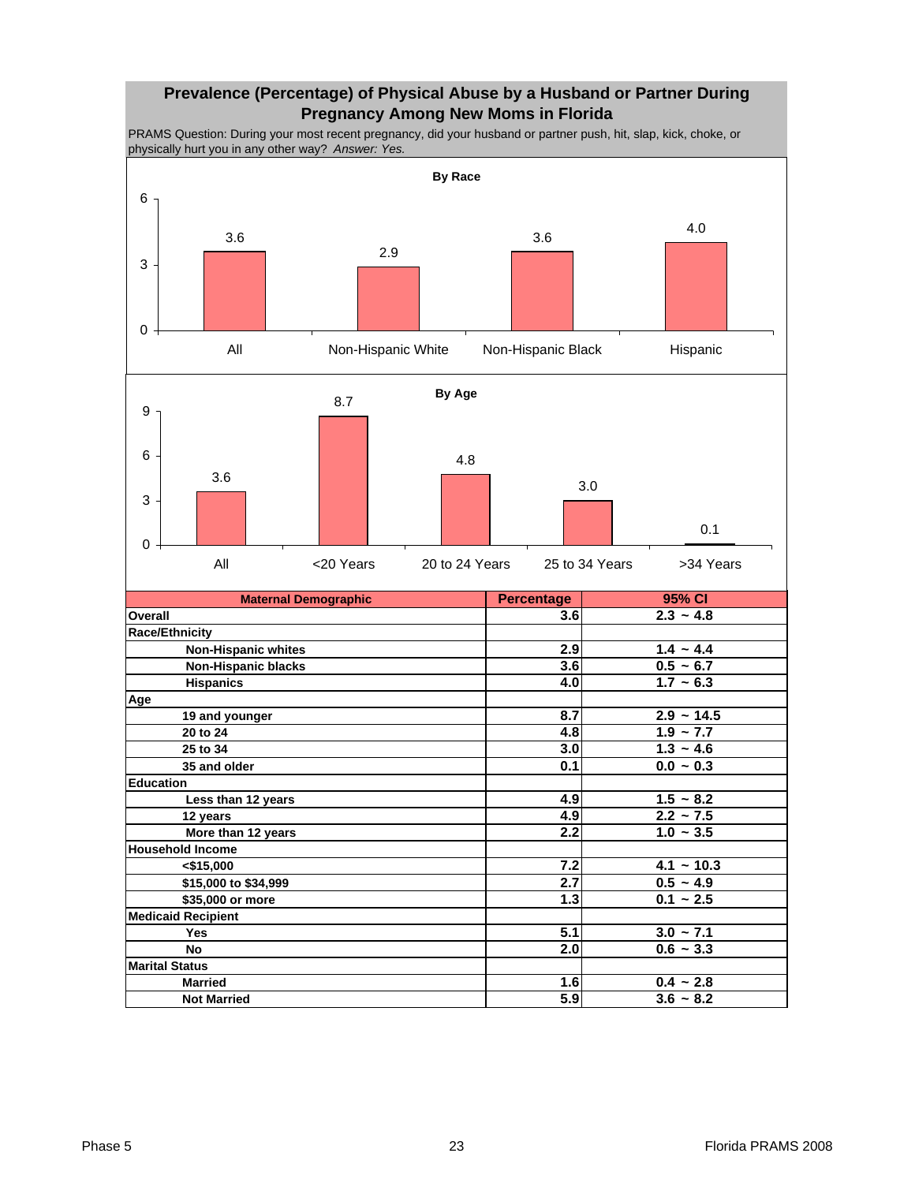# Prevalence (Percentage) of Physical Abuse by a Husband or Partner During Pregnancy Among New Moms in Florida

PRAMS Question: During your most recent pregnancy, did your husband or partner push, hit, slap, kick, choke, or physically hurt you in any other way? *Answer: Yes.*

**By Race**

| Group | Percentage |
|---|---|
| All | 3.6 |
| Non-Hispanic White | 2.9 |
| Non-Hispanic Black | 3.6 |
| Hispanic | 4.0 |

**By Age**

| Group | Percentage |
|---|---|
| All | 3.6 |
| <20 Years | 8.7 |
| 20 to 24 Years | 4.8 |
| 25 to 34 Years | 3.0 |
| >34 Years | 0.1 |

| Maternal Demographic | Percentage | 95% CI |
|---|---|---|
| **Overall** | 3.6 | 2.3 ~ 4.8 |
| **Race/Ethnicity** | | |
| Non-Hispanic whites | 2.9 | 1.4 ~ 4.4 |
| Non-Hispanic blacks | 3.6 | 0.5 ~ 6.7 |
| Hispanics | 4.0 | 1.7 ~ 6.3 |
| **Age** | | |
| 19 and younger | 8.7 | 2.9 ~ 14.5 |
| 20 to 24 | 4.8 | 1.9 ~ 7.7 |
| 25 to 34 | 3.0 | 1.3 ~ 4.6 |
| 35 and older | 0.1 | 0.0 ~ 0.3 |
| **Education** | | |
| Less than 12 years | 4.9 | 1.5 ~ 8.2 |
| 12 years | 4.9 | 2.2 ~ 7.5 |
| More than 12 years | 2.2 | 1.0 ~ 3.5 |
| **Household Income** | | |
| <$15,000 | 7.2 | 4.1 ~ 10.3 |
| $15,000 to $34,999 | 2.7 | 0.5 ~ 4.9 |
| $35,000 or more | 1.3 | 0.1 ~ 2.5 |
| **Medicaid Recipient** | | |
| Yes | 5.1 | 3.0 ~ 7.1 |
| No | 2.0 | 0.6 ~ 3.3 |
| **Marital Status** | | |
| Married | 1.6 | 0.4 ~ 2.8 |
| Not Married | 5.9 | 3.6 ~ 8.2 |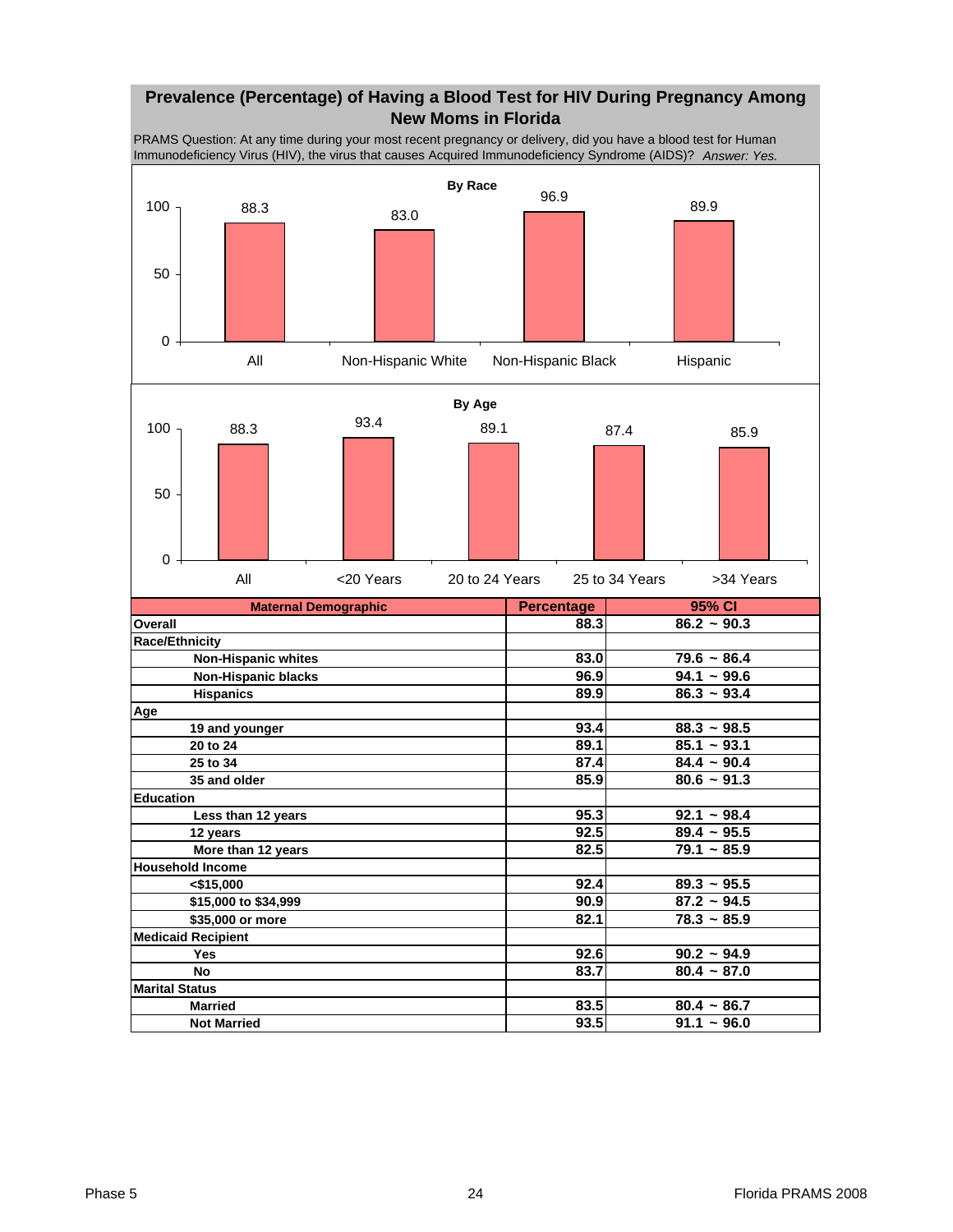## Prevalence (Percentage) of Having a Blood Test for HIV During Pregnancy Among New Moms in Florida

PRAMS Question: At any time during your most recent pregnancy or delivery, did you have a blood test for Human Immunodeficiency Virus (HIV), the virus that causes Acquired Immunodeficiency Syndrome (AIDS)? *Answer: Yes.*

**By Race**

| All | Non-Hispanic White | Non-Hispanic Black | Hispanic |
|---|---|---|---|
| 88.3 | 83.0 | 96.9 | 89.9 |

**By Age**

| All | <20 Years | 20 to 24 Years | 25 to 34 Years | >34 Years |
|---|---|---|---|---|
| 88.3 | 93.4 | 89.1 | 87.4 | 85.9 |

| Maternal Demographic | Percentage | 95% CI |
|---|---|---|
| **Overall** | 88.3 | 86.2 ~ 90.3 |
| **Race/Ethnicity** | | |
| Non-Hispanic whites | 83.0 | 79.6 ~ 86.4 |
| Non-Hispanic blacks | 96.9 | 94.1 ~ 99.6 |
| Hispanics | 89.9 | 86.3 ~ 93.4 |
| **Age** | | |
| 19 and younger | 93.4 | 88.3 ~ 98.5 |
| 20 to 24 | 89.1 | 85.1 ~ 93.1 |
| 25 to 34 | 87.4 | 84.4 ~ 90.4 |
| 35 and older | 85.9 | 80.6 ~ 91.3 |
| **Education** | | |
| Less than 12 years | 95.3 | 92.1 ~ 98.4 |
| 12 years | 92.5 | 89.4 ~ 95.5 |
| More than 12 years | 82.5 | 79.1 ~ 85.9 |
| **Household Income** | | |
| <$15,000 | 92.4 | 89.3 ~ 95.5 |
| $15,000 to $34,999 | 90.9 | 87.2 ~ 94.5 |
| $35,000 or more | 82.1 | 78.3 ~ 85.9 |
| **Medicaid Recipient** | | |
| Yes | 92.6 | 90.2 ~ 94.9 |
| No | 83.7 | 80.4 ~ 87.0 |
| **Marital Status** | | |
| Married | 83.5 | 80.4 ~ 86.7 |
| Not Married | 93.5 | 91.1 ~ 96.0 |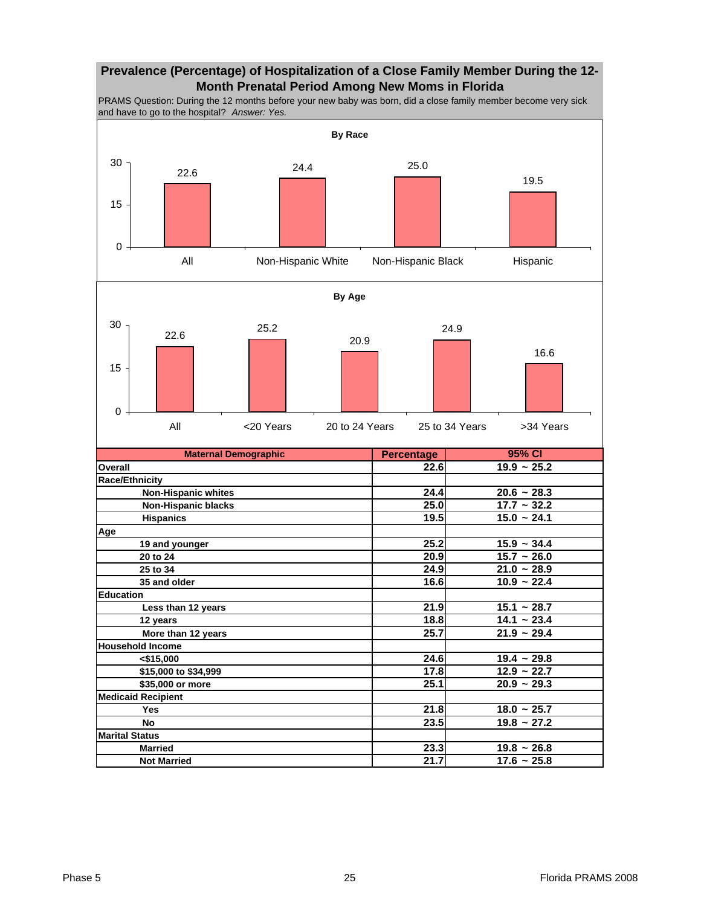## Prevalence (Percentage) of Hospitalization of a Close Family Member During the 12-Month Prenatal Period Among New Moms in Florida

PRAMS Question: During the 12 months before your new baby was born, did a close family member become very sick and have to go to the hospital? *Answer: Yes.*

**By Race**

| | All | Non-Hispanic White | Non-Hispanic Black | Hispanic |
|---|---|---|---|---|
| Percentage | 22.6 | 24.4 | 25.0 | 19.5 |

**By Age**

| | All | <20 Years | 20 to 24 Years | 25 to 34 Years | >34 Years |
|---|---|---|---|---|---|
| Percentage | 22.6 | 25.2 | 20.9 | 24.9 | 16.6 |

| Maternal Demographic | Percentage | 95% CI |
|---|---|---|
| **Overall** | 22.6 | 19.9 ~ 25.2 |
| **Race/Ethnicity** | | |
| Non-Hispanic whites | 24.4 | 20.6 ~ 28.3 |
| Non-Hispanic blacks | 25.0 | 17.7 ~ 32.2 |
| Hispanics | 19.5 | 15.0 ~ 24.1 |
| **Age** | | |
| 19 and younger | 25.2 | 15.9 ~ 34.4 |
| 20 to 24 | 20.9 | 15.7 ~ 26.0 |
| 25 to 34 | 24.9 | 21.0 ~ 28.9 |
| 35 and older | 16.6 | 10.9 ~ 22.4 |
| **Education** | | |
| Less than 12 years | 21.9 | 15.1 ~ 28.7 |
| 12 years | 18.8 | 14.1 ~ 23.4 |
| More than 12 years | 25.7 | 21.9 ~ 29.4 |
| **Household Income** | | |
| <$15,000 | 24.6 | 19.4 ~ 29.8 |
| $15,000 to $34,999 | 17.8 | 12.9 ~ 22.7 |
| $35,000 or more | 25.1 | 20.9 ~ 29.3 |
| **Medicaid Recipient** | | |
| Yes | 21.8 | 18.0 ~ 25.7 |
| No | 23.5 | 19.8 ~ 27.2 |
| **Marital Status** | | |
| Married | 23.3 | 19.8 ~ 26.8 |
| Not Married | 21.7 | 17.6 ~ 25.8 |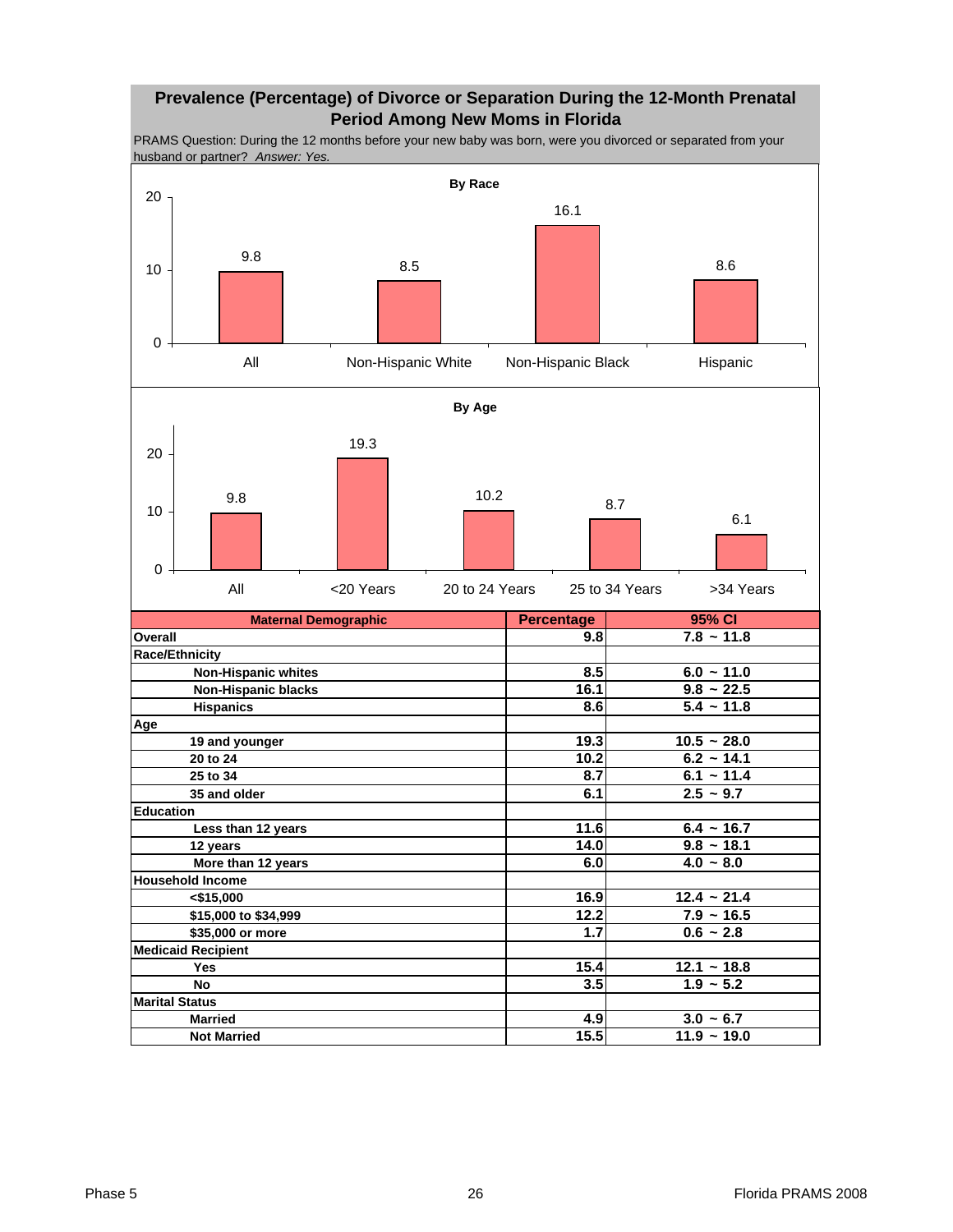## Prevalence (Percentage) of Divorce or Separation During the 12-Month Prenatal Period Among New Moms in Florida

PRAMS Question: During the 12 months before your new baby was born, were you divorced or separated from your husband or partner? *Answer: Yes.*

**By Race**

| | All | Non-Hispanic White | Non-Hispanic Black | Hispanic |
|---|---|---|---|---|
| Percentage | 9.8 | 8.5 | 16.1 | 8.6 |

**By Age**

| | All | <20 Years | 20 to 24 Years | 25 to 34 Years | >34 Years |
|---|---|---|---|---|---|
| Percentage | 9.8 | 19.3 | 10.2 | 8.7 | 6.1 |

| Maternal Demographic | Percentage | 95% CI |
|---|---|---|
| **Overall** | 9.8 | 7.8 ~ 11.8 |
| **Race/Ethnicity** | | |
| Non-Hispanic whites | 8.5 | 6.0 ~ 11.0 |
| Non-Hispanic blacks | 16.1 | 9.8 ~ 22.5 |
| Hispanics | 8.6 | 5.4 ~ 11.8 |
| **Age** | | |
| 19 and younger | 19.3 | 10.5 ~ 28.0 |
| 20 to 24 | 10.2 | 6.2 ~ 14.1 |
| 25 to 34 | 8.7 | 6.1 ~ 11.4 |
| 35 and older | 6.1 | 2.5 ~ 9.7 |
| **Education** | | |
| Less than 12 years | 11.6 | 6.4 ~ 16.7 |
| 12 years | 14.0 | 9.8 ~ 18.1 |
| More than 12 years | 6.0 | 4.0 ~ 8.0 |
| **Household Income** | | |
| <$15,000 | 16.9 | 12.4 ~ 21.4 |
| $15,000 to $34,999 | 12.2 | 7.9 ~ 16.5 |
| $35,000 or more | 1.7 | 0.6 ~ 2.8 |
| **Medicaid Recipient** | | |
| Yes | 15.4 | 12.1 ~ 18.8 |
| No | 3.5 | 1.9 ~ 5.2 |
| **Marital Status** | | |
| Married | 4.9 | 3.0 ~ 6.7 |
| Not Married | 15.5 | 11.9 ~ 19.0 |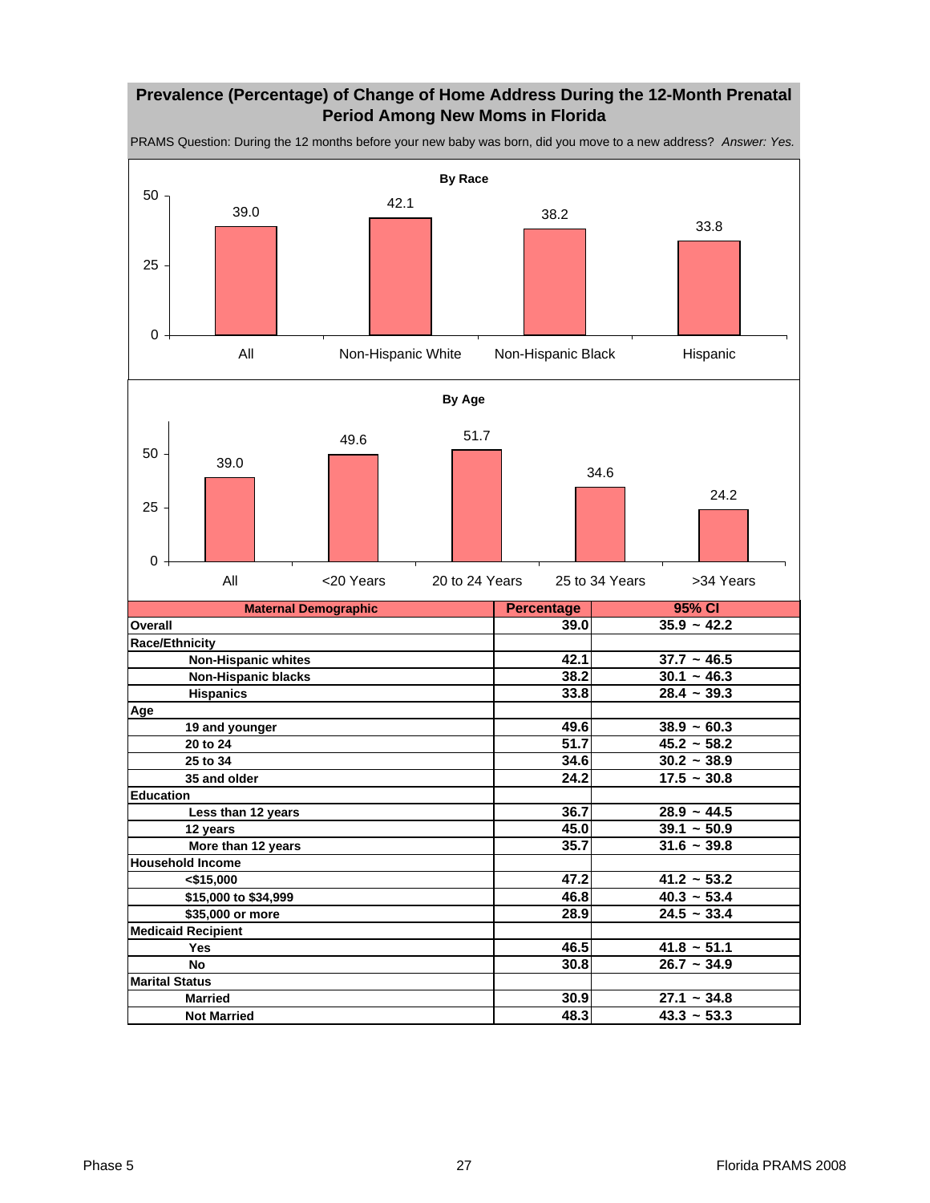## Prevalence (Percentage) of Change of Home Address During the 12-Month Prenatal Period Among New Moms in Florida

PRAMS Question: During the 12 months before your new baby was born, did you move to a new address? *Answer: Yes.*

**By Race**

| | All | Non-Hispanic White | Non-Hispanic Black | Hispanic |
|---|---|---|---|---|
| Percentage | 39.0 | 42.1 | 38.2 | 33.8 |

**By Age**

| | All | <20 Years | 20 to 24 Years | 25 to 34 Years | >34 Years |
|---|---|---|---|---|---|
| Percentage | 39.0 | 49.6 | 51.7 | 34.6 | 24.2 |

| Maternal Demographic | Percentage | 95% CI |
|---|---|---|
| **Overall** | 39.0 | 35.9 ~ 42.2 |
| **Race/Ethnicity** | | |
| Non-Hispanic whites | 42.1 | 37.7 ~ 46.5 |
| Non-Hispanic blacks | 38.2 | 30.1 ~ 46.3 |
| Hispanics | 33.8 | 28.4 ~ 39.3 |
| **Age** | | |
| 19 and younger | 49.6 | 38.9 ~ 60.3 |
| 20 to 24 | 51.7 | 45.2 ~ 58.2 |
| 25 to 34 | 34.6 | 30.2 ~ 38.9 |
| 35 and older | 24.2 | 17.5 ~ 30.8 |
| **Education** | | |
| Less than 12 years | 36.7 | 28.9 ~ 44.5 |
| 12 years | 45.0 | 39.1 ~ 50.9 |
| More than 12 years | 35.7 | 31.6 ~ 39.8 |
| **Household Income** | | |
| <$15,000 | 47.2 | 41.2 ~ 53.2 |
| $15,000 to $34,999 | 46.8 | 40.3 ~ 53.4 |
| $35,000 or more | 28.9 | 24.5 ~ 33.4 |
| **Medicaid Recipient** | | |
| Yes | 46.5 | 41.8 ~ 51.1 |
| No | 30.8 | 26.7 ~ 34.9 |
| **Marital Status** | | |
| Married | 30.9 | 27.1 ~ 34.8 |
| Not Married | 48.3 | 43.3 ~ 53.3 |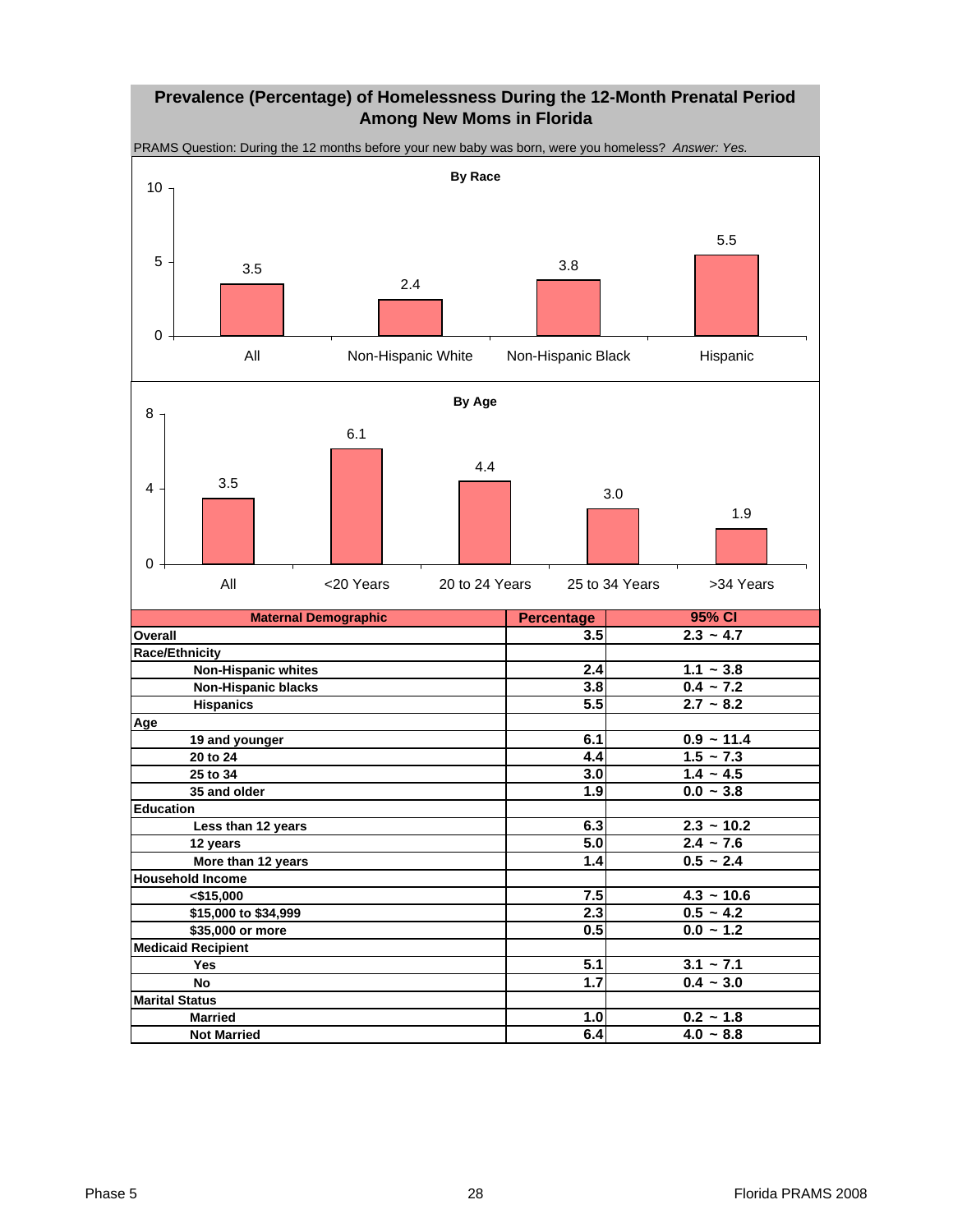## Prevalence (Percentage) of Homelessness During the 12-Month Prenatal Period Among New Moms in Florida

PRAMS Question: During the 12 months before your new baby was born, were you homeless? *Answer: Yes.*

**By Race**

| | All | Non-Hispanic White | Non-Hispanic Black | Hispanic |
|---|---|---|---|---|
| Percentage | 3.5 | 2.4 | 3.8 | 5.5 |

**By Age**

| | All | <20 Years | 20 to 24 Years | 25 to 34 Years | >34 Years |
|---|---|---|---|---|---|
| Percentage | 3.5 | 6.1 | 4.4 | 3.0 | 1.9 |

| Maternal Demographic | Percentage | 95% CI |
|---|---|---|
| **Overall** | 3.5 | 2.3 ~ 4.7 |
| **Race/Ethnicity** | | |
| Non-Hispanic whites | 2.4 | 1.1 ~ 3.8 |
| Non-Hispanic blacks | 3.8 | 0.4 ~ 7.2 |
| Hispanics | 5.5 | 2.7 ~ 8.2 |
| **Age** | | |
| 19 and younger | 6.1 | 0.9 ~ 11.4 |
| 20 to 24 | 4.4 | 1.5 ~ 7.3 |
| 25 to 34 | 3.0 | 1.4 ~ 4.5 |
| 35 and older | 1.9 | 0.0 ~ 3.8 |
| **Education** | | |
| Less than 12 years | 6.3 | 2.3 ~ 10.2 |
| 12 years | 5.0 | 2.4 ~ 7.6 |
| More than 12 years | 1.4 | 0.5 ~ 2.4 |
| **Household Income** | | |
| <$15,000 | 7.5 | 4.3 ~ 10.6 |
| $15,000 to $34,999 | 2.3 | 0.5 ~ 4.2 |
| $35,000 or more | 0.5 | 0.0 ~ 1.2 |
| **Medicaid Recipient** | | |
| Yes | 5.1 | 3.1 ~ 7.1 |
| No | 1.7 | 0.4 ~ 3.0 |
| **Marital Status** | | |
| Married | 1.0 | 0.2 ~ 1.8 |
| Not Married | 6.4 | 4.0 ~ 8.8 |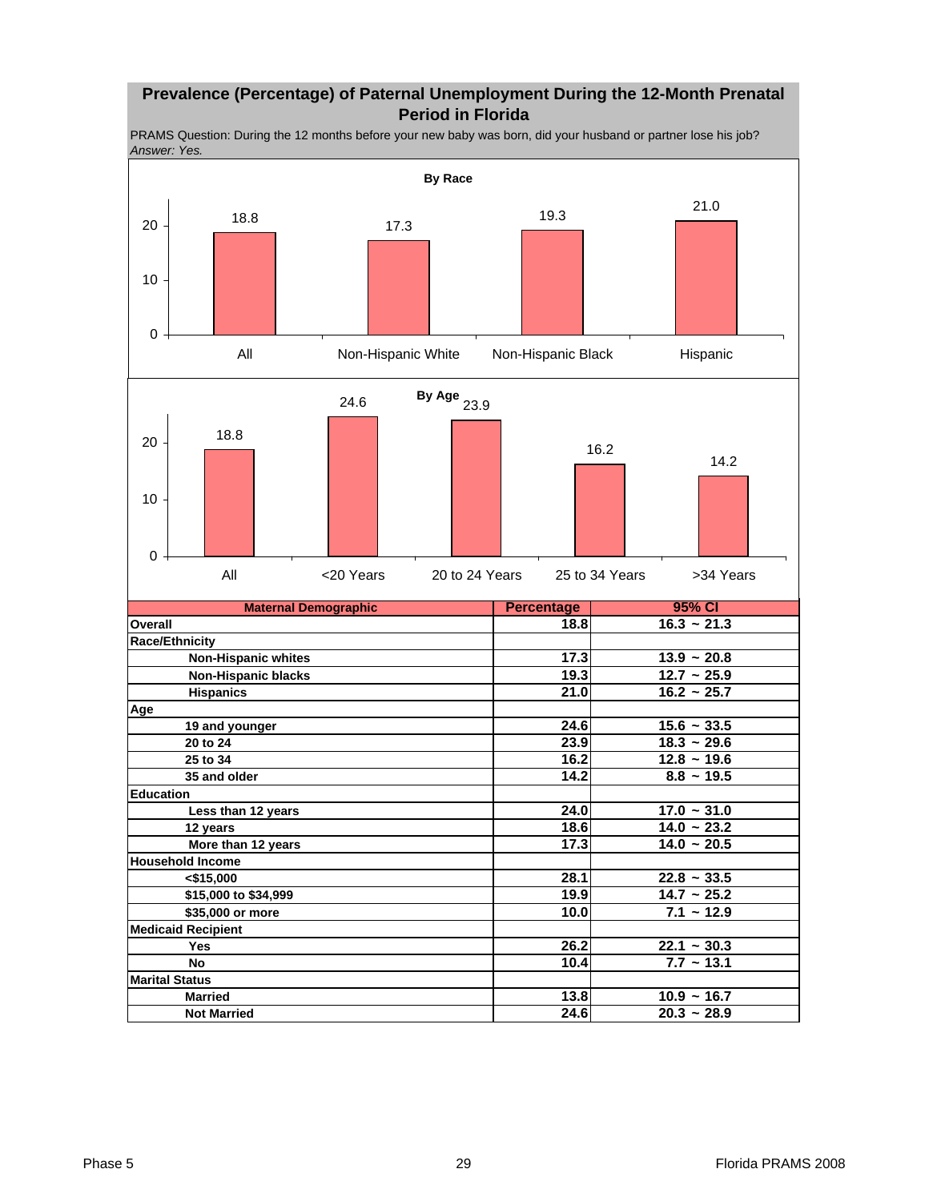## Prevalence (Percentage) of Paternal Unemployment During the 12-Month Prenatal Period in Florida

PRAMS Question: During the 12 months before your new baby was born, did your husband or partner lose his job?
*Answer: Yes.*

**By Race**

| | All | Non-Hispanic White | Non-Hispanic Black | Hispanic |
|---|---|---|---|---|
| Percentage | 18.8 | 17.3 | 19.3 | 21.0 |

**By Age**

| | All | <20 Years | 20 to 24 Years | 25 to 34 Years | >34 Years |
|---|---|---|---|---|---|
| Percentage | 18.8 | 24.6 | 23.9 | 16.2 | 14.2 |

| Maternal Demographic | Percentage | 95% CI |
|---|---|---|
| **Overall** | 18.8 | 16.3 ~ 21.3 |
| **Race/Ethnicity** | | |
| Non-Hispanic whites | 17.3 | 13.9 ~ 20.8 |
| Non-Hispanic blacks | 19.3 | 12.7 ~ 25.9 |
| Hispanics | 21.0 | 16.2 ~ 25.7 |
| **Age** | | |
| 19 and younger | 24.6 | 15.6 ~ 33.5 |
| 20 to 24 | 23.9 | 18.3 ~ 29.6 |
| 25 to 34 | 16.2 | 12.8 ~ 19.6 |
| 35 and older | 14.2 | 8.8 ~ 19.5 |
| **Education** | | |
| Less than 12 years | 24.0 | 17.0 ~ 31.0 |
| 12 years | 18.6 | 14.0 ~ 23.2 |
| More than 12 years | 17.3 | 14.0 ~ 20.5 |
| **Household Income** | | |
| <$15,000 | 28.1 | 22.8 ~ 33.5 |
| $15,000 to $34,999 | 19.9 | 14.7 ~ 25.2 |
| $35,000 or more | 10.0 | 7.1 ~ 12.9 |
| **Medicaid Recipient** | | |
| Yes | 26.2 | 22.1 ~ 30.3 |
| No | 10.4 | 7.7 ~ 13.1 |
| **Marital Status** | | |
| Married | 13.8 | 10.9 ~ 16.7 |
| Not Married | 24.6 | 20.3 ~ 28.9 |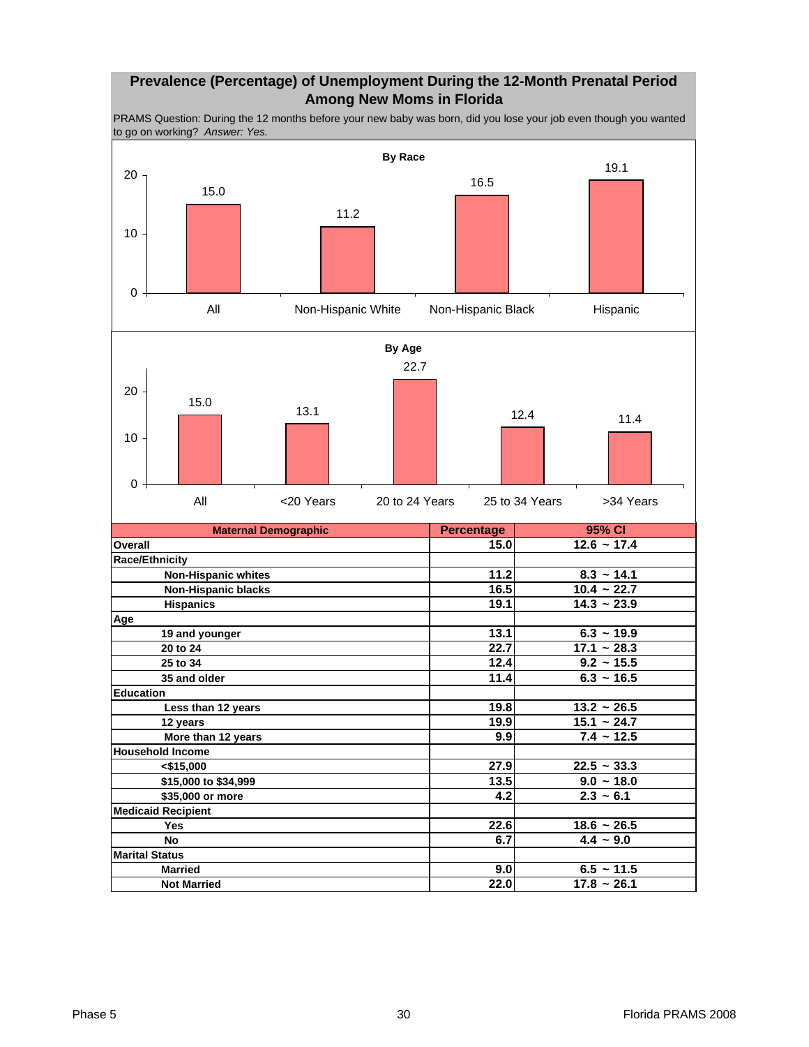## Prevalence (Percentage) of Unemployment During the 12-Month Prenatal Period Among New Moms in Florida

PRAMS Question: During the 12 months before your new baby was born, did you lose your job even though you wanted to go on working? *Answer: Yes.*

**By Race**

| | All | Non-Hispanic White | Non-Hispanic Black | Hispanic |
|---|---|---|---|---|
| Percentage | 15.0 | 11.2 | 16.5 | 19.1 |

**By Age**

| | All | <20 Years | 20 to 24 Years | 25 to 34 Years | >34 Years |
|---|---|---|---|---|---|
| Percentage | 15.0 | 13.1 | 22.7 | 12.4 | 11.4 |

| Maternal Demographic | Percentage | 95% CI |
|---|---|---|
| **Overall** | **15.0** | **12.6 ~ 17.4** |
| **Race/Ethnicity** | | |
| Non-Hispanic whites | 11.2 | 8.3 ~ 14.1 |
| Non-Hispanic blacks | 16.5 | 10.4 ~ 22.7 |
| Hispanics | 19.1 | 14.3 ~ 23.9 |
| **Age** | | |
| 19 and younger | 13.1 | 6.3 ~ 19.9 |
| 20 to 24 | 22.7 | 17.1 ~ 28.3 |
| 25 to 34 | 12.4 | 9.2 ~ 15.5 |
| 35 and older | 11.4 | 6.3 ~ 16.5 |
| **Education** | | |
| Less than 12 years | 19.8 | 13.2 ~ 26.5 |
| 12 years | 19.9 | 15.1 ~ 24.7 |
| More than 12 years | 9.9 | 7.4 ~ 12.5 |
| **Household Income** | | |
| <$15,000 | 27.9 | 22.5 ~ 33.3 |
| $15,000 to $34,999 | 13.5 | 9.0 ~ 18.0 |
| $35,000 or more | 4.2 | 2.3 ~ 6.1 |
| **Medicaid Recipient** | | |
| Yes | 22.6 | 18.6 ~ 26.5 |
| No | 6.7 | 4.4 ~ 9.0 |
| **Marital Status** | | |
| Married | 9.0 | 6.5 ~ 11.5 |
| Not Married | 22.0 | 17.8 ~ 26.1 |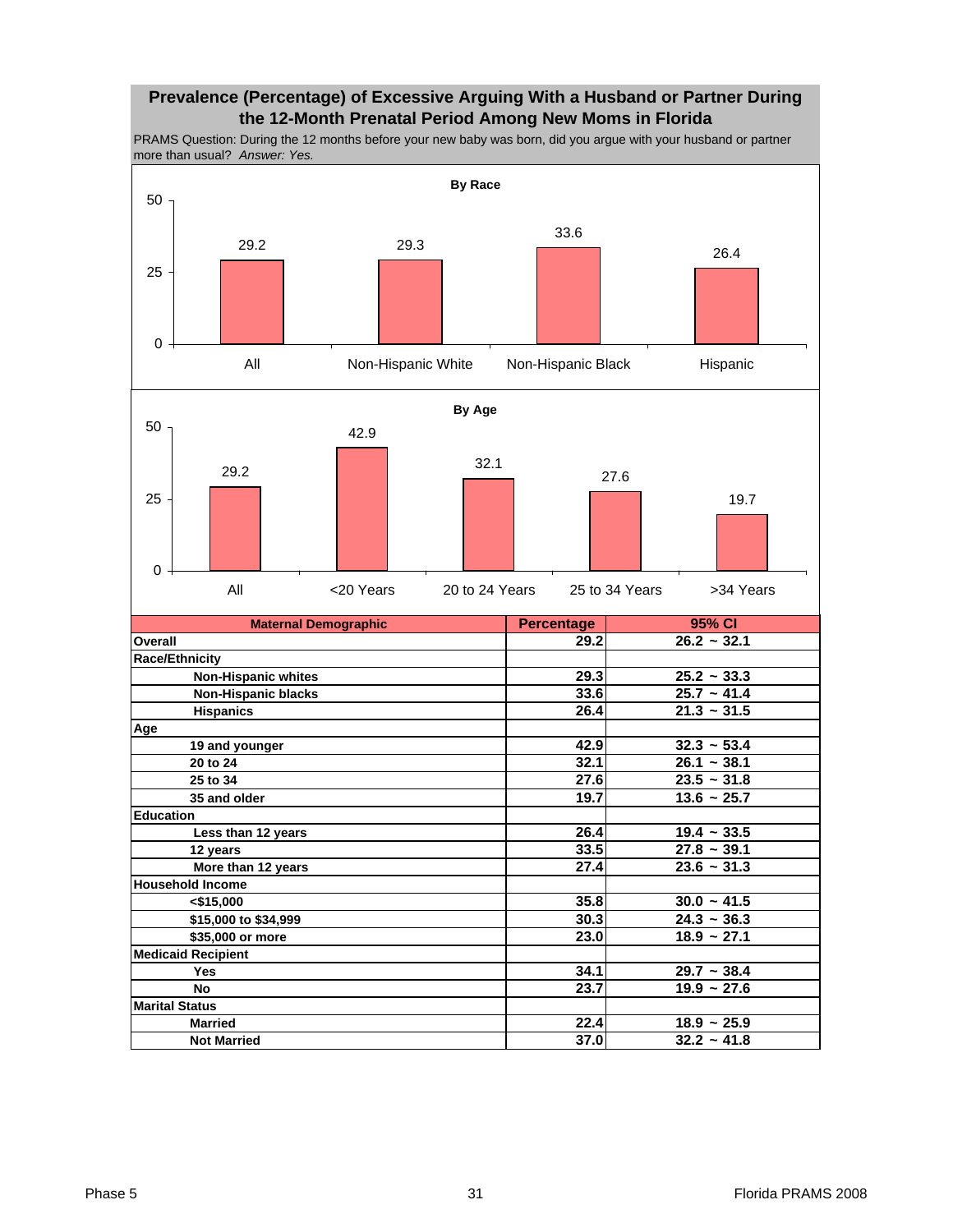## Prevalence (Percentage) of Excessive Arguing With a Husband or Partner During the 12-Month Prenatal Period Among New Moms in Florida

PRAMS Question: During the 12 months before your new baby was born, did you argue with your husband or partner more than usual? *Answer: Yes.*

**By Race**

| | All | Non-Hispanic White | Non-Hispanic Black | Hispanic |
|---|---|---|---|---|
| Percentage | 29.2 | 29.3 | 33.6 | 26.4 |

**By Age**

| | All | <20 Years | 20 to 24 Years | 25 to 34 Years | >34 Years |
|---|---|---|---|---|---|
| Percentage | 29.2 | 42.9 | 32.1 | 27.6 | 19.7 |

| Maternal Demographic | Percentage | 95% CI |
|---|---|---|
| **Overall** | 29.2 | 26.2 ~ 32.1 |
| **Race/Ethnicity** | | |
| Non-Hispanic whites | 29.3 | 25.2 ~ 33.3 |
| Non-Hispanic blacks | 33.6 | 25.7 ~ 41.4 |
| Hispanics | 26.4 | 21.3 ~ 31.5 |
| **Age** | | |
| 19 and younger | 42.9 | 32.3 ~ 53.4 |
| 20 to 24 | 32.1 | 26.1 ~ 38.1 |
| 25 to 34 | 27.6 | 23.5 ~ 31.8 |
| 35 and older | 19.7 | 13.6 ~ 25.7 |
| **Education** | | |
| Less than 12 years | 26.4 | 19.4 ~ 33.5 |
| 12 years | 33.5 | 27.8 ~ 39.1 |
| More than 12 years | 27.4 | 23.6 ~ 31.3 |
| **Household Income** | | |
| <$15,000 | 35.8 | 30.0 ~ 41.5 |
| $15,000 to $34,999 | 30.3 | 24.3 ~ 36.3 |
| $35,000 or more | 23.0 | 18.9 ~ 27.1 |
| **Medicaid Recipient** | | |
| Yes | 34.1 | 29.7 ~ 38.4 |
| No | 23.7 | 19.9 ~ 27.6 |
| **Marital Status** | | |
| Married | 22.4 | 18.9 ~ 25.9 |
| Not Married | 37.0 | 32.2 ~ 41.8 |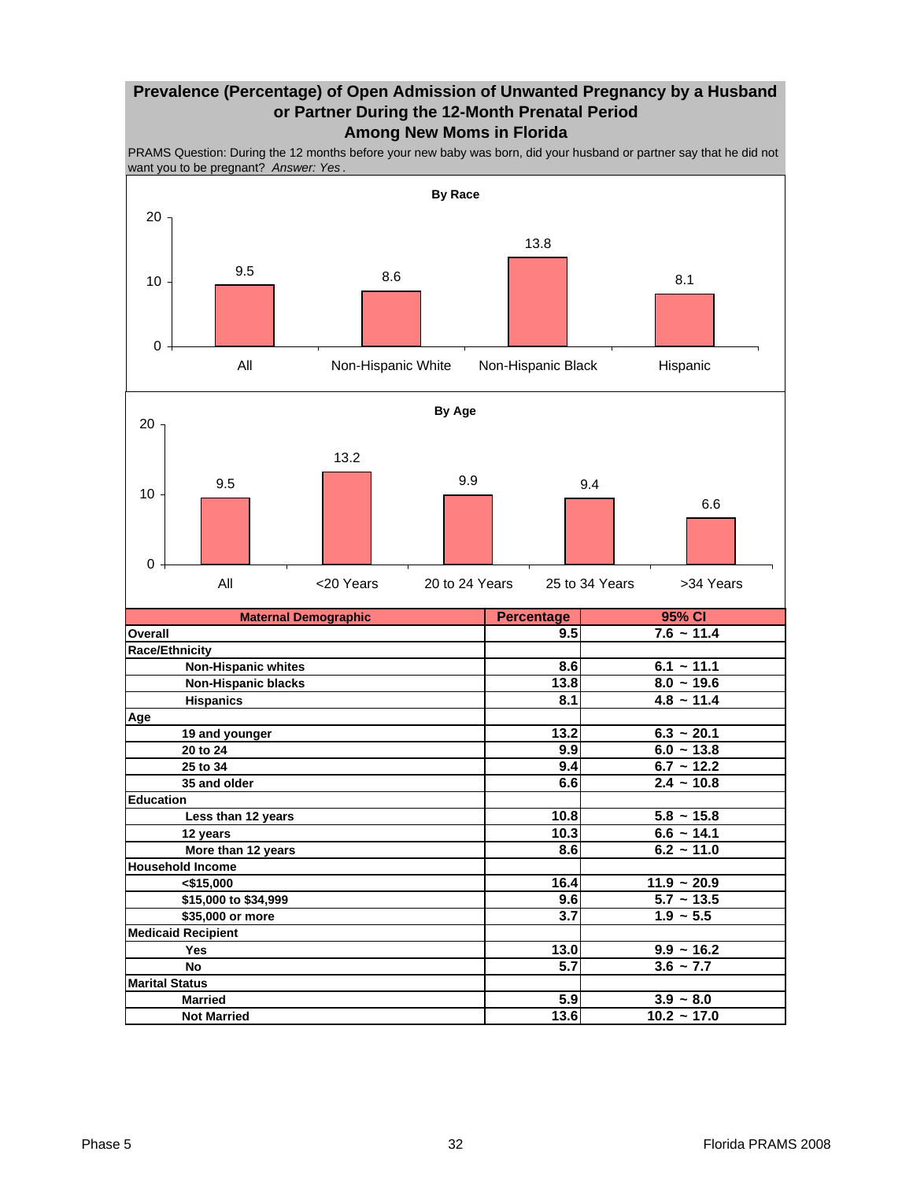## Prevalence (Percentage) of Open Admission of Unwanted Pregnancy by a Husband or Partner During the 12-Month Prenatal Period Among New Moms in Florida

PRAMS Question: During the 12 months before your new baby was born, did your husband or partner say that he did not want you to be pregnant? *Answer: Yes*.

**By Race**

| All | Non-Hispanic White | Non-Hispanic Black | Hispanic |
|---|---|---|---|
| 9.5 | 8.6 | 13.8 | 8.1 |

**By Age**

| All | <20 Years | 20 to 24 Years | 25 to 34 Years | >34 Years |
|---|---|---|---|---|
| 9.5 | 13.2 | 9.9 | 9.4 | 6.6 |

| Maternal Demographic | Percentage | 95% CI |
|---|---|---|
| **Overall** | 9.5 | 7.6 ~ 11.4 |
| **Race/Ethnicity** | | |
| Non-Hispanic whites | 8.6 | 6.1 ~ 11.1 |
| Non-Hispanic blacks | 13.8 | 8.0 ~ 19.6 |
| Hispanics | 8.1 | 4.8 ~ 11.4 |
| **Age** | | |
| 19 and younger | 13.2 | 6.3 ~ 20.1 |
| 20 to 24 | 9.9 | 6.0 ~ 13.8 |
| 25 to 34 | 9.4 | 6.7 ~ 12.2 |
| 35 and older | 6.6 | 2.4 ~ 10.8 |
| **Education** | | |
| Less than 12 years | 10.8 | 5.8 ~ 15.8 |
| 12 years | 10.3 | 6.6 ~ 14.1 |
| More than 12 years | 8.6 | 6.2 ~ 11.0 |
| **Household Income** | | |
| <$15,000 | 16.4 | 11.9 ~ 20.9 |
| $15,000 to $34,999 | 9.6 | 5.7 ~ 13.5 |
| $35,000 or more | 3.7 | 1.9 ~ 5.5 |
| **Medicaid Recipient** | | |
| Yes | 13.0 | 9.9 ~ 16.2 |
| No | 5.7 | 3.6 ~ 7.7 |
| **Marital Status** | | |
| Married | 5.9 | 3.9 ~ 8.0 |
| Not Married | 13.6 | 10.2 ~ 17.0 |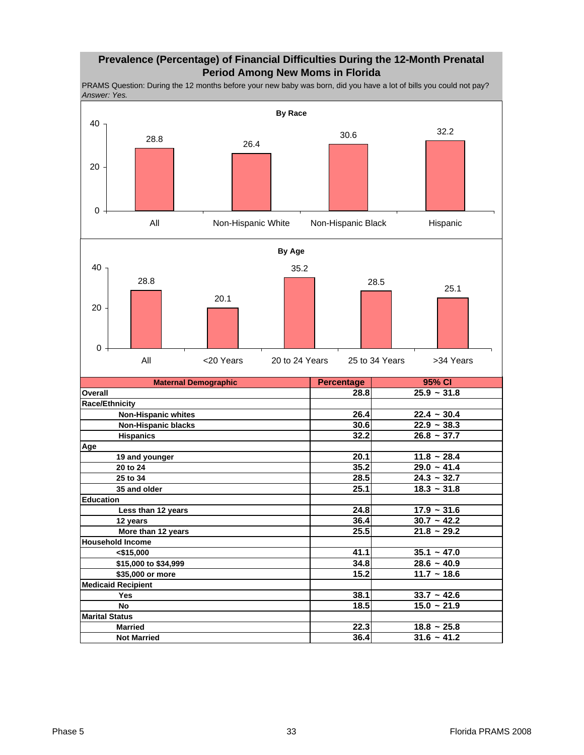## Prevalence (Percentage) of Financial Difficulties During the 12-Month Prenatal Period Among New Moms in Florida

PRAMS Question: During the 12 months before your new baby was born, did you have a lot of bills you could not pay?
*Answer: Yes.*

**By Race**

| | All | Non-Hispanic White | Non-Hispanic Black | Hispanic |
|---|---|---|---|---|
| Percentage | 28.8 | 26.4 | 30.6 | 32.2 |

**By Age**

| | All | <20 Years | 20 to 24 Years | 25 to 34 Years | >34 Years |
|---|---|---|---|---|---|
| Percentage | 28.8 | 20.1 | 35.2 | 28.5 | 25.1 |

| Maternal Demographic | Percentage | 95% CI |
|---|---|---|
| **Overall** | 28.8 | 25.9 ~ 31.8 |
| **Race/Ethnicity** | | |
| Non-Hispanic whites | 26.4 | 22.4 ~ 30.4 |
| Non-Hispanic blacks | 30.6 | 22.9 ~ 38.3 |
| Hispanics | 32.2 | 26.8 ~ 37.7 |
| **Age** | | |
| 19 and younger | 20.1 | 11.8 ~ 28.4 |
| 20 to 24 | 35.2 | 29.0 ~ 41.4 |
| 25 to 34 | 28.5 | 24.3 ~ 32.7 |
| 35 and older | 25.1 | 18.3 ~ 31.8 |
| **Education** | | |
| Less than 12 years | 24.8 | 17.9 ~ 31.6 |
| 12 years | 36.4 | 30.7 ~ 42.2 |
| More than 12 years | 25.5 | 21.8 ~ 29.2 |
| **Household Income** | | |
| <$15,000 | 41.1 | 35.1 ~ 47.0 |
| $15,000 to $34,999 | 34.8 | 28.6 ~ 40.9 |
| $35,000 or more | 15.2 | 11.7 ~ 18.6 |
| **Medicaid Recipient** | | |
| Yes | 38.1 | 33.7 ~ 42.6 |
| No | 18.5 | 15.0 ~ 21.9 |
| **Marital Status** | | |
| Married | 22.3 | 18.8 ~ 25.8 |
| Not Married | 36.4 | 31.6 ~ 41.2 |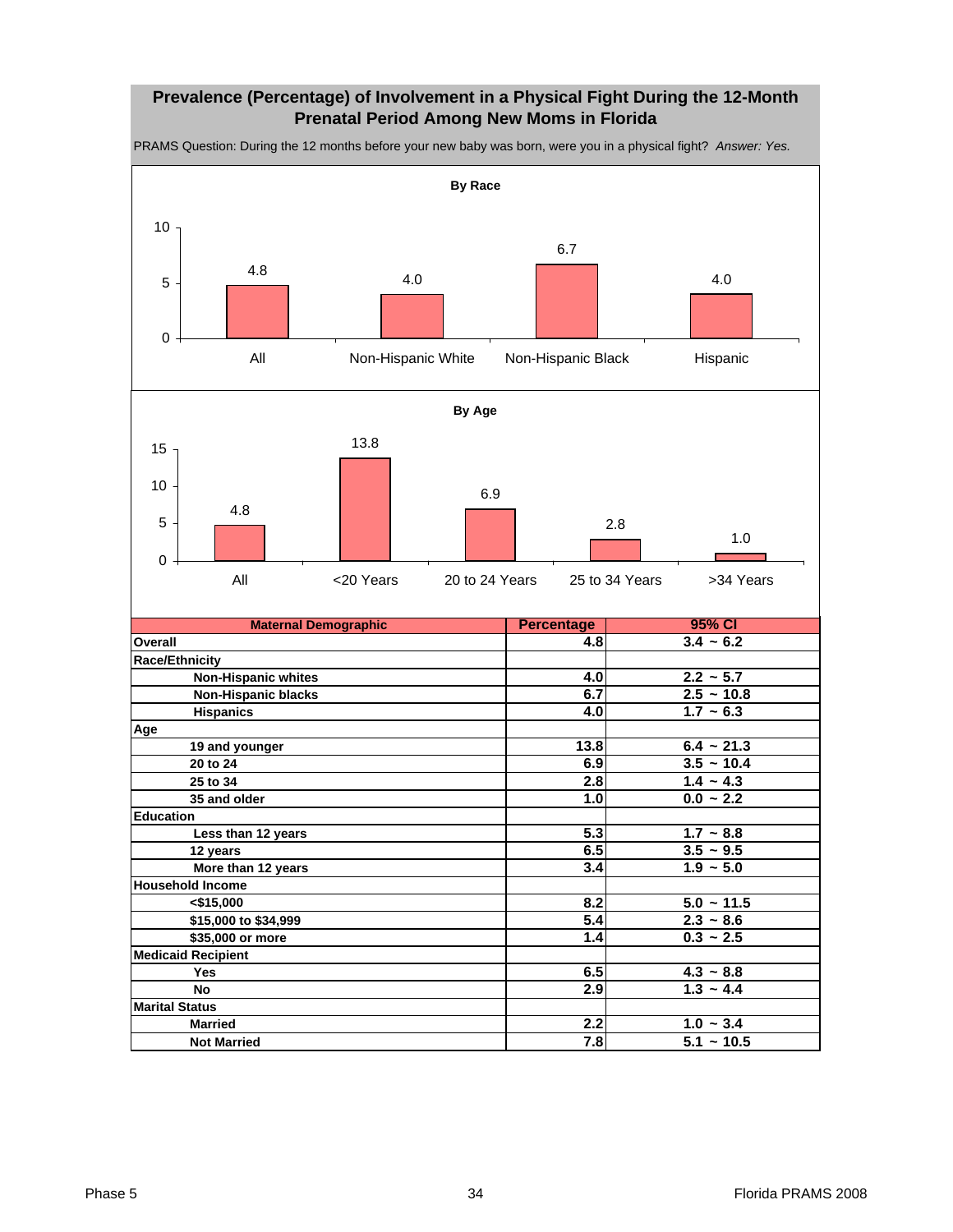## Prevalence (Percentage) of Involvement in a Physical Fight During the 12-Month Prenatal Period Among New Moms in Florida

PRAMS Question: During the 12 months before your new baby was born, were you in a physical fight? *Answer: Yes.*

**By Race**

| | All | Non-Hispanic White | Non-Hispanic Black | Hispanic |
|---|---|---|---|---|
| Percentage | 4.8 | 4.0 | 6.7 | 4.0 |

**By Age**

| | All | <20 Years | 20 to 24 Years | 25 to 34 Years | >34 Years |
|---|---|---|---|---|---|
| Percentage | 4.8 | 13.8 | 6.9 | 2.8 | 1.0 |

| Maternal Demographic | Percentage | 95% CI |
|---|---|---|
| **Overall** | 4.8 | 3.4 ~ 6.2 |
| **Race/Ethnicity** | | |
| Non-Hispanic whites | 4.0 | 2.2 ~ 5.7 |
| Non-Hispanic blacks | 6.7 | 2.5 ~ 10.8 |
| Hispanics | 4.0 | 1.7 ~ 6.3 |
| **Age** | | |
| 19 and younger | 13.8 | 6.4 ~ 21.3 |
| 20 to 24 | 6.9 | 3.5 ~ 10.4 |
| 25 to 34 | 2.8 | 1.4 ~ 4.3 |
| 35 and older | 1.0 | 0.0 ~ 2.2 |
| **Education** | | |
| Less than 12 years | 5.3 | 1.7 ~ 8.8 |
| 12 years | 6.5 | 3.5 ~ 9.5 |
| More than 12 years | 3.4 | 1.9 ~ 5.0 |
| **Household Income** | | |
| <$15,000 | 8.2 | 5.0 ~ 11.5 |
| $15,000 to $34,999 | 5.4 | 2.3 ~ 8.6 |
| $35,000 or more | 1.4 | 0.3 ~ 2.5 |
| **Medicaid Recipient** | | |
| Yes | 6.5 | 4.3 ~ 8.8 |
| No | 2.9 | 1.3 ~ 4.4 |
| **Marital Status** | | |
| Married | 2.2 | 1.0 ~ 3.4 |
| Not Married | 7.8 | 5.1 ~ 10.5 |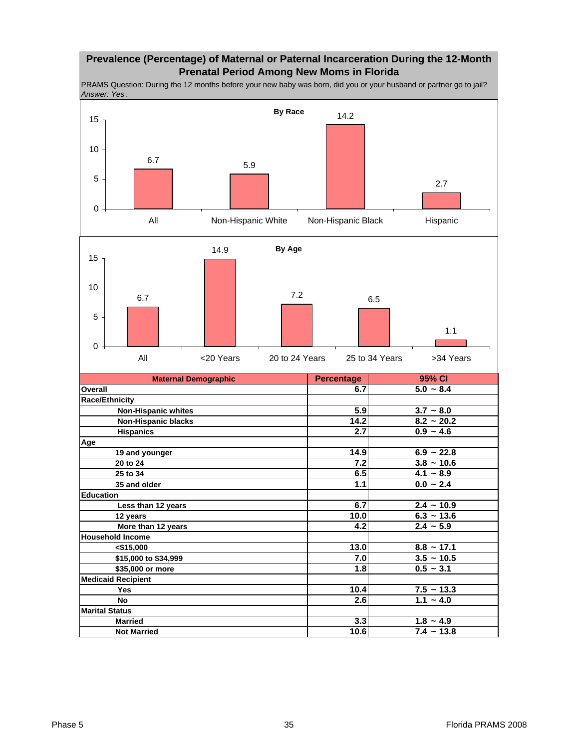## Prevalence (Percentage) of Maternal or Paternal Incarceration During the 12-Month Prenatal Period Among New Moms in Florida

PRAMS Question: During the 12 months before your new baby was born, did you or your husband or partner go to jail?
*Answer: Yes*.

**By Race**

| | All | Non-Hispanic White | Non-Hispanic Black | Hispanic |
|---|---|---|---|---|
| Percentage | 6.7 | 5.9 | 14.2 | 2.7 |

**By Age**

| | All | <20 Years | 20 to 24 Years | 25 to 34 Years | >34 Years |
|---|---|---|---|---|---|
| Percentage | 6.7 | 14.9 | 7.2 | 6.5 | 1.1 |

| Maternal Demographic | Percentage | 95% CI |
|---|---|---|
| **Overall** | 6.7 | 5.0 ~ 8.4 |
| **Race/Ethnicity** | | |
| Non-Hispanic whites | 5.9 | 3.7 ~ 8.0 |
| Non-Hispanic blacks | 14.2 | 8.2 ~ 20.2 |
| Hispanics | 2.7 | 0.9 ~ 4.6 |
| **Age** | | |
| 19 and younger | 14.9 | 6.9 ~ 22.8 |
| 20 to 24 | 7.2 | 3.8 ~ 10.6 |
| 25 to 34 | 6.5 | 4.1 ~ 8.9 |
| 35 and older | 1.1 | 0.0 ~ 2.4 |
| **Education** | | |
| Less than 12 years | 6.7 | 2.4 ~ 10.9 |
| 12 years | 10.0 | 6.3 ~ 13.6 |
| More than 12 years | 4.2 | 2.4 ~ 5.9 |
| **Household Income** | | |
| <$15,000 | 13.0 | 8.8 ~ 17.1 |
| $15,000 to $34,999 | 7.0 | 3.5 ~ 10.5 |
| $35,000 or more | 1.8 | 0.5 ~ 3.1 |
| **Medicaid Recipient** | | |
| Yes | 10.4 | 7.5 ~ 13.3 |
| No | 2.6 | 1.1 ~ 4.0 |
| **Marital Status** | | |
| Married | 3.3 | 1.8 ~ 4.9 |
| Not Married | 10.6 | 7.4 ~ 13.8 |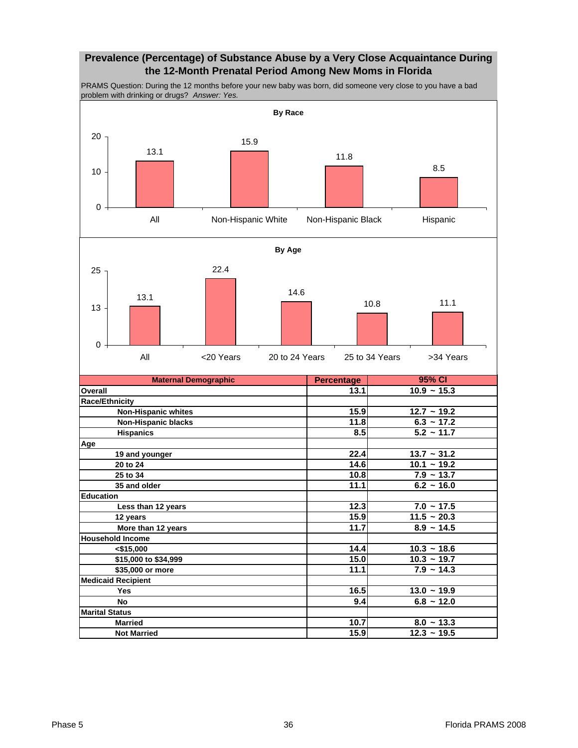## Prevalence (Percentage) of Substance Abuse by a Very Close Acquaintance During the 12-Month Prenatal Period Among New Moms in Florida

PRAMS Question: During the 12 months before your new baby was born, did someone very close to you have a bad problem with drinking or drugs? *Answer: Yes.*

**By Race**

| | All | Non-Hispanic White | Non-Hispanic Black | Hispanic |
|---|---|---|---|---|
| Percentage | 13.1 | 15.9 | 11.8 | 8.5 |

**By Age**

| | All | <20 Years | 20 to 24 Years | 25 to 34 Years | >34 Years |
|---|---|---|---|---|---|
| Percentage | 13.1 | 22.4 | 14.6 | 10.8 | 11.1 |

| Maternal Demographic | Percentage | 95% CI |
|---|---|---|
| **Overall** | 13.1 | 10.9 ~ 15.3 |
| **Race/Ethnicity** | | |
| Non-Hispanic whites | 15.9 | 12.7 ~ 19.2 |
| Non-Hispanic blacks | 11.8 | 6.3 ~ 17.2 |
| Hispanics | 8.5 | 5.2 ~ 11.7 |
| **Age** | | |
| 19 and younger | 22.4 | 13.7 ~ 31.2 |
| 20 to 24 | 14.6 | 10.1 ~ 19.2 |
| 25 to 34 | 10.8 | 7.9 ~ 13.7 |
| 35 and older | 11.1 | 6.2 ~ 16.0 |
| **Education** | | |
| Less than 12 years | 12.3 | 7.0 ~ 17.5 |
| 12 years | 15.9 | 11.5 ~ 20.3 |
| More than 12 years | 11.7 | 8.9 ~ 14.5 |
| **Household Income** | | |
| <$15,000 | 14.4 | 10.3 ~ 18.6 |
| $15,000 to $34,999 | 15.0 | 10.3 ~ 19.7 |
| $35,000 or more | 11.1 | 7.9 ~ 14.3 |
| **Medicaid Recipient** | | |
| Yes | 16.5 | 13.0 ~ 19.9 |
| No | 9.4 | 6.8 ~ 12.0 |
| **Marital Status** | | |
| Married | 10.7 | 8.0 ~ 13.3 |
| Not Married | 15.9 | 12.3 ~ 19.5 |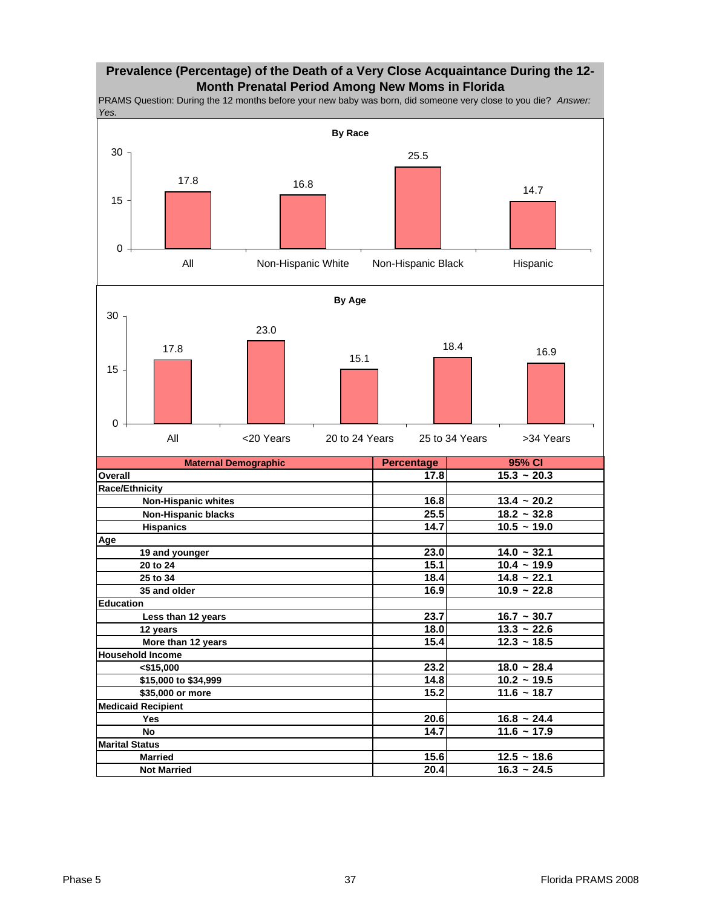## Prevalence (Percentage) of the Death of a Very Close Acquaintance During the 12-Month Prenatal Period Among New Moms in Florida

PRAMS Question: During the 12 months before your new baby was born, did someone very close to you die? *Answer: Yes.*

**By Race**

| | All | Non-Hispanic White | Non-Hispanic Black | Hispanic |
|---|---|---|---|---|
| Percentage | 17.8 | 16.8 | 25.5 | 14.7 |

**By Age**

| | All | <20 Years | 20 to 24 Years | 25 to 34 Years | >34 Years |
|---|---|---|---|---|---|
| Percentage | 17.8 | 23.0 | 15.1 | 18.4 | 16.9 |

| Maternal Demographic | Percentage | 95% CI |
|---|---|---|
| **Overall** | 17.8 | 15.3 ~ 20.3 |
| **Race/Ethnicity** | | |
| Non-Hispanic whites | 16.8 | 13.4 ~ 20.2 |
| Non-Hispanic blacks | 25.5 | 18.2 ~ 32.8 |
| Hispanics | 14.7 | 10.5 ~ 19.0 |
| **Age** | | |
| 19 and younger | 23.0 | 14.0 ~ 32.1 |
| 20 to 24 | 15.1 | 10.4 ~ 19.9 |
| 25 to 34 | 18.4 | 14.8 ~ 22.1 |
| 35 and older | 16.9 | 10.9 ~ 22.8 |
| **Education** | | |
| Less than 12 years | 23.7 | 16.7 ~ 30.7 |
| 12 years | 18.0 | 13.3 ~ 22.6 |
| More than 12 years | 15.4 | 12.3 ~ 18.5 |
| **Household Income** | | |
| <$15,000 | 23.2 | 18.0 ~ 28.4 |
| $15,000 to $34,999 | 14.8 | 10.2 ~ 19.5 |
| $35,000 or more | 15.2 | 11.6 ~ 18.7 |
| **Medicaid Recipient** | | |
| Yes | 20.6 | 16.8 ~ 24.4 |
| No | 14.7 | 11.6 ~ 17.9 |
| **Marital Status** | | |
| Married | 15.6 | 12.5 ~ 18.6 |
| Not Married | 20.4 | 16.3 ~ 24.5 |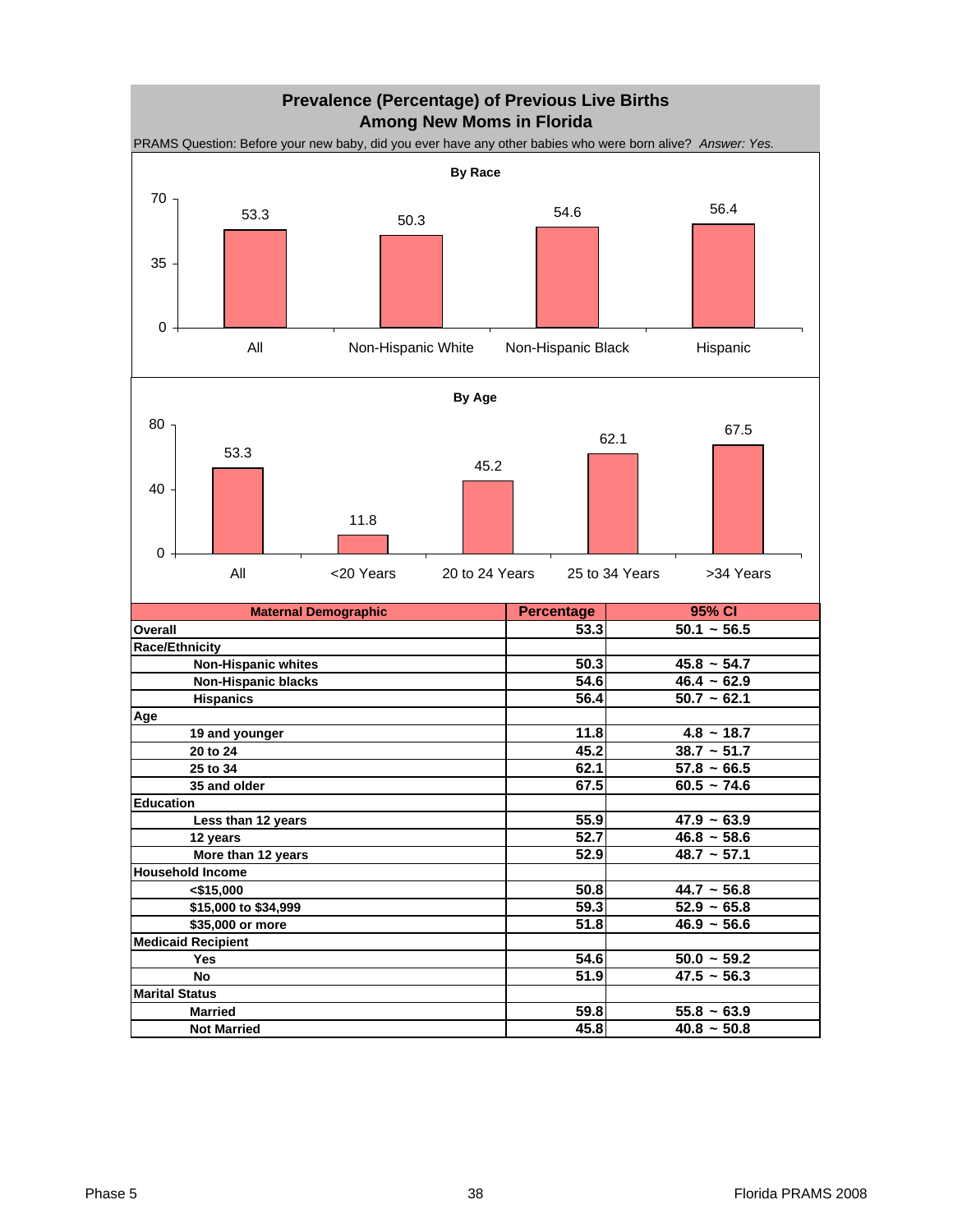# Prevalence (Percentage) of Previous Live Births Among New Moms in Florida

PRAMS Question: Before your new baby, did you ever have any other babies who were born alive? *Answer: Yes.*

**By Race**

| All | Non-Hispanic White | Non-Hispanic Black | Hispanic |
|---|---|---|---|
| 53.3 | 50.3 | 54.6 | 56.4 |

**By Age**

| All | <20 Years | 20 to 24 Years | 25 to 34 Years | >34 Years |
|---|---|---|---|---|
| 53.3 | 11.8 | 45.2 | 62.1 | 67.5 |

| Maternal Demographic | Percentage | 95% CI |
|---|---|---|
| **Overall** | 53.3 | 50.1 ~ 56.5 |
| **Race/Ethnicity** | | |
| Non-Hispanic whites | 50.3 | 45.8 ~ 54.7 |
| Non-Hispanic blacks | 54.6 | 46.4 ~ 62.9 |
| Hispanics | 56.4 | 50.7 ~ 62.1 |
| **Age** | | |
| 19 and younger | 11.8 | 4.8 ~ 18.7 |
| 20 to 24 | 45.2 | 38.7 ~ 51.7 |
| 25 to 34 | 62.1 | 57.8 ~ 66.5 |
| 35 and older | 67.5 | 60.5 ~ 74.6 |
| **Education** | | |
| Less than 12 years | 55.9 | 47.9 ~ 63.9 |
| 12 years | 52.7 | 46.8 ~ 58.6 |
| More than 12 years | 52.9 | 48.7 ~ 57.1 |
| **Household Income** | | |
| <$15,000 | 50.8 | 44.7 ~ 56.8 |
| $15,000 to $34,999 | 59.3 | 52.9 ~ 65.8 |
| $35,000 or more | 51.8 | 46.9 ~ 56.6 |
| **Medicaid Recipient** | | |
| Yes | 54.6 | 50.0 ~ 59.2 |
| No | 51.9 | 47.5 ~ 56.3 |
| **Marital Status** | | |
| Married | 59.8 | 55.8 ~ 63.9 |
| Not Married | 45.8 | 40.8 ~ 50.8 |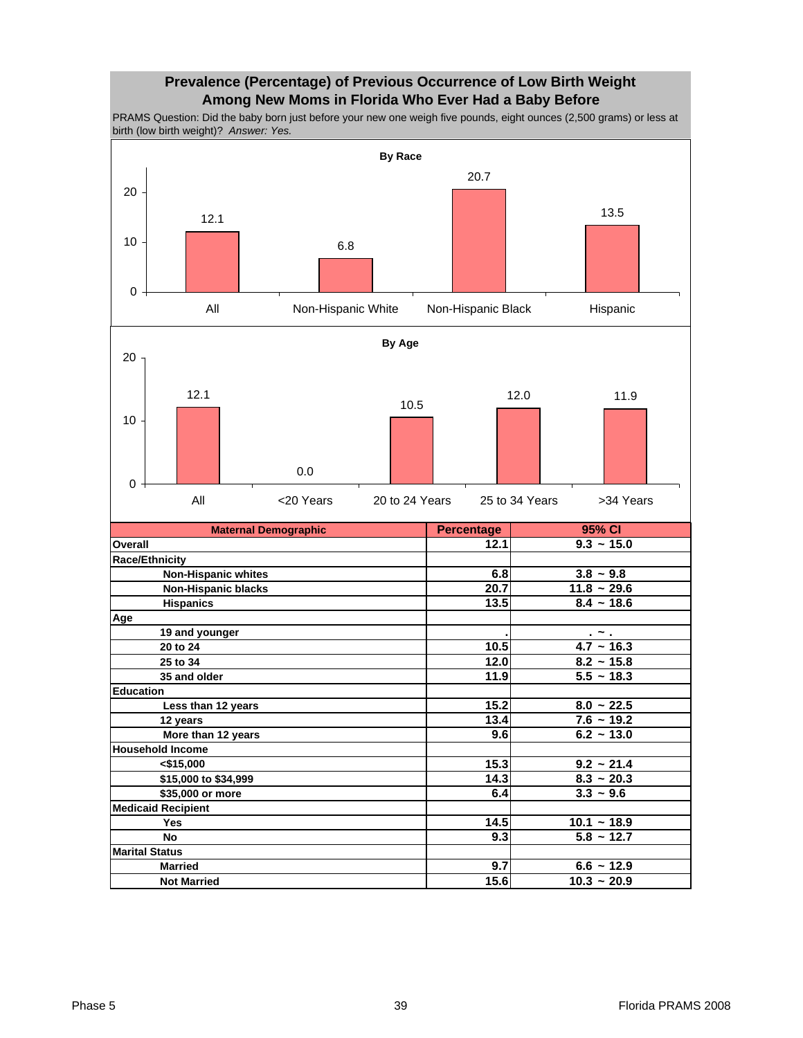## Prevalence (Percentage) of Previous Occurrence of Low Birth Weight Among New Moms in Florida Who Ever Had a Baby Before

PRAMS Question: Did the baby born just before your new one weigh five pounds, eight ounces (2,500 grams) or less at birth (low birth weight)? *Answer: Yes.*

**By Race**

| | Percentage |
|---|---|
| All | 12.1 |
| Non-Hispanic White | 6.8 |
| Non-Hispanic Black | 20.7 |
| Hispanic | 13.5 |

**By Age**

| | Percentage |
|---|---|
| All | 12.1 |
| <20 Years | 0.0 |
| 20 to 24 Years | 10.5 |
| 25 to 34 Years | 12.0 |
| >34 Years | 11.9 |

| Maternal Demographic | Percentage | 95% CI |
|---|---|---|
| **Overall** | **12.1** | **9.3 ~ 15.0** |
| **Race/Ethnicity** | | |
| Non-Hispanic whites | 6.8 | 3.8 ~ 9.8 |
| Non-Hispanic blacks | 20.7 | 11.8 ~ 29.6 |
| Hispanics | 13.5 | 8.4 ~ 18.6 |
| **Age** | | |
| 19 and younger | . | . ~ . |
| 20 to 24 | 10.5 | 4.7 ~ 16.3 |
| 25 to 34 | 12.0 | 8.2 ~ 15.8 |
| 35 and older | 11.9 | 5.5 ~ 18.3 |
| **Education** | | |
| Less than 12 years | 15.2 | 8.0 ~ 22.5 |
| 12 years | 13.4 | 7.6 ~ 19.2 |
| More than 12 years | 9.6 | 6.2 ~ 13.0 |
| **Household Income** | | |
| <$15,000 | 15.3 | 9.2 ~ 21.4 |
| $15,000 to $34,999 | 14.3 | 8.3 ~ 20.3 |
| $35,000 or more | 6.4 | 3.3 ~ 9.6 |
| **Medicaid Recipient** | | |
| Yes | 14.5 | 10.1 ~ 18.9 |
| No | 9.3 | 5.8 ~ 12.7 |
| **Marital Status** | | |
| Married | 9.7 | 6.6 ~ 12.9 |
| Not Married | 15.6 | 10.3 ~ 20.9 |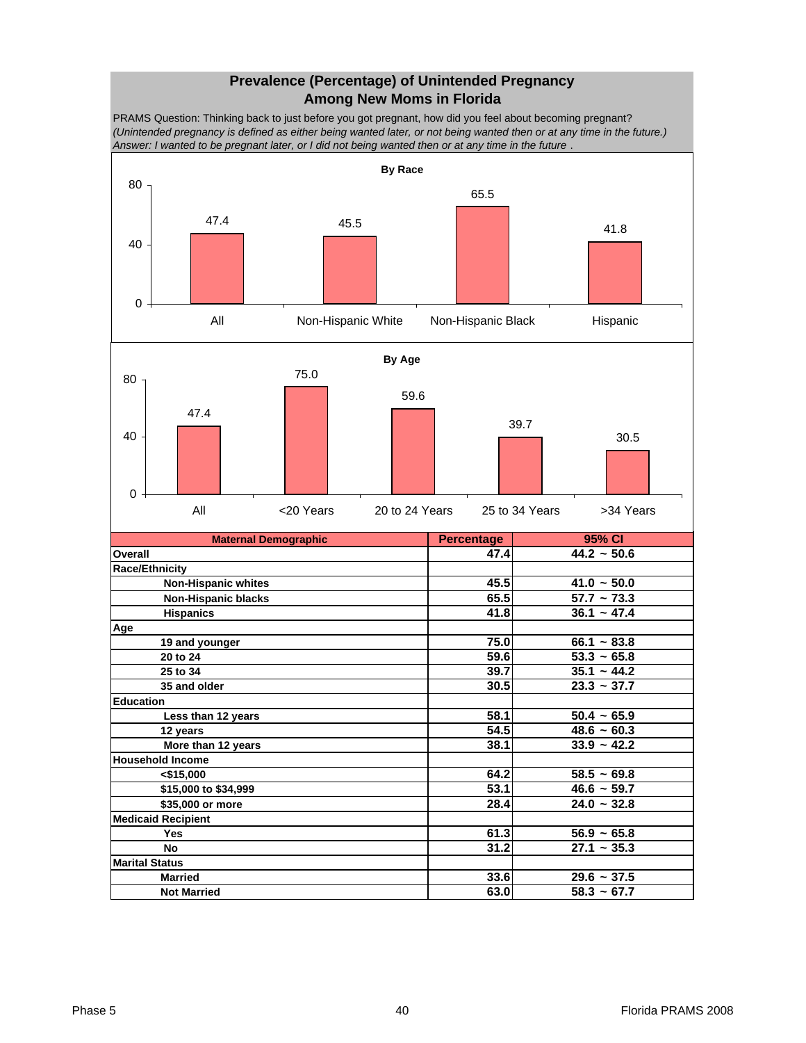## Prevalence (Percentage) of Unintended Pregnancy Among New Moms in Florida

PRAMS Question: Thinking back to just before you got pregnant, how did you feel about becoming pregnant?
*(Unintended pregnancy is defined as either being wanted later, or not being wanted then or at any time in the future.)*
*Answer: I wanted to be pregnant later, or I did not being wanted then or at any time in the future .*

**By Race**

| | All | Non-Hispanic White | Non-Hispanic Black | Hispanic |
|---|---|---|---|---|
| Percentage | 47.4 | 45.5 | 65.5 | 41.8 |

**By Age**

| | All | <20 Years | 20 to 24 Years | 25 to 34 Years | >34 Years |
|---|---|---|---|---|---|
| Percentage | 47.4 | 75.0 | 59.6 | 39.7 | 30.5 |

| Maternal Demographic | Percentage | 95% CI |
|---|---|---|
| **Overall** | 47.4 | 44.2 ~ 50.6 |
| **Race/Ethnicity** | | |
| Non-Hispanic whites | 45.5 | 41.0 ~ 50.0 |
| Non-Hispanic blacks | 65.5 | 57.7 ~ 73.3 |
| Hispanics | 41.8 | 36.1 ~ 47.4 |
| **Age** | | |
| 19 and younger | 75.0 | 66.1 ~ 83.8 |
| 20 to 24 | 59.6 | 53.3 ~ 65.8 |
| 25 to 34 | 39.7 | 35.1 ~ 44.2 |
| 35 and older | 30.5 | 23.3 ~ 37.7 |
| **Education** | | |
| Less than 12 years | 58.1 | 50.4 ~ 65.9 |
| 12 years | 54.5 | 48.6 ~ 60.3 |
| More than 12 years | 38.1 | 33.9 ~ 42.2 |
| **Household Income** | | |
| <$15,000 | 64.2 | 58.5 ~ 69.8 |
| $15,000 to $34,999 | 53.1 | 46.6 ~ 59.7 |
| $35,000 or more | 28.4 | 24.0 ~ 32.8 |
| **Medicaid Recipient** | | |
| Yes | 61.3 | 56.9 ~ 65.8 |
| No | 31.2 | 27.1 ~ 35.3 |
| **Marital Status** | | |
| Married | 33.6 | 29.6 ~ 37.5 |
| Not Married | 63.0 | 58.3 ~ 67.7 |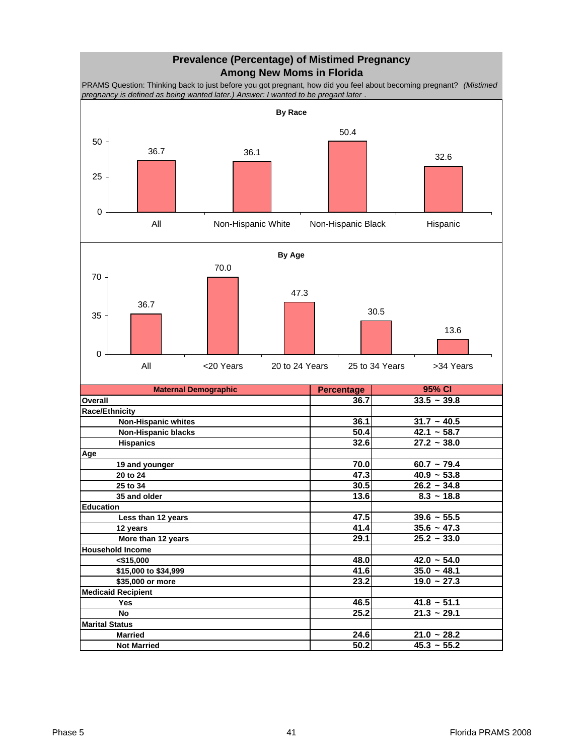# Prevalence (Percentage) of Mistimed Pregnancy Among New Moms in Florida

PRAMS Question: Thinking back to just before you got pregnant, how did you feel about becoming pregnant? *(Mistimed pregnancy is defined as being wanted later.) Answer: I wanted to be pregant later .*

**By Race**

| | All | Non-Hispanic White | Non-Hispanic Black | Hispanic |
|---|---|---|---|---|
| Percentage | 36.7 | 36.1 | 50.4 | 32.6 |

**By Age**

| | All | <20 Years | 20 to 24 Years | 25 to 34 Years | >34 Years |
|---|---|---|---|---|---|
| Percentage | 36.7 | 70.0 | 47.3 | 30.5 | 13.6 |

| Maternal Demographic | Percentage | 95% CI |
|---|---|---|
| **Overall** | **36.7** | **33.5 ~ 39.8** |
| **Race/Ethnicity** | | |
| Non-Hispanic whites | 36.1 | 31.7 ~ 40.5 |
| Non-Hispanic blacks | 50.4 | 42.1 ~ 58.7 |
| Hispanics | 32.6 | 27.2 ~ 38.0 |
| **Age** | | |
| 19 and younger | 70.0 | 60.7 ~ 79.4 |
| 20 to 24 | 47.3 | 40.9 ~ 53.8 |
| 25 to 34 | 30.5 | 26.2 ~ 34.8 |
| 35 and older | 13.6 | 8.3 ~ 18.8 |
| **Education** | | |
| Less than 12 years | 47.5 | 39.6 ~ 55.5 |
| 12 years | 41.4 | 35.6 ~ 47.3 |
| More than 12 years | 29.1 | 25.2 ~ 33.0 |
| **Household Income** | | |
| <$15,000 | 48.0 | 42.0 ~ 54.0 |
| $15,000 to $34,999 | 41.6 | 35.0 ~ 48.1 |
| $35,000 or more | 23.2 | 19.0 ~ 27.3 |
| **Medicaid Recipient** | | |
| Yes | 46.5 | 41.8 ~ 51.1 |
| No | 25.2 | 21.3 ~ 29.1 |
| **Marital Status** | | |
| Married | 24.6 | 21.0 ~ 28.2 |
| Not Married | 50.2 | 45.3 ~ 55.2 |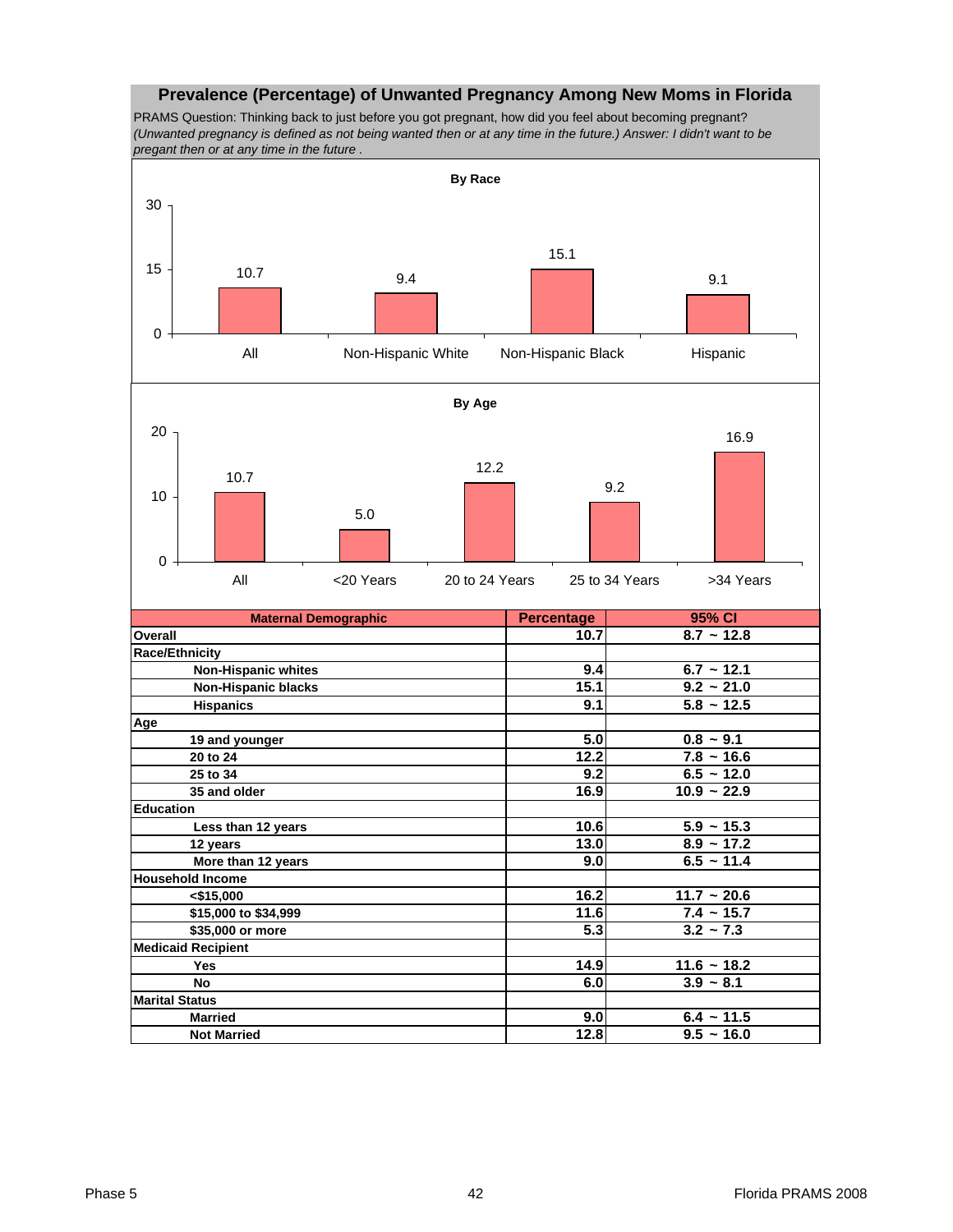## Prevalence (Percentage) of Unwanted Pregnancy Among New Moms in Florida

PRAMS Question: Thinking back to just before you got pregnant, how did you feel about becoming pregnant? *(Unwanted pregnancy is defined as not being wanted then or at any time in the future.) Answer: I didn't want to be pregant then or at any time in the future .*

**By Race**

| | Percentage |
|---|---|
| All | 10.7 |
| Non-Hispanic White | 9.4 |
| Non-Hispanic Black | 15.1 |
| Hispanic | 9.1 |

**By Age**

| | Percentage |
|---|---|
| All | 10.7 |
| <20 Years | 5.0 |
| 20 to 24 Years | 12.2 |
| 25 to 34 Years | 9.2 |
| >34 Years | 16.9 |

| Maternal Demographic | Percentage | 95% CI |
|---|---|---|
| **Overall** | 10.7 | 8.7 ~ 12.8 |
| **Race/Ethnicity** | | |
| Non-Hispanic whites | 9.4 | 6.7 ~ 12.1 |
| Non-Hispanic blacks | 15.1 | 9.2 ~ 21.0 |
| Hispanics | 9.1 | 5.8 ~ 12.5 |
| **Age** | | |
| 19 and younger | 5.0 | 0.8 ~ 9.1 |
| 20 to 24 | 12.2 | 7.8 ~ 16.6 |
| 25 to 34 | 9.2 | 6.5 ~ 12.0 |
| 35 and older | 16.9 | 10.9 ~ 22.9 |
| **Education** | | |
| Less than 12 years | 10.6 | 5.9 ~ 15.3 |
| 12 years | 13.0 | 8.9 ~ 17.2 |
| More than 12 years | 9.0 | 6.5 ~ 11.4 |
| **Household Income** | | |
| <$15,000 | 16.2 | 11.7 ~ 20.6 |
| $15,000 to $34,999 | 11.6 | 7.4 ~ 15.7 |
| $35,000 or more | 5.3 | 3.2 ~ 7.3 |
| **Medicaid Recipient** | | |
| Yes | 14.9 | 11.6 ~ 18.2 |
| No | 6.0 | 3.9 ~ 8.1 |
| **Marital Status** | | |
| Married | 9.0 | 6.4 ~ 11.5 |
| Not Married | 12.8 | 9.5 ~ 16.0 |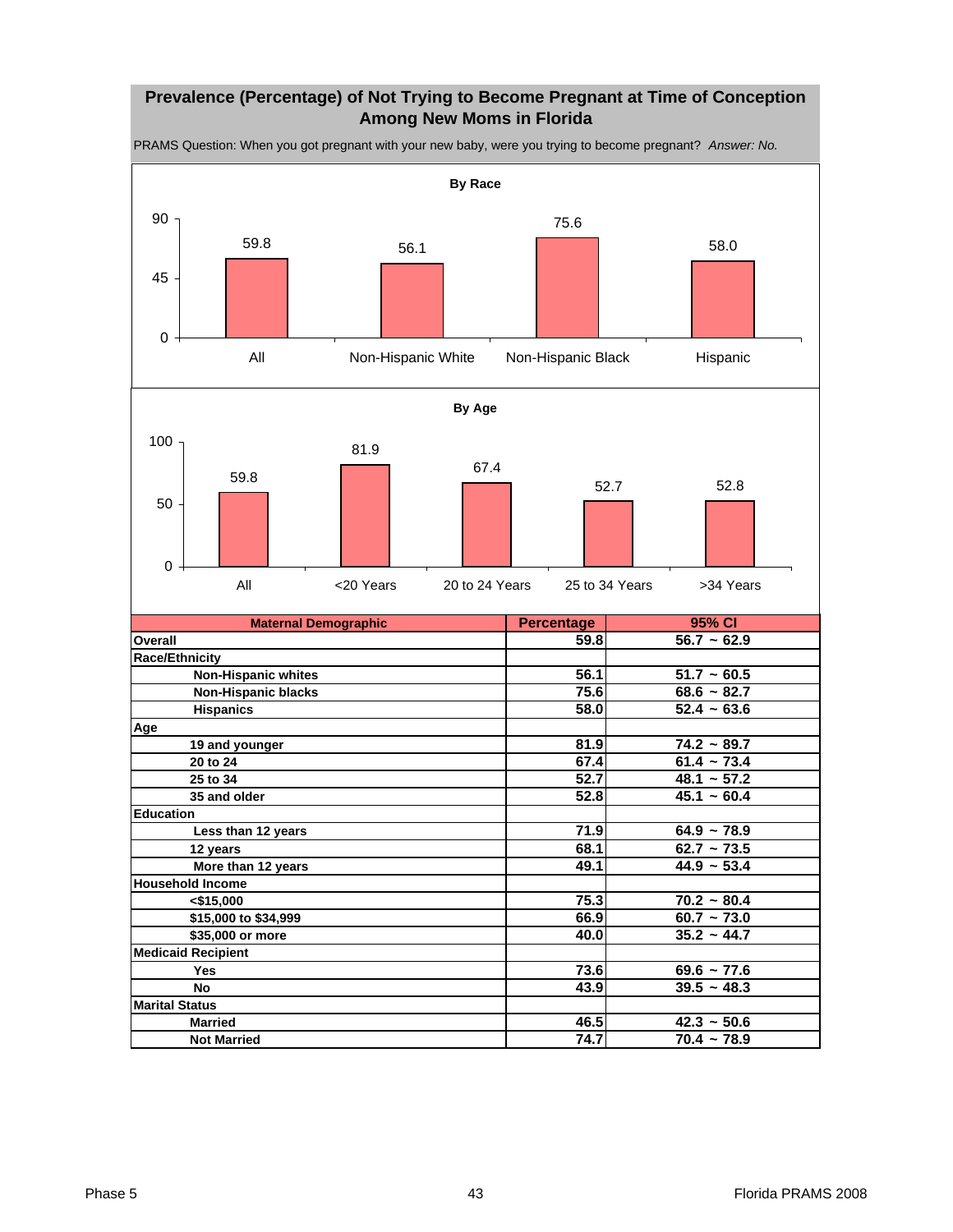## Prevalence (Percentage) of Not Trying to Become Pregnant at Time of Conception Among New Moms in Florida

PRAMS Question: When you got pregnant with your new baby, were you trying to become pregnant? *Answer: No.*

**By Race**

| | All | Non-Hispanic White | Non-Hispanic Black | Hispanic |
|---|---|---|---|---|
| Percentage | 59.8 | 56.1 | 75.6 | 58.0 |

**By Age**

| | All | <20 Years | 20 to 24 Years | 25 to 34 Years | >34 Years |
|---|---|---|---|---|---|
| Percentage | 59.8 | 81.9 | 67.4 | 52.7 | 52.8 |

| Maternal Demographic | Percentage | 95% CI |
|---|---|---|
| **Overall** | 59.8 | 56.7 ~ 62.9 |
| **Race/Ethnicity** | | |
| Non-Hispanic whites | 56.1 | 51.7 ~ 60.5 |
| Non-Hispanic blacks | 75.6 | 68.6 ~ 82.7 |
| Hispanics | 58.0 | 52.4 ~ 63.6 |
| **Age** | | |
| 19 and younger | 81.9 | 74.2 ~ 89.7 |
| 20 to 24 | 67.4 | 61.4 ~ 73.4 |
| 25 to 34 | 52.7 | 48.1 ~ 57.2 |
| 35 and older | 52.8 | 45.1 ~ 60.4 |
| **Education** | | |
| Less than 12 years | 71.9 | 64.9 ~ 78.9 |
| 12 years | 68.1 | 62.7 ~ 73.5 |
| More than 12 years | 49.1 | 44.9 ~ 53.4 |
| **Household Income** | | |
| <$15,000 | 75.3 | 70.2 ~ 80.4 |
| $15,000 to $34,999 | 66.9 | 60.7 ~ 73.0 |
| $35,000 or more | 40.0 | 35.2 ~ 44.7 |
| **Medicaid Recipient** | | |
| Yes | 73.6 | 69.6 ~ 77.6 |
| No | 43.9 | 39.5 ~ 48.3 |
| **Marital Status** | | |
| Married | 46.5 | 42.3 ~ 50.6 |
| Not Married | 74.7 | 70.4 ~ 78.9 |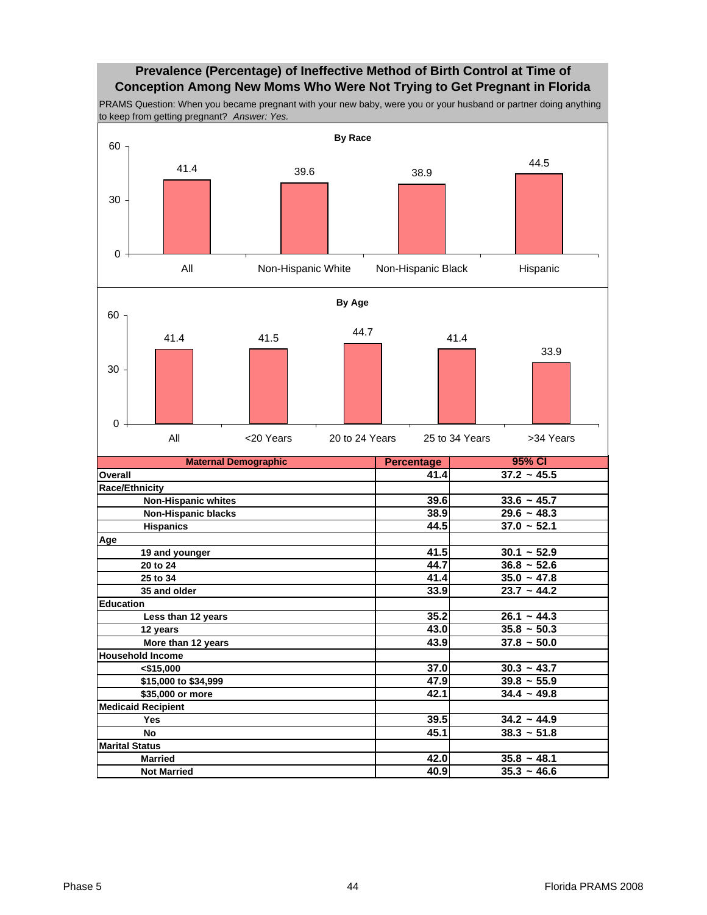## Prevalence (Percentage) of Ineffective Method of Birth Control at Time of Conception Among New Moms Who Were Not Trying to Get Pregnant in Florida

PRAMS Question: When you became pregnant with your new baby, were you or your husband or partner doing anything to keep from getting pregnant? *Answer: Yes.*

**By Race**

| Category | Percentage |
|---|---|
| All | 41.4 |
| Non-Hispanic White | 39.6 |
| Non-Hispanic Black | 38.9 |
| Hispanic | 44.5 |

**By Age**

| Category | Percentage |
|---|---|
| All | 41.4 |
| <20 Years | 41.5 |
| 20 to 24 Years | 44.7 |
| 25 to 34 Years | 41.4 |
| >34 Years | 33.9 |

| Maternal Demographic | Percentage | 95% CI |
|---|---|---|
| **Overall** | 41.4 | 37.2 ~ 45.5 |
| **Race/Ethnicity** | | |
| Non-Hispanic whites | 39.6 | 33.6 ~ 45.7 |
| Non-Hispanic blacks | 38.9 | 29.6 ~ 48.3 |
| Hispanics | 44.5 | 37.0 ~ 52.1 |
| **Age** | | |
| 19 and younger | 41.5 | 30.1 ~ 52.9 |
| 20 to 24 | 44.7 | 36.8 ~ 52.6 |
| 25 to 34 | 41.4 | 35.0 ~ 47.8 |
| 35 and older | 33.9 | 23.7 ~ 44.2 |
| **Education** | | |
| Less than 12 years | 35.2 | 26.1 ~ 44.3 |
| 12 years | 43.0 | 35.8 ~ 50.3 |
| More than 12 years | 43.9 | 37.8 ~ 50.0 |
| **Household Income** | | |
| <$15,000 | 37.0 | 30.3 ~ 43.7 |
| $15,000 to $34,999 | 47.9 | 39.8 ~ 55.9 |
| $35,000 or more | 42.1 | 34.4 ~ 49.8 |
| **Medicaid Recipient** | | |
| Yes | 39.5 | 34.2 ~ 44.9 |
| No | 45.1 | 38.3 ~ 51.8 |
| **Marital Status** | | |
| Married | 42.0 | 35.8 ~ 48.1 |
| Not Married | 40.9 | 35.3 ~ 46.6 |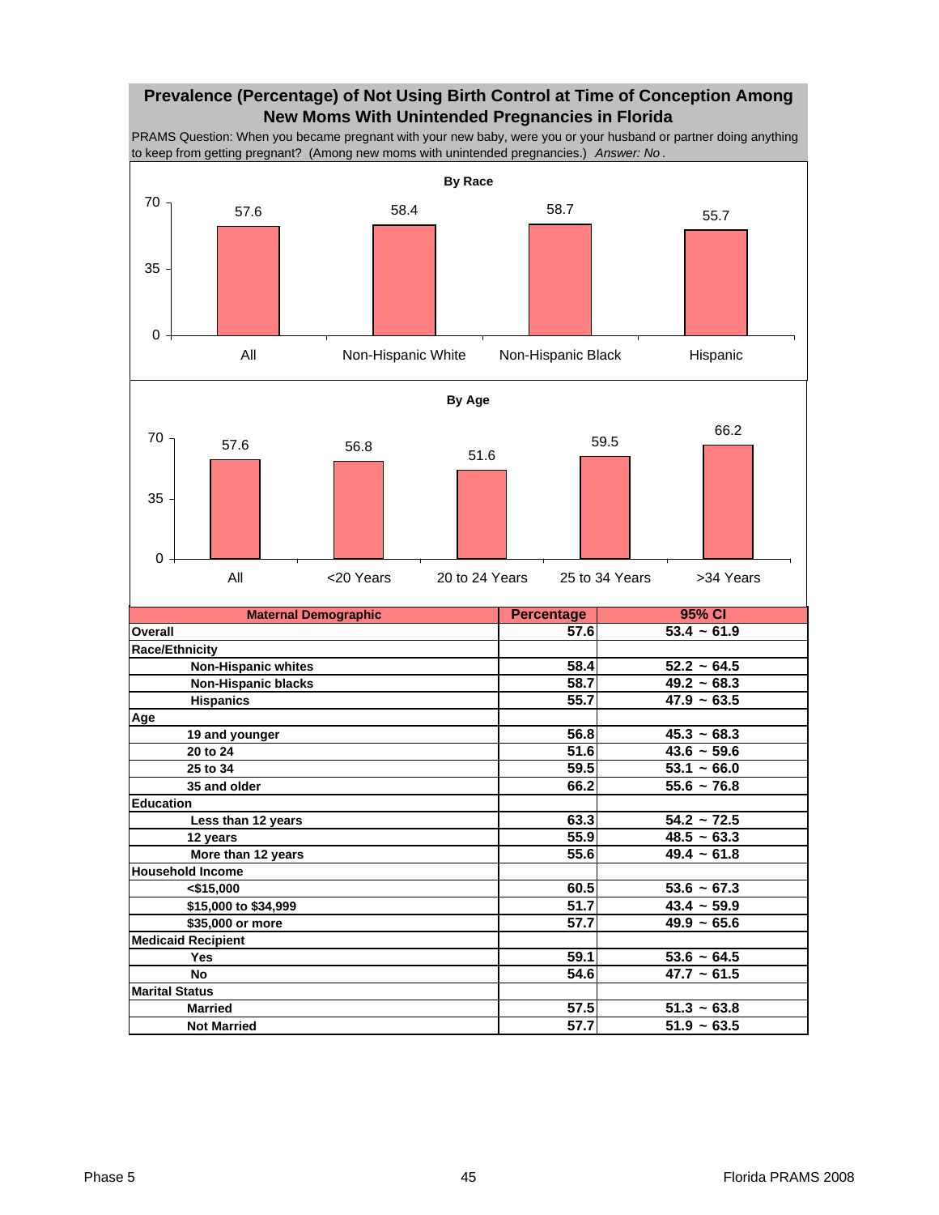## Prevalence (Percentage) of Not Using Birth Control at Time of Conception Among New Moms With Unintended Pregnancies in Florida

PRAMS Question: When you became pregnant with your new baby, were you or your husband or partner doing anything to keep from getting pregnant? (Among new moms with unintended pregnancies.) *Answer: No*.

**By Race**

| All | Non-Hispanic White | Non-Hispanic Black | Hispanic |
|---|---|---|---|
| 57.6 | 58.4 | 58.7 | 55.7 |

**By Age**

| All | <20 Years | 20 to 24 Years | 25 to 34 Years | >34 Years |
|---|---|---|---|---|
| 57.6 | 56.8 | 51.6 | 59.5 | 66.2 |

| Maternal Demographic | Percentage | 95% CI |
|---|---|---|
| **Overall** | 57.6 | 53.4 ~ 61.9 |
| **Race/Ethnicity** | | |
| Non-Hispanic whites | 58.4 | 52.2 ~ 64.5 |
| Non-Hispanic blacks | 58.7 | 49.2 ~ 68.3 |
| Hispanics | 55.7 | 47.9 ~ 63.5 |
| **Age** | | |
| 19 and younger | 56.8 | 45.3 ~ 68.3 |
| 20 to 24 | 51.6 | 43.6 ~ 59.6 |
| 25 to 34 | 59.5 | 53.1 ~ 66.0 |
| 35 and older | 66.2 | 55.6 ~ 76.8 |
| **Education** | | |
| Less than 12 years | 63.3 | 54.2 ~ 72.5 |
| 12 years | 55.9 | 48.5 ~ 63.3 |
| More than 12 years | 55.6 | 49.4 ~ 61.8 |
| **Household Income** | | |
| <$15,000 | 60.5 | 53.6 ~ 67.3 |
| $15,000 to $34,999 | 51.7 | 43.4 ~ 59.9 |
| $35,000 or more | 57.7 | 49.9 ~ 65.6 |
| **Medicaid Recipient** | | |
| Yes | 59.1 | 53.6 ~ 64.5 |
| No | 54.6 | 47.7 ~ 61.5 |
| **Marital Status** | | |
| Married | 57.5 | 51.3 ~ 63.8 |
| Not Married | 57.7 | 51.9 ~ 63.5 |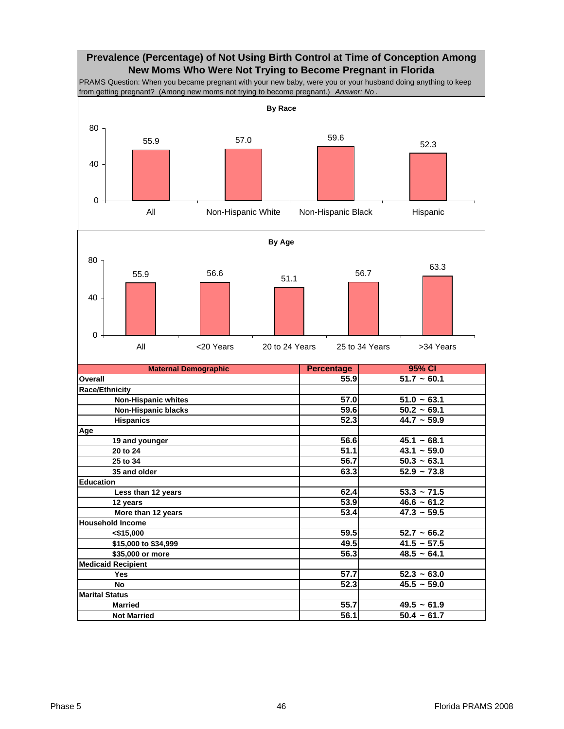# Prevalence (Percentage) of Not Using Birth Control at Time of Conception Among New Moms Who Were Not Trying to Become Pregnant in Florida

PRAMS Question: When you became pregnant with your new baby, were you or your husband doing anything to keep from getting pregnant? (Among new moms not trying to become pregnant.) *Answer: No* .

**By Race**

| | All | Non-Hispanic White | Non-Hispanic Black | Hispanic |
|---|---|---|---|---|
| Percentage | 55.9 | 57.0 | 59.6 | 52.3 |

**By Age**

| | All | <20 Years | 20 to 24 Years | 25 to 34 Years | >34 Years |
|---|---|---|---|---|---|
| Percentage | 55.9 | 56.6 | 51.1 | 56.7 | 63.3 |

| Maternal Demographic | Percentage | 95% CI |
|---|---|---|
| **Overall** | 55.9 | 51.7 ~ 60.1 |
| **Race/Ethnicity** | | |
| Non-Hispanic whites | 57.0 | 51.0 ~ 63.1 |
| Non-Hispanic blacks | 59.6 | 50.2 ~ 69.1 |
| Hispanics | 52.3 | 44.7 ~ 59.9 |
| **Age** | | |
| 19 and younger | 56.6 | 45.1 ~ 68.1 |
| 20 to 24 | 51.1 | 43.1 ~ 59.0 |
| 25 to 34 | 56.7 | 50.3 ~ 63.1 |
| 35 and older | 63.3 | 52.9 ~ 73.8 |
| **Education** | | |
| Less than 12 years | 62.4 | 53.3 ~ 71.5 |
| 12 years | 53.9 | 46.6 ~ 61.2 |
| More than 12 years | 53.4 | 47.3 ~ 59.5 |
| **Household Income** | | |
| <$15,000 | 59.5 | 52.7 ~ 66.2 |
| $15,000 to $34,999 | 49.5 | 41.5 ~ 57.5 |
| $35,000 or more | 56.3 | 48.5 ~ 64.1 |
| **Medicaid Recipient** | | |
| Yes | 57.7 | 52.3 ~ 63.0 |
| No | 52.3 | 45.5 ~ 59.0 |
| **Marital Status** | | |
| Married | 55.7 | 49.5 ~ 61.9 |
| Not Married | 56.1 | 50.4 ~ 61.7 |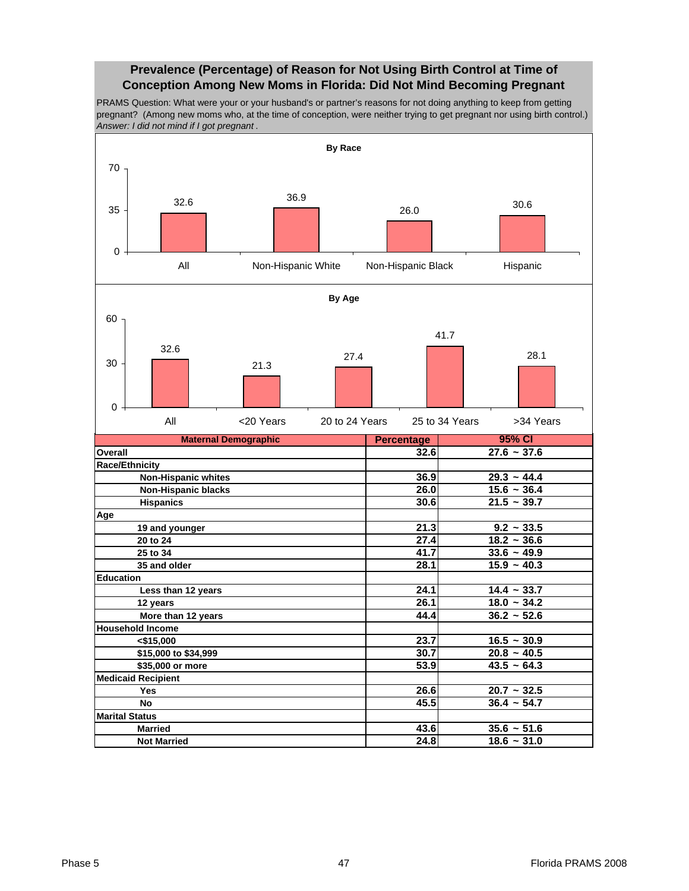## Prevalence (Percentage) of Reason for Not Using Birth Control at Time of Conception Among New Moms in Florida: Did Not Mind Becoming Pregnant

PRAMS Question: What were your or your husband's or partner's reasons for not doing anything to keep from getting pregnant? (Among new moms who, at the time of conception, were neither trying to get pregnant nor using birth control.)
*Answer: I did not mind if I got pregnant .*

**By Race**

| | All | Non-Hispanic White | Non-Hispanic Black | Hispanic |
|---|---|---|---|---|
| Percentage | 32.6 | 36.9 | 26.0 | 30.6 |

**By Age**

| | All | <20 Years | 20 to 24 Years | 25 to 34 Years | >34 Years |
|---|---|---|---|---|---|
| Percentage | 32.6 | 21.3 | 27.4 | 41.7 | 28.1 |

| Maternal Demographic | Percentage | 95% CI |
|---|---|---|
| **Overall** | 32.6 | 27.6 ~ 37.6 |
| **Race/Ethnicity** | | |
| Non-Hispanic whites | 36.9 | 29.3 ~ 44.4 |
| Non-Hispanic blacks | 26.0 | 15.6 ~ 36.4 |
| Hispanics | 30.6 | 21.5 ~ 39.7 |
| **Age** | | |
| 19 and younger | 21.3 | 9.2 ~ 33.5 |
| 20 to 24 | 27.4 | 18.2 ~ 36.6 |
| 25 to 34 | 41.7 | 33.6 ~ 49.9 |
| 35 and older | 28.1 | 15.9 ~ 40.3 |
| **Education** | | |
| Less than 12 years | 24.1 | 14.4 ~ 33.7 |
| 12 years | 26.1 | 18.0 ~ 34.2 |
| More than 12 years | 44.4 | 36.2 ~ 52.6 |
| **Household Income** | | |
| <$15,000 | 23.7 | 16.5 ~ 30.9 |
| $15,000 to $34,999 | 30.7 | 20.8 ~ 40.5 |
| $35,000 or more | 53.9 | 43.5 ~ 64.3 |
| **Medicaid Recipient** | | |
| Yes | 26.6 | 20.7 ~ 32.5 |
| No | 45.5 | 36.4 ~ 54.7 |
| **Marital Status** | | |
| Married | 43.6 | 35.6 ~ 51.6 |
| Not Married | 24.8 | 18.6 ~ 31.0 |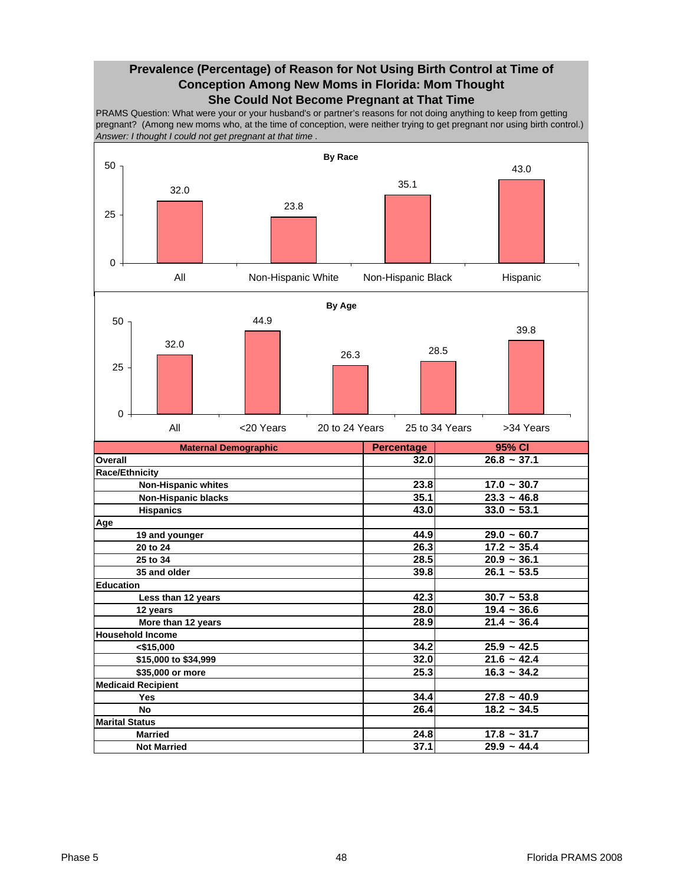## Prevalence (Percentage) of Reason for Not Using Birth Control at Time of Conception Among New Moms in Florida: Mom Thought She Could Not Become Pregnant at That Time

PRAMS Question: What were your or your husband's or partner's reasons for not doing anything to keep from getting pregnant? (Among new moms who, at the time of conception, were neither trying to get pregnant nor using birth control.)
*Answer: I thought I could not get pregnant at that time .*

**By Race**

| | All | Non-Hispanic White | Non-Hispanic Black | Hispanic |
|---|---|---|---|---|
| Percentage | 32.0 | 23.8 | 35.1 | 43.0 |

**By Age**

| | All | <20 Years | 20 to 24 Years | 25 to 34 Years | >34 Years |
|---|---|---|---|---|---|
| Percentage | 32.0 | 44.9 | 26.3 | 28.5 | 39.8 |

| Maternal Demographic | Percentage | 95% CI |
|---|---|---|
| **Overall** | 32.0 | 26.8 ~ 37.1 |
| **Race/Ethnicity** | | |
| Non-Hispanic whites | 23.8 | 17.0 ~ 30.7 |
| Non-Hispanic blacks | 35.1 | 23.3 ~ 46.8 |
| Hispanics | 43.0 | 33.0 ~ 53.1 |
| **Age** | | |
| 19 and younger | 44.9 | 29.0 ~ 60.7 |
| 20 to 24 | 26.3 | 17.2 ~ 35.4 |
| 25 to 34 | 28.5 | 20.9 ~ 36.1 |
| 35 and older | 39.8 | 26.1 ~ 53.5 |
| **Education** | | |
| Less than 12 years | 42.3 | 30.7 ~ 53.8 |
| 12 years | 28.0 | 19.4 ~ 36.6 |
| More than 12 years | 28.9 | 21.4 ~ 36.4 |
| **Household Income** | | |
| <$15,000 | 34.2 | 25.9 ~ 42.5 |
| $15,000 to $34,999 | 32.0 | 21.6 ~ 42.4 |
| $35,000 or more | 25.3 | 16.3 ~ 34.2 |
| **Medicaid Recipient** | | |
| Yes | 34.4 | 27.8 ~ 40.9 |
| No | 26.4 | 18.2 ~ 34.5 |
| **Marital Status** | | |
| Married | 24.8 | 17.8 ~ 31.7 |
| Not Married | 37.1 | 29.9 ~ 44.4 |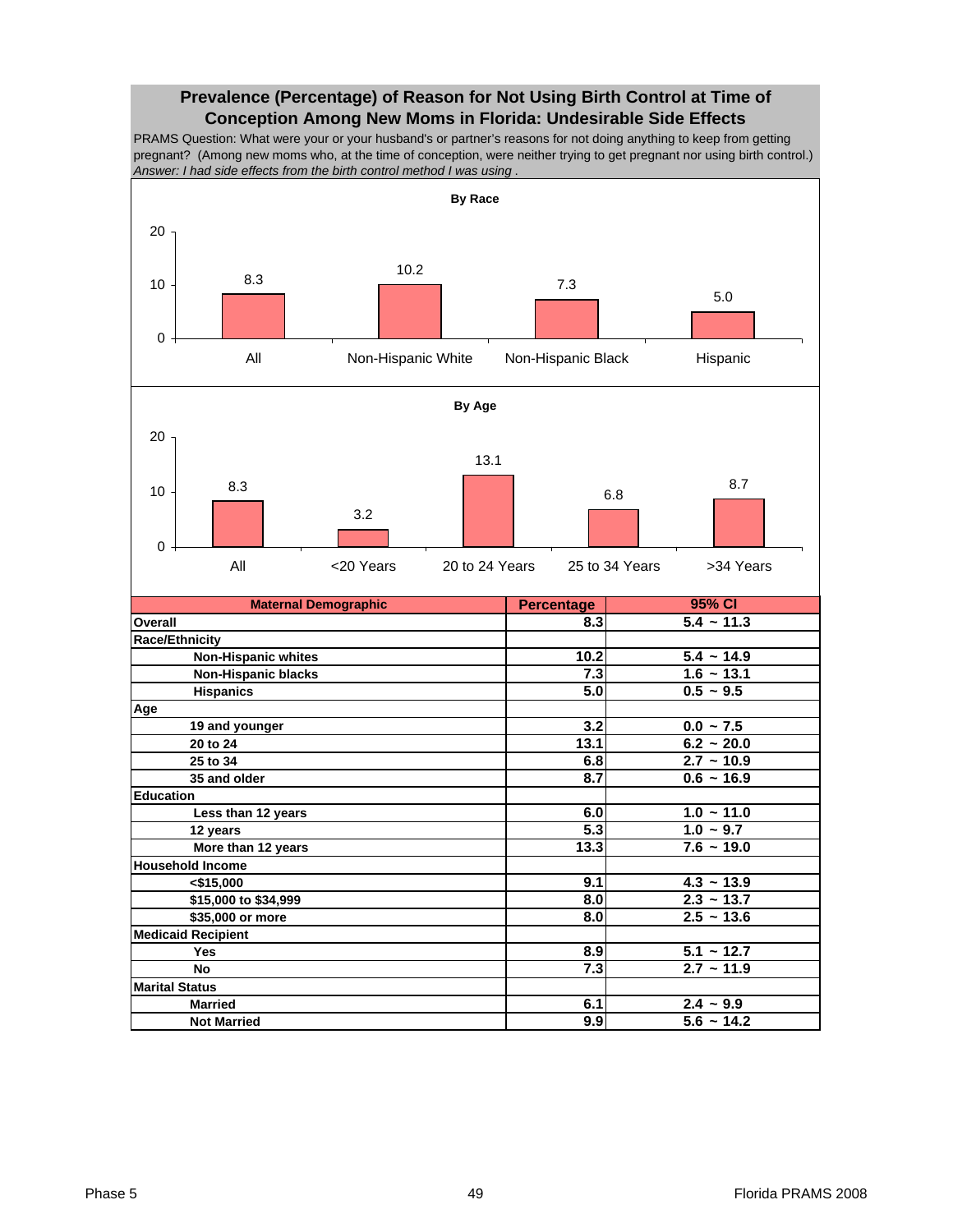# Prevalence (Percentage) of Reason for Not Using Birth Control at Time of Conception Among New Moms in Florida: Undesirable Side Effects

PRAMS Question: What were your or your husband's or partner's reasons for not doing anything to keep from getting pregnant? (Among new moms who, at the time of conception, were neither trying to get pregnant nor using birth control.)
*Answer: I had side effects from the birth control method I was using .*

**By Race**

| All | Non-Hispanic White | Non-Hispanic Black | Hispanic |
|---|---|---|---|
| 8.3 | 10.2 | 7.3 | 5.0 |

**By Age**

| All | <20 Years | 20 to 24 Years | 25 to 34 Years | >34 Years |
|---|---|---|---|---|
| 8.3 | 3.2 | 13.1 | 6.8 | 8.7 |

| Maternal Demographic | Percentage | 95% CI |
|---|---|---|
| **Overall** | 8.3 | 5.4 ~ 11.3 |
| **Race/Ethnicity** | | |
| Non-Hispanic whites | 10.2 | 5.4 ~ 14.9 |
| Non-Hispanic blacks | 7.3 | 1.6 ~ 13.1 |
| Hispanics | 5.0 | 0.5 ~ 9.5 |
| **Age** | | |
| 19 and younger | 3.2 | 0.0 ~ 7.5 |
| 20 to 24 | 13.1 | 6.2 ~ 20.0 |
| 25 to 34 | 6.8 | 2.7 ~ 10.9 |
| 35 and older | 8.7 | 0.6 ~ 16.9 |
| **Education** | | |
| Less than 12 years | 6.0 | 1.0 ~ 11.0 |
| 12 years | 5.3 | 1.0 ~ 9.7 |
| More than 12 years | 13.3 | 7.6 ~ 19.0 |
| **Household Income** | | |
| <$15,000 | 9.1 | 4.3 ~ 13.9 |
| $15,000 to $34,999 | 8.0 | 2.3 ~ 13.7 |
| $35,000 or more | 8.0 | 2.5 ~ 13.6 |
| **Medicaid Recipient** | | |
| Yes | 8.9 | 5.1 ~ 12.7 |
| No | 7.3 | 2.7 ~ 11.9 |
| **Marital Status** | | |
| Married | 6.1 | 2.4 ~ 9.9 |
| Not Married | 9.9 | 5.6 ~ 14.2 |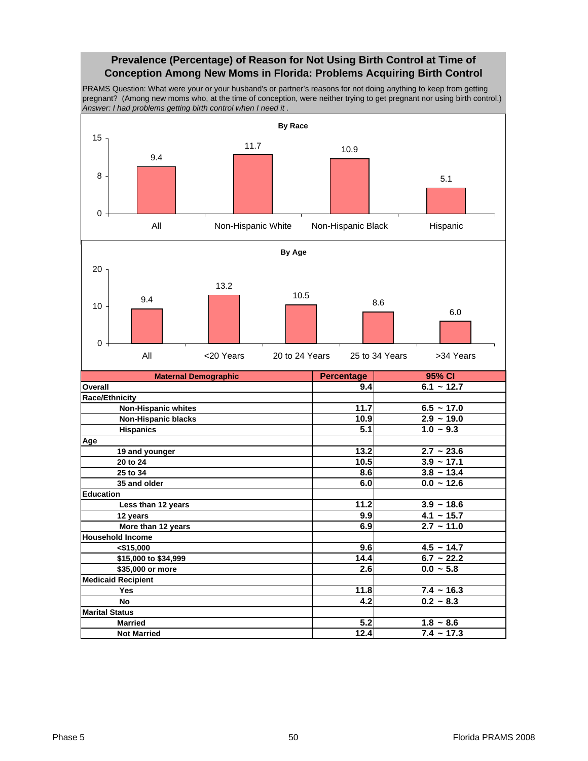## Prevalence (Percentage) of Reason for Not Using Birth Control at Time of Conception Among New Moms in Florida: Problems Acquiring Birth Control

PRAMS Question: What were your or your husband's or partner's reasons for not doing anything to keep from getting pregnant? (Among new moms who, at the time of conception, were neither trying to get pregnant nor using birth control.)
*Answer: I had problems getting birth control when I need it .*

**By Race**

| | All | Non-Hispanic White | Non-Hispanic Black | Hispanic |
|---|---|---|---|---|
| Percentage | 9.4 | 11.7 | 10.9 | 5.1 |

**By Age**

| | All | <20 Years | 20 to 24 Years | 25 to 34 Years | >34 Years |
|---|---|---|---|---|---|
| Percentage | 9.4 | 13.2 | 10.5 | 8.6 | 6.0 |

| Maternal Demographic | Percentage | 95% CI |
|---|---|---|
| **Overall** | 9.4 | 6.1 ~ 12.7 |
| **Race/Ethnicity** | | |
| Non-Hispanic whites | 11.7 | 6.5 ~ 17.0 |
| Non-Hispanic blacks | 10.9 | 2.9 ~ 19.0 |
| Hispanics | 5.1 | 1.0 ~ 9.3 |
| **Age** | | |
| 19 and younger | 13.2 | 2.7 ~ 23.6 |
| 20 to 24 | 10.5 | 3.9 ~ 17.1 |
| 25 to 34 | 8.6 | 3.8 ~ 13.4 |
| 35 and older | 6.0 | 0.0 ~ 12.6 |
| **Education** | | |
| Less than 12 years | 11.2 | 3.9 ~ 18.6 |
| 12 years | 9.9 | 4.1 ~ 15.7 |
| More than 12 years | 6.9 | 2.7 ~ 11.0 |
| **Household Income** | | |
| <$15,000 | 9.6 | 4.5 ~ 14.7 |
| $15,000 to $34,999 | 14.4 | 6.7 ~ 22.2 |
| $35,000 or more | 2.6 | 0.0 ~ 5.8 |
| **Medicaid Recipient** | | |
| Yes | 11.8 | 7.4 ~ 16.3 |
| No | 4.2 | 0.2 ~ 8.3 |
| **Marital Status** | | |
| Married | 5.2 | 1.8 ~ 8.6 |
| Not Married | 12.4 | 7.4 ~ 17.3 |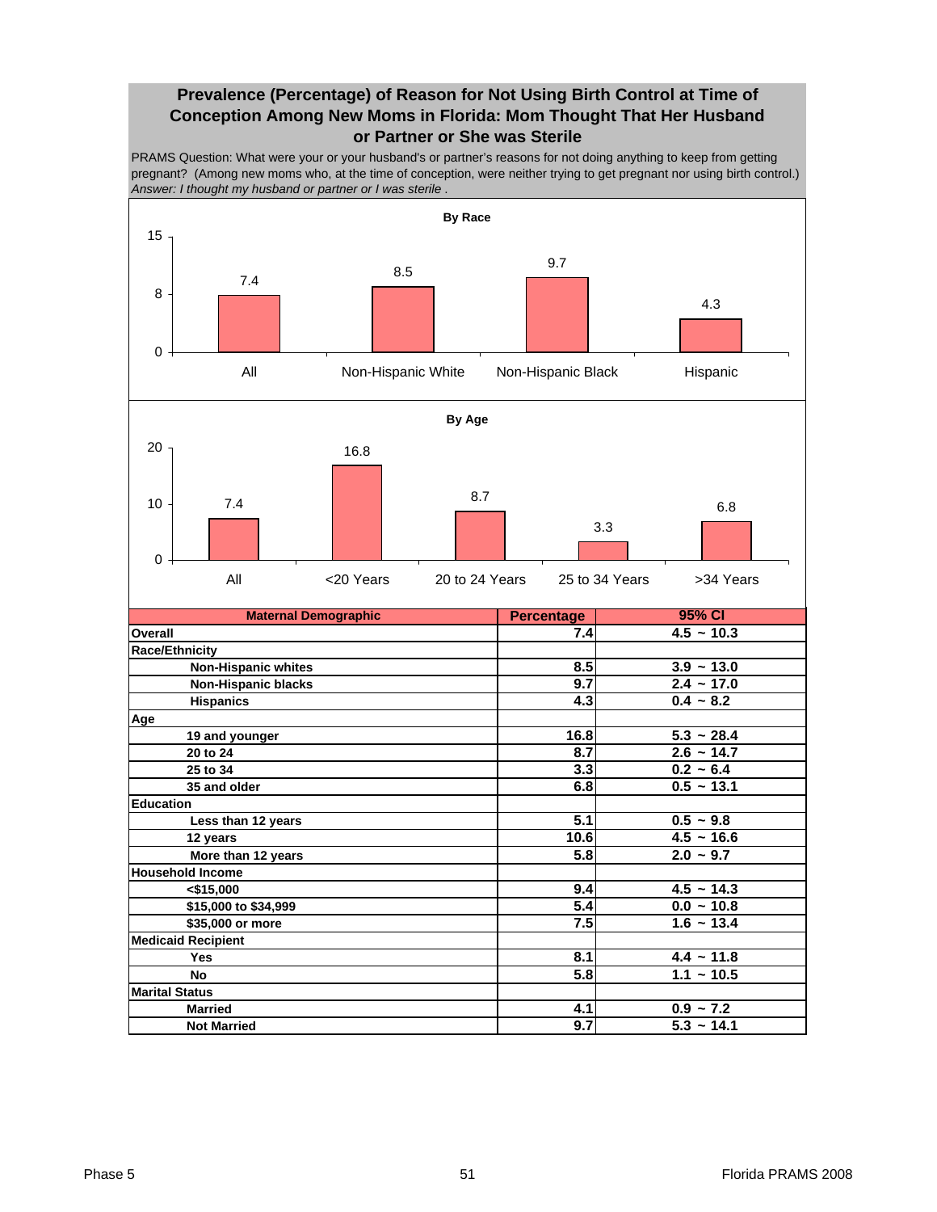## Prevalence (Percentage) of Reason for Not Using Birth Control at Time of Conception Among New Moms in Florida: Mom Thought That Her Husband or Partner or She was Sterile

PRAMS Question: What were your or your husband's or partner's reasons for not doing anything to keep from getting pregnant? (Among new moms who, at the time of conception, were neither trying to get pregnant nor using birth control.)
*Answer: I thought my husband or partner or I was sterile .*

**By Race**

| All | Non-Hispanic White | Non-Hispanic Black | Hispanic |
|---|---|---|---|
| 7.4 | 8.5 | 9.7 | 4.3 |

**By Age**

| All | <20 Years | 20 to 24 Years | 25 to 34 Years | >34 Years |
|---|---|---|---|---|
| 7.4 | 16.8 | 8.7 | 3.3 | 6.8 |

| Maternal Demographic | Percentage | 95% CI |
|---|---|---|
| **Overall** | 7.4 | 4.5 ~ 10.3 |
| **Race/Ethnicity** | | |
| Non-Hispanic whites | 8.5 | 3.9 ~ 13.0 |
| Non-Hispanic blacks | 9.7 | 2.4 ~ 17.0 |
| Hispanics | 4.3 | 0.4 ~ 8.2 |
| **Age** | | |
| 19 and younger | 16.8 | 5.3 ~ 28.4 |
| 20 to 24 | 8.7 | 2.6 ~ 14.7 |
| 25 to 34 | 3.3 | 0.2 ~ 6.4 |
| 35 and older | 6.8 | 0.5 ~ 13.1 |
| **Education** | | |
| Less than 12 years | 5.1 | 0.5 ~ 9.8 |
| 12 years | 10.6 | 4.5 ~ 16.6 |
| More than 12 years | 5.8 | 2.0 ~ 9.7 |
| **Household Income** | | |
| <$15,000 | 9.4 | 4.5 ~ 14.3 |
| $15,000 to $34,999 | 5.4 | 0.0 ~ 10.8 |
| $35,000 or more | 7.5 | 1.6 ~ 13.4 |
| **Medicaid Recipient** | | |
| Yes | 8.1 | 4.4 ~ 11.8 |
| No | 5.8 | 1.1 ~ 10.5 |
| **Marital Status** | | |
| Married | 4.1 | 0.9 ~ 7.2 |
| Not Married | 9.7 | 5.3 ~ 14.1 |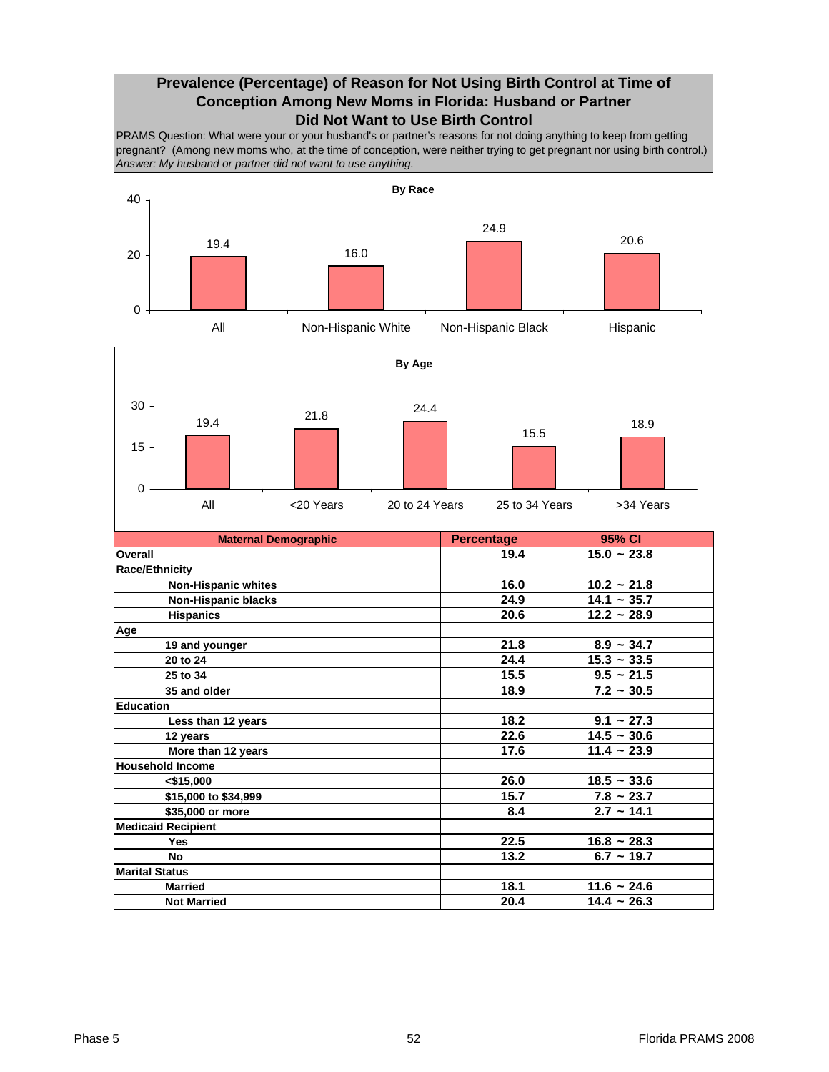## Prevalence (Percentage) of Reason for Not Using Birth Control at Time of Conception Among New Moms in Florida: Husband or Partner Did Not Want to Use Birth Control

PRAMS Question: What were your or your husband's or partner's reasons for not doing anything to keep from getting pregnant? (Among new moms who, at the time of conception, were neither trying to get pregnant nor using birth control.)
*Answer: My husband or partner did not want to use anything.*

**By Race**

| All | Non-Hispanic White | Non-Hispanic Black | Hispanic |
|---|---|---|---|
| 19.4 | 16.0 | 24.9 | 20.6 |

**By Age**

| All | <20 Years | 20 to 24 Years | 25 to 34 Years | >34 Years |
|---|---|---|---|---|
| 19.4 | 21.8 | 24.4 | 15.5 | 18.9 |

| Maternal Demographic | Percentage | 95% CI |
|---|---|---|
| **Overall** | 19.4 | 15.0 ~ 23.8 |
| **Race/Ethnicity** | | |
| Non-Hispanic whites | 16.0 | 10.2 ~ 21.8 |
| Non-Hispanic blacks | 24.9 | 14.1 ~ 35.7 |
| Hispanics | 20.6 | 12.2 ~ 28.9 |
| **Age** | | |
| 19 and younger | 21.8 | 8.9 ~ 34.7 |
| 20 to 24 | 24.4 | 15.3 ~ 33.5 |
| 25 to 34 | 15.5 | 9.5 ~ 21.5 |
| 35 and older | 18.9 | 7.2 ~ 30.5 |
| **Education** | | |
| Less than 12 years | 18.2 | 9.1 ~ 27.3 |
| 12 years | 22.6 | 14.5 ~ 30.6 |
| More than 12 years | 17.6 | 11.4 ~ 23.9 |
| **Household Income** | | |
| <$15,000 | 26.0 | 18.5 ~ 33.6 |
| $15,000 to $34,999 | 15.7 | 7.8 ~ 23.7 |
| $35,000 or more | 8.4 | 2.7 ~ 14.1 |
| **Medicaid Recipient** | | |
| Yes | 22.5 | 16.8 ~ 28.3 |
| No | 13.2 | 6.7 ~ 19.7 |
| **Marital Status** | | |
| Married | 18.1 | 11.6 ~ 24.6 |
| Not Married | 20.4 | 14.4 ~ 26.3 |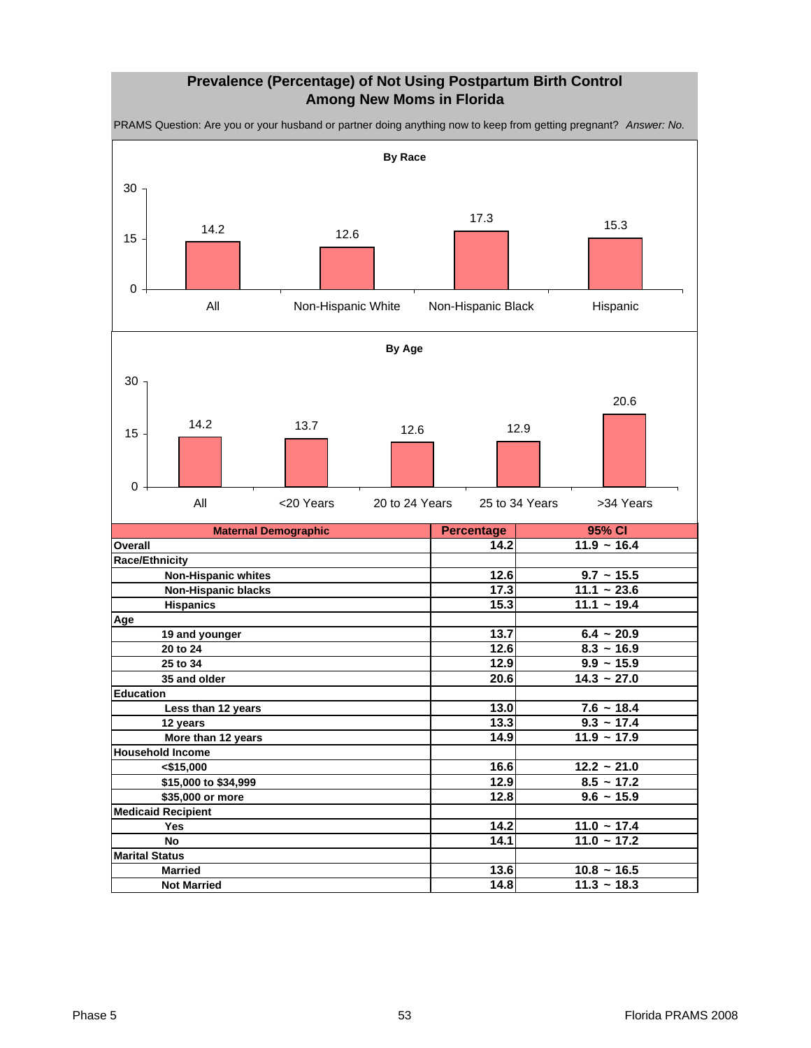# Prevalence (Percentage) of Not Using Postpartum Birth Control Among New Moms in Florida

PRAMS Question: Are you or your husband or partner doing anything now to keep from getting pregnant? *Answer: No.*

**By Race**

| All | Non-Hispanic White | Non-Hispanic Black | Hispanic |
|---|---|---|---|
| 14.2 | 12.6 | 17.3 | 15.3 |

**By Age**

| All | <20 Years | 20 to 24 Years | 25 to 34 Years | >34 Years |
|---|---|---|---|---|
| 14.2 | 13.7 | 12.6 | 12.9 | 20.6 |

| Maternal Demographic | Percentage | 95% CI |
|---|---|---|
| **Overall** | 14.2 | 11.9 ~ 16.4 |
| **Race/Ethnicity** | | |
| Non-Hispanic whites | 12.6 | 9.7 ~ 15.5 |
| Non-Hispanic blacks | 17.3 | 11.1 ~ 23.6 |
| Hispanics | 15.3 | 11.1 ~ 19.4 |
| **Age** | | |
| 19 and younger | 13.7 | 6.4 ~ 20.9 |
| 20 to 24 | 12.6 | 8.3 ~ 16.9 |
| 25 to 34 | 12.9 | 9.9 ~ 15.9 |
| 35 and older | 20.6 | 14.3 ~ 27.0 |
| **Education** | | |
| Less than 12 years | 13.0 | 7.6 ~ 18.4 |
| 12 years | 13.3 | 9.3 ~ 17.4 |
| More than 12 years | 14.9 | 11.9 ~ 17.9 |
| **Household Income** | | |
| <$15,000 | 16.6 | 12.2 ~ 21.0 |
| $15,000 to $34,999 | 12.9 | 8.5 ~ 17.2 |
| $35,000 or more | 12.8 | 9.6 ~ 15.9 |
| **Medicaid Recipient** | | |
| Yes | 14.2 | 11.0 ~ 17.4 |
| No | 14.1 | 11.0 ~ 17.2 |
| **Marital Status** | | |
| Married | 13.6 | 10.8 ~ 16.5 |
| Not Married | 14.8 | 11.3 ~ 18.3 |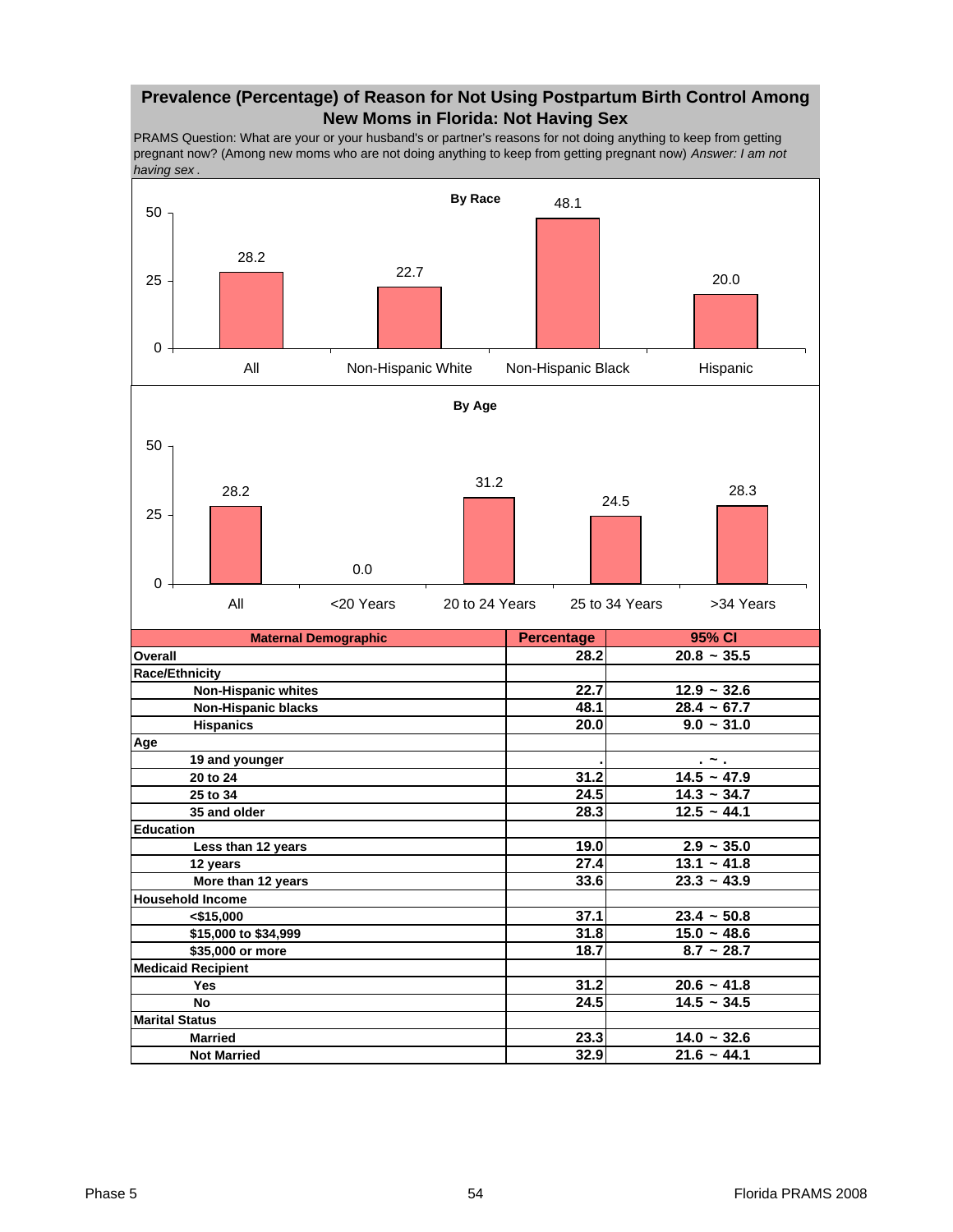## Prevalence (Percentage) of Reason for Not Using Postpartum Birth Control Among New Moms in Florida: Not Having Sex

PRAMS Question: What are your or your husband's or partner's reasons for not doing anything to keep from getting pregnant now? (Among new moms who are not doing anything to keep from getting pregnant now) *Answer: I am not having sex*.

**By Race**

| | All | Non-Hispanic White | Non-Hispanic Black | Hispanic |
|---|---|---|---|---|
| Percentage | 28.2 | 22.7 | 48.1 | 20.0 |

**By Age**

| | All | <20 Years | 20 to 24 Years | 25 to 34 Years | >34 Years |
|---|---|---|---|---|---|
| Percentage | 28.2 | 0.0 | 31.2 | 24.5 | 28.3 |

| Maternal Demographic | Percentage | 95% CI |
|---|---|---|
| **Overall** | 28.2 | 20.8 ~ 35.5 |
| **Race/Ethnicity** | | |
| Non-Hispanic whites | 22.7 | 12.9 ~ 32.6 |
| Non-Hispanic blacks | 48.1 | 28.4 ~ 67.7 |
| Hispanics | 20.0 | 9.0 ~ 31.0 |
| **Age** | | |
| 19 and younger | . | . ~ . |
| 20 to 24 | 31.2 | 14.5 ~ 47.9 |
| 25 to 34 | 24.5 | 14.3 ~ 34.7 |
| 35 and older | 28.3 | 12.5 ~ 44.1 |
| **Education** | | |
| Less than 12 years | 19.0 | 2.9 ~ 35.0 |
| 12 years | 27.4 | 13.1 ~ 41.8 |
| More than 12 years | 33.6 | 23.3 ~ 43.9 |
| **Household Income** | | |
| <$15,000 | 37.1 | 23.4 ~ 50.8 |
| $15,000 to $34,999 | 31.8 | 15.0 ~ 48.6 |
| $35,000 or more | 18.7 | 8.7 ~ 28.7 |
| **Medicaid Recipient** | | |
| Yes | 31.2 | 20.6 ~ 41.8 |
| No | 24.5 | 14.5 ~ 34.5 |
| **Marital Status** | | |
| Married | 23.3 | 14.0 ~ 32.6 |
| Not Married | 32.9 | 21.6 ~ 44.1 |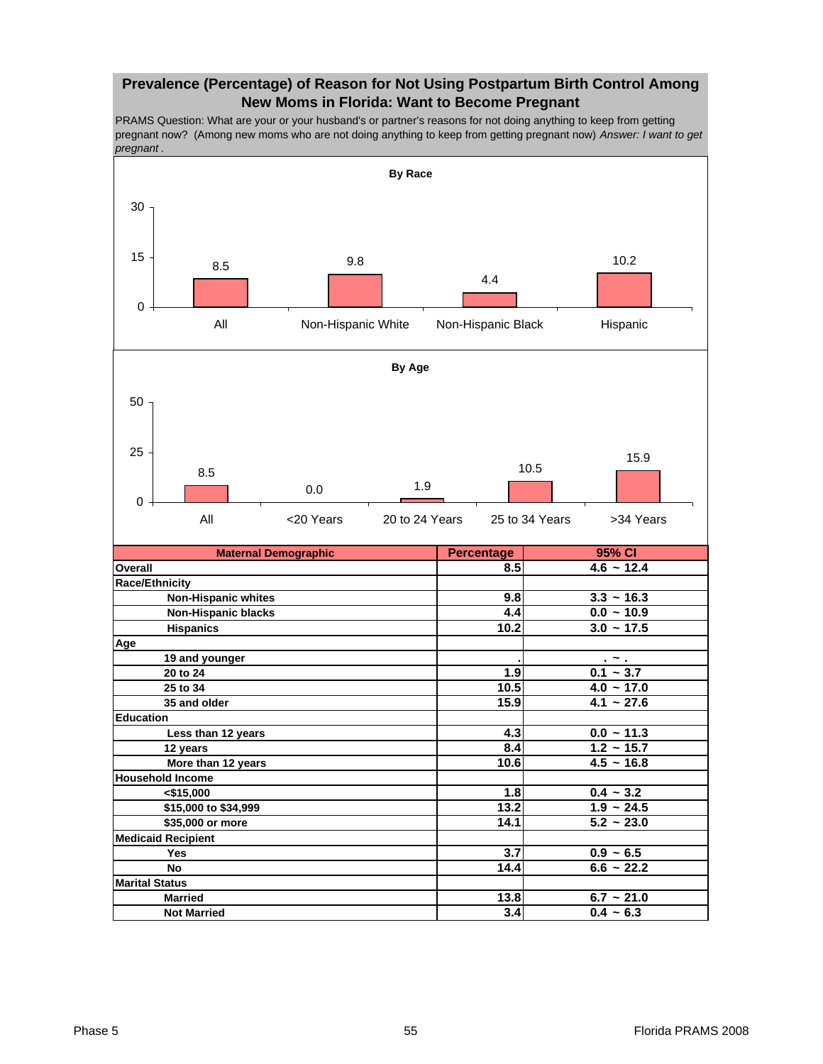## Prevalence (Percentage) of Reason for Not Using Postpartum Birth Control Among New Moms in Florida: Want to Become Pregnant

PRAMS Question: What are your or your husband's or partner's reasons for not doing anything to keep from getting pregnant now? (Among new moms who are not doing anything to keep from getting pregnant now) *Answer: I want to get pregnant .*

**By Race**

| | All | Non-Hispanic White | Non-Hispanic Black | Hispanic |
|---|---|---|---|---|
| Percentage | 8.5 | 9.8 | 4.4 | 10.2 |

**By Age**

| | All | <20 Years | 20 to 24 Years | 25 to 34 Years | >34 Years |
|---|---|---|---|---|---|
| Percentage | 8.5 | 0.0 | 1.9 | 10.5 | 15.9 |

| Maternal Demographic | Percentage | 95% CI |
|---|---|---|
| **Overall** | 8.5 | 4.6 ~ 12.4 |
| **Race/Ethnicity** | | |
| Non-Hispanic whites | 9.8 | 3.3 ~ 16.3 |
| Non-Hispanic blacks | 4.4 | 0.0 ~ 10.9 |
| Hispanics | 10.2 | 3.0 ~ 17.5 |
| **Age** | | |
| 19 and younger | . | . ~ . |
| 20 to 24 | 1.9 | 0.1 ~ 3.7 |
| 25 to 34 | 10.5 | 4.0 ~ 17.0 |
| 35 and older | 15.9 | 4.1 ~ 27.6 |
| **Education** | | |
| Less than 12 years | 4.3 | 0.0 ~ 11.3 |
| 12 years | 8.4 | 1.2 ~ 15.7 |
| More than 12 years | 10.6 | 4.5 ~ 16.8 |
| **Household Income** | | |
| <$15,000 | 1.8 | 0.4 ~ 3.2 |
| $15,000 to $34,999 | 13.2 | 1.9 ~ 24.5 |
| $35,000 or more | 14.1 | 5.2 ~ 23.0 |
| **Medicaid Recipient** | | |
| Yes | 3.7 | 0.9 ~ 6.5 |
| No | 14.4 | 6.6 ~ 22.2 |
| **Marital Status** | | |
| Married | 13.8 | 6.7 ~ 21.0 |
| Not Married | 3.4 | 0.4 ~ 6.3 |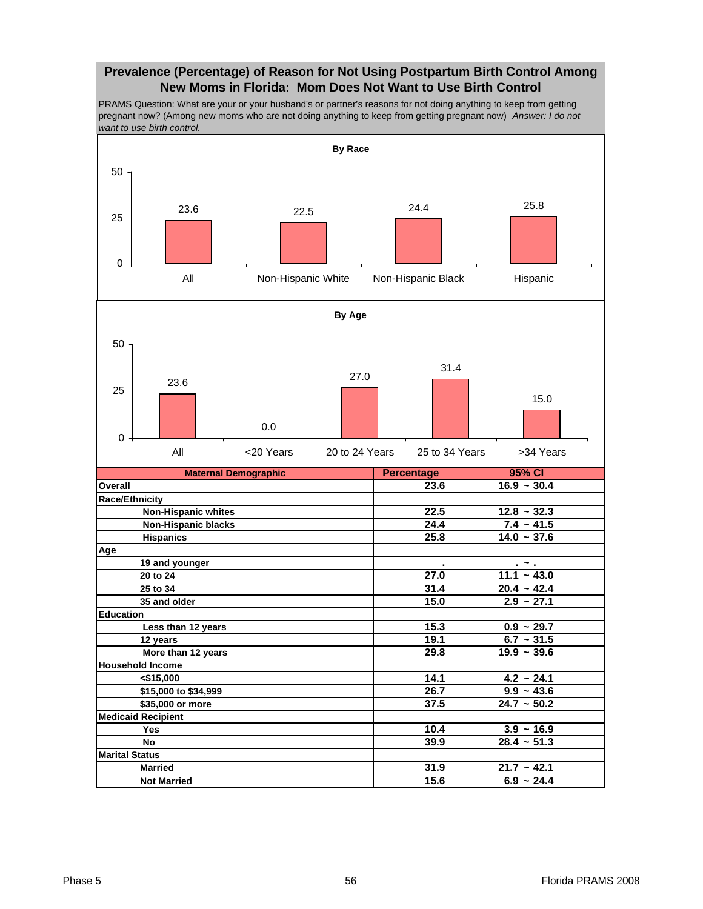## Prevalence (Percentage) of Reason for Not Using Postpartum Birth Control Among New Moms in Florida: Mom Does Not Want to Use Birth Control

PRAMS Question: What are your or your husband's or partner's reasons for not doing anything to keep from getting pregnant now? (Among new moms who are not doing anything to keep from getting pregnant now) *Answer: I do not want to use birth control.*

**By Race**

| All | Non-Hispanic White | Non-Hispanic Black | Hispanic |
|---|---|---|---|
| 23.6 | 22.5 | 24.4 | 25.8 |

**By Age**

| All | <20 Years | 20 to 24 Years | 25 to 34 Years | >34 Years |
|---|---|---|---|---|
| 23.6 | 0.0 | 27.0 | 31.4 | 15.0 |

| Maternal Demographic | Percentage | 95% CI |
|---|---|---|
| **Overall** | 23.6 | 16.9 ~ 30.4 |
| **Race/Ethnicity** | | |
| Non-Hispanic whites | 22.5 | 12.8 ~ 32.3 |
| Non-Hispanic blacks | 24.4 | 7.4 ~ 41.5 |
| Hispanics | 25.8 | 14.0 ~ 37.6 |
| **Age** | | |
| 19 and younger | . | . ~ . |
| 20 to 24 | 27.0 | 11.1 ~ 43.0 |
| 25 to 34 | 31.4 | 20.4 ~ 42.4 |
| 35 and older | 15.0 | 2.9 ~ 27.1 |
| **Education** | | |
| Less than 12 years | 15.3 | 0.9 ~ 29.7 |
| 12 years | 19.1 | 6.7 ~ 31.5 |
| More than 12 years | 29.8 | 19.9 ~ 39.6 |
| **Household Income** | | |
| <$15,000 | 14.1 | 4.2 ~ 24.1 |
| $15,000 to $34,999 | 26.7 | 9.9 ~ 43.6 |
| $35,000 or more | 37.5 | 24.7 ~ 50.2 |
| **Medicaid Recipient** | | |
| Yes | 10.4 | 3.9 ~ 16.9 |
| No | 39.9 | 28.4 ~ 51.3 |
| **Marital Status** | | |
| Married | 31.9 | 21.7 ~ 42.1 |
| Not Married | 15.6 | 6.9 ~ 24.4 |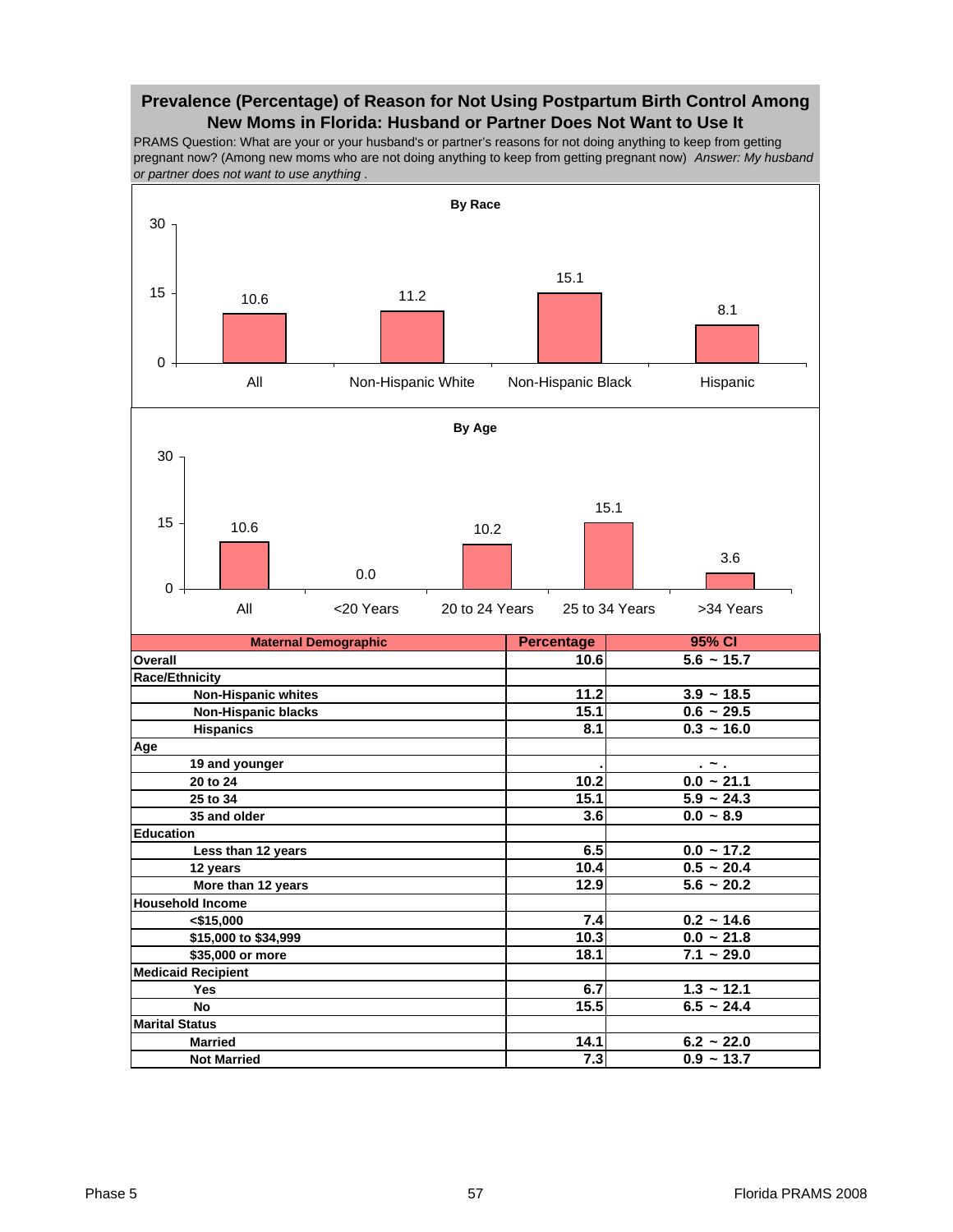## Prevalence (Percentage) of Reason for Not Using Postpartum Birth Control Among New Moms in Florida: Husband or Partner Does Not Want to Use It

PRAMS Question: What are your or your husband's or partner's reasons for not doing anything to keep from getting pregnant now? (Among new moms who are not doing anything to keep from getting pregnant now) *Answer: My husband or partner does not want to use anything .*

**By Race**

| | All | Non-Hispanic White | Non-Hispanic Black | Hispanic |
|---|---|---|---|---|
| Percentage | 10.6 | 11.2 | 15.1 | 8.1 |

**By Age**

| | All | <20 Years | 20 to 24 Years | 25 to 34 Years | >34 Years |
|---|---|---|---|---|---|
| Percentage | 10.6 | 0.0 | 10.2 | 15.1 | 3.6 |

| Maternal Demographic | Percentage | 95% CI |
|---|---|---|
| **Overall** | 10.6 | 5.6 ~ 15.7 |
| **Race/Ethnicity** | | |
| Non-Hispanic whites | 11.2 | 3.9 ~ 18.5 |
| Non-Hispanic blacks | 15.1 | 0.6 ~ 29.5 |
| Hispanics | 8.1 | 0.3 ~ 16.0 |
| **Age** | | |
| 19 and younger | . | . ~ . |
| 20 to 24 | 10.2 | 0.0 ~ 21.1 |
| 25 to 34 | 15.1 | 5.9 ~ 24.3 |
| 35 and older | 3.6 | 0.0 ~ 8.9 |
| **Education** | | |
| Less than 12 years | 6.5 | 0.0 ~ 17.2 |
| 12 years | 10.4 | 0.5 ~ 20.4 |
| More than 12 years | 12.9 | 5.6 ~ 20.2 |
| **Household Income** | | |
| <$15,000 | 7.4 | 0.2 ~ 14.6 |
| $15,000 to $34,999 | 10.3 | 0.0 ~ 21.8 |
| $35,000 or more | 18.1 | 7.1 ~ 29.0 |
| **Medicaid Recipient** | | |
| Yes | 6.7 | 1.3 ~ 12.1 |
| No | 15.5 | 6.5 ~ 24.4 |
| **Marital Status** | | |
| Married | 14.1 | 6.2 ~ 22.0 |
| Not Married | 7.3 | 0.9 ~ 13.7 |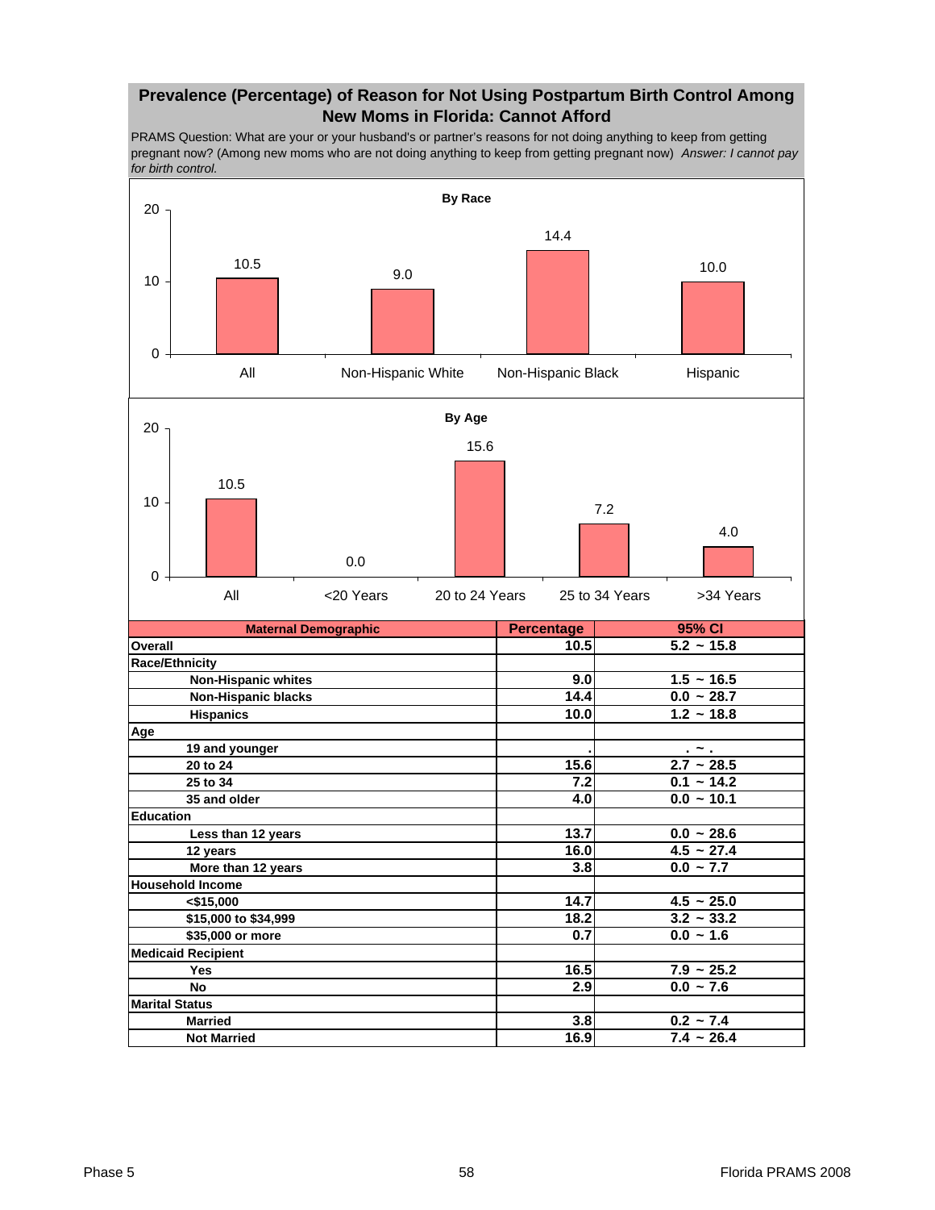## Prevalence (Percentage) of Reason for Not Using Postpartum Birth Control Among New Moms in Florida: Cannot Afford

PRAMS Question: What are your or your husband's or partner's reasons for not doing anything to keep from getting pregnant now? (Among new moms who are not doing anything to keep from getting pregnant now) *Answer: I cannot pay for birth control.*

**By Race**

| | All | Non-Hispanic White | Non-Hispanic Black | Hispanic |
|---|---|---|---|---|
| Percentage | 10.5 | 9.0 | 14.4 | 10.0 |

**By Age**

| | All | <20 Years | 20 to 24 Years | 25 to 34 Years | >34 Years |
|---|---|---|---|---|---|
| Percentage | 10.5 | 0.0 | 15.6 | 7.2 | 4.0 |

| Maternal Demographic | Percentage | 95% CI |
|---|---|---|
| **Overall** | 10.5 | 5.2 ~ 15.8 |
| **Race/Ethnicity** | | |
| Non-Hispanic whites | 9.0 | 1.5 ~ 16.5 |
| Non-Hispanic blacks | 14.4 | 0.0 ~ 28.7 |
| Hispanics | 10.0 | 1.2 ~ 18.8 |
| **Age** | | |
| 19 and younger | . | . ~ . |
| 20 to 24 | 15.6 | 2.7 ~ 28.5 |
| 25 to 34 | 7.2 | 0.1 ~ 14.2 |
| 35 and older | 4.0 | 0.0 ~ 10.1 |
| **Education** | | |
| Less than 12 years | 13.7 | 0.0 ~ 28.6 |
| 12 years | 16.0 | 4.5 ~ 27.4 |
| More than 12 years | 3.8 | 0.0 ~ 7.7 |
| **Household Income** | | |
| <$15,000 | 14.7 | 4.5 ~ 25.0 |
| $15,000 to $34,999 | 18.2 | 3.2 ~ 33.2 |
| $35,000 or more | 0.7 | 0.0 ~ 1.6 |
| **Medicaid Recipient** | | |
| Yes | 16.5 | 7.9 ~ 25.2 |
| No | 2.9 | 0.0 ~ 7.6 |
| **Marital Status** | | |
| Married | 3.8 | 0.2 ~ 7.4 |
| Not Married | 16.9 | 7.4 ~ 26.4 |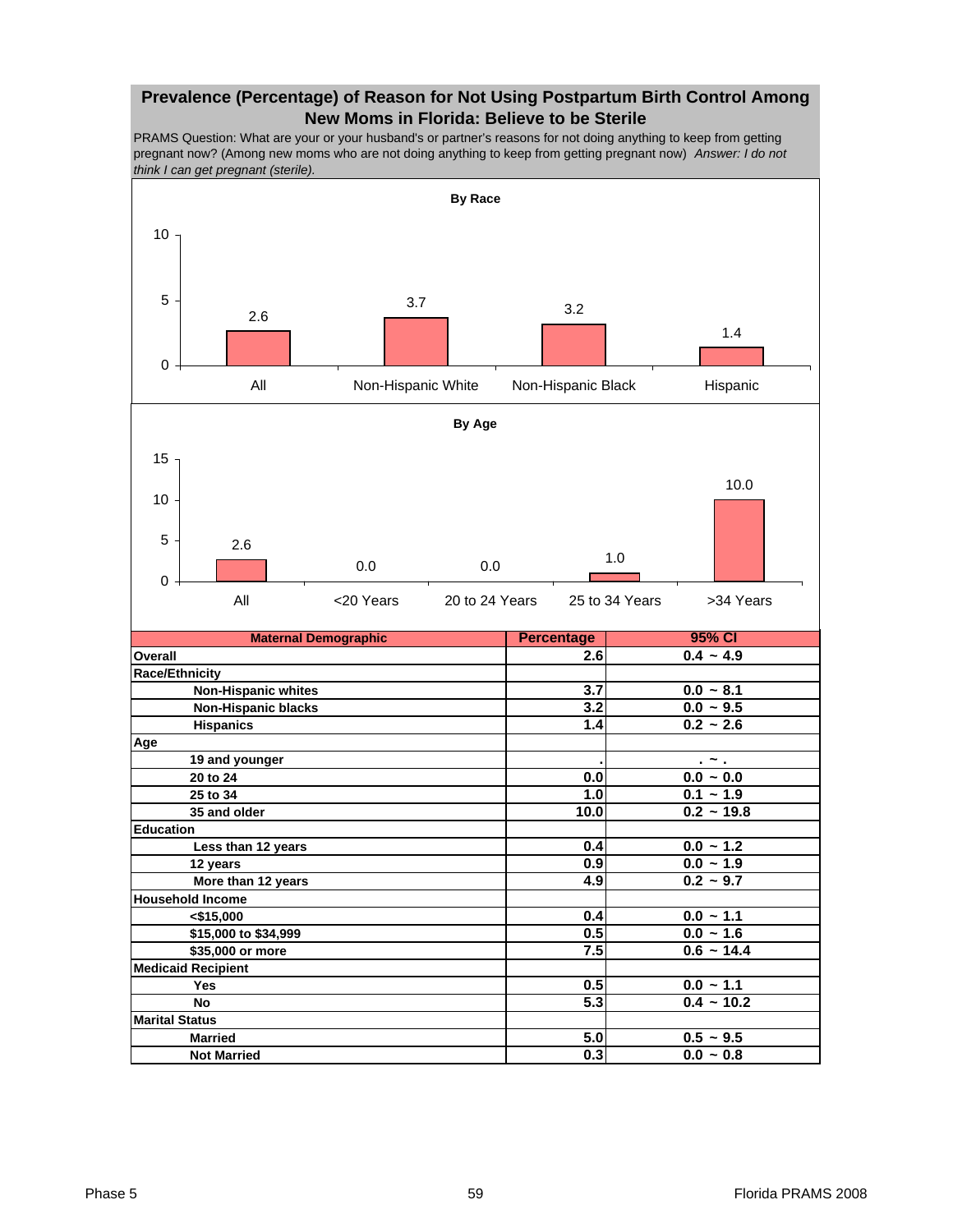## Prevalence (Percentage) of Reason for Not Using Postpartum Birth Control Among New Moms in Florida: Believe to be Sterile

PRAMS Question: What are your or your husband's or partner's reasons for not doing anything to keep from getting pregnant now? (Among new moms who are not doing anything to keep from getting pregnant now) *Answer: I do not think I can get pregnant (sterile).*

**By Race**

| | All | Non-Hispanic White | Non-Hispanic Black | Hispanic |
|---|---|---|---|---|
| Percentage | 2.6 | 3.7 | 3.2 | 1.4 |

**By Age**

| | All | <20 Years | 20 to 24 Years | 25 to 34 Years | >34 Years |
|---|---|---|---|---|---|
| Percentage | 2.6 | 0.0 | 0.0 | 1.0 | 10.0 |

| Maternal Demographic | Percentage | 95% CI |
|---|---|---|
| **Overall** | 2.6 | 0.4 ~ 4.9 |
| **Race/Ethnicity** | | |
| Non-Hispanic whites | 3.7 | 0.0 ~ 8.1 |
| Non-Hispanic blacks | 3.2 | 0.0 ~ 9.5 |
| Hispanics | 1.4 | 0.2 ~ 2.6 |
| **Age** | | |
| 19 and younger | . | . ~ . |
| 20 to 24 | 0.0 | 0.0 ~ 0.0 |
| 25 to 34 | 1.0 | 0.1 ~ 1.9 |
| 35 and older | 10.0 | 0.2 ~ 19.8 |
| **Education** | | |
| Less than 12 years | 0.4 | 0.0 ~ 1.2 |
| 12 years | 0.9 | 0.0 ~ 1.9 |
| More than 12 years | 4.9 | 0.2 ~ 9.7 |
| **Household Income** | | |
| <$15,000 | 0.4 | 0.0 ~ 1.1 |
| $15,000 to $34,999 | 0.5 | 0.0 ~ 1.6 |
| $35,000 or more | 7.5 | 0.6 ~ 14.4 |
| **Medicaid Recipient** | | |
| Yes | 0.5 | 0.0 ~ 1.1 |
| No | 5.3 | 0.4 ~ 10.2 |
| **Marital Status** | | |
| Married | 5.0 | 0.5 ~ 9.5 |
| Not Married | 0.3 | 0.0 ~ 0.8 |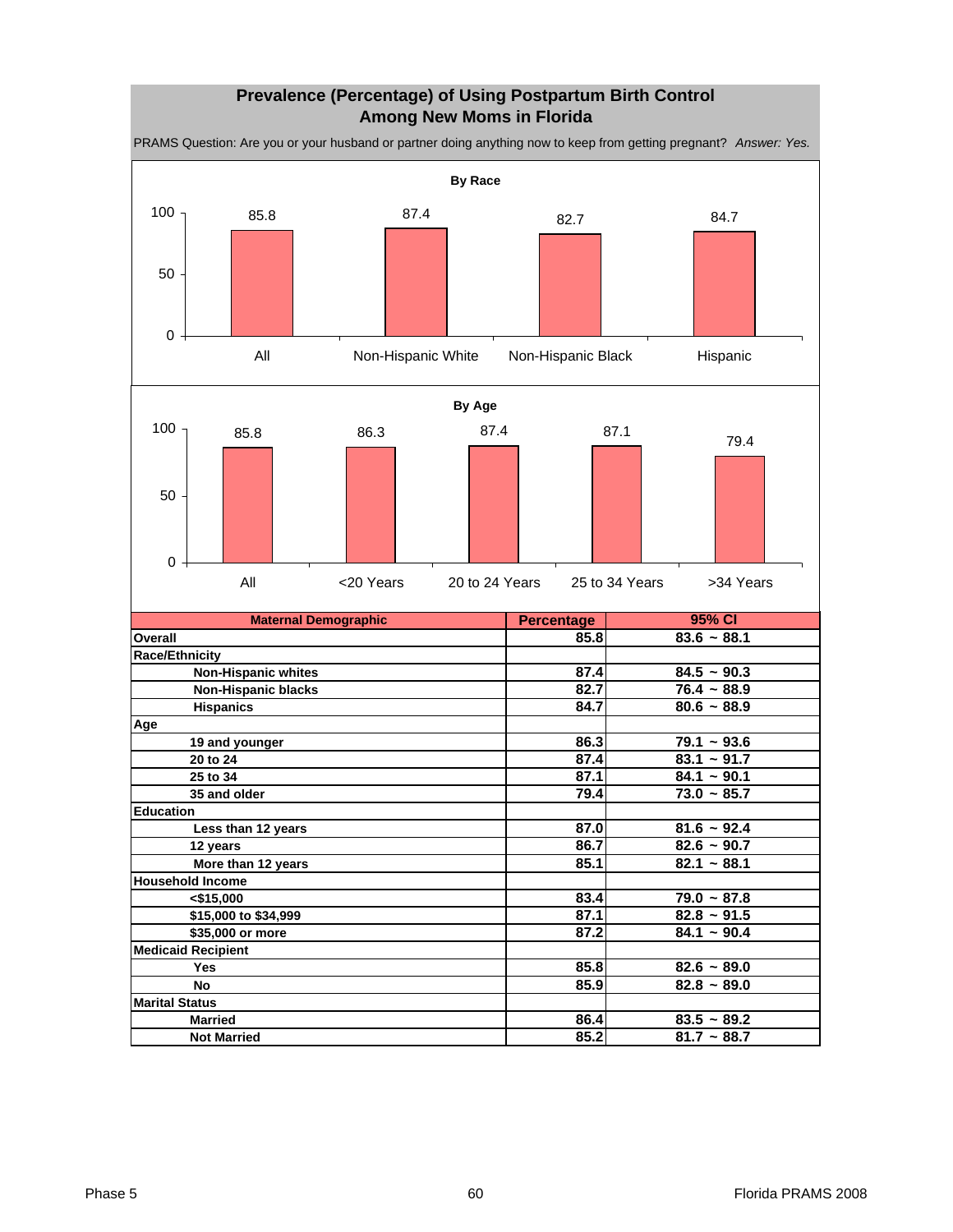## Prevalence (Percentage) of Using Postpartum Birth Control Among New Moms in Florida

PRAMS Question: Are you or your husband or partner doing anything now to keep from getting pregnant? *Answer: Yes.*

**By Race**

| All | Non-Hispanic White | Non-Hispanic Black | Hispanic |
|---|---|---|---|
| 85.8 | 87.4 | 82.7 | 84.7 |

**By Age**

| All | <20 Years | 20 to 24 Years | 25 to 34 Years | >34 Years |
|---|---|---|---|---|
| 85.8 | 86.3 | 87.4 | 87.1 | 79.4 |

| Maternal Demographic | Percentage | 95% CI |
|---|---|---|
| **Overall** | 85.8 | 83.6 ~ 88.1 |
| **Race/Ethnicity** | | |
| Non-Hispanic whites | 87.4 | 84.5 ~ 90.3 |
| Non-Hispanic blacks | 82.7 | 76.4 ~ 88.9 |
| Hispanics | 84.7 | 80.6 ~ 88.9 |
| **Age** | | |
| 19 and younger | 86.3 | 79.1 ~ 93.6 |
| 20 to 24 | 87.4 | 83.1 ~ 91.7 |
| 25 to 34 | 87.1 | 84.1 ~ 90.1 |
| 35 and older | 79.4 | 73.0 ~ 85.7 |
| **Education** | | |
| Less than 12 years | 87.0 | 81.6 ~ 92.4 |
| 12 years | 86.7 | 82.6 ~ 90.7 |
| More than 12 years | 85.1 | 82.1 ~ 88.1 |
| **Household Income** | | |
| <$15,000 | 83.4 | 79.0 ~ 87.8 |
| $15,000 to $34,999 | 87.1 | 82.8 ~ 91.5 |
| $35,000 or more | 87.2 | 84.1 ~ 90.4 |
| **Medicaid Recipient** | | |
| Yes | 85.8 | 82.6 ~ 89.0 |
| No | 85.9 | 82.8 ~ 89.0 |
| **Marital Status** | | |
| Married | 86.4 | 83.5 ~ 89.2 |
| Not Married | 85.2 | 81.7 ~ 88.7 |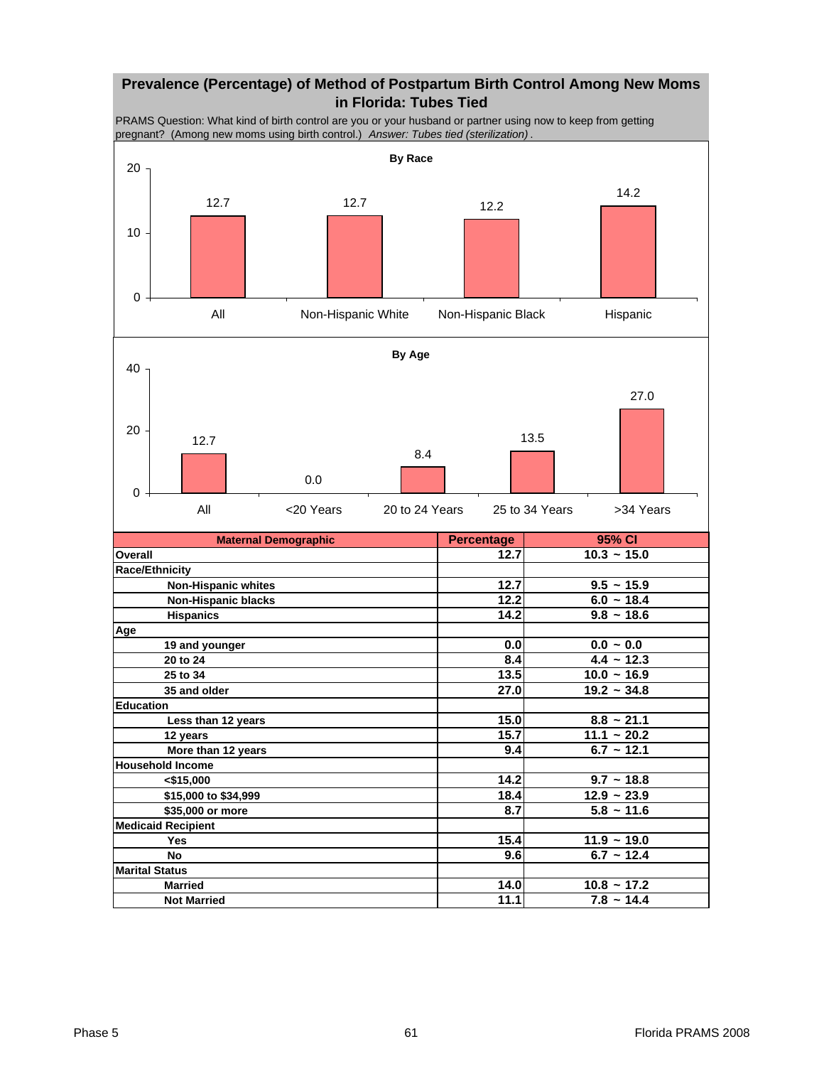# Prevalence (Percentage) of Method of Postpartum Birth Control Among New Moms in Florida: Tubes Tied

PRAMS Question: What kind of birth control are you or your husband or partner using now to keep from getting pregnant? (Among new moms using birth control.) *Answer: Tubes tied (sterilization)*.

**By Race**

| | All | Non-Hispanic White | Non-Hispanic Black | Hispanic |
|---|---|---|---|---|
| Percentage | 12.7 | 12.7 | 12.2 | 14.2 |

**By Age**

| | All | <20 Years | 20 to 24 Years | 25 to 34 Years | >34 Years |
|---|---|---|---|---|---|
| Percentage | 12.7 | 0.0 | 8.4 | 13.5 | 27.0 |

| Maternal Demographic | Percentage | 95% CI |
|---|---|---|
| **Overall** | 12.7 | 10.3 ~ 15.0 |
| **Race/Ethnicity** | | |
| Non-Hispanic whites | 12.7 | 9.5 ~ 15.9 |
| Non-Hispanic blacks | 12.2 | 6.0 ~ 18.4 |
| Hispanics | 14.2 | 9.8 ~ 18.6 |
| **Age** | | |
| 19 and younger | 0.0 | 0.0 ~ 0.0 |
| 20 to 24 | 8.4 | 4.4 ~ 12.3 |
| 25 to 34 | 13.5 | 10.0 ~ 16.9 |
| 35 and older | 27.0 | 19.2 ~ 34.8 |
| **Education** | | |
| Less than 12 years | 15.0 | 8.8 ~ 21.1 |
| 12 years | 15.7 | 11.1 ~ 20.2 |
| More than 12 years | 9.4 | 6.7 ~ 12.1 |
| **Household Income** | | |
| <$15,000 | 14.2 | 9.7 ~ 18.8 |
| $15,000 to $34,999 | 18.4 | 12.9 ~ 23.9 |
| $35,000 or more | 8.7 | 5.8 ~ 11.6 |
| **Medicaid Recipient** | | |
| Yes | 15.4 | 11.9 ~ 19.0 |
| No | 9.6 | 6.7 ~ 12.4 |
| **Marital Status** | | |
| Married | 14.0 | 10.8 ~ 17.2 |
| Not Married | 11.1 | 7.8 ~ 14.4 |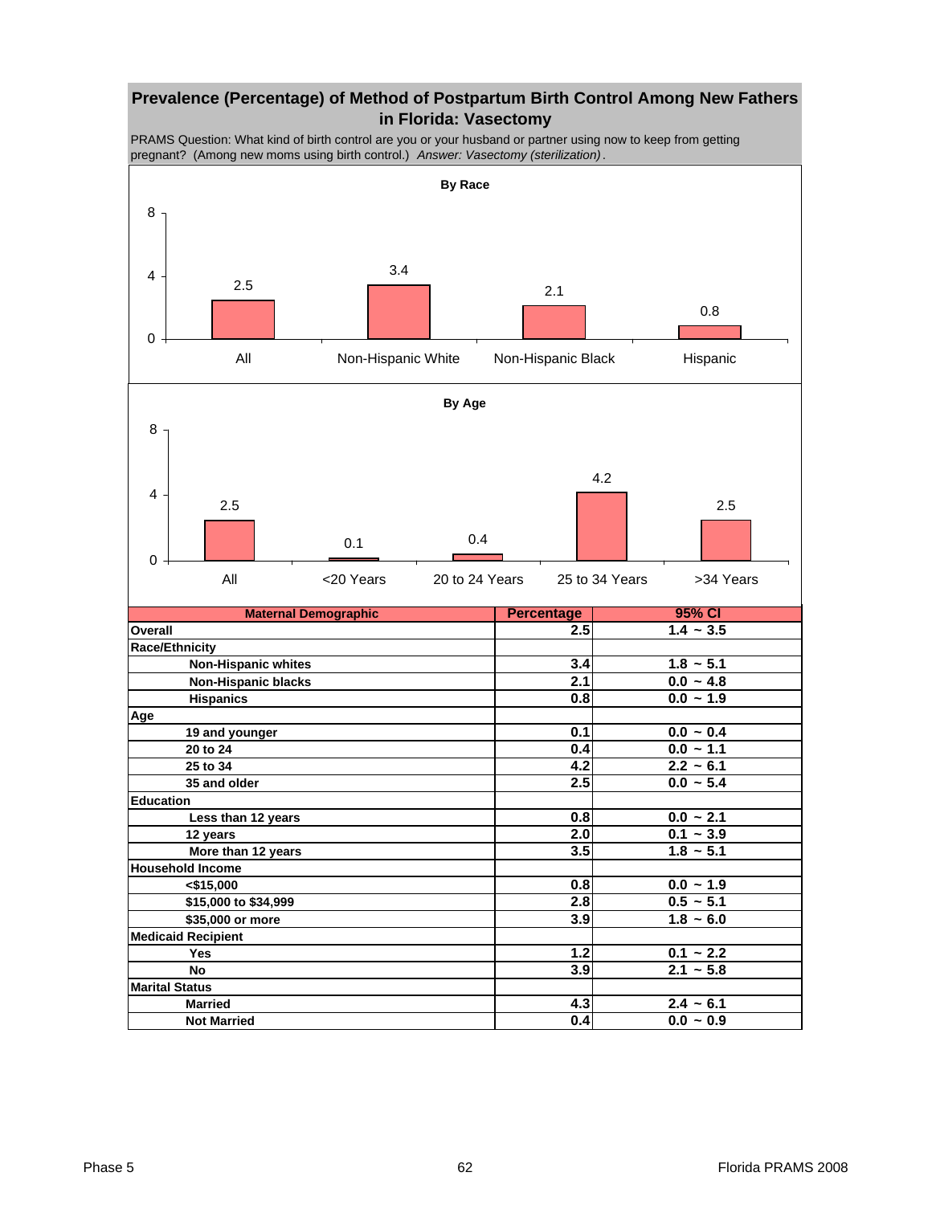## Prevalence (Percentage) of Method of Postpartum Birth Control Among New Fathers in Florida: Vasectomy

PRAMS Question: What kind of birth control are you or your husband or partner using now to keep from getting pregnant? (Among new moms using birth control.) *Answer: Vasectomy (sterilization)*.

**By Race**

| | All | Non-Hispanic White | Non-Hispanic Black | Hispanic |
|---|---|---|---|---|
| Percentage | 2.5 | 3.4 | 2.1 | 0.8 |

**By Age**

| | All | <20 Years | 20 to 24 Years | 25 to 34 Years | >34 Years |
|---|---|---|---|---|---|
| Percentage | 2.5 | 0.1 | 0.4 | 4.2 | 2.5 |

| Maternal Demographic | Percentage | 95% CI |
|---|---|---|
| **Overall** | **2.5** | **1.4 ~ 3.5** |
| **Race/Ethnicity** | | |
| Non-Hispanic whites | 3.4 | 1.8 ~ 5.1 |
| Non-Hispanic blacks | 2.1 | 0.0 ~ 4.8 |
| Hispanics | 0.8 | 0.0 ~ 1.9 |
| **Age** | | |
| 19 and younger | 0.1 | 0.0 ~ 0.4 |
| 20 to 24 | 0.4 | 0.0 ~ 1.1 |
| 25 to 34 | 4.2 | 2.2 ~ 6.1 |
| 35 and older | 2.5 | 0.0 ~ 5.4 |
| **Education** | | |
| Less than 12 years | 0.8 | 0.0 ~ 2.1 |
| 12 years | 2.0 | 0.1 ~ 3.9 |
| More than 12 years | 3.5 | 1.8 ~ 5.1 |
| **Household Income** | | |
| <$15,000 | 0.8 | 0.0 ~ 1.9 |
| $15,000 to $34,999 | 2.8 | 0.5 ~ 5.1 |
| $35,000 or more | 3.9 | 1.8 ~ 6.0 |
| **Medicaid Recipient** | | |
| Yes | 1.2 | 0.1 ~ 2.2 |
| No | 3.9 | 2.1 ~ 5.8 |
| **Marital Status** | | |
| Married | 4.3 | 2.4 ~ 6.1 |
| Not Married | 0.4 | 0.0 ~ 0.9 |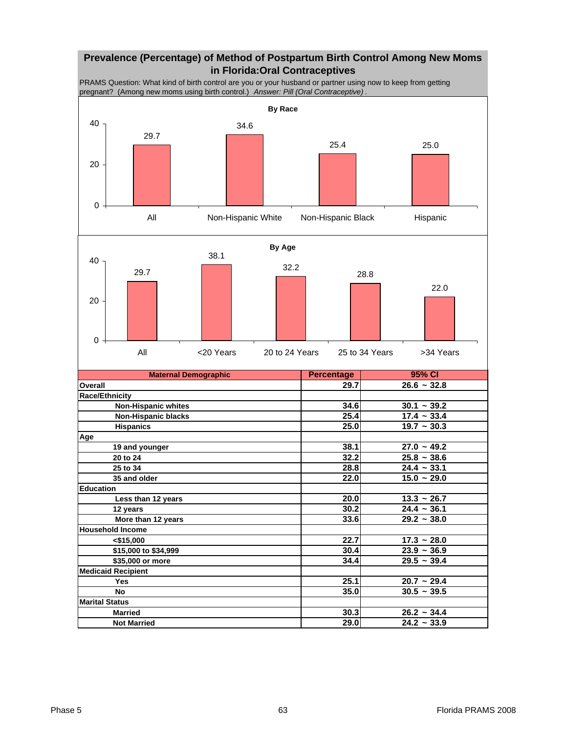# Prevalence (Percentage) of Method of Postpartum Birth Control Among New Moms in Florida:Oral Contraceptives

PRAMS Question: What kind of birth control are you or your husband or partner using now to keep from getting pregnant? (Among new moms using birth control.) *Answer: Pill (Oral Contraceptive)* .

**By Race**

| All | Non-Hispanic White | Non-Hispanic Black | Hispanic |
|---|---|---|---|
| 29.7 | 34.6 | 25.4 | 25.0 |

**By Age**

| All | <20 Years | 20 to 24 Years | 25 to 34 Years | >34 Years |
|---|---|---|---|---|
| 29.7 | 38.1 | 32.2 | 28.8 | 22.0 |

| Maternal Demographic | Percentage | 95% CI |
|---|---|---|
| **Overall** | **29.7** | **26.6 ~ 32.8** |
| **Race/Ethnicity** | | |
| **Non-Hispanic whites** | **34.6** | **30.1 ~ 39.2** |
| **Non-Hispanic blacks** | **25.4** | **17.4 ~ 33.4** |
| **Hispanics** | **25.0** | **19.7 ~ 30.3** |
| **Age** | | |
| **19 and younger** | **38.1** | **27.0 ~ 49.2** |
| **20 to 24** | **32.2** | **25.8 ~ 38.6** |
| **25 to 34** | **28.8** | **24.4 ~ 33.1** |
| **35 and older** | **22.0** | **15.0 ~ 29.0** |
| **Education** | | |
| **Less than 12 years** | **20.0** | **13.3 ~ 26.7** |
| **12 years** | **30.2** | **24.4 ~ 36.1** |
| **More than 12 years** | **33.6** | **29.2 ~ 38.0** |
| **Household Income** | | |
| **<$15,000** | **22.7** | **17.3 ~ 28.0** |
| **$15,000 to $34,999** | **30.4** | **23.9 ~ 36.9** |
| **$35,000 or more** | **34.4** | **29.5 ~ 39.4** |
| **Medicaid Recipient** | | |
| **Yes** | **25.1** | **20.7 ~ 29.4** |
| **No** | **35.0** | **30.5 ~ 39.5** |
| **Marital Status** | | |
| **Married** | **30.3** | **26.2 ~ 34.4** |
| **Not Married** | **29.0** | **24.2 ~ 33.9** |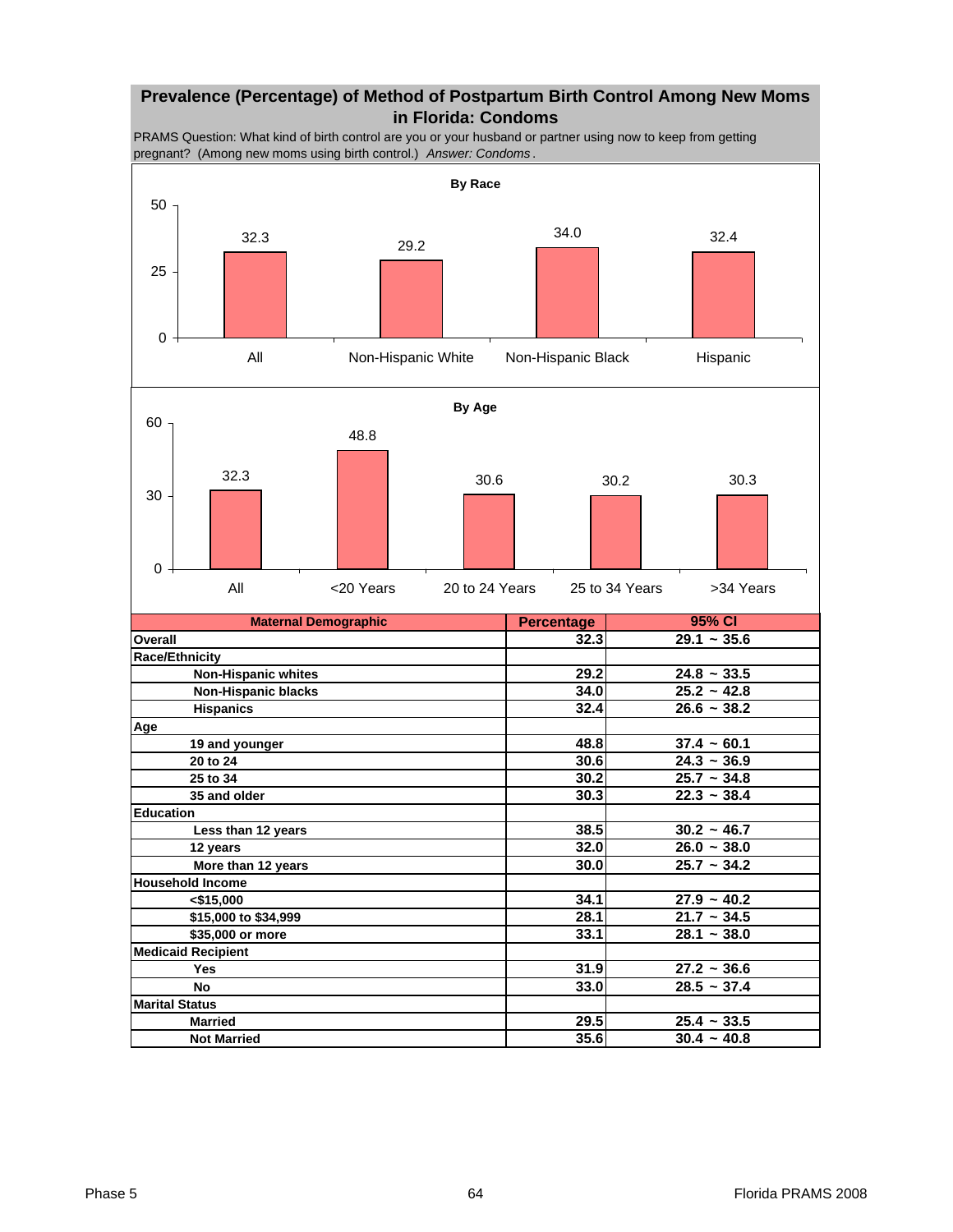## Prevalence (Percentage) of Method of Postpartum Birth Control Among New Moms in Florida: Condoms

PRAMS Question: What kind of birth control are you or your husband or partner using now to keep from getting pregnant? (Among new moms using birth control.) *Answer: Condoms*.

**By Race**

| | All | Non-Hispanic White | Non-Hispanic Black | Hispanic |
|---|---|---|---|---|
| Percentage | 32.3 | 29.2 | 34.0 | 32.4 |

**By Age**

| | All | <20 Years | 20 to 24 Years | 25 to 34 Years | >34 Years |
|---|---|---|---|---|---|
| Percentage | 32.3 | 48.8 | 30.6 | 30.2 | 30.3 |

| Maternal Demographic | Percentage | 95% CI |
|---|---|---|
| **Overall** | 32.3 | 29.1 ~ 35.6 |
| **Race/Ethnicity** | | |
| Non-Hispanic whites | 29.2 | 24.8 ~ 33.5 |
| Non-Hispanic blacks | 34.0 | 25.2 ~ 42.8 |
| Hispanics | 32.4 | 26.6 ~ 38.2 |
| **Age** | | |
| 19 and younger | 48.8 | 37.4 ~ 60.1 |
| 20 to 24 | 30.6 | 24.3 ~ 36.9 |
| 25 to 34 | 30.2 | 25.7 ~ 34.8 |
| 35 and older | 30.3 | 22.3 ~ 38.4 |
| **Education** | | |
| Less than 12 years | 38.5 | 30.2 ~ 46.7 |
| 12 years | 32.0 | 26.0 ~ 38.0 |
| More than 12 years | 30.0 | 25.7 ~ 34.2 |
| **Household Income** | | |
| <$15,000 | 34.1 | 27.9 ~ 40.2 |
| $15,000 to $34,999 | 28.1 | 21.7 ~ 34.5 |
| $35,000 or more | 33.1 | 28.1 ~ 38.0 |
| **Medicaid Recipient** | | |
| Yes | 31.9 | 27.2 ~ 36.6 |
| No | 33.0 | 28.5 ~ 37.4 |
| **Marital Status** | | |
| Married | 29.5 | 25.4 ~ 33.5 |
| Not Married | 35.6 | 30.4 ~ 40.8 |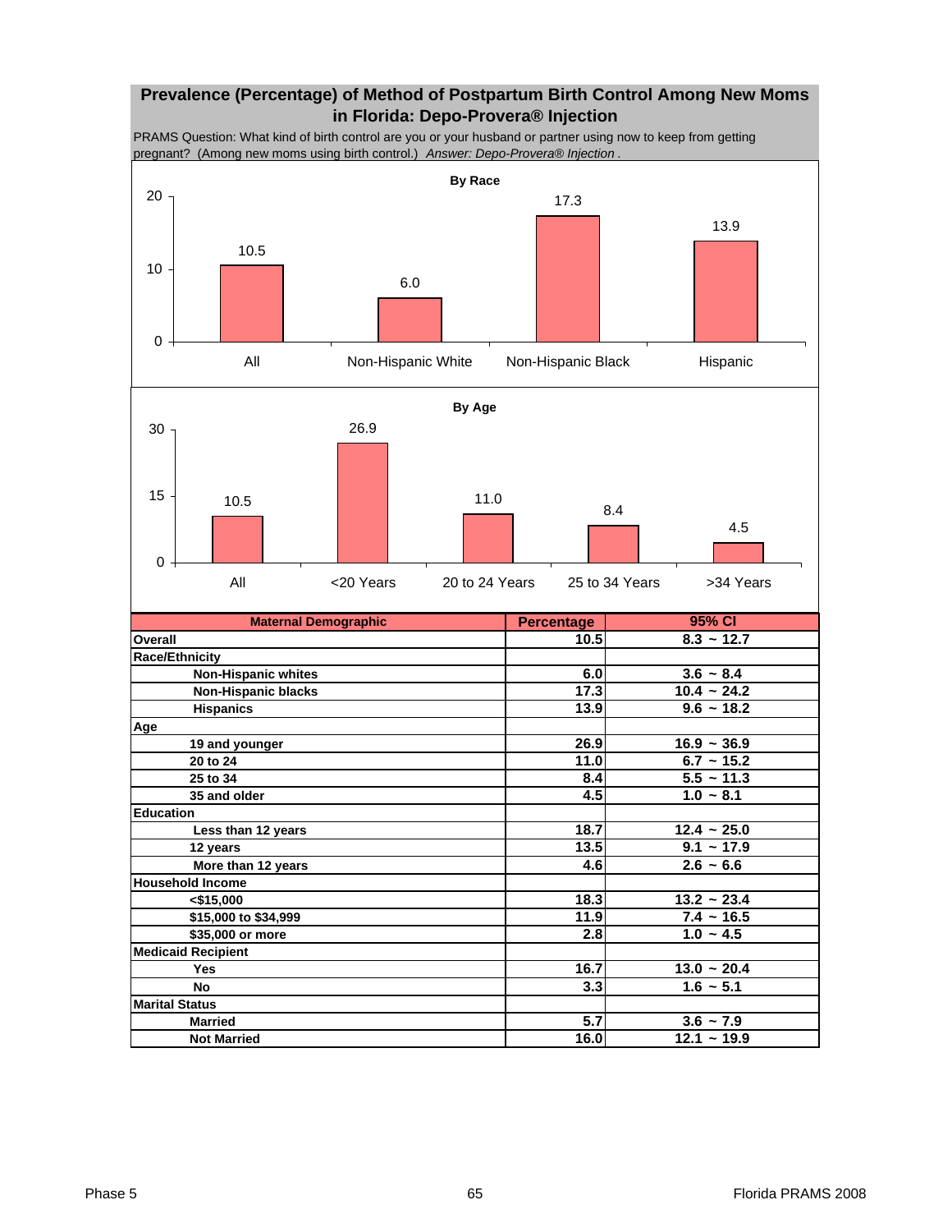## Prevalence (Percentage) of Method of Postpartum Birth Control Among New Moms in Florida: Depo-Provera® Injection

PRAMS Question: What kind of birth control are you or your husband or partner using now to keep from getting pregnant? (Among new moms using birth control.) *Answer: Depo-Provera® Injection .*

**By Race**

| | All | Non-Hispanic White | Non-Hispanic Black | Hispanic |
|---|---|---|---|---|
| Percentage | 10.5 | 6.0 | 17.3 | 13.9 |

**By Age**

| | All | <20 Years | 20 to 24 Years | 25 to 34 Years | >34 Years |
|---|---|---|---|---|---|
| Percentage | 10.5 | 26.9 | 11.0 | 8.4 | 4.5 |

| Maternal Demographic | Percentage | 95% CI |
|---|---|---|
| **Overall** | 10.5 | 8.3 ~ 12.7 |
| **Race/Ethnicity** | | |
| Non-Hispanic whites | 6.0 | 3.6 ~ 8.4 |
| Non-Hispanic blacks | 17.3 | 10.4 ~ 24.2 |
| Hispanics | 13.9 | 9.6 ~ 18.2 |
| **Age** | | |
| 19 and younger | 26.9 | 16.9 ~ 36.9 |
| 20 to 24 | 11.0 | 6.7 ~ 15.2 |
| 25 to 34 | 8.4 | 5.5 ~ 11.3 |
| 35 and older | 4.5 | 1.0 ~ 8.1 |
| **Education** | | |
| Less than 12 years | 18.7 | 12.4 ~ 25.0 |
| 12 years | 13.5 | 9.1 ~ 17.9 |
| More than 12 years | 4.6 | 2.6 ~ 6.6 |
| **Household Income** | | |
| <$15,000 | 18.3 | 13.2 ~ 23.4 |
| $15,000 to $34,999 | 11.9 | 7.4 ~ 16.5 |
| $35,000 or more | 2.8 | 1.0 ~ 4.5 |
| **Medicaid Recipient** | | |
| Yes | 16.7 | 13.0 ~ 20.4 |
| No | 3.3 | 1.6 ~ 5.1 |
| **Marital Status** | | |
| Married | 5.7 | 3.6 ~ 7.9 |
| Not Married | 16.0 | 12.1 ~ 19.9 |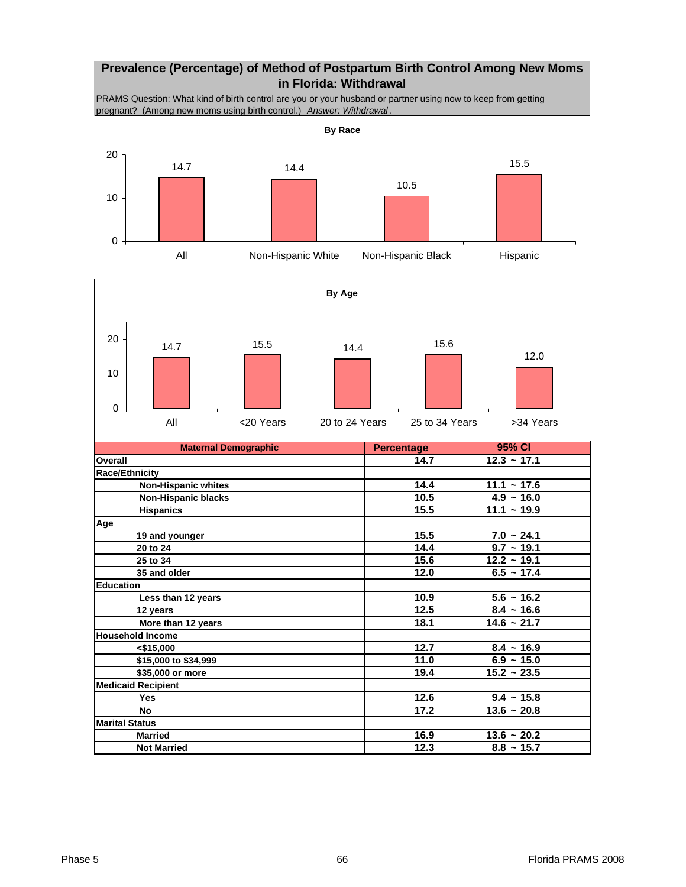## Prevalence (Percentage) of Method of Postpartum Birth Control Among New Moms in Florida: Withdrawal

PRAMS Question: What kind of birth control are you or your husband or partner using now to keep from getting pregnant? (Among new moms using birth control.) *Answer: Withdrawal* .

**By Race**

| All | Non-Hispanic White | Non-Hispanic Black | Hispanic |
|---|---|---|---|
| 14.7 | 14.4 | 10.5 | 15.5 |

**By Age**

| All | <20 Years | 20 to 24 Years | 25 to 34 Years | >34 Years |
|---|---|---|---|---|
| 14.7 | 15.5 | 14.4 | 15.6 | 12.0 |

| Maternal Demographic | Percentage | 95% CI |
|---|---|---|
| **Overall** | 14.7 | 12.3 ~ 17.1 |
| **Race/Ethnicity** | | |
| Non-Hispanic whites | 14.4 | 11.1 ~ 17.6 |
| Non-Hispanic blacks | 10.5 | 4.9 ~ 16.0 |
| Hispanics | 15.5 | 11.1 ~ 19.9 |
| **Age** | | |
| 19 and younger | 15.5 | 7.0 ~ 24.1 |
| 20 to 24 | 14.4 | 9.7 ~ 19.1 |
| 25 to 34 | 15.6 | 12.2 ~ 19.1 |
| 35 and older | 12.0 | 6.5 ~ 17.4 |
| **Education** | | |
| Less than 12 years | 10.9 | 5.6 ~ 16.2 |
| 12 years | 12.5 | 8.4 ~ 16.6 |
| More than 12 years | 18.1 | 14.6 ~ 21.7 |
| **Household Income** | | |
| <$15,000 | 12.7 | 8.4 ~ 16.9 |
| $15,000 to $34,999 | 11.0 | 6.9 ~ 15.0 |
| $35,000 or more | 19.4 | 15.2 ~ 23.5 |
| **Medicaid Recipient** | | |
| Yes | 12.6 | 9.4 ~ 15.8 |
| No | 17.2 | 13.6 ~ 20.8 |
| **Marital Status** | | |
| Married | 16.9 | 13.6 ~ 20.2 |
| Not Married | 12.3 | 8.8 ~ 15.7 |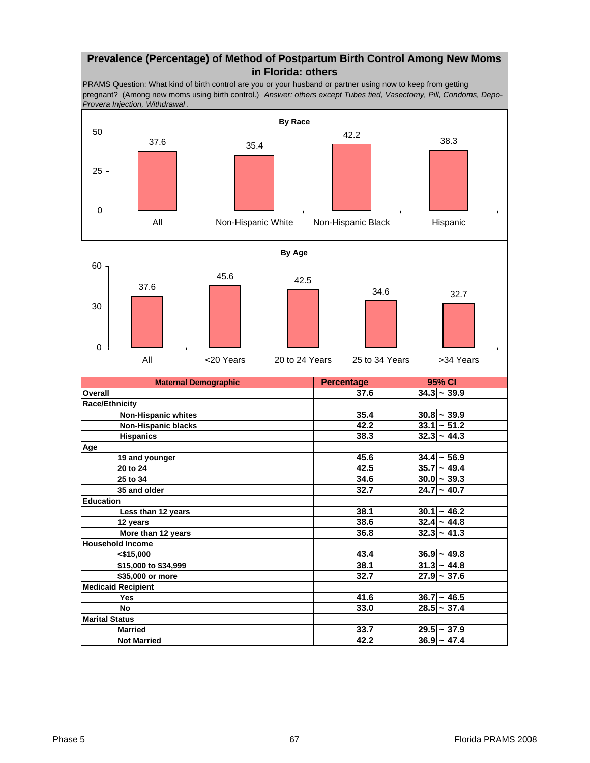## Prevalence (Percentage) of Method of Postpartum Birth Control Among New Moms in Florida: others

PRAMS Question: What kind of birth control are you or your husband or partner using now to keep from getting pregnant? (Among new moms using birth control.) *Answer: others except Tubes tied, Vasectomy, Pill, Condoms, Depo-Provera Injection, Withdrawal .*

**By Race**

| | All | Non-Hispanic White | Non-Hispanic Black | Hispanic |
|---|---|---|---|---|
| Percentage | 37.6 | 35.4 | 42.2 | 38.3 |

**By Age**

| | All | <20 Years | 20 to 24 Years | 25 to 34 Years | >34 Years |
|---|---|---|---|---|---|
| Percentage | 37.6 | 45.6 | 42.5 | 34.6 | 32.7 |

| Maternal Demographic | Percentage | 95% CI |
|---|---|---|
| **Overall** | 37.6 | 34.3 ~ 39.9 |
| **Race/Ethnicity** | | |
| Non-Hispanic whites | 35.4 | 30.8 ~ 39.9 |
| Non-Hispanic blacks | 42.2 | 33.1 ~ 51.2 |
| Hispanics | 38.3 | 32.3 ~ 44.3 |
| **Age** | | |
| 19 and younger | 45.6 | 34.4 ~ 56.9 |
| 20 to 24 | 42.5 | 35.7 ~ 49.4 |
| 25 to 34 | 34.6 | 30.0 ~ 39.3 |
| 35 and older | 32.7 | 24.7 ~ 40.7 |
| **Education** | | |
| Less than 12 years | 38.1 | 30.1 ~ 46.2 |
| 12 years | 38.6 | 32.4 ~ 44.8 |
| More than 12 years | 36.8 | 32.3 ~ 41.3 |
| **Household Income** | | |
| <$15,000 | 43.4 | 36.9 ~ 49.8 |
| $15,000 to $34,999 | 38.1 | 31.3 ~ 44.8 |
| $35,000 or more | 32.7 | 27.9 ~ 37.6 |
| **Medicaid Recipient** | | |
| Yes | 41.6 | 36.7 ~ 46.5 |
| No | 33.0 | 28.5 ~ 37.4 |
| **Marital Status** | | |
| Married | 33.7 | 29.5 ~ 37.9 |
| Not Married | 42.2 | 36.9 ~ 47.4 |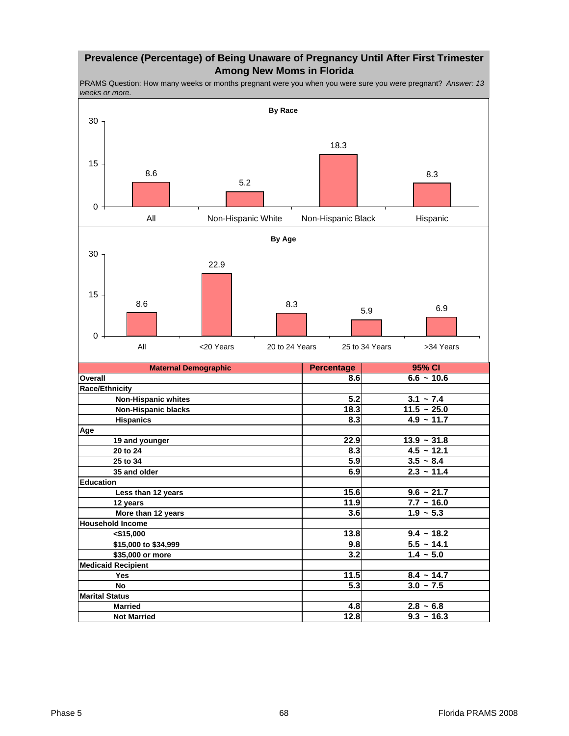## Prevalence (Percentage) of Being Unaware of Pregnancy Until After First Trimester Among New Moms in Florida

PRAMS Question: How many weeks or months pregnant were you when you were sure you were pregnant? *Answer: 13 weeks or more.*

**By Race**

| | All | Non-Hispanic White | Non-Hispanic Black | Hispanic |
|---|---|---|---|---|
| Percentage | 8.6 | 5.2 | 18.3 | 8.3 |

**By Age**

| | All | <20 Years | 20 to 24 Years | 25 to 34 Years | >34 Years |
|---|---|---|---|---|---|
| Percentage | 8.6 | 22.9 | 8.3 | 5.9 | 6.9 |

| Maternal Demographic | Percentage | 95% CI |
|---|---|---|
| **Overall** | 8.6 | 6.6 ~ 10.6 |
| **Race/Ethnicity** | | |
| Non-Hispanic whites | 5.2 | 3.1 ~ 7.4 |
| Non-Hispanic blacks | 18.3 | 11.5 ~ 25.0 |
| Hispanics | 8.3 | 4.9 ~ 11.7 |
| **Age** | | |
| 19 and younger | 22.9 | 13.9 ~ 31.8 |
| 20 to 24 | 8.3 | 4.5 ~ 12.1 |
| 25 to 34 | 5.9 | 3.5 ~ 8.4 |
| 35 and older | 6.9 | 2.3 ~ 11.4 |
| **Education** | | |
| Less than 12 years | 15.6 | 9.6 ~ 21.7 |
| 12 years | 11.9 | 7.7 ~ 16.0 |
| More than 12 years | 3.6 | 1.9 ~ 5.3 |
| **Household Income** | | |
| <$15,000 | 13.8 | 9.4 ~ 18.2 |
| $15,000 to $34,999 | 9.8 | 5.5 ~ 14.1 |
| $35,000 or more | 3.2 | 1.4 ~ 5.0 |
| **Medicaid Recipient** | | |
| Yes | 11.5 | 8.4 ~ 14.7 |
| No | 5.3 | 3.0 ~ 7.5 |
| **Marital Status** | | |
| Married | 4.8 | 2.8 ~ 6.8 |
| Not Married | 12.8 | 9.3 ~ 16.3 |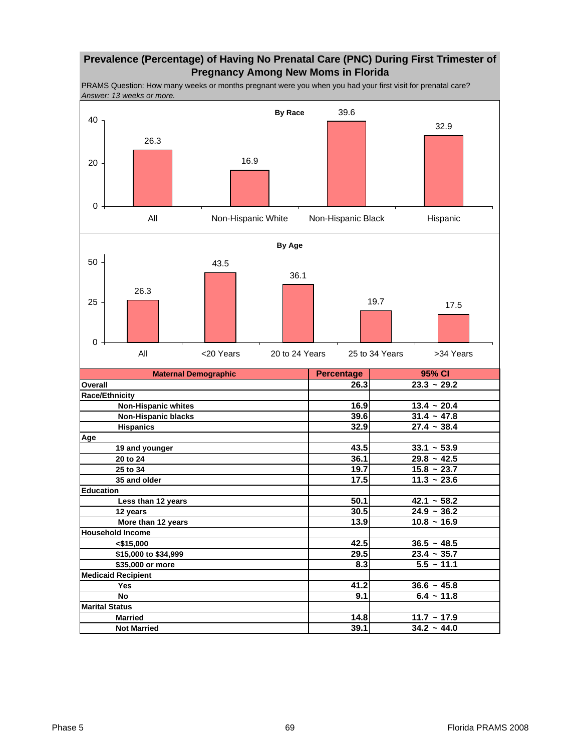## Prevalence (Percentage) of Having No Prenatal Care (PNC) During First Trimester of Pregnancy Among New Moms in Florida

PRAMS Question: How many weeks or months pregnant were you when you had your first visit for prenatal care?
*Answer: 13 weeks or more.*

**By Race**

| | Percentage |
|---|---|
| All | 26.3 |
| Non-Hispanic White | 16.9 |
| Non-Hispanic Black | 39.6 |
| Hispanic | 32.9 |

**By Age**

| | Percentage |
|---|---|
| All | 26.3 |
| <20 Years | 43.5 |
| 20 to 24 Years | 36.1 |
| 25 to 34 Years | 19.7 |
| >34 Years | 17.5 |

| Maternal Demographic | Percentage | 95% CI |
|---|---|---|
| **Overall** | 26.3 | 23.3 ~ 29.2 |
| **Race/Ethnicity** | | |
| Non-Hispanic whites | 16.9 | 13.4 ~ 20.4 |
| Non-Hispanic blacks | 39.6 | 31.4 ~ 47.8 |
| Hispanics | 32.9 | 27.4 ~ 38.4 |
| **Age** | | |
| 19 and younger | 43.5 | 33.1 ~ 53.9 |
| 20 to 24 | 36.1 | 29.8 ~ 42.5 |
| 25 to 34 | 19.7 | 15.8 ~ 23.7 |
| 35 and older | 17.5 | 11.3 ~ 23.6 |
| **Education** | | |
| Less than 12 years | 50.1 | 42.1 ~ 58.2 |
| 12 years | 30.5 | 24.9 ~ 36.2 |
| More than 12 years | 13.9 | 10.8 ~ 16.9 |
| **Household Income** | | |
| <$15,000 | 42.5 | 36.5 ~ 48.5 |
| $15,000 to $34,999 | 29.5 | 23.4 ~ 35.7 |
| $35,000 or more | 8.3 | 5.5 ~ 11.1 |
| **Medicaid Recipient** | | |
| Yes | 41.2 | 36.6 ~ 45.8 |
| No | 9.1 | 6.4 ~ 11.8 |
| **Marital Status** | | |
| Married | 14.8 | 11.7 ~ 17.9 |
| Not Married | 39.1 | 34.2 ~ 44.0 |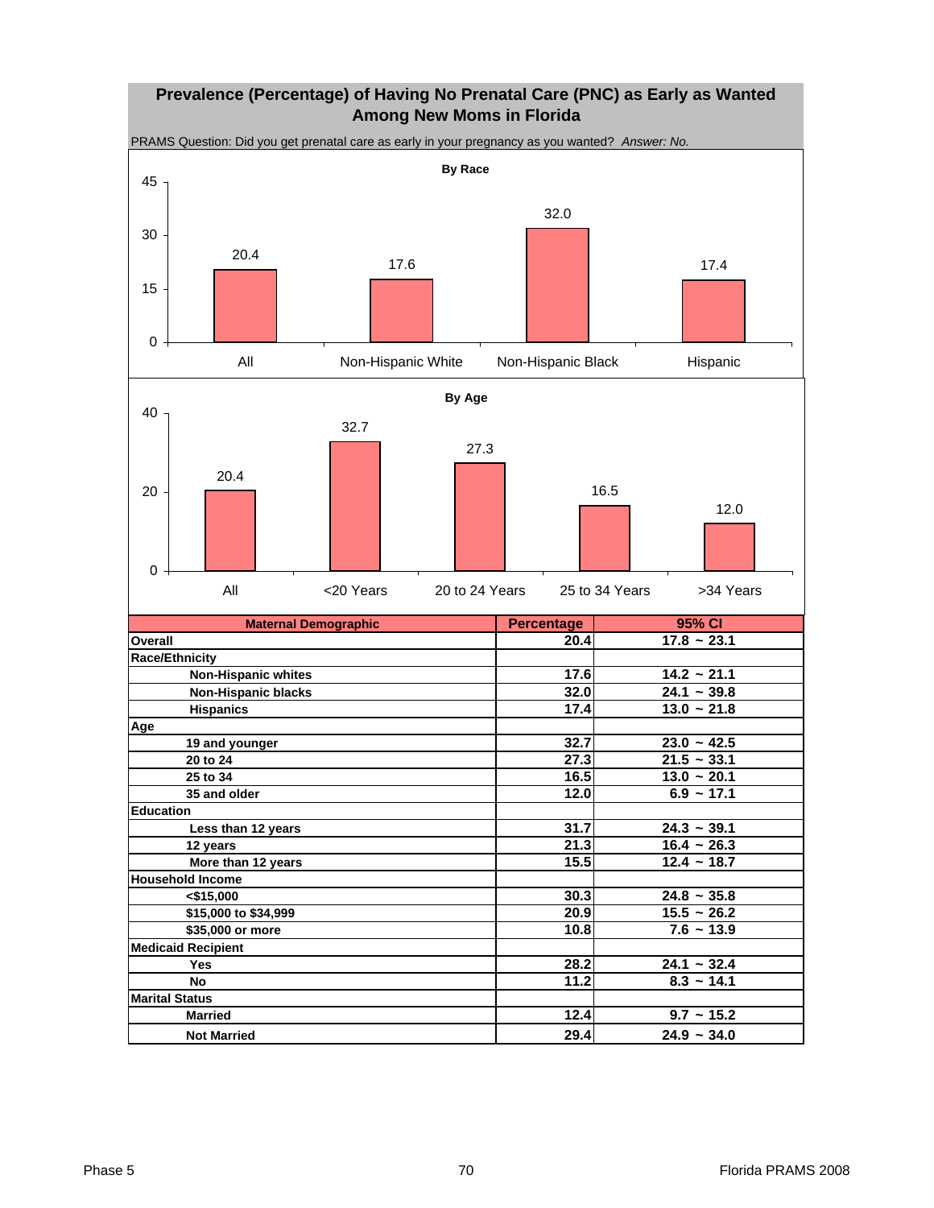# Prevalence (Percentage) of Having No Prenatal Care (PNC) as Early as Wanted Among New Moms in Florida

PRAMS Question: Did you get prenatal care as early in your pregnancy as you wanted? *Answer: No.*

**By Race**

| | All | Non-Hispanic White | Non-Hispanic Black | Hispanic |
|---|---|---|---|---|
| Percentage | 20.4 | 17.6 | 32.0 | 17.4 |

**By Age**

| | All | <20 Years | 20 to 24 Years | 25 to 34 Years | >34 Years |
|---|---|---|---|---|---|
| Percentage | 20.4 | 32.7 | 27.3 | 16.5 | 12.0 |

| Maternal Demographic | Percentage | 95% CI |
|---|---|---|
| **Overall** | 20.4 | 17.8 ~ 23.1 |
| **Race/Ethnicity** | | |
| Non-Hispanic whites | 17.6 | 14.2 ~ 21.1 |
| Non-Hispanic blacks | 32.0 | 24.1 ~ 39.8 |
| Hispanics | 17.4 | 13.0 ~ 21.8 |
| **Age** | | |
| 19 and younger | 32.7 | 23.0 ~ 42.5 |
| 20 to 24 | 27.3 | 21.5 ~ 33.1 |
| 25 to 34 | 16.5 | 13.0 ~ 20.1 |
| 35 and older | 12.0 | 6.9 ~ 17.1 |
| **Education** | | |
| Less than 12 years | 31.7 | 24.3 ~ 39.1 |
| 12 years | 21.3 | 16.4 ~ 26.3 |
| More than 12 years | 15.5 | 12.4 ~ 18.7 |
| **Household Income** | | |
| <$15,000 | 30.3 | 24.8 ~ 35.8 |
| $15,000 to $34,999 | 20.9 | 15.5 ~ 26.2 |
| $35,000 or more | 10.8 | 7.6 ~ 13.9 |
| **Medicaid Recipient** | | |
| Yes | 28.2 | 24.1 ~ 32.4 |
| No | 11.2 | 8.3 ~ 14.1 |
| **Marital Status** | | |
| Married | 12.4 | 9.7 ~ 15.2 |
| Not Married | 29.4 | 24.9 ~ 34.0 |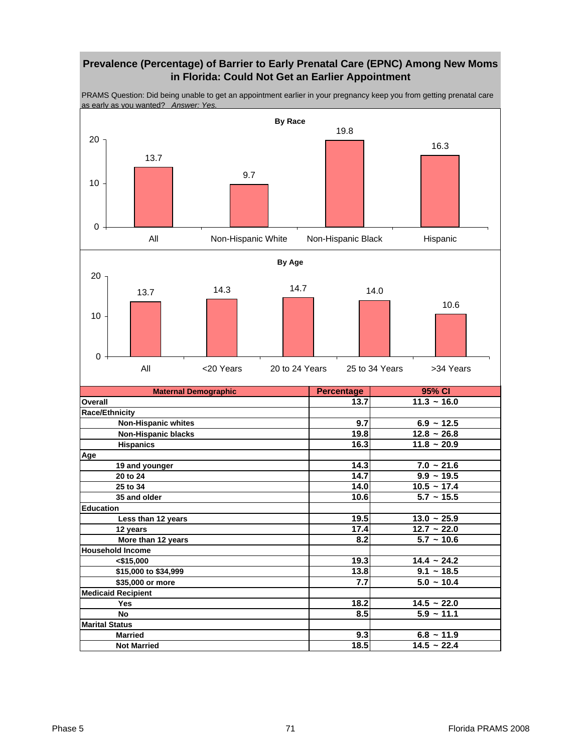## Prevalence (Percentage) of Barrier to Early Prenatal Care (EPNC) Among New Moms in Florida: Could Not Get an Earlier Appointment

PRAMS Question: Did being unable to get an appointment earlier in your pregnancy keep you from getting prenatal care as early as you wanted? *Answer: Yes.*

**By Race**

| | All | Non-Hispanic White | Non-Hispanic Black | Hispanic |
|---|---|---|---|---|
| Percentage | 13.7 | 9.7 | 19.8 | 16.3 |

**By Age**

| | All | <20 Years | 20 to 24 Years | 25 to 34 Years | >34 Years |
|---|---|---|---|---|---|
| Percentage | 13.7 | 14.3 | 14.7 | 14.0 | 10.6 |

| Maternal Demographic | Percentage | 95% CI |
|---|---|---|
| **Overall** | 13.7 | 11.3 ~ 16.0 |
| **Race/Ethnicity** | | |
| Non-Hispanic whites | 9.7 | 6.9 ~ 12.5 |
| Non-Hispanic blacks | 19.8 | 12.8 ~ 26.8 |
| Hispanics | 16.3 | 11.8 ~ 20.9 |
| **Age** | | |
| 19 and younger | 14.3 | 7.0 ~ 21.6 |
| 20 to 24 | 14.7 | 9.9 ~ 19.5 |
| 25 to 34 | 14.0 | 10.5 ~ 17.4 |
| 35 and older | 10.6 | 5.7 ~ 15.5 |
| **Education** | | |
| Less than 12 years | 19.5 | 13.0 ~ 25.9 |
| 12 years | 17.4 | 12.7 ~ 22.0 |
| More than 12 years | 8.2 | 5.7 ~ 10.6 |
| **Household Income** | | |
| <$15,000 | 19.3 | 14.4 ~ 24.2 |
| $15,000 to $34,999 | 13.8 | 9.1 ~ 18.5 |
| $35,000 or more | 7.7 | 5.0 ~ 10.4 |
| **Medicaid Recipient** | | |
| Yes | 18.2 | 14.5 ~ 22.0 |
| No | 8.5 | 5.9 ~ 11.1 |
| **Marital Status** | | |
| Married | 9.3 | 6.8 ~ 11.9 |
| Not Married | 18.5 | 14.5 ~ 22.4 |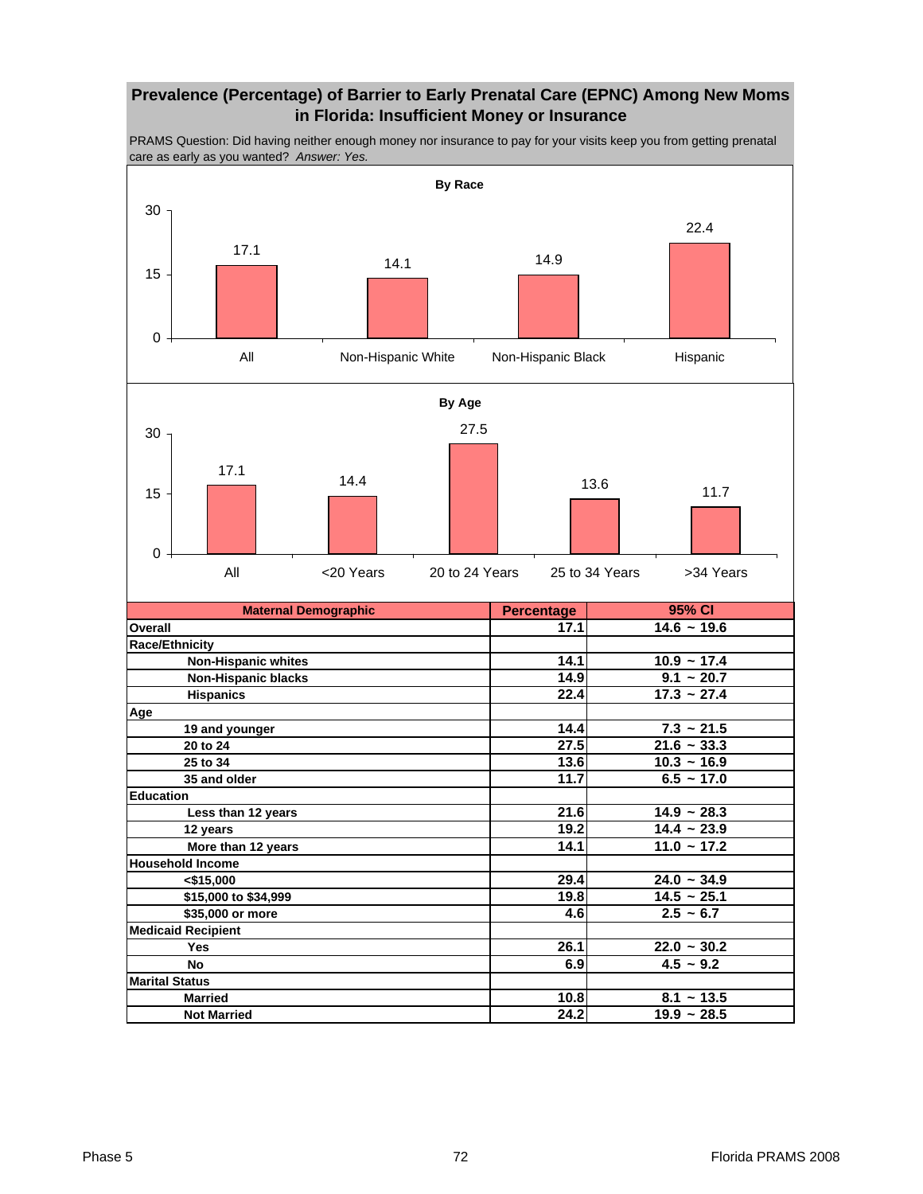## Prevalence (Percentage) of Barrier to Early Prenatal Care (EPNC) Among New Moms in Florida: Insufficient Money or Insurance

PRAMS Question: Did having neither enough money nor insurance to pay for your visits keep you from getting prenatal care as early as you wanted? *Answer: Yes.*

**By Race**

| | All | Non-Hispanic White | Non-Hispanic Black | Hispanic |
|---|---|---|---|---|
| Percentage | 17.1 | 14.1 | 14.9 | 22.4 |

**By Age**

| | All | <20 Years | 20 to 24 Years | 25 to 34 Years | >34 Years |
|---|---|---|---|---|---|
| Percentage | 17.1 | 14.4 | 27.5 | 13.6 | 11.7 |

| Maternal Demographic | Percentage | 95% CI |
|---|---|---|
| **Overall** | 17.1 | 14.6 ~ 19.6 |
| **Race/Ethnicity** | | |
| Non-Hispanic whites | 14.1 | 10.9 ~ 17.4 |
| Non-Hispanic blacks | 14.9 | 9.1 ~ 20.7 |
| Hispanics | 22.4 | 17.3 ~ 27.4 |
| **Age** | | |
| 19 and younger | 14.4 | 7.3 ~ 21.5 |
| 20 to 24 | 27.5 | 21.6 ~ 33.3 |
| 25 to 34 | 13.6 | 10.3 ~ 16.9 |
| 35 and older | 11.7 | 6.5 ~ 17.0 |
| **Education** | | |
| Less than 12 years | 21.6 | 14.9 ~ 28.3 |
| 12 years | 19.2 | 14.4 ~ 23.9 |
| More than 12 years | 14.1 | 11.0 ~ 17.2 |
| **Household Income** | | |
| <$15,000 | 29.4 | 24.0 ~ 34.9 |
| $15,000 to $34,999 | 19.8 | 14.5 ~ 25.1 |
| $35,000 or more | 4.6 | 2.5 ~ 6.7 |
| **Medicaid Recipient** | | |
| Yes | 26.1 | 22.0 ~ 30.2 |
| No | 6.9 | 4.5 ~ 9.2 |
| **Marital Status** | | |
| Married | 10.8 | 8.1 ~ 13.5 |
| Not Married | 24.2 | 19.9 ~ 28.5 |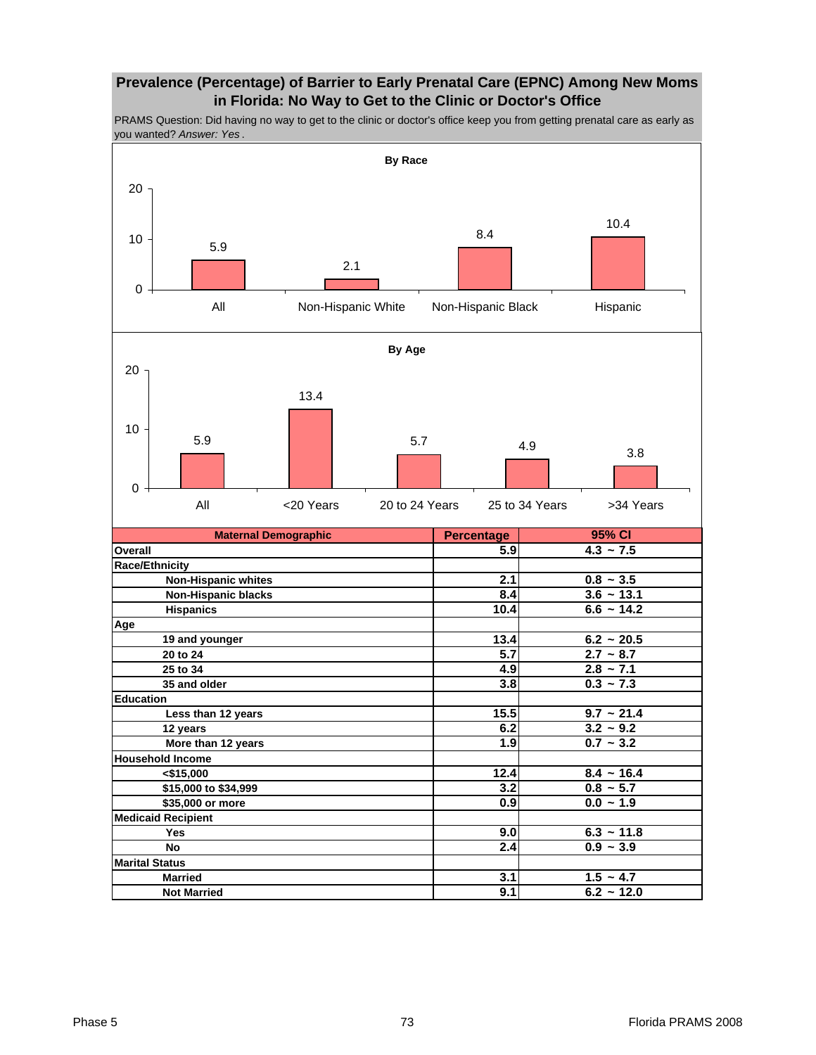## Prevalence (Percentage) of Barrier to Early Prenatal Care (EPNC) Among New Moms in Florida: No Way to Get to the Clinic or Doctor's Office

PRAMS Question: Did having no way to get to the clinic or doctor's office keep you from getting prenatal care as early as you wanted? *Answer: Yes*.

**By Race**

| All | Non-Hispanic White | Non-Hispanic Black | Hispanic |
|---|---|---|---|
| 5.9 | 2.1 | 8.4 | 10.4 |

**By Age**

| All | <20 Years | 20 to 24 Years | 25 to 34 Years | >34 Years |
|---|---|---|---|---|
| 5.9 | 13.4 | 5.7 | 4.9 | 3.8 |

| Maternal Demographic | Percentage | 95% CI |
|---|---|---|
| **Overall** | 5.9 | 4.3 ~ 7.5 |
| **Race/Ethnicity** | | |
| Non-Hispanic whites | 2.1 | 0.8 ~ 3.5 |
| Non-Hispanic blacks | 8.4 | 3.6 ~ 13.1 |
| Hispanics | 10.4 | 6.6 ~ 14.2 |
| **Age** | | |
| 19 and younger | 13.4 | 6.2 ~ 20.5 |
| 20 to 24 | 5.7 | 2.7 ~ 8.7 |
| 25 to 34 | 4.9 | 2.8 ~ 7.1 |
| 35 and older | 3.8 | 0.3 ~ 7.3 |
| **Education** | | |
| Less than 12 years | 15.5 | 9.7 ~ 21.4 |
| 12 years | 6.2 | 3.2 ~ 9.2 |
| More than 12 years | 1.9 | 0.7 ~ 3.2 |
| **Household Income** | | |
| <$15,000 | 12.4 | 8.4 ~ 16.4 |
| $15,000 to $34,999 | 3.2 | 0.8 ~ 5.7 |
| $35,000 or more | 0.9 | 0.0 ~ 1.9 |
| **Medicaid Recipient** | | |
| Yes | 9.0 | 6.3 ~ 11.8 |
| No | 2.4 | 0.9 ~ 3.9 |
| **Marital Status** | | |
| Married | 3.1 | 1.5 ~ 4.7 |
| Not Married | 9.1 | 6.2 ~ 12.0 |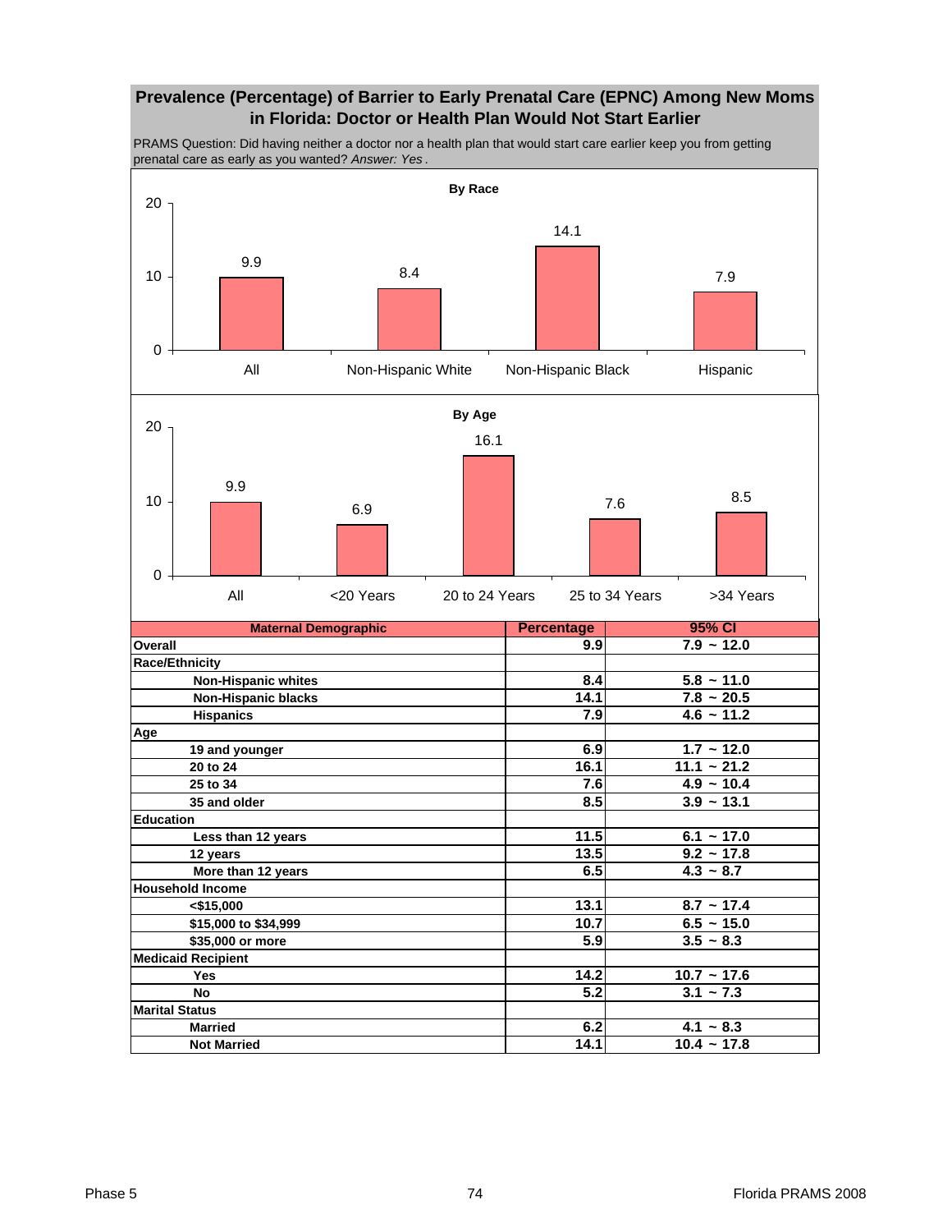## Prevalence (Percentage) of Barrier to Early Prenatal Care (EPNC) Among New Moms in Florida: Doctor or Health Plan Would Not Start Earlier

PRAMS Question: Did having neither a doctor nor a health plan that would start care earlier keep you from getting prenatal care as early as you wanted? *Answer: Yes* .

**By Race**

| All | Non-Hispanic White | Non-Hispanic Black | Hispanic |
|---|---|---|---|
| 9.9 | 8.4 | 14.1 | 7.9 |

**By Age**

| All | <20 Years | 20 to 24 Years | 25 to 34 Years | >34 Years |
|---|---|---|---|---|
| 9.9 | 6.9 | 16.1 | 7.6 | 8.5 |

| Maternal Demographic | Percentage | 95% CI |
|---|---|---|
| **Overall** | 9.9 | 7.9 ~ 12.0 |
| **Race/Ethnicity** | | |
| Non-Hispanic whites | 8.4 | 5.8 ~ 11.0 |
| Non-Hispanic blacks | 14.1 | 7.8 ~ 20.5 |
| Hispanics | 7.9 | 4.6 ~ 11.2 |
| **Age** | | |
| 19 and younger | 6.9 | 1.7 ~ 12.0 |
| 20 to 24 | 16.1 | 11.1 ~ 21.2 |
| 25 to 34 | 7.6 | 4.9 ~ 10.4 |
| 35 and older | 8.5 | 3.9 ~ 13.1 |
| **Education** | | |
| Less than 12 years | 11.5 | 6.1 ~ 17.0 |
| 12 years | 13.5 | 9.2 ~ 17.8 |
| More than 12 years | 6.5 | 4.3 ~ 8.7 |
| **Household Income** | | |
| <$15,000 | 13.1 | 8.7 ~ 17.4 |
| $15,000 to $34,999 | 10.7 | 6.5 ~ 15.0 |
| $35,000 or more | 5.9 | 3.5 ~ 8.3 |
| **Medicaid Recipient** | | |
| Yes | 14.2 | 10.7 ~ 17.6 |
| No | 5.2 | 3.1 ~ 7.3 |
| **Marital Status** | | |
| Married | 6.2 | 4.1 ~ 8.3 |
| Not Married | 14.1 | 10.4 ~ 17.8 |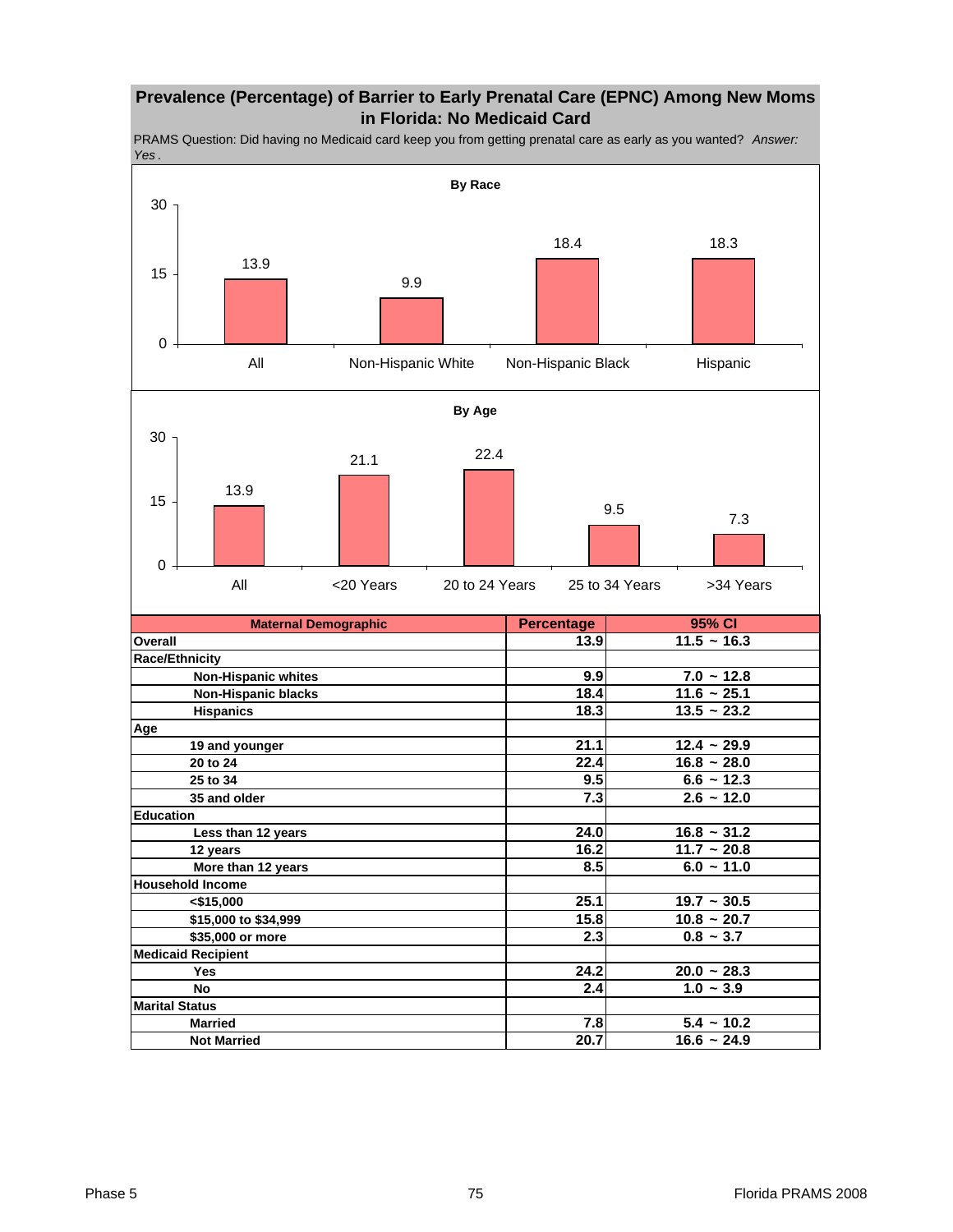## Prevalence (Percentage) of Barrier to Early Prenatal Care (EPNC) Among New Moms in Florida: No Medicaid Card

PRAMS Question: Did having no Medicaid card keep you from getting prenatal care as early as you wanted? *Answer: Yes*.

**By Race**

| | Percentage |
|---|---|
| All | 13.9 |
| Non-Hispanic White | 9.9 |
| Non-Hispanic Black | 18.4 |
| Hispanic | 18.3 |

**By Age**

| | Percentage |
|---|---|
| All | 13.9 |
| <20 Years | 21.1 |
| 20 to 24 Years | 22.4 |
| 25 to 34 Years | 9.5 |
| >34 Years | 7.3 |

| Maternal Demographic | Percentage | 95% CI |
|---|---|---|
| **Overall** | 13.9 | 11.5 ~ 16.3 |
| **Race/Ethnicity** | | |
| Non-Hispanic whites | 9.9 | 7.0 ~ 12.8 |
| Non-Hispanic blacks | 18.4 | 11.6 ~ 25.1 |
| Hispanics | 18.3 | 13.5 ~ 23.2 |
| **Age** | | |
| 19 and younger | 21.1 | 12.4 ~ 29.9 |
| 20 to 24 | 22.4 | 16.8 ~ 28.0 |
| 25 to 34 | 9.5 | 6.6 ~ 12.3 |
| 35 and older | 7.3 | 2.6 ~ 12.0 |
| **Education** | | |
| Less than 12 years | 24.0 | 16.8 ~ 31.2 |
| 12 years | 16.2 | 11.7 ~ 20.8 |
| More than 12 years | 8.5 | 6.0 ~ 11.0 |
| **Household Income** | | |
| <$15,000 | 25.1 | 19.7 ~ 30.5 |
| $15,000 to $34,999 | 15.8 | 10.8 ~ 20.7 |
| $35,000 or more | 2.3 | 0.8 ~ 3.7 |
| **Medicaid Recipient** | | |
| Yes | 24.2 | 20.0 ~ 28.3 |
| No | 2.4 | 1.0 ~ 3.9 |
| **Marital Status** | | |
| Married | 7.8 | 5.4 ~ 10.2 |
| Not Married | 20.7 | 16.6 ~ 24.9 |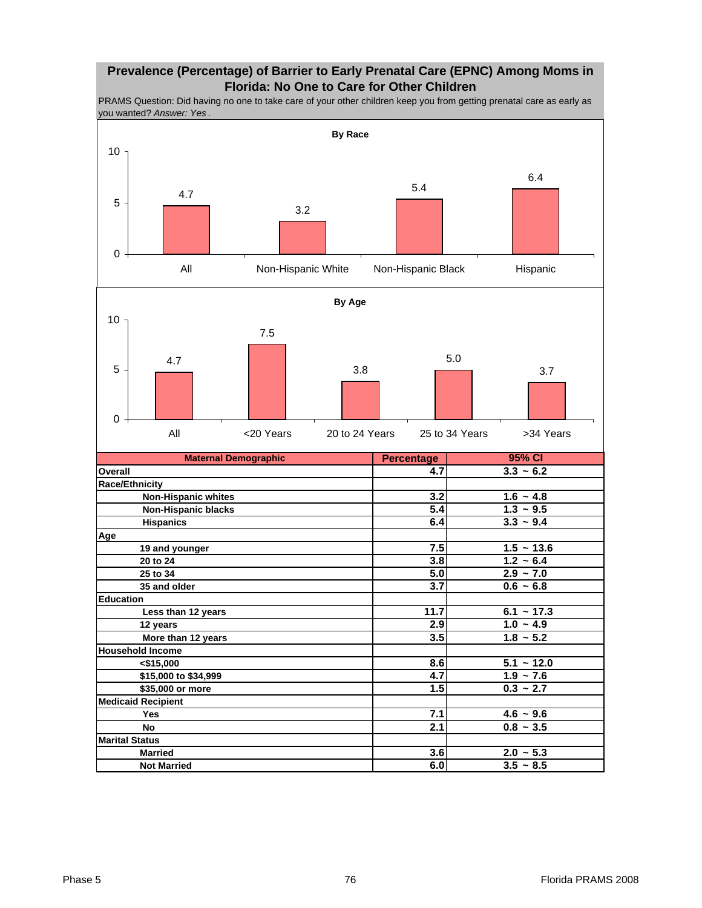## Prevalence (Percentage) of Barrier to Early Prenatal Care (EPNC) Among Moms in Florida: No One to Care for Other Children

PRAMS Question: Did having no one to take care of your other children keep you from getting prenatal care as early as you wanted? *Answer: Yes* .

**By Race**

| | All | Non-Hispanic White | Non-Hispanic Black | Hispanic |
|---|---|---|---|---|
| Percentage | 4.7 | 3.2 | 5.4 | 6.4 |

**By Age**

| | All | <20 Years | 20 to 24 Years | 25 to 34 Years | >34 Years |
|---|---|---|---|---|---|
| Percentage | 4.7 | 7.5 | 3.8 | 5.0 | 3.7 |

| Maternal Demographic | Percentage | 95% CI |
|---|---|---|
| **Overall** | 4.7 | 3.3 ~ 6.2 |
| **Race/Ethnicity** | | |
| Non-Hispanic whites | 3.2 | 1.6 ~ 4.8 |
| Non-Hispanic blacks | 5.4 | 1.3 ~ 9.5 |
| Hispanics | 6.4 | 3.3 ~ 9.4 |
| **Age** | | |
| 19 and younger | 7.5 | 1.5 ~ 13.6 |
| 20 to 24 | 3.8 | 1.2 ~ 6.4 |
| 25 to 34 | 5.0 | 2.9 ~ 7.0 |
| 35 and older | 3.7 | 0.6 ~ 6.8 |
| **Education** | | |
| Less than 12 years | 11.7 | 6.1 ~ 17.3 |
| 12 years | 2.9 | 1.0 ~ 4.9 |
| More than 12 years | 3.5 | 1.8 ~ 5.2 |
| **Household Income** | | |
| <$15,000 | 8.6 | 5.1 ~ 12.0 |
| $15,000 to $34,999 | 4.7 | 1.9 ~ 7.6 |
| $35,000 or more | 1.5 | 0.3 ~ 2.7 |
| **Medicaid Recipient** | | |
| Yes | 7.1 | 4.6 ~ 9.6 |
| No | 2.1 | 0.8 ~ 3.5 |
| **Marital Status** | | |
| Married | 3.6 | 2.0 ~ 5.3 |
| Not Married | 6.0 | 3.5 ~ 8.5 |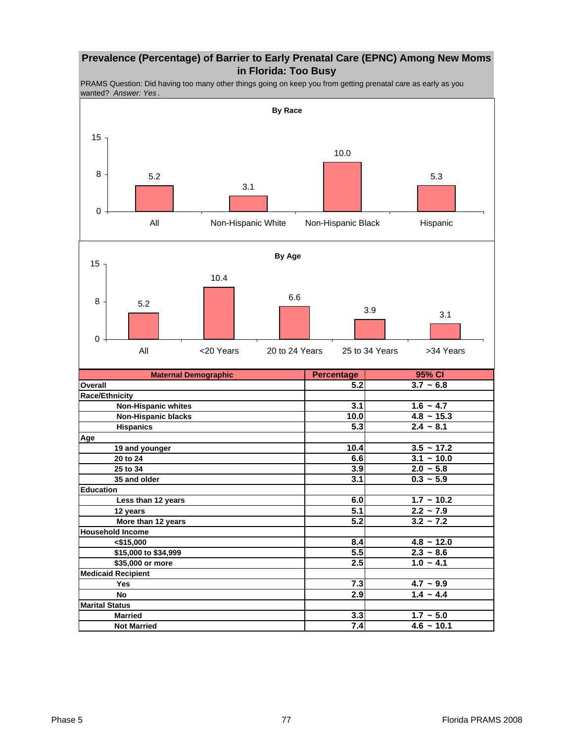## Prevalence (Percentage) of Barrier to Early Prenatal Care (EPNC) Among New Moms in Florida: Too Busy

PRAMS Question: Did having too many other things going on keep you from getting prenatal care as early as you wanted? *Answer: Yes*.

**By Race**

| All | Non-Hispanic White | Non-Hispanic Black | Hispanic |
|---|---|---|---|
| 5.2 | 3.1 | 10.0 | 5.3 |

**By Age**

| All | <20 Years | 20 to 24 Years | 25 to 34 Years | >34 Years |
|---|---|---|---|---|
| 5.2 | 10.4 | 6.6 | 3.9 | 3.1 |

| Maternal Demographic | Percentage | 95% CI |
|---|---|---|
| **Overall** | 5.2 | 3.7 ~ 6.8 |
| **Race/Ethnicity** | | |
| Non-Hispanic whites | 3.1 | 1.6 ~ 4.7 |
| Non-Hispanic blacks | 10.0 | 4.8 ~ 15.3 |
| Hispanics | 5.3 | 2.4 ~ 8.1 |
| **Age** | | |
| 19 and younger | 10.4 | 3.5 ~ 17.2 |
| 20 to 24 | 6.6 | 3.1 ~ 10.0 |
| 25 to 34 | 3.9 | 2.0 ~ 5.8 |
| 35 and older | 3.1 | 0.3 ~ 5.9 |
| **Education** | | |
| Less than 12 years | 6.0 | 1.7 ~ 10.2 |
| 12 years | 5.1 | 2.2 ~ 7.9 |
| More than 12 years | 5.2 | 3.2 ~ 7.2 |
| **Household Income** | | |
| <$15,000 | 8.4 | 4.8 ~ 12.0 |
| $15,000 to $34,999 | 5.5 | 2.3 ~ 8.6 |
| $35,000 or more | 2.5 | 1.0 ~ 4.1 |
| **Medicaid Recipient** | | |
| Yes | 7.3 | 4.7 ~ 9.9 |
| No | 2.9 | 1.4 ~ 4.4 |
| **Marital Status** | | |
| Married | 3.3 | 1.7 ~ 5.0 |
| Not Married | 7.4 | 4.6 ~ 10.1 |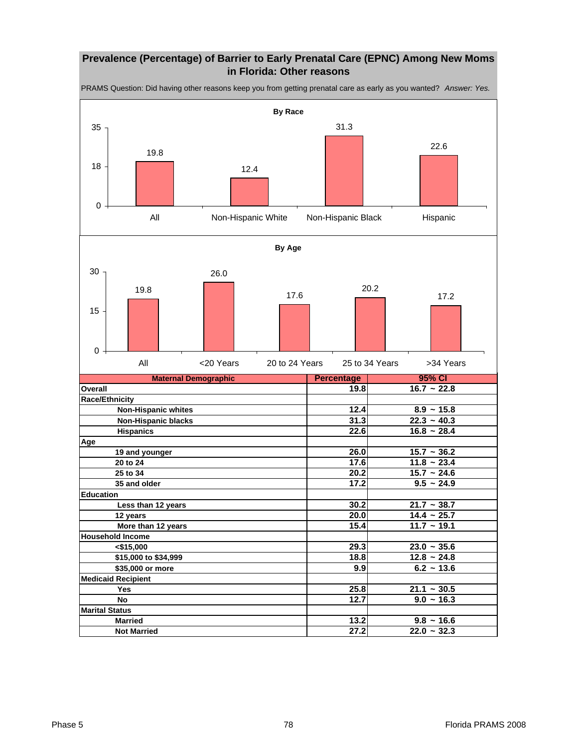## Prevalence (Percentage) of Barrier to Early Prenatal Care (EPNC) Among New Moms in Florida: Other reasons

PRAMS Question: Did having other reasons keep you from getting prenatal care as early as you wanted? *Answer: Yes.*

**By Race**

| All | Non-Hispanic White | Non-Hispanic Black | Hispanic |
|---|---|---|---|
| 19.8 | 12.4 | 31.3 | 22.6 |

**By Age**

| All | <20 Years | 20 to 24 Years | 25 to 34 Years | >34 Years |
|---|---|---|---|---|
| 19.8 | 26.0 | 17.6 | 20.2 | 17.2 |

| Maternal Demographic | Percentage | 95% CI |
|---|---|---|
| **Overall** | 19.8 | 16.7 ~ 22.8 |
| **Race/Ethnicity** | | |
| Non-Hispanic whites | 12.4 | 8.9 ~ 15.8 |
| Non-Hispanic blacks | 31.3 | 22.3 ~ 40.3 |
| Hispanics | 22.6 | 16.8 ~ 28.4 |
| **Age** | | |
| 19 and younger | 26.0 | 15.7 ~ 36.2 |
| 20 to 24 | 17.6 | 11.8 ~ 23.4 |
| 25 to 34 | 20.2 | 15.7 ~ 24.6 |
| 35 and older | 17.2 | 9.5 ~ 24.9 |
| **Education** | | |
| Less than 12 years | 30.2 | 21.7 ~ 38.7 |
| 12 years | 20.0 | 14.4 ~ 25.7 |
| More than 12 years | 15.4 | 11.7 ~ 19.1 |
| **Household Income** | | |
| <$15,000 | 29.3 | 23.0 ~ 35.6 |
| $15,000 to $34,999 | 18.8 | 12.8 ~ 24.8 |
| $35,000 or more | 9.9 | 6.2 ~ 13.6 |
| **Medicaid Recipient** | | |
| Yes | 25.8 | 21.1 ~ 30.5 |
| No | 12.7 | 9.0 ~ 16.3 |
| **Marital Status** | | |
| Married | 13.2 | 9.8 ~ 16.6 |
| Not Married | 27.2 | 22.0 ~ 32.3 |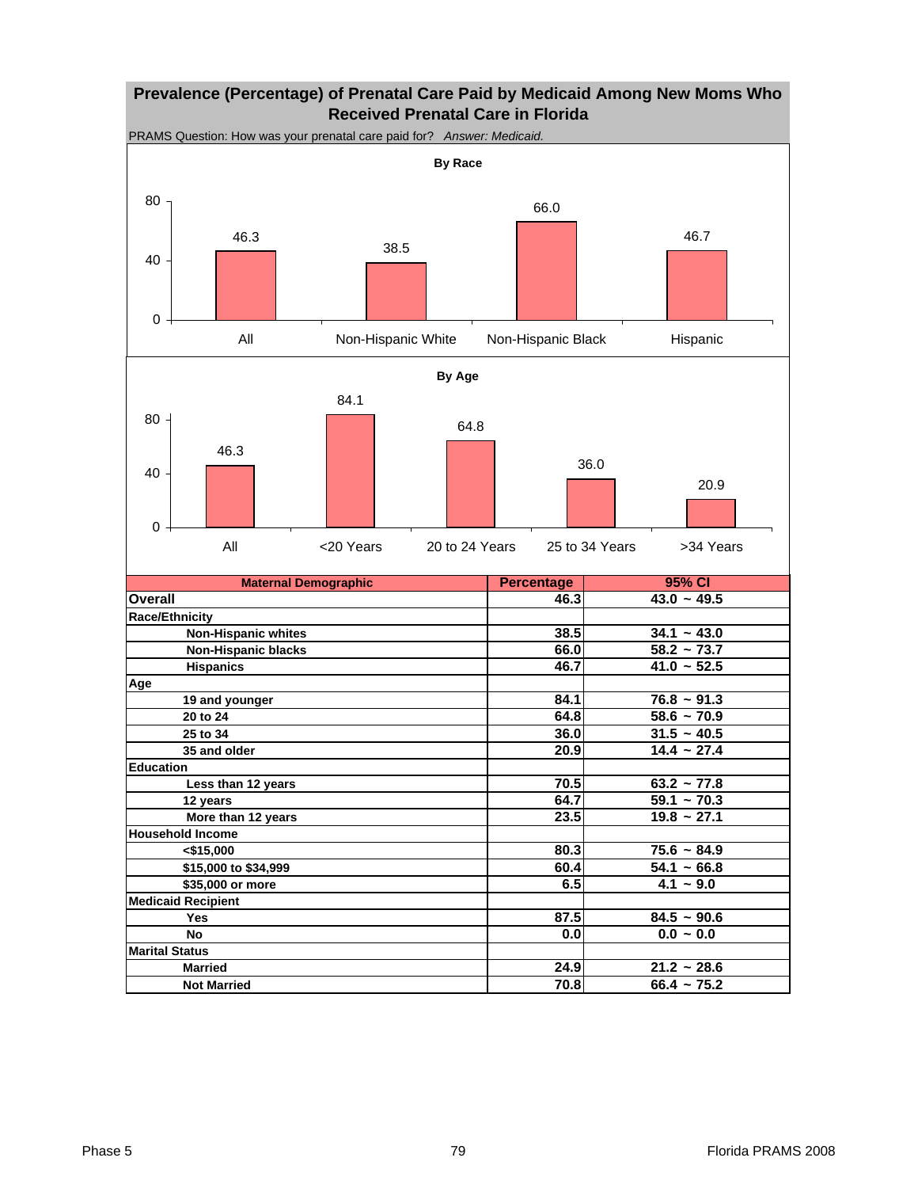## Prevalence (Percentage) of Prenatal Care Paid by Medicaid Among New Moms Who Received Prenatal Care in Florida

PRAMS Question: How was your prenatal care paid for? *Answer: Medicaid.*

**By Race**

| | All | Non-Hispanic White | Non-Hispanic Black | Hispanic |
|---|---|---|---|---|
| Percentage | 46.3 | 38.5 | 66.0 | 46.7 |

**By Age**

| | All | <20 Years | 20 to 24 Years | 25 to 34 Years | >34 Years |
|---|---|---|---|---|---|
| Percentage | 46.3 | 84.1 | 64.8 | 36.0 | 20.9 |

| Maternal Demographic | Percentage | 95% CI |
|---|---|---|
| **Overall** | 46.3 | 43.0 ~ 49.5 |
| **Race/Ethnicity** | | |
| Non-Hispanic whites | 38.5 | 34.1 ~ 43.0 |
| Non-Hispanic blacks | 66.0 | 58.2 ~ 73.7 |
| Hispanics | 46.7 | 41.0 ~ 52.5 |
| **Age** | | |
| 19 and younger | 84.1 | 76.8 ~ 91.3 |
| 20 to 24 | 64.8 | 58.6 ~ 70.9 |
| 25 to 34 | 36.0 | 31.5 ~ 40.5 |
| 35 and older | 20.9 | 14.4 ~ 27.4 |
| **Education** | | |
| Less than 12 years | 70.5 | 63.2 ~ 77.8 |
| 12 years | 64.7 | 59.1 ~ 70.3 |
| More than 12 years | 23.5 | 19.8 ~ 27.1 |
| **Household Income** | | |
| <$15,000 | 80.3 | 75.6 ~ 84.9 |
| $15,000 to $34,999 | 60.4 | 54.1 ~ 66.8 |
| $35,000 or more | 6.5 | 4.1 ~ 9.0 |
| **Medicaid Recipient** | | |
| Yes | 87.5 | 84.5 ~ 90.6 |
| No | 0.0 | 0.0 ~ 0.0 |
| **Marital Status** | | |
| Married | 24.9 | 21.2 ~ 28.6 |
| Not Married | 70.8 | 66.4 ~ 75.2 |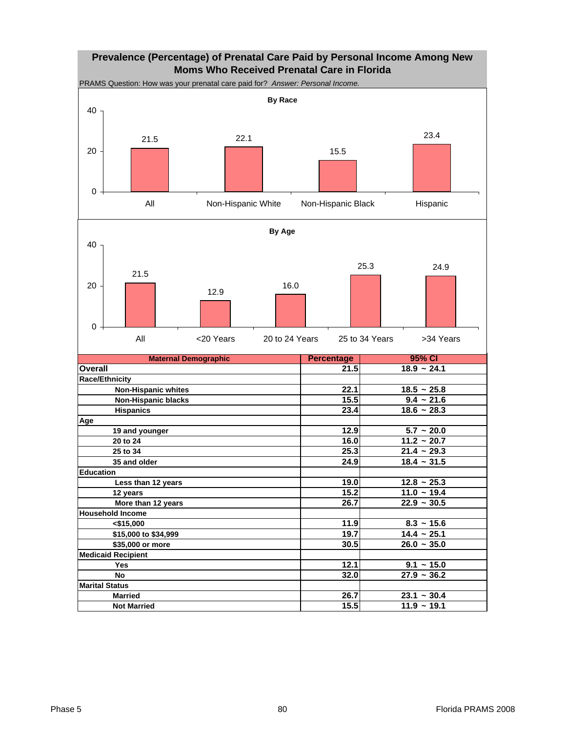# Prevalence (Percentage) of Prenatal Care Paid by Personal Income Among New Moms Who Received Prenatal Care in Florida

PRAMS Question: How was your prenatal care paid for? *Answer: Personal Income.*

**By Race**

| Category | Percentage |
|---|---|
| All | 21.5 |
| Non-Hispanic White | 22.1 |
| Non-Hispanic Black | 15.5 |
| Hispanic | 23.4 |

**By Age**

| Category | Percentage |
|---|---|
| All | 21.5 |
| <20 Years | 12.9 |
| 20 to 24 Years | 16.0 |
| 25 to 34 Years | 25.3 |
| >34 Years | 24.9 |

| Maternal Demographic | Percentage | 95% CI |
|---|---|---|
| **Overall** | 21.5 | 18.9 ~ 24.1 |
| **Race/Ethnicity** | | |
| Non-Hispanic whites | 22.1 | 18.5 ~ 25.8 |
| Non-Hispanic blacks | 15.5 | 9.4 ~ 21.6 |
| Hispanics | 23.4 | 18.6 ~ 28.3 |
| **Age** | | |
| 19 and younger | 12.9 | 5.7 ~ 20.0 |
| 20 to 24 | 16.0 | 11.2 ~ 20.7 |
| 25 to 34 | 25.3 | 21.4 ~ 29.3 |
| 35 and older | 24.9 | 18.4 ~ 31.5 |
| **Education** | | |
| Less than 12 years | 19.0 | 12.8 ~ 25.3 |
| 12 years | 15.2 | 11.0 ~ 19.4 |
| More than 12 years | 26.7 | 22.9 ~ 30.5 |
| **Household Income** | | |
| <$15,000 | 11.9 | 8.3 ~ 15.6 |
| $15,000 to $34,999 | 19.7 | 14.4 ~ 25.1 |
| $35,000 or more | 30.5 | 26.0 ~ 35.0 |
| **Medicaid Recipient** | | |
| Yes | 12.1 | 9.1 ~ 15.0 |
| No | 32.0 | 27.9 ~ 36.2 |
| **Marital Status** | | |
| Married | 26.7 | 23.1 ~ 30.4 |
| Not Married | 15.5 | 11.9 ~ 19.1 |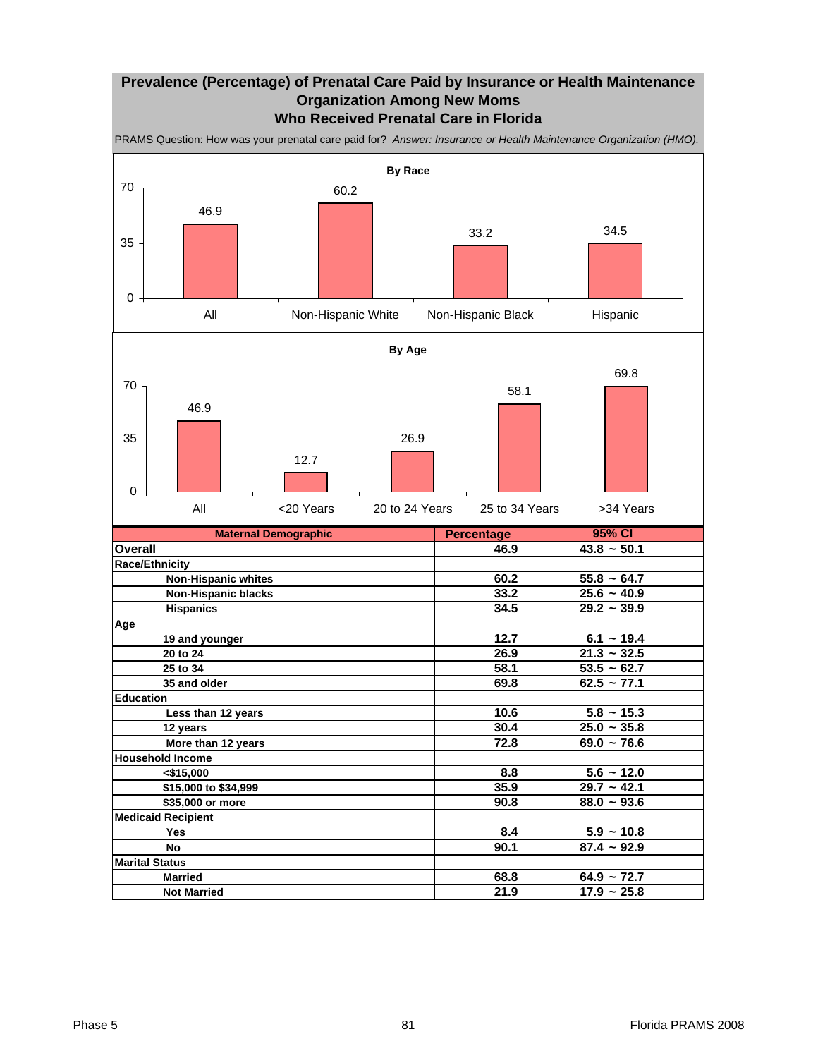## Prevalence (Percentage) of Prenatal Care Paid by Insurance or Health Maintenance Organization Among New Moms Who Received Prenatal Care in Florida

PRAMS Question: How was your prenatal care paid for? *Answer: Insurance or Health Maintenance Organization (HMO).*

**By Race**

| All | Non-Hispanic White | Non-Hispanic Black | Hispanic |
|---|---|---|---|
| 46.9 | 60.2 | 33.2 | 34.5 |

**By Age**

| All | <20 Years | 20 to 24 Years | 25 to 34 Years | >34 Years |
|---|---|---|---|---|
| 46.9 | 12.7 | 26.9 | 58.1 | 69.8 |

| Maternal Demographic | Percentage | 95% CI |
|---|---|---|
| **Overall** | 46.9 | 43.8 ~ 50.1 |
| **Race/Ethnicity** | | |
| Non-Hispanic whites | 60.2 | 55.8 ~ 64.7 |
| Non-Hispanic blacks | 33.2 | 25.6 ~ 40.9 |
| Hispanics | 34.5 | 29.2 ~ 39.9 |
| **Age** | | |
| 19 and younger | 12.7 | 6.1 ~ 19.4 |
| 20 to 24 | 26.9 | 21.3 ~ 32.5 |
| 25 to 34 | 58.1 | 53.5 ~ 62.7 |
| 35 and older | 69.8 | 62.5 ~ 77.1 |
| **Education** | | |
| Less than 12 years | 10.6 | 5.8 ~ 15.3 |
| 12 years | 30.4 | 25.0 ~ 35.8 |
| More than 12 years | 72.8 | 69.0 ~ 76.6 |
| **Household Income** | | |
| <$15,000 | 8.8 | 5.6 ~ 12.0 |
| $15,000 to $34,999 | 35.9 | 29.7 ~ 42.1 |
| $35,000 or more | 90.8 | 88.0 ~ 93.6 |
| **Medicaid Recipient** | | |
| Yes | 8.4 | 5.9 ~ 10.8 |
| No | 90.1 | 87.4 ~ 92.9 |
| **Marital Status** | | |
| Married | 68.8 | 64.9 ~ 72.7 |
| Not Married | 21.9 | 17.9 ~ 25.8 |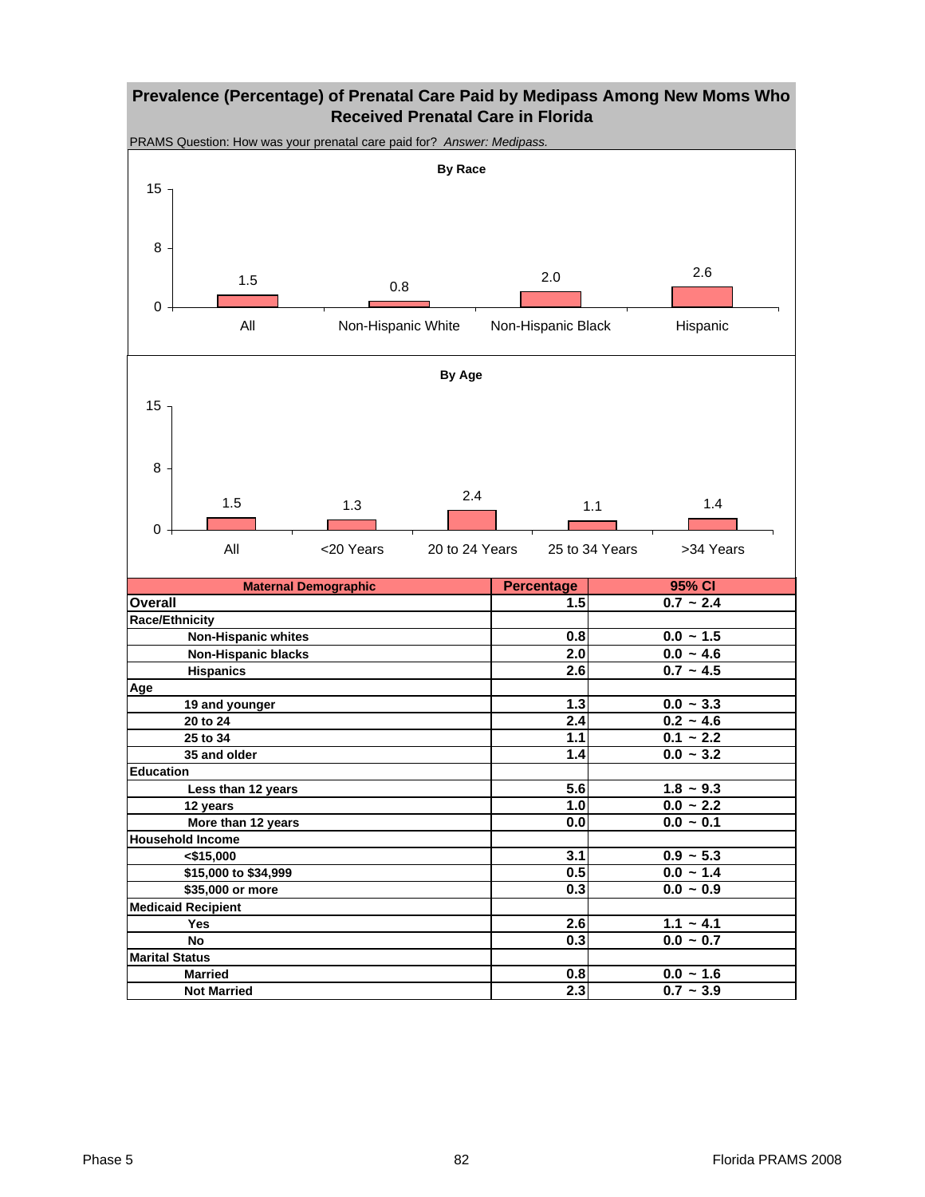## Prevalence (Percentage) of Prenatal Care Paid by Medipass Among New Moms Who Received Prenatal Care in Florida

PRAMS Question: How was your prenatal care paid for? *Answer: Medipass.*

**By Race**

| | All | Non-Hispanic White | Non-Hispanic Black | Hispanic |
|---|---|---|---|---|
| Percentage | 1.5 | 0.8 | 2.0 | 2.6 |

**By Age**

| | All | <20 Years | 20 to 24 Years | 25 to 34 Years | >34 Years |
|---|---|---|---|---|---|
| Percentage | 1.5 | 1.3 | 2.4 | 1.1 | 1.4 |

| Maternal Demographic | Percentage | 95% CI |
|---|---|---|
| **Overall** | 1.5 | 0.7 ~ 2.4 |
| **Race/Ethnicity** | | |
| Non-Hispanic whites | 0.8 | 0.0 ~ 1.5 |
| Non-Hispanic blacks | 2.0 | 0.0 ~ 4.6 |
| Hispanics | 2.6 | 0.7 ~ 4.5 |
| **Age** | | |
| 19 and younger | 1.3 | 0.0 ~ 3.3 |
| 20 to 24 | 2.4 | 0.2 ~ 4.6 |
| 25 to 34 | 1.1 | 0.1 ~ 2.2 |
| 35 and older | 1.4 | 0.0 ~ 3.2 |
| **Education** | | |
| Less than 12 years | 5.6 | 1.8 ~ 9.3 |
| 12 years | 1.0 | 0.0 ~ 2.2 |
| More than 12 years | 0.0 | 0.0 ~ 0.1 |
| **Household Income** | | |
| <$15,000 | 3.1 | 0.9 ~ 5.3 |
| $15,000 to $34,999 | 0.5 | 0.0 ~ 1.4 |
| $35,000 or more | 0.3 | 0.0 ~ 0.9 |
| **Medicaid Recipient** | | |
| Yes | 2.6 | 1.1 ~ 4.1 |
| No | 0.3 | 0.0 ~ 0.7 |
| **Marital Status** | | |
| Married | 0.8 | 0.0 ~ 1.6 |
| Not Married | 2.3 | 0.7 ~ 3.9 |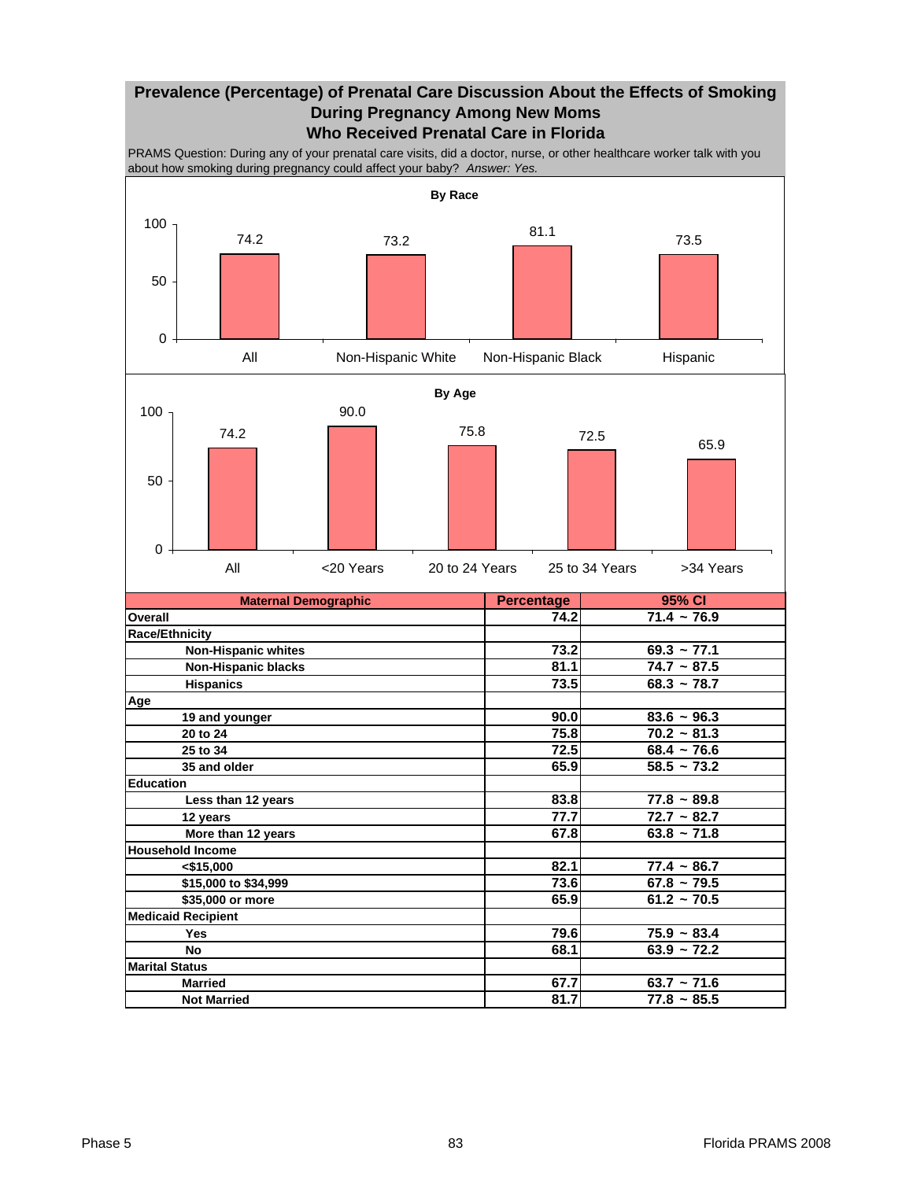# Prevalence (Percentage) of Prenatal Care Discussion About the Effects of Smoking During Pregnancy Among New Moms Who Received Prenatal Care in Florida

PRAMS Question: During any of your prenatal care visits, did a doctor, nurse, or other healthcare worker talk with you about how smoking during pregnancy could affect your baby? *Answer: Yes.*

**By Race**

| All | Non-Hispanic White | Non-Hispanic Black | Hispanic |
|---|---|---|---|
| 74.2 | 73.2 | 81.1 | 73.5 |

**By Age**

| All | <20 Years | 20 to 24 Years | 25 to 34 Years | >34 Years |
|---|---|---|---|---|
| 74.2 | 90.0 | 75.8 | 72.5 | 65.9 |

| Maternal Demographic | Percentage | 95% CI |
|---|---|---|
| **Overall** | 74.2 | 71.4 ~ 76.9 |
| **Race/Ethnicity** | | |
| Non-Hispanic whites | 73.2 | 69.3 ~ 77.1 |
| Non-Hispanic blacks | 81.1 | 74.7 ~ 87.5 |
| Hispanics | 73.5 | 68.3 ~ 78.7 |
| **Age** | | |
| 19 and younger | 90.0 | 83.6 ~ 96.3 |
| 20 to 24 | 75.8 | 70.2 ~ 81.3 |
| 25 to 34 | 72.5 | 68.4 ~ 76.6 |
| 35 and older | 65.9 | 58.5 ~ 73.2 |
| **Education** | | |
| Less than 12 years | 83.8 | 77.8 ~ 89.8 |
| 12 years | 77.7 | 72.7 ~ 82.7 |
| More than 12 years | 67.8 | 63.8 ~ 71.8 |
| **Household Income** | | |
| <$15,000 | 82.1 | 77.4 ~ 86.7 |
| $15,000 to $34,999 | 73.6 | 67.8 ~ 79.5 |
| $35,000 or more | 65.9 | 61.2 ~ 70.5 |
| **Medicaid Recipient** | | |
| Yes | 79.6 | 75.9 ~ 83.4 |
| No | 68.1 | 63.9 ~ 72.2 |
| **Marital Status** | | |
| Married | 67.7 | 63.7 ~ 71.6 |
| Not Married | 81.7 | 77.8 ~ 85.5 |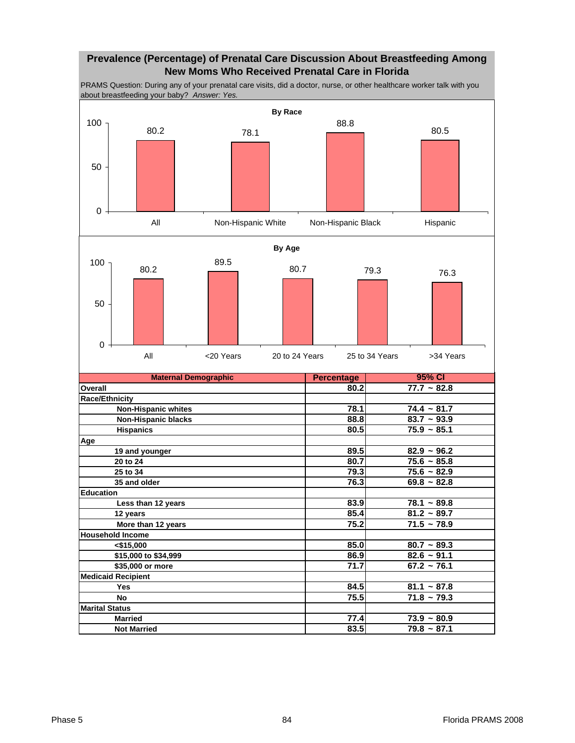# Prevalence (Percentage) of Prenatal Care Discussion About Breastfeeding Among New Moms Who Received Prenatal Care in Florida

PRAMS Question: During any of your prenatal care visits, did a doctor, nurse, or other healthcare worker talk with you about breastfeeding your baby? *Answer: Yes.*

**By Race**

| | All | Non-Hispanic White | Non-Hispanic Black | Hispanic |
|---|---|---|---|---|
| Percentage | 80.2 | 78.1 | 88.8 | 80.5 |

**By Age**

| | All | <20 Years | 20 to 24 Years | 25 to 34 Years | >34 Years |
|---|---|---|---|---|---|
| Percentage | 80.2 | 89.5 | 80.7 | 79.3 | 76.3 |

| Maternal Demographic | Percentage | 95% CI |
|---|---|---|
| **Overall** | 80.2 | 77.7 ~ 82.8 |
| **Race/Ethnicity** | | |
| Non-Hispanic whites | 78.1 | 74.4 ~ 81.7 |
| Non-Hispanic blacks | 88.8 | 83.7 ~ 93.9 |
| Hispanics | 80.5 | 75.9 ~ 85.1 |
| **Age** | | |
| 19 and younger | 89.5 | 82.9 ~ 96.2 |
| 20 to 24 | 80.7 | 75.6 ~ 85.8 |
| 25 to 34 | 79.3 | 75.6 ~ 82.9 |
| 35 and older | 76.3 | 69.8 ~ 82.8 |
| **Education** | | |
| Less than 12 years | 83.9 | 78.1 ~ 89.8 |
| 12 years | 85.4 | 81.2 ~ 89.7 |
| More than 12 years | 75.2 | 71.5 ~ 78.9 |
| **Household Income** | | |
| <$15,000 | 85.0 | 80.7 ~ 89.3 |
| $15,000 to $34,999 | 86.9 | 82.6 ~ 91.1 |
| $35,000 or more | 71.7 | 67.2 ~ 76.1 |
| **Medicaid Recipient** | | |
| Yes | 84.5 | 81.1 ~ 87.8 |
| No | 75.5 | 71.8 ~ 79.3 |
| **Marital Status** | | |
| Married | 77.4 | 73.9 ~ 80.9 |
| Not Married | 83.5 | 79.8 ~ 87.1 |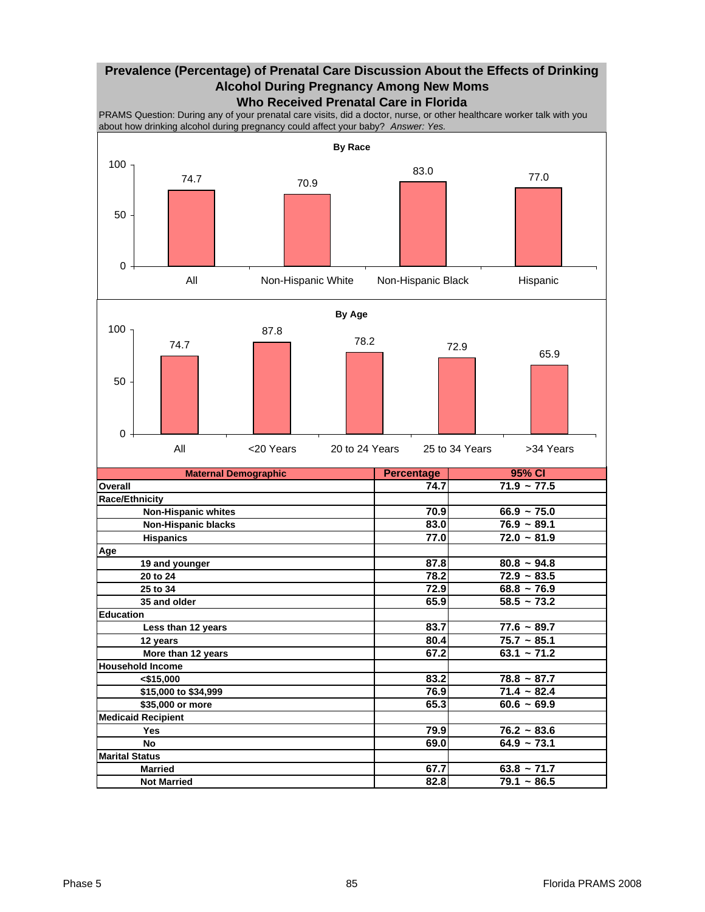## Prevalence (Percentage) of Prenatal Care Discussion About the Effects of Drinking Alcohol During Pregnancy Among New Moms Who Received Prenatal Care in Florida

PRAMS Question: During any of your prenatal care visits, did a doctor, nurse, or other healthcare worker talk with you about how drinking alcohol during pregnancy could affect your baby? *Answer: Yes.*

**By Race**

| Category | Percentage |
|---|---|
| All | 74.7 |
| Non-Hispanic White | 70.9 |
| Non-Hispanic Black | 83.0 |
| Hispanic | 77.0 |

**By Age**

| Category | Percentage |
|---|---|
| All | 74.7 |
| <20 Years | 87.8 |
| 20 to 24 Years | 78.2 |
| 25 to 34 Years | 72.9 |
| >34 Years | 65.9 |

| Maternal Demographic | Percentage | 95% CI |
|---|---|---|
| **Overall** | 74.7 | 71.9 ~ 77.5 |
| **Race/Ethnicity** | | |
| Non-Hispanic whites | 70.9 | 66.9 ~ 75.0 |
| Non-Hispanic blacks | 83.0 | 76.9 ~ 89.1 |
| Hispanics | 77.0 | 72.0 ~ 81.9 |
| **Age** | | |
| 19 and younger | 87.8 | 80.8 ~ 94.8 |
| 20 to 24 | 78.2 | 72.9 ~ 83.5 |
| 25 to 34 | 72.9 | 68.8 ~ 76.9 |
| 35 and older | 65.9 | 58.5 ~ 73.2 |
| **Education** | | |
| Less than 12 years | 83.7 | 77.6 ~ 89.7 |
| 12 years | 80.4 | 75.7 ~ 85.1 |
| More than 12 years | 67.2 | 63.1 ~ 71.2 |
| **Household Income** | | |
| <$15,000 | 83.2 | 78.8 ~ 87.7 |
| $15,000 to $34,999 | 76.9 | 71.4 ~ 82.4 |
| $35,000 or more | 65.3 | 60.6 ~ 69.9 |
| **Medicaid Recipient** | | |
| Yes | 79.9 | 76.2 ~ 83.6 |
| No | 69.0 | 64.9 ~ 73.1 |
| **Marital Status** | | |
| Married | 67.7 | 63.8 ~ 71.7 |
| Not Married | 82.8 | 79.1 ~ 86.5 |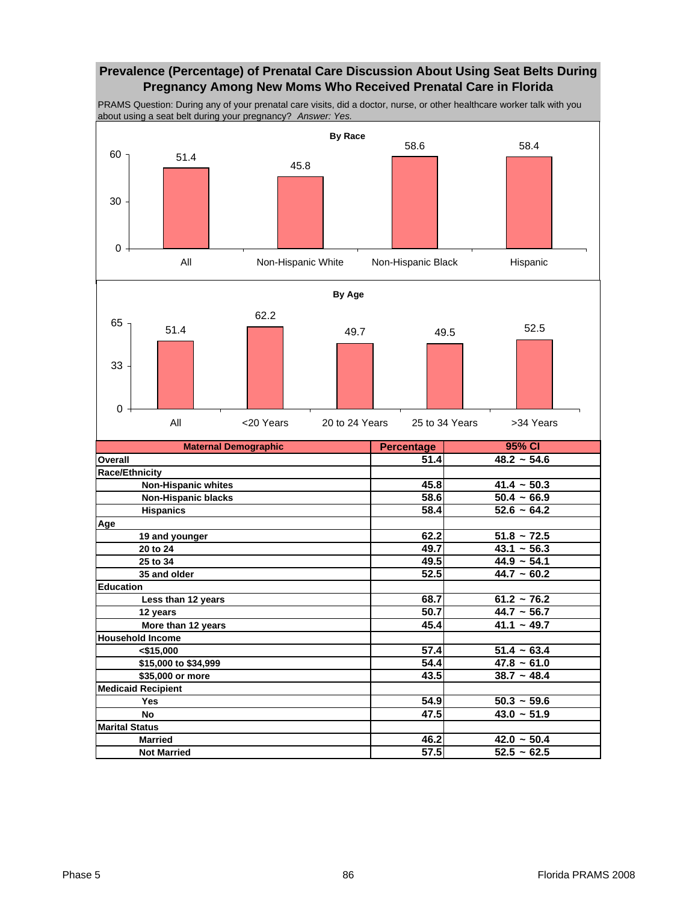## Prevalence (Percentage) of Prenatal Care Discussion About Using Seat Belts During Pregnancy Among New Moms Who Received Prenatal Care in Florida

PRAMS Question: During any of your prenatal care visits, did a doctor, nurse, or other healthcare worker talk with you about using a seat belt during your pregnancy? *Answer: Yes.*

**By Race**

| All | Non-Hispanic White | Non-Hispanic Black | Hispanic |
|---|---|---|---|
| 51.4 | 45.8 | 58.6 | 58.4 |

**By Age**

| All | <20 Years | 20 to 24 Years | 25 to 34 Years | >34 Years |
|---|---|---|---|---|
| 51.4 | 62.2 | 49.7 | 49.5 | 52.5 |

| Maternal Demographic | Percentage | 95% CI |
|---|---|---|
| **Overall** | 51.4 | 48.2 ~ 54.6 |
| **Race/Ethnicity** | | |
| Non-Hispanic whites | 45.8 | 41.4 ~ 50.3 |
| Non-Hispanic blacks | 58.6 | 50.4 ~ 66.9 |
| Hispanics | 58.4 | 52.6 ~ 64.2 |
| **Age** | | |
| 19 and younger | 62.2 | 51.8 ~ 72.5 |
| 20 to 24 | 49.7 | 43.1 ~ 56.3 |
| 25 to 34 | 49.5 | 44.9 ~ 54.1 |
| 35 and older | 52.5 | 44.7 ~ 60.2 |
| **Education** | | |
| Less than 12 years | 68.7 | 61.2 ~ 76.2 |
| 12 years | 50.7 | 44.7 ~ 56.7 |
| More than 12 years | 45.4 | 41.1 ~ 49.7 |
| **Household Income** | | |
| <$15,000 | 57.4 | 51.4 ~ 63.4 |
| $15,000 to $34,999 | 54.4 | 47.8 ~ 61.0 |
| $35,000 or more | 43.5 | 38.7 ~ 48.4 |
| **Medicaid Recipient** | | |
| Yes | 54.9 | 50.3 ~ 59.6 |
| No | 47.5 | 43.0 ~ 51.9 |
| **Marital Status** | | |
| Married | 46.2 | 42.0 ~ 50.4 |
| Not Married | 57.5 | 52.5 ~ 62.5 |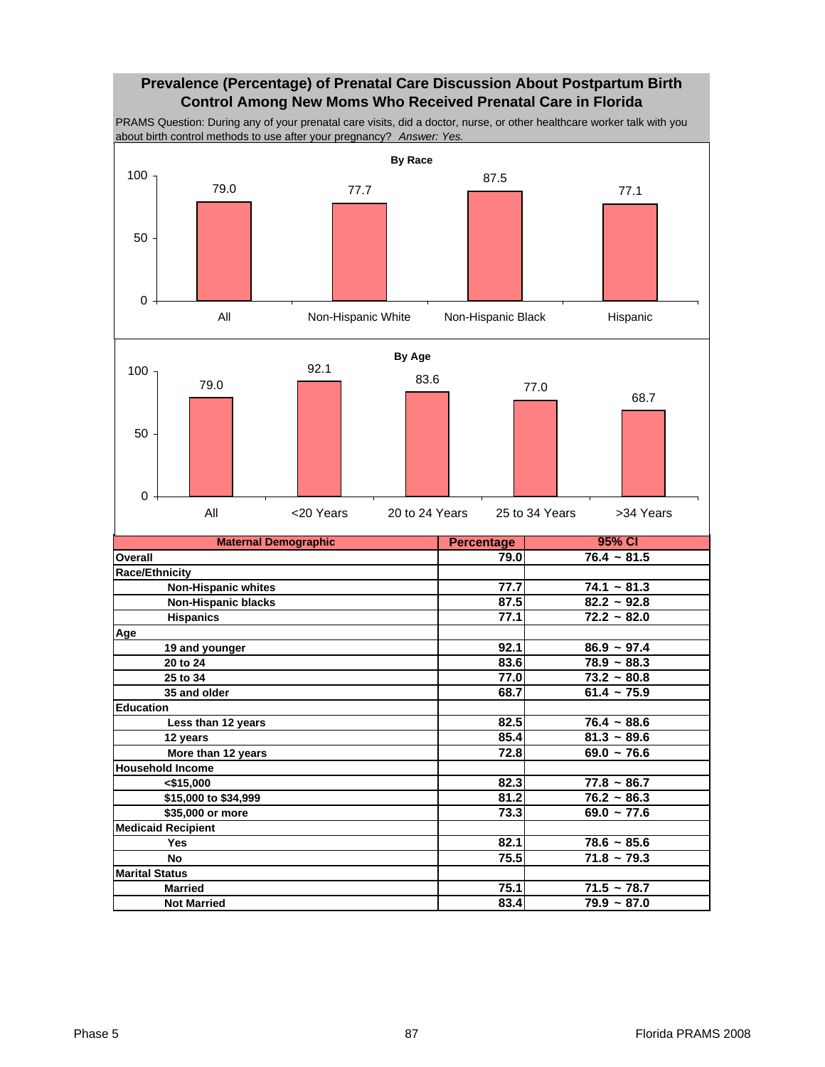## Prevalence (Percentage) of Prenatal Care Discussion About Postpartum Birth Control Among New Moms Who Received Prenatal Care in Florida

PRAMS Question: During any of your prenatal care visits, did a doctor, nurse, or other healthcare worker talk with you about birth control methods to use after your pregnancy? *Answer: Yes.*

**By Race**

| All | Non-Hispanic White | Non-Hispanic Black | Hispanic |
|---|---|---|---|
| 79.0 | 77.7 | 87.5 | 77.1 |

**By Age**

| All | <20 Years | 20 to 24 Years | 25 to 34 Years | >34 Years |
|---|---|---|---|---|
| 79.0 | 92.1 | 83.6 | 77.0 | 68.7 |

| Maternal Demographic | Percentage | 95% CI |
|---|---|---|
| **Overall** | 79.0 | 76.4 ~ 81.5 |
| **Race/Ethnicity** | | |
| Non-Hispanic whites | 77.7 | 74.1 ~ 81.3 |
| Non-Hispanic blacks | 87.5 | 82.2 ~ 92.8 |
| Hispanics | 77.1 | 72.2 ~ 82.0 |
| **Age** | | |
| 19 and younger | 92.1 | 86.9 ~ 97.4 |
| 20 to 24 | 83.6 | 78.9 ~ 88.3 |
| 25 to 34 | 77.0 | 73.2 ~ 80.8 |
| 35 and older | 68.7 | 61.4 ~ 75.9 |
| **Education** | | |
| Less than 12 years | 82.5 | 76.4 ~ 88.6 |
| 12 years | 85.4 | 81.3 ~ 89.6 |
| More than 12 years | 72.8 | 69.0 ~ 76.6 |
| **Household Income** | | |
| <$15,000 | 82.3 | 77.8 ~ 86.7 |
| $15,000 to $34,999 | 81.2 | 76.2 ~ 86.3 |
| $35,000 or more | 73.3 | 69.0 ~ 77.6 |
| **Medicaid Recipient** | | |
| Yes | 82.1 | 78.6 ~ 85.6 |
| No | 75.5 | 71.8 ~ 79.3 |
| **Marital Status** | | |
| Married | 75.1 | 71.5 ~ 78.7 |
| Not Married | 83.4 | 79.9 ~ 87.0 |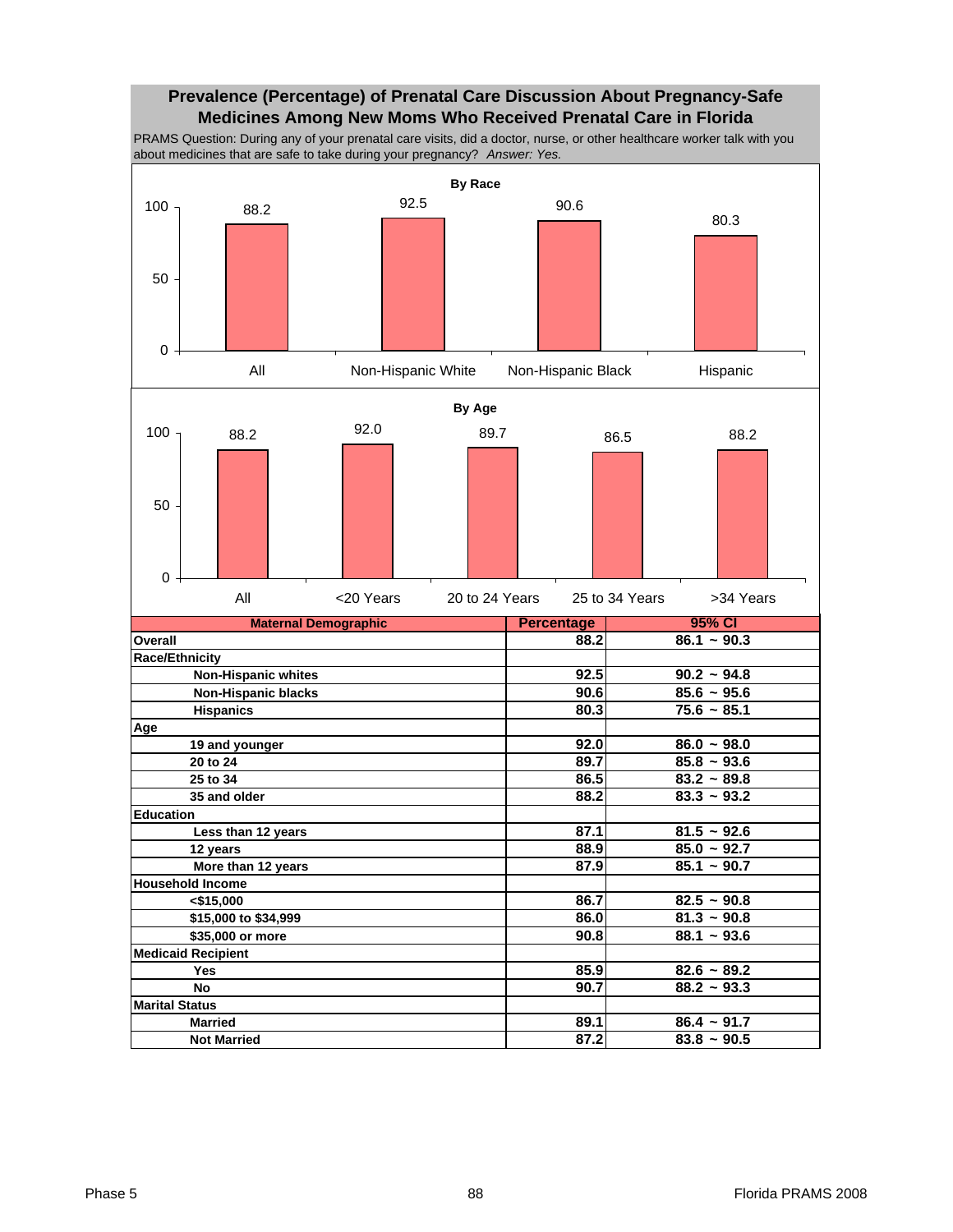## Prevalence (Percentage) of Prenatal Care Discussion About Pregnancy-Safe Medicines Among New Moms Who Received Prenatal Care in Florida

PRAMS Question: During any of your prenatal care visits, did a doctor, nurse, or other healthcare worker talk with you about medicines that are safe to take during your pregnancy? *Answer: Yes.*

**By Race**

| All | Non-Hispanic White | Non-Hispanic Black | Hispanic |
|---|---|---|---|
| 88.2 | 92.5 | 90.6 | 80.3 |

**By Age**

| All | <20 Years | 20 to 24 Years | 25 to 34 Years | >34 Years |
|---|---|---|---|---|
| 88.2 | 92.0 | 89.7 | 86.5 | 88.2 |

| Maternal Demographic | Percentage | 95% CI |
|---|---|---|
| **Overall** | **88.2** | **86.1 ~ 90.3** |
| **Race/Ethnicity** | | |
| **Non-Hispanic whites** | **92.5** | **90.2 ~ 94.8** |
| **Non-Hispanic blacks** | **90.6** | **85.6 ~ 95.6** |
| **Hispanics** | **80.3** | **75.6 ~ 85.1** |
| **Age** | | |
| **19 and younger** | **92.0** | **86.0 ~ 98.0** |
| **20 to 24** | **89.7** | **85.8 ~ 93.6** |
| **25 to 34** | **86.5** | **83.2 ~ 89.8** |
| **35 and older** | **88.2** | **83.3 ~ 93.2** |
| **Education** | | |
| **Less than 12 years** | **87.1** | **81.5 ~ 92.6** |
| **12 years** | **88.9** | **85.0 ~ 92.7** |
| **More than 12 years** | **87.9** | **85.1 ~ 90.7** |
| **Household Income** | | |
| **<$15,000** | **86.7** | **82.5 ~ 90.8** |
| **$15,000 to $34,999** | **86.0** | **81.3 ~ 90.8** |
| **$35,000 or more** | **90.8** | **88.1 ~ 93.6** |
| **Medicaid Recipient** | | |
| **Yes** | **85.9** | **82.6 ~ 89.2** |
| **No** | **90.7** | **88.2 ~ 93.3** |
| **Marital Status** | | |
| **Married** | **89.1** | **86.4 ~ 91.7** |
| **Not Married** | **87.2** | **83.8 ~ 90.5** |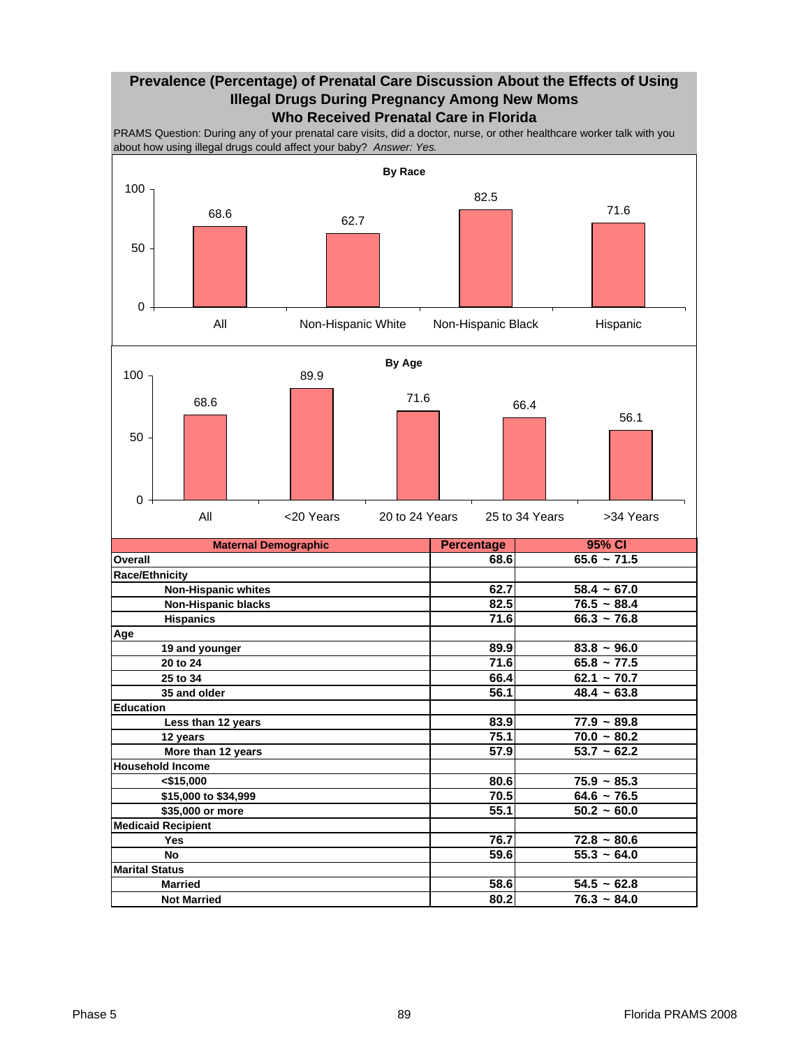# Prevalence (Percentage) of Prenatal Care Discussion About the Effects of Using Illegal Drugs During Pregnancy Among New Moms Who Received Prenatal Care in Florida

PRAMS Question: During any of your prenatal care visits, did a doctor, nurse, or other healthcare worker talk with you about how using illegal drugs could affect your baby? *Answer: Yes.*

**By Race**

| All | Non-Hispanic White | Non-Hispanic Black | Hispanic |
|---|---|---|---|
| 68.6 | 62.7 | 82.5 | 71.6 |

**By Age**

| All | <20 Years | 20 to 24 Years | 25 to 34 Years | >34 Years |
|---|---|---|---|---|
| 68.6 | 89.9 | 71.6 | 66.4 | 56.1 |

| Maternal Demographic | Percentage | 95% CI |
|---|---|---|
| **Overall** | 68.6 | 65.6 ~ 71.5 |
| **Race/Ethnicity** | | |
| Non-Hispanic whites | 62.7 | 58.4 ~ 67.0 |
| Non-Hispanic blacks | 82.5 | 76.5 ~ 88.4 |
| Hispanics | 71.6 | 66.3 ~ 76.8 |
| **Age** | | |
| 19 and younger | 89.9 | 83.8 ~ 96.0 |
| 20 to 24 | 71.6 | 65.8 ~ 77.5 |
| 25 to 34 | 66.4 | 62.1 ~ 70.7 |
| 35 and older | 56.1 | 48.4 ~ 63.8 |
| **Education** | | |
| Less than 12 years | 83.9 | 77.9 ~ 89.8 |
| 12 years | 75.1 | 70.0 ~ 80.2 |
| More than 12 years | 57.9 | 53.7 ~ 62.2 |
| **Household Income** | | |
| <$15,000 | 80.6 | 75.9 ~ 85.3 |
| $15,000 to $34,999 | 70.5 | 64.6 ~ 76.5 |
| $35,000 or more | 55.1 | 50.2 ~ 60.0 |
| **Medicaid Recipient** | | |
| Yes | 76.7 | 72.8 ~ 80.6 |
| No | 59.6 | 55.3 ~ 64.0 |
| **Marital Status** | | |
| Married | 58.6 | 54.5 ~ 62.8 |
| Not Married | 80.2 | 76.3 ~ 84.0 |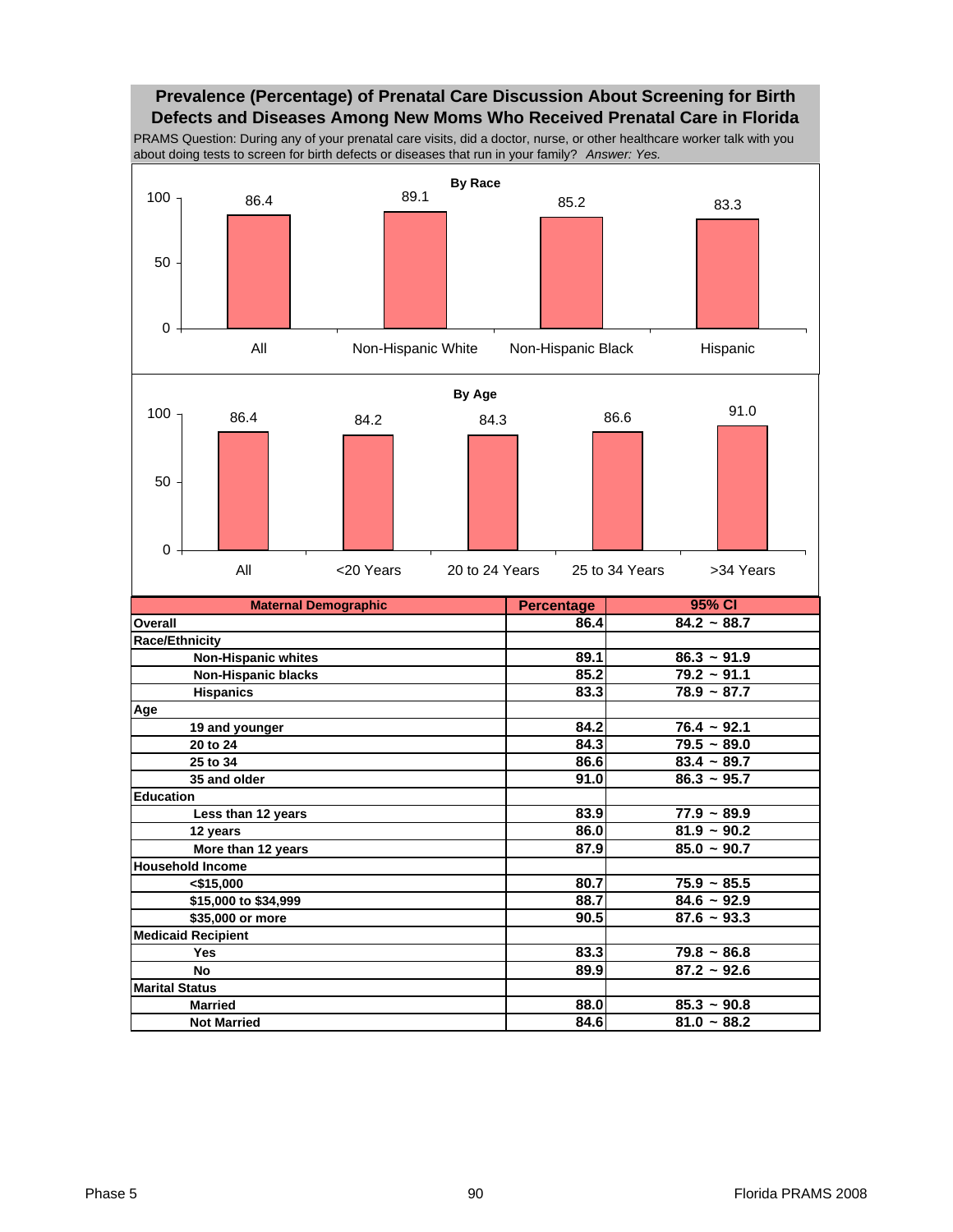## Prevalence (Percentage) of Prenatal Care Discussion About Screening for Birth Defects and Diseases Among New Moms Who Received Prenatal Care in Florida

PRAMS Question: During any of your prenatal care visits, did a doctor, nurse, or other healthcare worker talk with you about doing tests to screen for birth defects or diseases that run in your family? *Answer: Yes.*

**By Race**

| All | Non-Hispanic White | Non-Hispanic Black | Hispanic |
|---|---|---|---|
| 86.4 | 89.1 | 85.2 | 83.3 |

**By Age**

| All | <20 Years | 20 to 24 Years | 25 to 34 Years | >34 Years |
|---|---|---|---|---|
| 86.4 | 84.2 | 84.3 | 86.6 | 91.0 |

| Maternal Demographic | Percentage | 95% CI |
|---|---|---|
| **Overall** | 86.4 | 84.2 ~ 88.7 |
| **Race/Ethnicity** | | |
| Non-Hispanic whites | 89.1 | 86.3 ~ 91.9 |
| Non-Hispanic blacks | 85.2 | 79.2 ~ 91.1 |
| Hispanics | 83.3 | 78.9 ~ 87.7 |
| **Age** | | |
| 19 and younger | 84.2 | 76.4 ~ 92.1 |
| 20 to 24 | 84.3 | 79.5 ~ 89.0 |
| 25 to 34 | 86.6 | 83.4 ~ 89.7 |
| 35 and older | 91.0 | 86.3 ~ 95.7 |
| **Education** | | |
| Less than 12 years | 83.9 | 77.9 ~ 89.9 |
| 12 years | 86.0 | 81.9 ~ 90.2 |
| More than 12 years | 87.9 | 85.0 ~ 90.7 |
| **Household Income** | | |
| <$15,000 | 80.7 | 75.9 ~ 85.5 |
| $15,000 to $34,999 | 88.7 | 84.6 ~ 92.9 |
| $35,000 or more | 90.5 | 87.6 ~ 93.3 |
| **Medicaid Recipient** | | |
| Yes | 83.3 | 79.8 ~ 86.8 |
| No | 89.9 | 87.2 ~ 92.6 |
| **Marital Status** | | |
| Married | 88.0 | 85.3 ~ 90.8 |
| Not Married | 84.6 | 81.0 ~ 88.2 |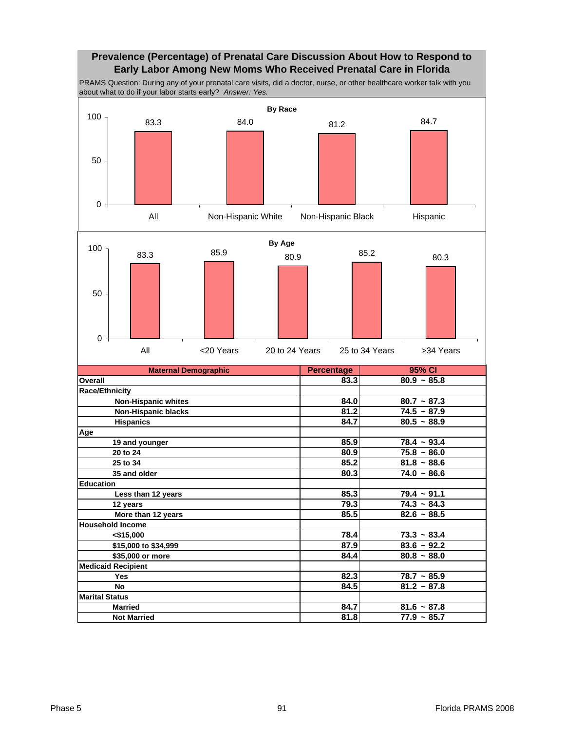## Prevalence (Percentage) of Prenatal Care Discussion About How to Respond to Early Labor Among New Moms Who Received Prenatal Care in Florida

PRAMS Question: During any of your prenatal care visits, did a doctor, nurse, or other healthcare worker talk with you about what to do if your labor starts early? *Answer: Yes.*

**By Race**

| | All | Non-Hispanic White | Non-Hispanic Black | Hispanic |
|---|---|---|---|---|
| Percentage | 83.3 | 84.0 | 81.2 | 84.7 |

**By Age**

| | All | <20 Years | 20 to 24 Years | 25 to 34 Years | >34 Years |
|---|---|---|---|---|---|
| Percentage | 83.3 | 85.9 | 80.9 | 85.2 | 80.3 |

| Maternal Demographic | Percentage | 95% CI |
|---|---|---|
| **Overall** | 83.3 | 80.9 ~ 85.8 |
| **Race/Ethnicity** | | |
| Non-Hispanic whites | 84.0 | 80.7 ~ 87.3 |
| Non-Hispanic blacks | 81.2 | 74.5 ~ 87.9 |
| Hispanics | 84.7 | 80.5 ~ 88.9 |
| **Age** | | |
| 19 and younger | 85.9 | 78.4 ~ 93.4 |
| 20 to 24 | 80.9 | 75.8 ~ 86.0 |
| 25 to 34 | 85.2 | 81.8 ~ 88.6 |
| 35 and older | 80.3 | 74.0 ~ 86.6 |
| **Education** | | |
| Less than 12 years | 85.3 | 79.4 ~ 91.1 |
| 12 years | 79.3 | 74.3 ~ 84.3 |
| More than 12 years | 85.5 | 82.6 ~ 88.5 |
| **Household Income** | | |
| <$15,000 | 78.4 | 73.3 ~ 83.4 |
| $15,000 to $34,999 | 87.9 | 83.6 ~ 92.2 |
| $35,000 or more | 84.4 | 80.8 ~ 88.0 |
| **Medicaid Recipient** | | |
| Yes | 82.3 | 78.7 ~ 85.9 |
| No | 84.5 | 81.2 ~ 87.8 |
| **Marital Status** | | |
| Married | 84.7 | 81.6 ~ 87.8 |
| Not Married | 81.8 | 77.9 ~ 85.7 |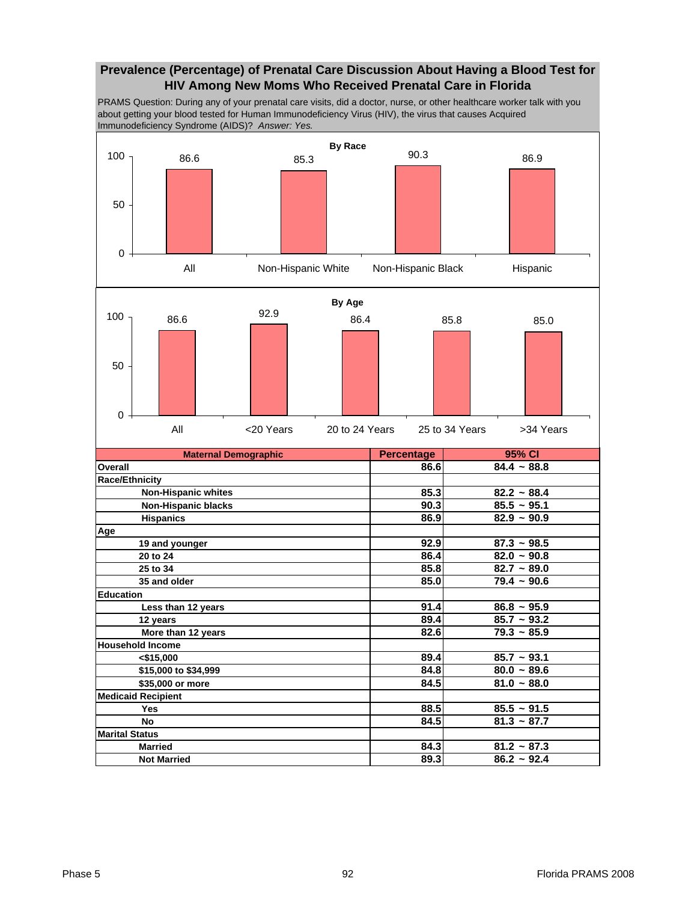## Prevalence (Percentage) of Prenatal Care Discussion About Having a Blood Test for HIV Among New Moms Who Received Prenatal Care in Florida

PRAMS Question: During any of your prenatal care visits, did a doctor, nurse, or other healthcare worker talk with you about getting your blood tested for Human Immunodeficiency Virus (HIV), the virus that causes Acquired Immunodeficiency Syndrome (AIDS)? *Answer: Yes.*

**By Race**

| All | Non-Hispanic White | Non-Hispanic Black | Hispanic |
|---|---|---|---|
| 86.6 | 85.3 | 90.3 | 86.9 |

**By Age**

| All | <20 Years | 20 to 24 Years | 25 to 34 Years | >34 Years |
|---|---|---|---|---|
| 86.6 | 92.9 | 86.4 | 85.8 | 85.0 |

| Maternal Demographic | Percentage | 95% CI |
|---|---|---|
| **Overall** | 86.6 | 84.4 ~ 88.8 |
| **Race/Ethnicity** | | |
| Non-Hispanic whites | 85.3 | 82.2 ~ 88.4 |
| Non-Hispanic blacks | 90.3 | 85.5 ~ 95.1 |
| Hispanics | 86.9 | 82.9 ~ 90.9 |
| **Age** | | |
| 19 and younger | 92.9 | 87.3 ~ 98.5 |
| 20 to 24 | 86.4 | 82.0 ~ 90.8 |
| 25 to 34 | 85.8 | 82.7 ~ 89.0 |
| 35 and older | 85.0 | 79.4 ~ 90.6 |
| **Education** | | |
| Less than 12 years | 91.4 | 86.8 ~ 95.9 |
| 12 years | 89.4 | 85.7 ~ 93.2 |
| More than 12 years | 82.6 | 79.3 ~ 85.9 |
| **Household Income** | | |
| <$15,000 | 89.4 | 85.7 ~ 93.1 |
| $15,000 to $34,999 | 84.8 | 80.0 ~ 89.6 |
| $35,000 or more | 84.5 | 81.0 ~ 88.0 |
| **Medicaid Recipient** | | |
| Yes | 88.5 | 85.5 ~ 91.5 |
| No | 84.5 | 81.3 ~ 87.7 |
| **Marital Status** | | |
| Married | 84.3 | 81.2 ~ 87.3 |
| Not Married | 89.3 | 86.2 ~ 92.4 |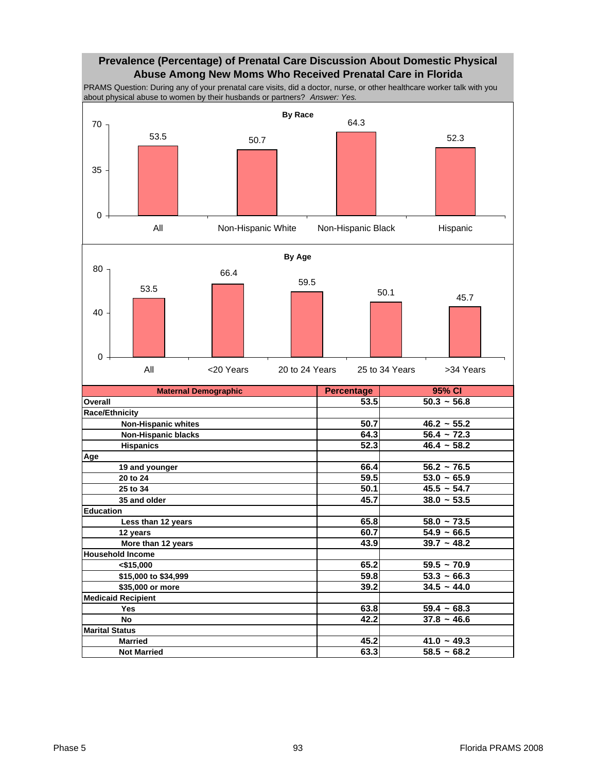## Prevalence (Percentage) of Prenatal Care Discussion About Domestic Physical Abuse Among New Moms Who Received Prenatal Care in Florida

PRAMS Question: During any of your prenatal care visits, did a doctor, nurse, or other healthcare worker talk with you about physical abuse to women by their husbands or partners? *Answer: Yes.*

**By Race**

| | All | Non-Hispanic White | Non-Hispanic Black | Hispanic |
|---|---|---|---|---|
| Percentage | 53.5 | 50.7 | 64.3 | 52.3 |

**By Age**

| | All | <20 Years | 20 to 24 Years | 25 to 34 Years | >34 Years |
|---|---|---|---|---|---|
| Percentage | 53.5 | 66.4 | 59.5 | 50.1 | 45.7 |

| Maternal Demographic | Percentage | 95% CI |
|---|---|---|
| **Overall** | 53.5 | 50.3 ~ 56.8 |
| **Race/Ethnicity** | | |
| Non-Hispanic whites | 50.7 | 46.2 ~ 55.2 |
| Non-Hispanic blacks | 64.3 | 56.4 ~ 72.3 |
| Hispanics | 52.3 | 46.4 ~ 58.2 |
| **Age** | | |
| 19 and younger | 66.4 | 56.2 ~ 76.5 |
| 20 to 24 | 59.5 | 53.0 ~ 65.9 |
| 25 to 34 | 50.1 | 45.5 ~ 54.7 |
| 35 and older | 45.7 | 38.0 ~ 53.5 |
| **Education** | | |
| Less than 12 years | 65.8 | 58.0 ~ 73.5 |
| 12 years | 60.7 | 54.9 ~ 66.5 |
| More than 12 years | 43.9 | 39.7 ~ 48.2 |
| **Household Income** | | |
| <$15,000 | 65.2 | 59.5 ~ 70.9 |
| $15,000 to $34,999 | 59.8 | 53.3 ~ 66.3 |
| $35,000 or more | 39.2 | 34.5 ~ 44.0 |
| **Medicaid Recipient** | | |
| Yes | 63.8 | 59.4 ~ 68.3 |
| No | 42.2 | 37.8 ~ 46.6 |
| **Marital Status** | | |
| Married | 45.2 | 41.0 ~ 49.3 |
| Not Married | 63.3 | 58.5 ~ 68.2 |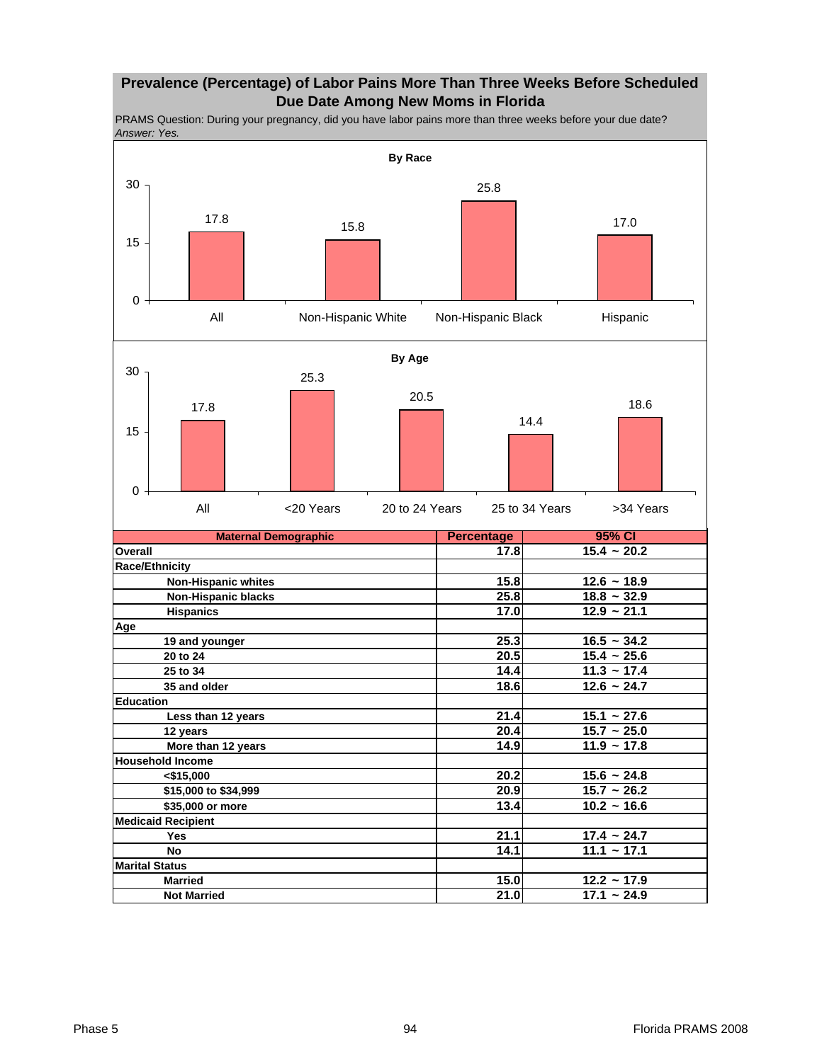## Prevalence (Percentage) of Labor Pains More Than Three Weeks Before Scheduled Due Date Among New Moms in Florida

PRAMS Question: During your pregnancy, did you have labor pains more than three weeks before your due date?
*Answer: Yes.*

**By Race**

| | All | Non-Hispanic White | Non-Hispanic Black | Hispanic |
|---|---|---|---|---|
| Percentage | 17.8 | 15.8 | 25.8 | 17.0 |

**By Age**

| | All | <20 Years | 20 to 24 Years | 25 to 34 Years | >34 Years |
|---|---|---|---|---|---|
| Percentage | 17.8 | 25.3 | 20.5 | 14.4 | 18.6 |

| Maternal Demographic | Percentage | 95% CI |
|---|---|---|
| **Overall** | **17.8** | **15.4 ~ 20.2** |
| **Race/Ethnicity** | | |
| Non-Hispanic whites | 15.8 | 12.6 ~ 18.9 |
| Non-Hispanic blacks | 25.8 | 18.8 ~ 32.9 |
| Hispanics | 17.0 | 12.9 ~ 21.1 |
| **Age** | | |
| 19 and younger | 25.3 | 16.5 ~ 34.2 |
| 20 to 24 | 20.5 | 15.4 ~ 25.6 |
| 25 to 34 | 14.4 | 11.3 ~ 17.4 |
| 35 and older | 18.6 | 12.6 ~ 24.7 |
| **Education** | | |
| Less than 12 years | 21.4 | 15.1 ~ 27.6 |
| 12 years | 20.4 | 15.7 ~ 25.0 |
| More than 12 years | 14.9 | 11.9 ~ 17.8 |
| **Household Income** | | |
| <$15,000 | 20.2 | 15.6 ~ 24.8 |
| $15,000 to $34,999 | 20.9 | 15.7 ~ 26.2 |
| $35,000 or more | 13.4 | 10.2 ~ 16.6 |
| **Medicaid Recipient** | | |
| Yes | 21.1 | 17.4 ~ 24.7 |
| No | 14.1 | 11.1 ~ 17.1 |
| **Marital Status** | | |
| Married | 15.0 | 12.2 ~ 17.9 |
| Not Married | 21.0 | 17.1 ~ 24.9 |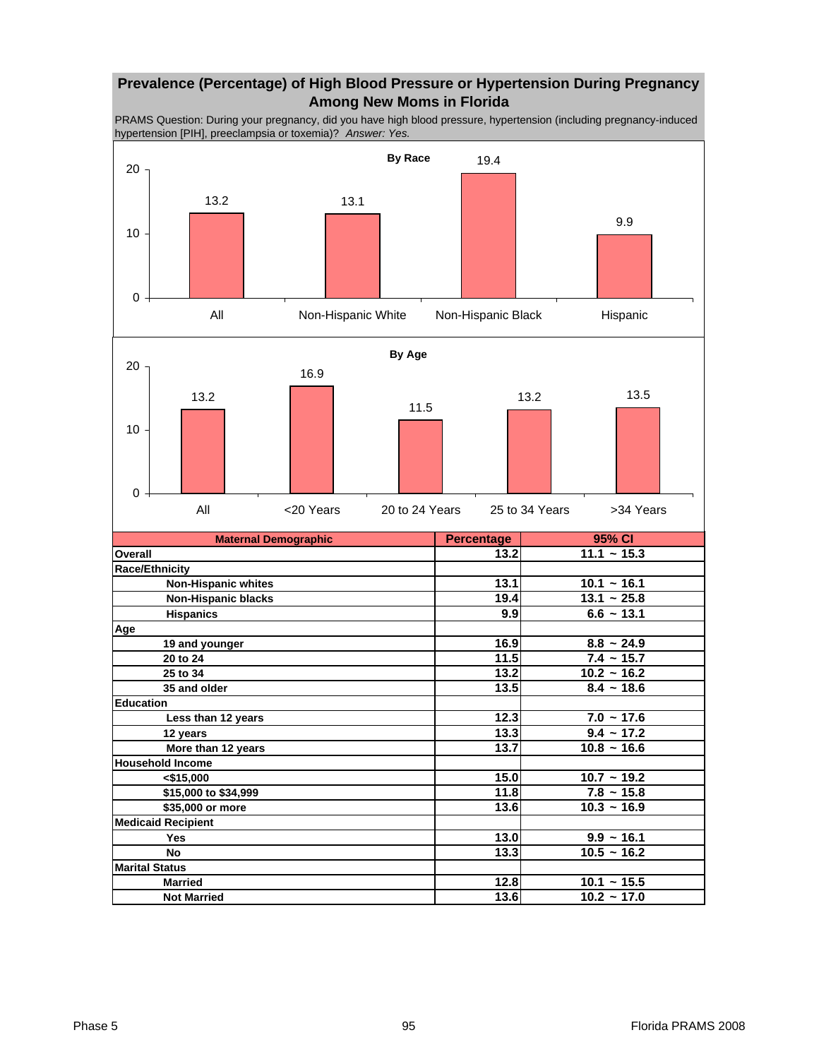## Prevalence (Percentage) of High Blood Pressure or Hypertension During Pregnancy Among New Moms in Florida

PRAMS Question: During your pregnancy, did you have high blood pressure, hypertension (including pregnancy-induced hypertension [PIH], preeclampsia or toxemia)? *Answer: Yes.*

**By Race**

| | All | Non-Hispanic White | Non-Hispanic Black | Hispanic |
|---|---|---|---|---|
| Percentage | 13.2 | 13.1 | 19.4 | 9.9 |

**By Age**

| | All | <20 Years | 20 to 24 Years | 25 to 34 Years | >34 Years |
|---|---|---|---|---|---|
| Percentage | 13.2 | 16.9 | 11.5 | 13.2 | 13.5 |

| Maternal Demographic | Percentage | 95% CI |
|---|---|---|
| **Overall** | 13.2 | 11.1 ~ 15.3 |
| **Race/Ethnicity** | | |
| Non-Hispanic whites | 13.1 | 10.1 ~ 16.1 |
| Non-Hispanic blacks | 19.4 | 13.1 ~ 25.8 |
| Hispanics | 9.9 | 6.6 ~ 13.1 |
| **Age** | | |
| 19 and younger | 16.9 | 8.8 ~ 24.9 |
| 20 to 24 | 11.5 | 7.4 ~ 15.7 |
| 25 to 34 | 13.2 | 10.2 ~ 16.2 |
| 35 and older | 13.5 | 8.4 ~ 18.6 |
| **Education** | | |
| Less than 12 years | 12.3 | 7.0 ~ 17.6 |
| 12 years | 13.3 | 9.4 ~ 17.2 |
| More than 12 years | 13.7 | 10.8 ~ 16.6 |
| **Household Income** | | |
| <$15,000 | 15.0 | 10.7 ~ 19.2 |
| $15,000 to $34,999 | 11.8 | 7.8 ~ 15.8 |
| $35,000 or more | 13.6 | 10.3 ~ 16.9 |
| **Medicaid Recipient** | | |
| Yes | 13.0 | 9.9 ~ 16.1 |
| No | 13.3 | 10.5 ~ 16.2 |
| **Marital Status** | | |
| Married | 12.8 | 10.1 ~ 15.5 |
| Not Married | 13.6 | 10.2 ~ 17.0 |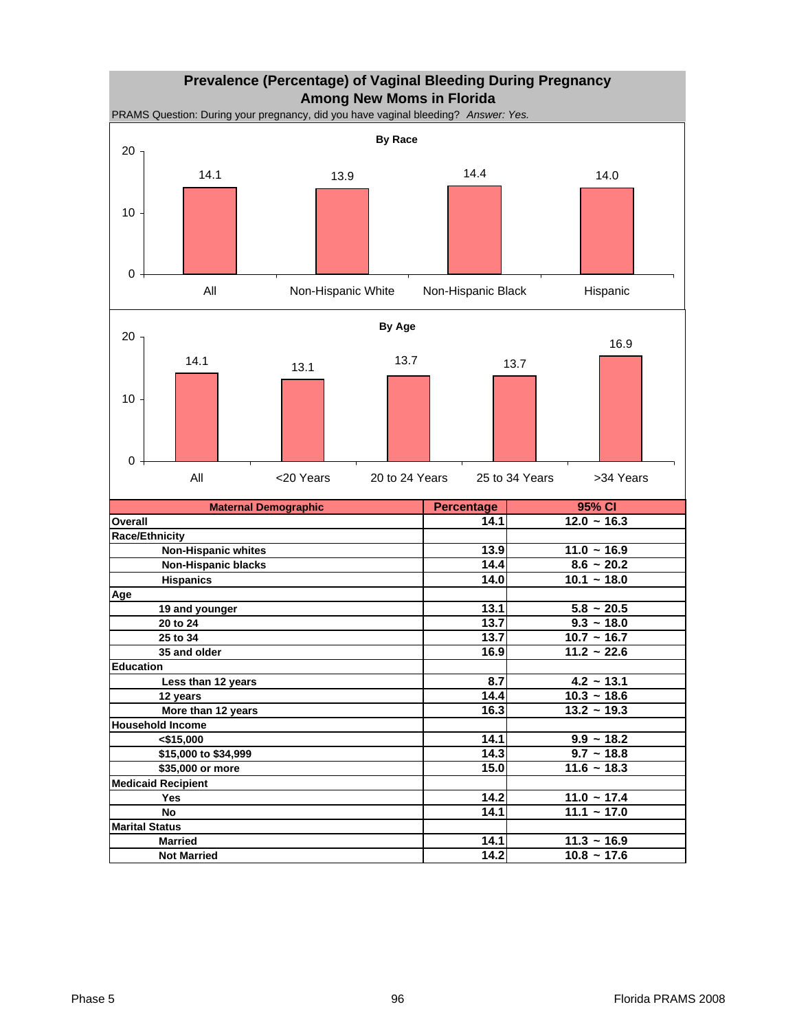# Prevalence (Percentage) of Vaginal Bleeding During Pregnancy Among New Moms in Florida

PRAMS Question: During your pregnancy, did you have vaginal bleeding? *Answer: Yes.*

**By Race**

| Race | Percentage |
|---|---|
| All | 14.1 |
| Non-Hispanic White | 13.9 |
| Non-Hispanic Black | 14.4 |
| Hispanic | 14.0 |

**By Age**

| Age | Percentage |
|---|---|
| All | 14.1 |
| <20 Years | 13.1 |
| 20 to 24 Years | 13.7 |
| 25 to 34 Years | 13.7 |
| >34 Years | 16.9 |

| Maternal Demographic | Percentage | 95% CI |
|---|---|---|
| **Overall** | 14.1 | 12.0 ~ 16.3 |
| **Race/Ethnicity** | | |
| Non-Hispanic whites | 13.9 | 11.0 ~ 16.9 |
| Non-Hispanic blacks | 14.4 | 8.6 ~ 20.2 |
| Hispanics | 14.0 | 10.1 ~ 18.0 |
| **Age** | | |
| 19 and younger | 13.1 | 5.8 ~ 20.5 |
| 20 to 24 | 13.7 | 9.3 ~ 18.0 |
| 25 to 34 | 13.7 | 10.7 ~ 16.7 |
| 35 and older | 16.9 | 11.2 ~ 22.6 |
| **Education** | | |
| Less than 12 years | 8.7 | 4.2 ~ 13.1 |
| 12 years | 14.4 | 10.3 ~ 18.6 |
| More than 12 years | 16.3 | 13.2 ~ 19.3 |
| **Household Income** | | |
| <$15,000 | 14.1 | 9.9 ~ 18.2 |
| $15,000 to $34,999 | 14.3 | 9.7 ~ 18.8 |
| $35,000 or more | 15.0 | 11.6 ~ 18.3 |
| **Medicaid Recipient** | | |
| Yes | 14.2 | 11.0 ~ 17.4 |
| No | 14.1 | 11.1 ~ 17.0 |
| **Marital Status** | | |
| Married | 14.1 | 11.3 ~ 16.9 |
| Not Married | 14.2 | 10.8 ~ 17.6 |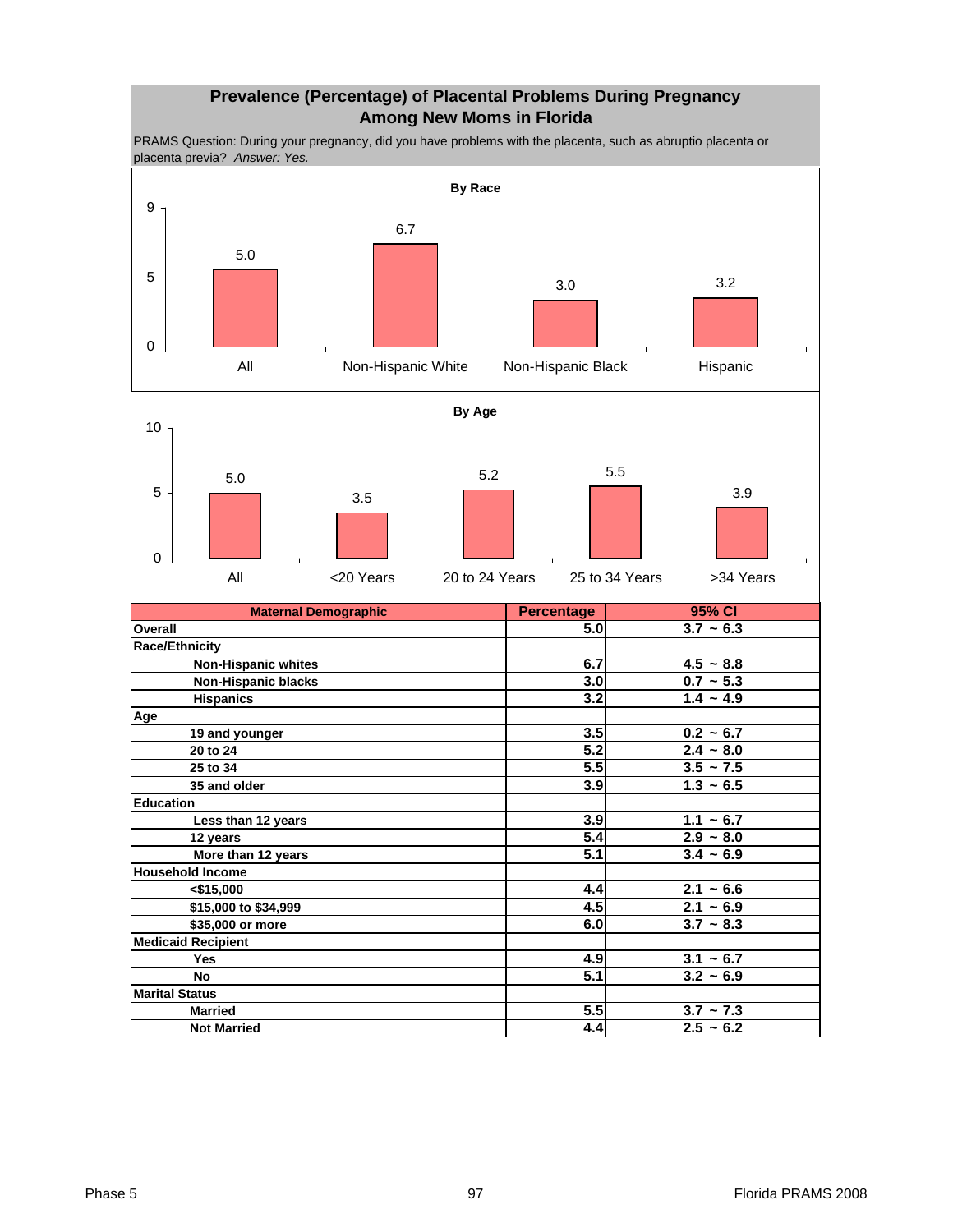## Prevalence (Percentage) of Placental Problems During Pregnancy Among New Moms in Florida

PRAMS Question: During your pregnancy, did you have problems with the placenta, such as abruptio placenta or placenta previa? *Answer: Yes.*

**By Race**

| | All | Non-Hispanic White | Non-Hispanic Black | Hispanic |
|---|---|---|---|---|
| Percentage | 5.0 | 6.7 | 3.0 | 3.2 |

**By Age**

| | All | <20 Years | 20 to 24 Years | 25 to 34 Years | >34 Years |
|---|---|---|---|---|---|
| Percentage | 5.0 | 3.5 | 5.2 | 5.5 | 3.9 |

| Maternal Demographic | Percentage | 95% CI |
|---|---|---|
| **Overall** | **5.0** | **3.7 ~ 6.3** |
| **Race/Ethnicity** | | |
| Non-Hispanic whites | 6.7 | 4.5 ~ 8.8 |
| Non-Hispanic blacks | 3.0 | 0.7 ~ 5.3 |
| Hispanics | 3.2 | 1.4 ~ 4.9 |
| **Age** | | |
| 19 and younger | 3.5 | 0.2 ~ 6.7 |
| 20 to 24 | 5.2 | 2.4 ~ 8.0 |
| 25 to 34 | 5.5 | 3.5 ~ 7.5 |
| 35 and older | 3.9 | 1.3 ~ 6.5 |
| **Education** | | |
| Less than 12 years | 3.9 | 1.1 ~ 6.7 |
| 12 years | 5.4 | 2.9 ~ 8.0 |
| More than 12 years | 5.1 | 3.4 ~ 6.9 |
| **Household Income** | | |
| <$15,000 | 4.4 | 2.1 ~ 6.6 |
| $15,000 to $34,999 | 4.5 | 2.1 ~ 6.9 |
| $35,000 or more | 6.0 | 3.7 ~ 8.3 |
| **Medicaid Recipient** | | |
| Yes | 4.9 | 3.1 ~ 6.7 |
| No | 5.1 | 3.2 ~ 6.9 |
| **Marital Status** | | |
| Married | 5.5 | 3.7 ~ 7.3 |
| Not Married | 4.4 | 2.5 ~ 6.2 |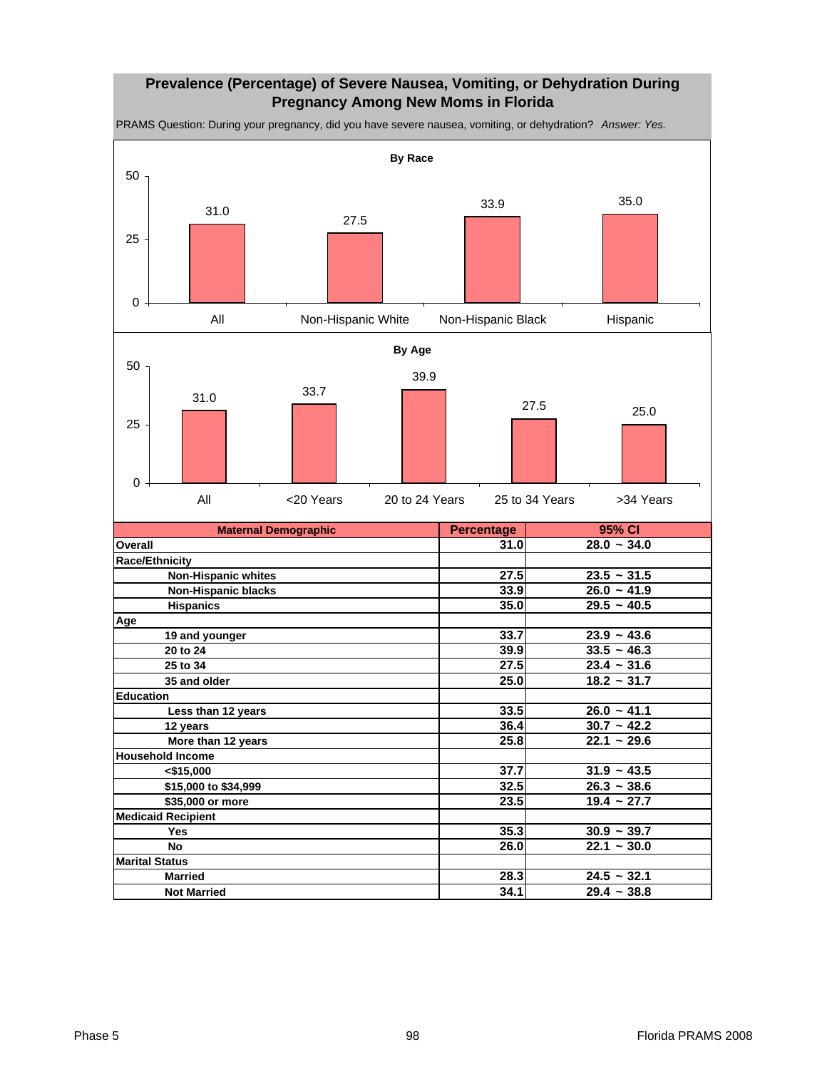## Prevalence (Percentage) of Severe Nausea, Vomiting, or Dehydration During Pregnancy Among New Moms in Florida

PRAMS Question: During your pregnancy, did you have severe nausea, vomiting, or dehydration? *Answer: Yes.*

**By Race**

| | All | Non-Hispanic White | Non-Hispanic Black | Hispanic |
|---|---|---|---|---|
| Percentage | 31.0 | 27.5 | 33.9 | 35.0 |

**By Age**

| | All | <20 Years | 20 to 24 Years | 25 to 34 Years | >34 Years |
|---|---|---|---|---|---|
| Percentage | 31.0 | 33.7 | 39.9 | 27.5 | 25.0 |

| Maternal Demographic | Percentage | 95% CI |
|---|---|---|
| **Overall** | 31.0 | 28.0 ~ 34.0 |
| **Race/Ethnicity** | | |
| Non-Hispanic whites | 27.5 | 23.5 ~ 31.5 |
| Non-Hispanic blacks | 33.9 | 26.0 ~ 41.9 |
| Hispanics | 35.0 | 29.5 ~ 40.5 |
| **Age** | | |
| 19 and younger | 33.7 | 23.9 ~ 43.6 |
| 20 to 24 | 39.9 | 33.5 ~ 46.3 |
| 25 to 34 | 27.5 | 23.4 ~ 31.6 |
| 35 and older | 25.0 | 18.2 ~ 31.7 |
| **Education** | | |
| Less than 12 years | 33.5 | 26.0 ~ 41.1 |
| 12 years | 36.4 | 30.7 ~ 42.2 |
| More than 12 years | 25.8 | 22.1 ~ 29.6 |
| **Household Income** | | |
| <$15,000 | 37.7 | 31.9 ~ 43.5 |
| $15,000 to $34,999 | 32.5 | 26.3 ~ 38.6 |
| $35,000 or more | 23.5 | 19.4 ~ 27.7 |
| **Medicaid Recipient** | | |
| Yes | 35.3 | 30.9 ~ 39.7 |
| No | 26.0 | 22.1 ~ 30.0 |
| **Marital Status** | | |
| Married | 28.3 | 24.5 ~ 32.1 |
| Not Married | 34.1 | 29.4 ~ 38.8 |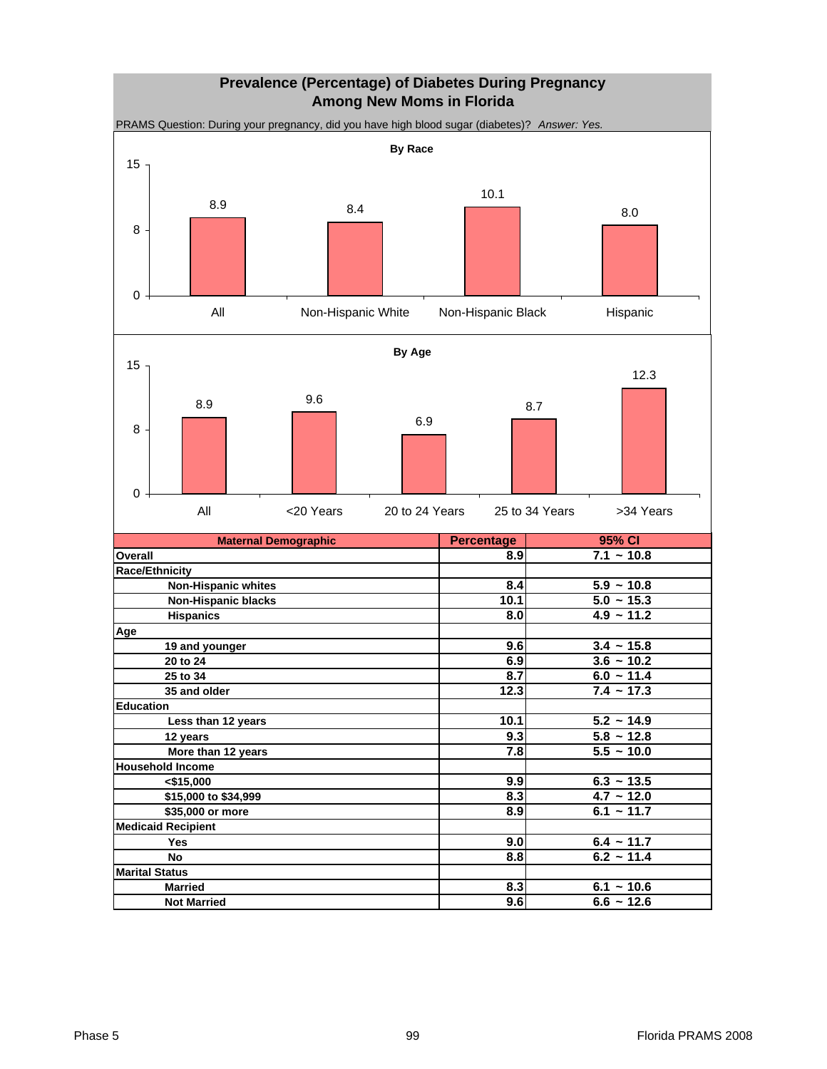## Prevalence (Percentage) of Diabetes During Pregnancy Among New Moms in Florida

PRAMS Question: During your pregnancy, did you have high blood sugar (diabetes)? *Answer: Yes.*

**By Race**

| | All | Non-Hispanic White | Non-Hispanic Black | Hispanic |
|---|---|---|---|---|
| Percentage | 8.9 | 8.4 | 10.1 | 8.0 |

**By Age**

| | All | <20 Years | 20 to 24 Years | 25 to 34 Years | >34 Years |
|---|---|---|---|---|---|
| Percentage | 8.9 | 9.6 | 6.9 | 8.7 | 12.3 |

| Maternal Demographic | Percentage | 95% CI |
|---|---|---|
| **Overall** | 8.9 | 7.1 ~ 10.8 |
| **Race/Ethnicity** | | |
| Non-Hispanic whites | 8.4 | 5.9 ~ 10.8 |
| Non-Hispanic blacks | 10.1 | 5.0 ~ 15.3 |
| Hispanics | 8.0 | 4.9 ~ 11.2 |
| **Age** | | |
| 19 and younger | 9.6 | 3.4 ~ 15.8 |
| 20 to 24 | 6.9 | 3.6 ~ 10.2 |
| 25 to 34 | 8.7 | 6.0 ~ 11.4 |
| 35 and older | 12.3 | 7.4 ~ 17.3 |
| **Education** | | |
| Less than 12 years | 10.1 | 5.2 ~ 14.9 |
| 12 years | 9.3 | 5.8 ~ 12.8 |
| More than 12 years | 7.8 | 5.5 ~ 10.0 |
| **Household Income** | | |
| <$15,000 | 9.9 | 6.3 ~ 13.5 |
| $15,000 to $34,999 | 8.3 | 4.7 ~ 12.0 |
| $35,000 or more | 8.9 | 6.1 ~ 11.7 |
| **Medicaid Recipient** | | |
| Yes | 9.0 | 6.4 ~ 11.7 |
| No | 8.8 | 6.2 ~ 11.4 |
| **Marital Status** | | |
| Married | 8.3 | 6.1 ~ 10.6 |
| Not Married | 9.6 | 6.6 ~ 12.6 |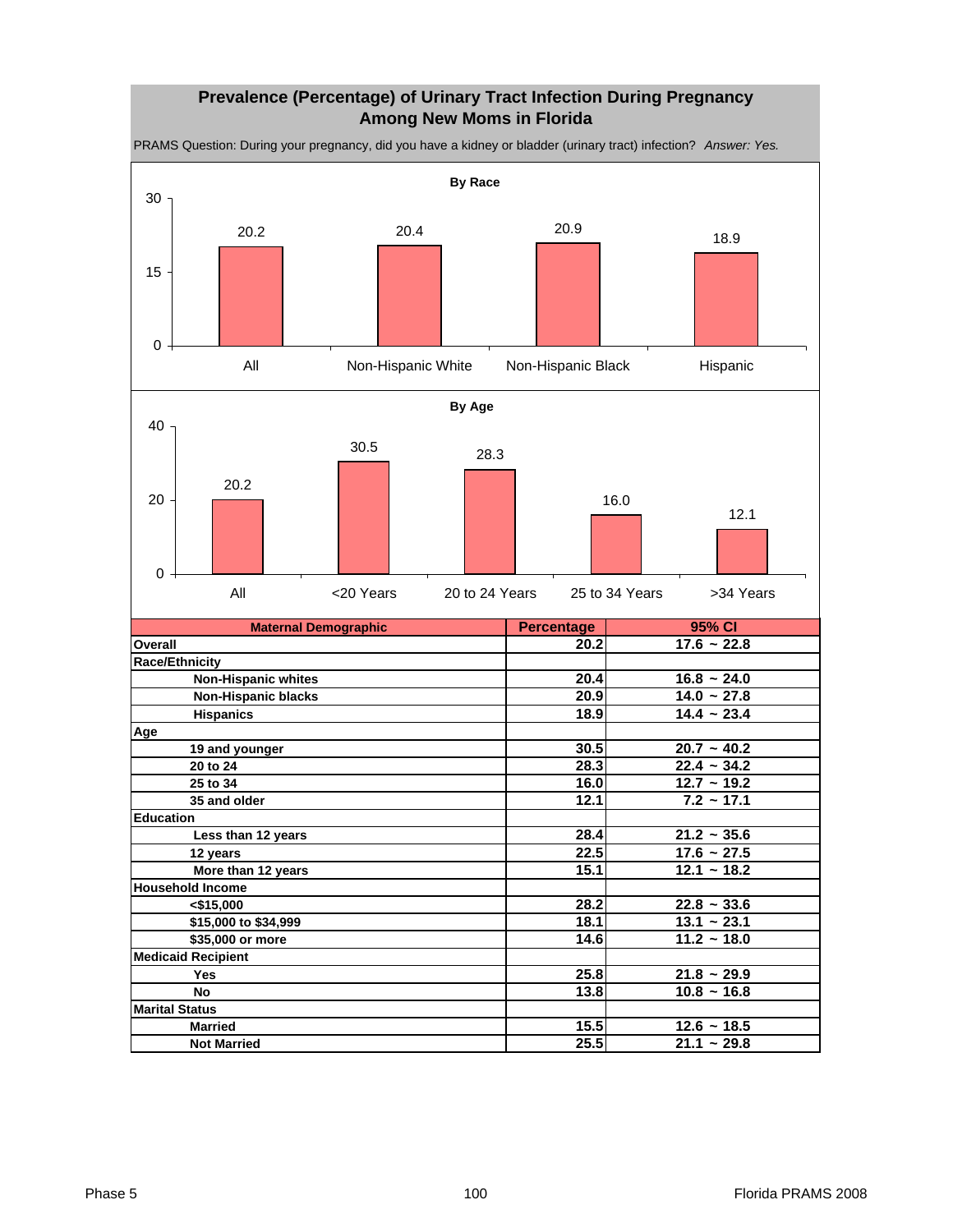# Prevalence (Percentage) of Urinary Tract Infection During Pregnancy Among New Moms in Florida

PRAMS Question: During your pregnancy, did you have a kidney or bladder (urinary tract) infection? *Answer: Yes.*

**By Race**

| | All | Non-Hispanic White | Non-Hispanic Black | Hispanic |
|---|---|---|---|---|
| Percentage | 20.2 | 20.4 | 20.9 | 18.9 |

**By Age**

| | All | <20 Years | 20 to 24 Years | 25 to 34 Years | >34 Years |
|---|---|---|---|---|---|
| Percentage | 20.2 | 30.5 | 28.3 | 16.0 | 12.1 |

| Maternal Demographic | Percentage | 95% CI |
|---|---|---|
| **Overall** | 20.2 | 17.6 ~ 22.8 |
| **Race/Ethnicity** | | |
| Non-Hispanic whites | 20.4 | 16.8 ~ 24.0 |
| Non-Hispanic blacks | 20.9 | 14.0 ~ 27.8 |
| Hispanics | 18.9 | 14.4 ~ 23.4 |
| **Age** | | |
| 19 and younger | 30.5 | 20.7 ~ 40.2 |
| 20 to 24 | 28.3 | 22.4 ~ 34.2 |
| 25 to 34 | 16.0 | 12.7 ~ 19.2 |
| 35 and older | 12.1 | 7.2 ~ 17.1 |
| **Education** | | |
| Less than 12 years | 28.4 | 21.2 ~ 35.6 |
| 12 years | 22.5 | 17.6 ~ 27.5 |
| More than 12 years | 15.1 | 12.1 ~ 18.2 |
| **Household Income** | | |
| <$15,000 | 28.2 | 22.8 ~ 33.6 |
| $15,000 to $34,999 | 18.1 | 13.1 ~ 23.1 |
| $35,000 or more | 14.6 | 11.2 ~ 18.0 |
| **Medicaid Recipient** | | |
| Yes | 25.8 | 21.8 ~ 29.9 |
| No | 13.8 | 10.8 ~ 16.8 |
| **Marital Status** | | |
| Married | 15.5 | 12.6 ~ 18.5 |
| Not Married | 25.5 | 21.1 ~ 29.8 |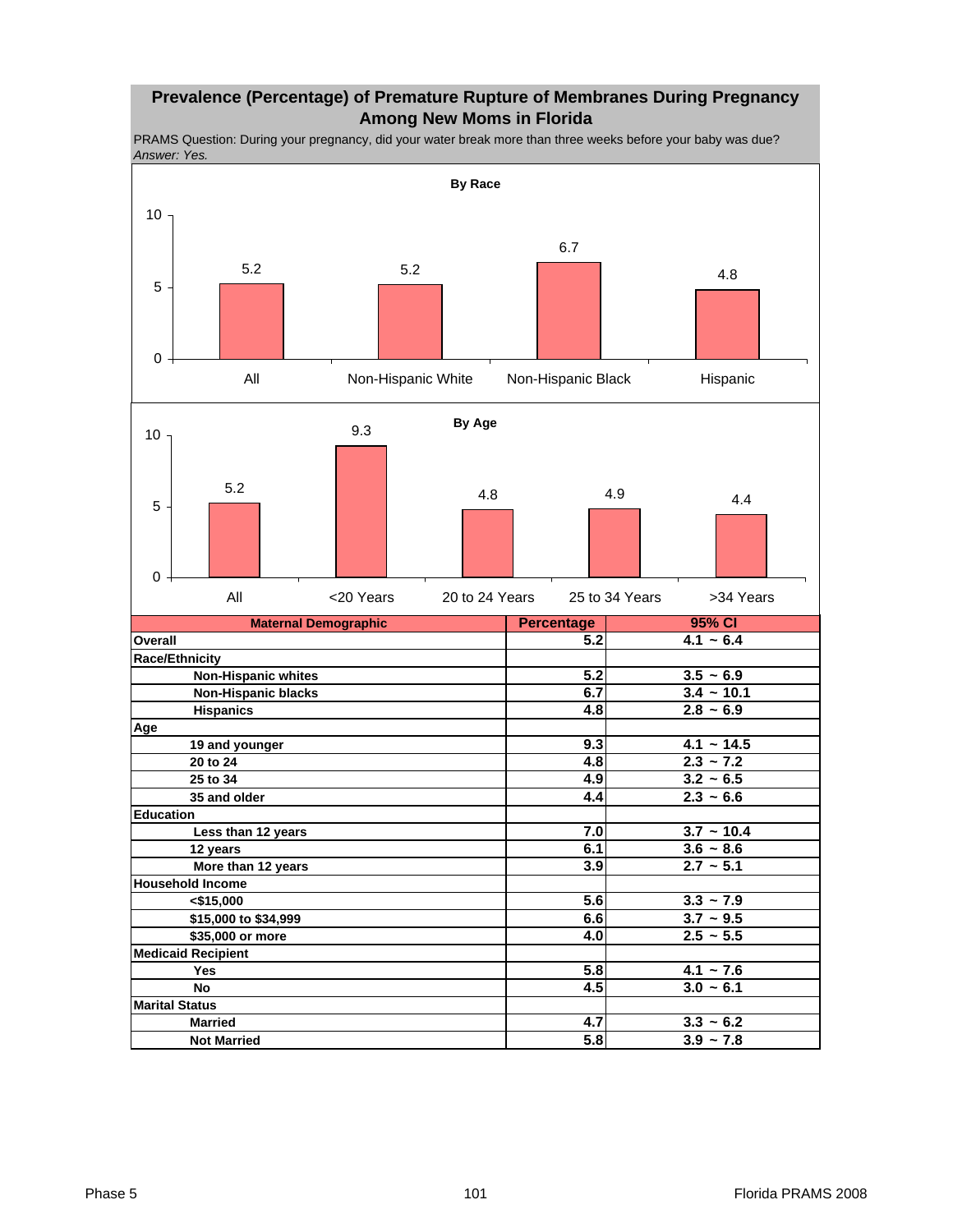## Prevalence (Percentage) of Premature Rupture of Membranes During Pregnancy Among New Moms in Florida

PRAMS Question: During your pregnancy, did your water break more than three weeks before your baby was due?
*Answer: Yes.*

**By Race**

| | All | Non-Hispanic White | Non-Hispanic Black | Hispanic |
|---|---|---|---|---|
| Percentage | 5.2 | 5.2 | 6.7 | 4.8 |

**By Age**

| | All | <20 Years | 20 to 24 Years | 25 to 34 Years | >34 Years |
|---|---|---|---|---|---|
| Percentage | 5.2 | 9.3 | 4.8 | 4.9 | 4.4 |

| Maternal Demographic | Percentage | 95% CI |
|---|---|---|
| **Overall** | **5.2** | **4.1 ~ 6.4** |
| **Race/Ethnicity** | | |
| Non-Hispanic whites | 5.2 | 3.5 ~ 6.9 |
| Non-Hispanic blacks | 6.7 | 3.4 ~ 10.1 |
| Hispanics | 4.8 | 2.8 ~ 6.9 |
| **Age** | | |
| 19 and younger | 9.3 | 4.1 ~ 14.5 |
| 20 to 24 | 4.8 | 2.3 ~ 7.2 |
| 25 to 34 | 4.9 | 3.2 ~ 6.5 |
| 35 and older | 4.4 | 2.3 ~ 6.6 |
| **Education** | | |
| Less than 12 years | 7.0 | 3.7 ~ 10.4 |
| 12 years | 6.1 | 3.6 ~ 8.6 |
| More than 12 years | 3.9 | 2.7 ~ 5.1 |
| **Household Income** | | |
| <$15,000 | 5.6 | 3.3 ~ 7.9 |
| $15,000 to $34,999 | 6.6 | 3.7 ~ 9.5 |
| $35,000 or more | 4.0 | 2.5 ~ 5.5 |
| **Medicaid Recipient** | | |
| Yes | 5.8 | 4.1 ~ 7.6 |
| No | 4.5 | 3.0 ~ 6.1 |
| **Marital Status** | | |
| Married | 4.7 | 3.3 ~ 6.2 |
| Not Married | 5.8 | 3.9 ~ 7.8 |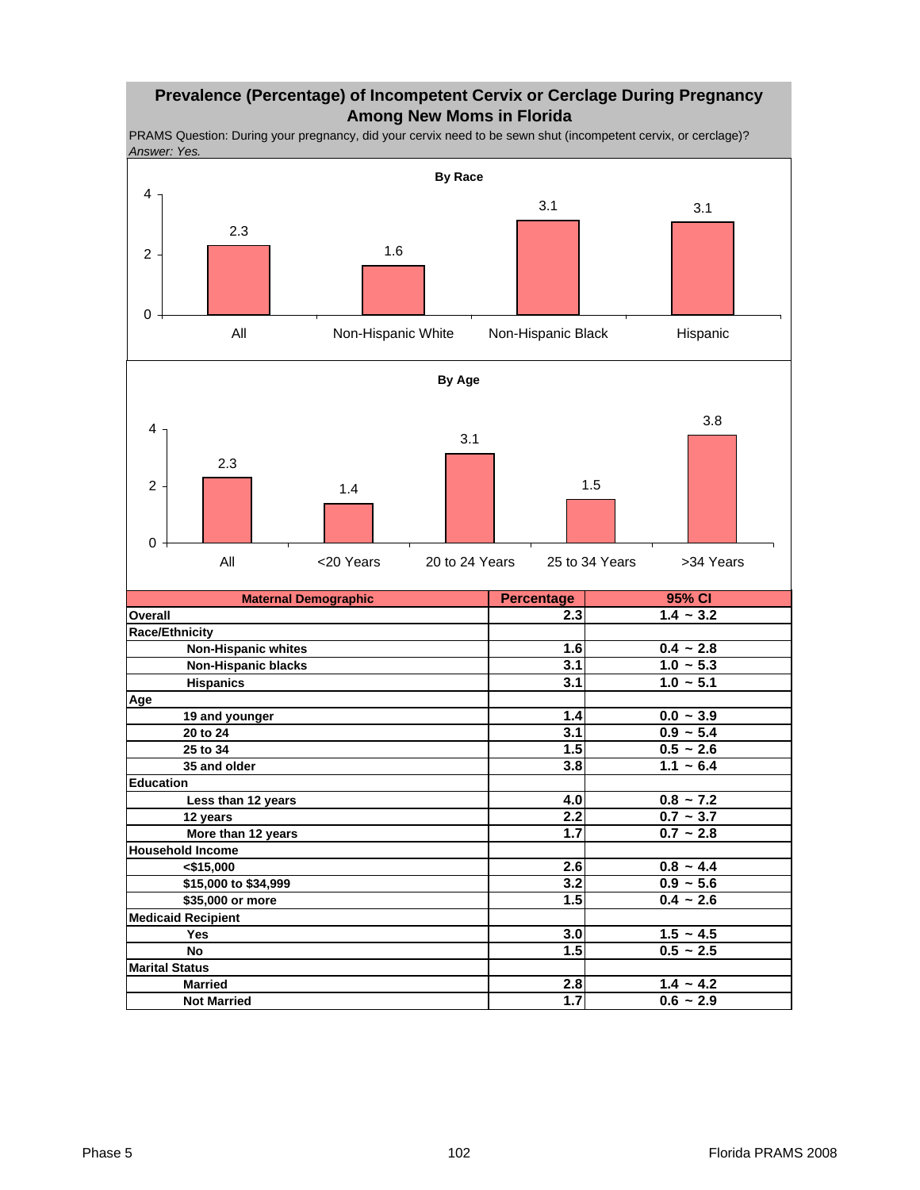## Prevalence (Percentage) of Incompetent Cervix or Cerclage During Pregnancy Among New Moms in Florida

PRAMS Question: During your pregnancy, did your cervix need to be sewn shut (incompetent cervix, or cerclage)?
*Answer: Yes.*

**By Race**

| | All | Non-Hispanic White | Non-Hispanic Black | Hispanic |
|---|---|---|---|---|
| Percentage | 2.3 | 1.6 | 3.1 | 3.1 |

**By Age**

| | All | <20 Years | 20 to 24 Years | 25 to 34 Years | >34 Years |
|---|---|---|---|---|---|
| Percentage | 2.3 | 1.4 | 3.1 | 1.5 | 3.8 |

| Maternal Demographic | Percentage | 95% CI |
|---|---|---|
| **Overall** | 2.3 | 1.4 ~ 3.2 |
| **Race/Ethnicity** | | |
| Non-Hispanic whites | 1.6 | 0.4 ~ 2.8 |
| Non-Hispanic blacks | 3.1 | 1.0 ~ 5.3 |
| Hispanics | 3.1 | 1.0 ~ 5.1 |
| **Age** | | |
| 19 and younger | 1.4 | 0.0 ~ 3.9 |
| 20 to 24 | 3.1 | 0.9 ~ 5.4 |
| 25 to 34 | 1.5 | 0.5 ~ 2.6 |
| 35 and older | 3.8 | 1.1 ~ 6.4 |
| **Education** | | |
| Less than 12 years | 4.0 | 0.8 ~ 7.2 |
| 12 years | 2.2 | 0.7 ~ 3.7 |
| More than 12 years | 1.7 | 0.7 ~ 2.8 |
| **Household Income** | | |
| <$15,000 | 2.6 | 0.8 ~ 4.4 |
| $15,000 to $34,999 | 3.2 | 0.9 ~ 5.6 |
| $35,000 or more | 1.5 | 0.4 ~ 2.6 |
| **Medicaid Recipient** | | |
| Yes | 3.0 | 1.5 ~ 4.5 |
| No | 1.5 | 0.5 ~ 2.5 |
| **Marital Status** | | |
| Married | 2.8 | 1.4 ~ 4.2 |
| Not Married | 1.7 | 0.6 ~ 2.9 |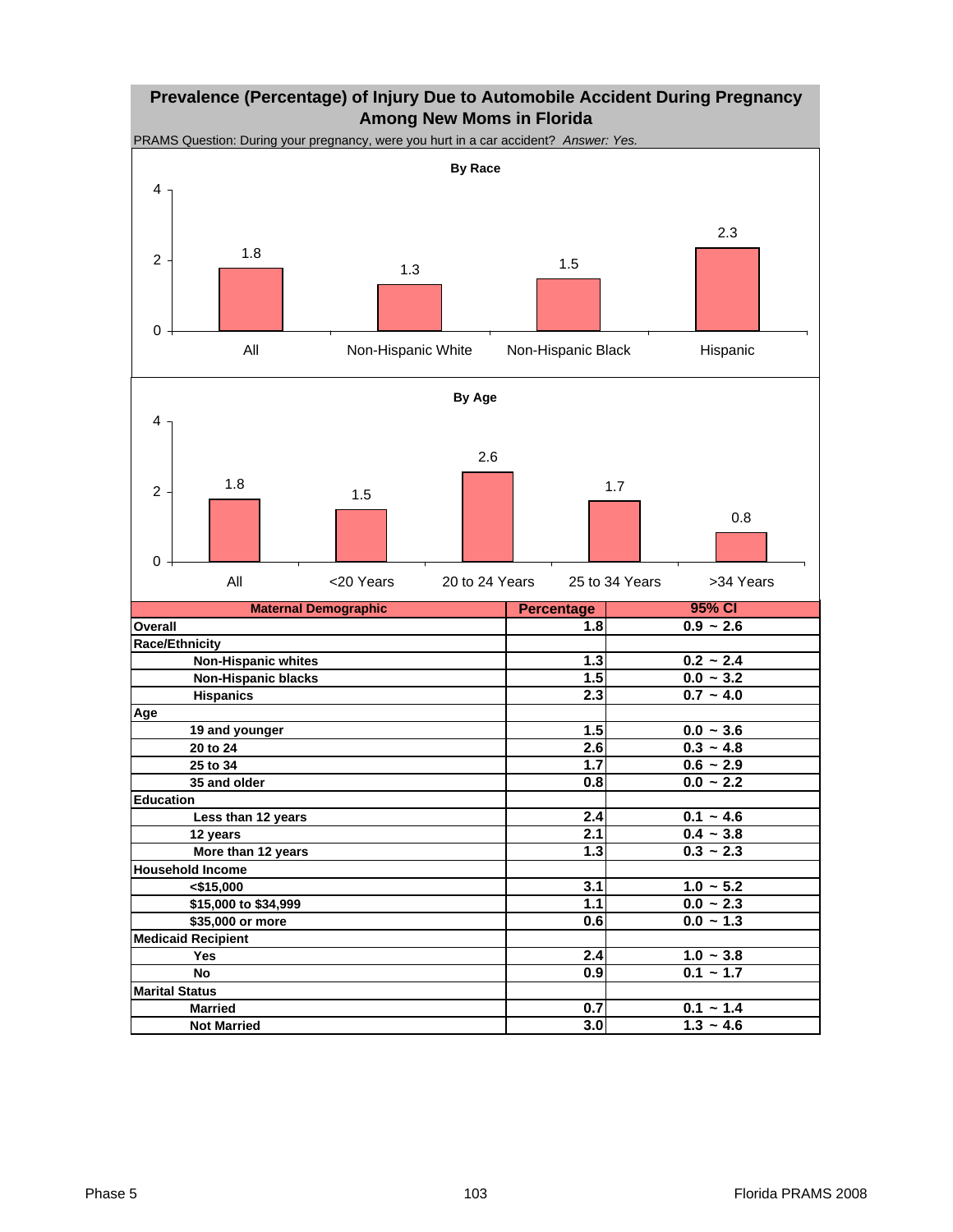# Prevalence (Percentage) of Injury Due to Automobile Accident During Pregnancy Among New Moms in Florida

PRAMS Question: During your pregnancy, were you hurt in a car accident? *Answer: Yes.*

**By Race**

| | All | Non-Hispanic White | Non-Hispanic Black | Hispanic |
|---|---|---|---|---|
| Percentage | 1.8 | 1.3 | 1.5 | 2.3 |

**By Age**

| | All | <20 Years | 20 to 24 Years | 25 to 34 Years | >34 Years |
|---|---|---|---|---|---|
| Percentage | 1.8 | 1.5 | 2.6 | 1.7 | 0.8 |

| Maternal Demographic | Percentage | 95% CI |
|---|---|---|
| **Overall** | 1.8 | 0.9 ~ 2.6 |
| **Race/Ethnicity** | | |
| Non-Hispanic whites | 1.3 | 0.2 ~ 2.4 |
| Non-Hispanic blacks | 1.5 | 0.0 ~ 3.2 |
| Hispanics | 2.3 | 0.7 ~ 4.0 |
| **Age** | | |
| 19 and younger | 1.5 | 0.0 ~ 3.6 |
| 20 to 24 | 2.6 | 0.3 ~ 4.8 |
| 25 to 34 | 1.7 | 0.6 ~ 2.9 |
| 35 and older | 0.8 | 0.0 ~ 2.2 |
| **Education** | | |
| Less than 12 years | 2.4 | 0.1 ~ 4.6 |
| 12 years | 2.1 | 0.4 ~ 3.8 |
| More than 12 years | 1.3 | 0.3 ~ 2.3 |
| **Household Income** | | |
| <$15,000 | 3.1 | 1.0 ~ 5.2 |
| $15,000 to $34,999 | 1.1 | 0.0 ~ 2.3 |
| $35,000 or more | 0.6 | 0.0 ~ 1.3 |
| **Medicaid Recipient** | | |
| Yes | 2.4 | 1.0 ~ 3.8 |
| No | 0.9 | 0.1 ~ 1.7 |
| **Marital Status** | | |
| Married | 0.7 | 0.1 ~ 1.4 |
| Not Married | 3.0 | 1.3 ~ 4.6 |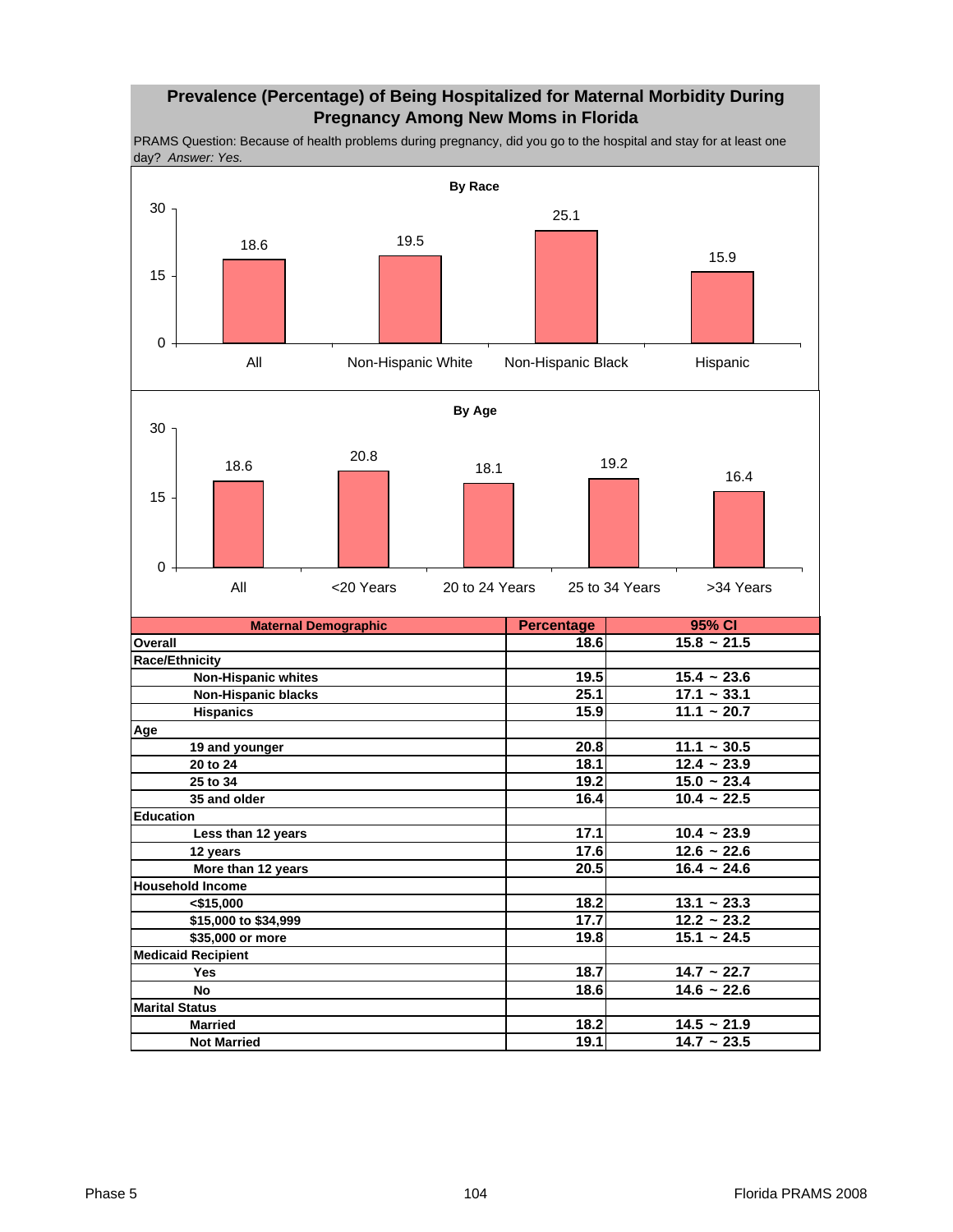# Prevalence (Percentage) of Being Hospitalized for Maternal Morbidity During Pregnancy Among New Moms in Florida

PRAMS Question: Because of health problems during pregnancy, did you go to the hospital and stay for at least one day? *Answer: Yes.*

**By Race**

| | All | Non-Hispanic White | Non-Hispanic Black | Hispanic |
|---|---|---|---|---|
| Percentage | 18.6 | 19.5 | 25.1 | 15.9 |

**By Age**

| | All | <20 Years | 20 to 24 Years | 25 to 34 Years | >34 Years |
|---|---|---|---|---|---|
| Percentage | 18.6 | 20.8 | 18.1 | 19.2 | 16.4 |

| Maternal Demographic | Percentage | 95% CI |
|---|---|---|
| **Overall** | 18.6 | 15.8 ~ 21.5 |
| **Race/Ethnicity** | | |
| Non-Hispanic whites | 19.5 | 15.4 ~ 23.6 |
| Non-Hispanic blacks | 25.1 | 17.1 ~ 33.1 |
| Hispanics | 15.9 | 11.1 ~ 20.7 |
| **Age** | | |
| 19 and younger | 20.8 | 11.1 ~ 30.5 |
| 20 to 24 | 18.1 | 12.4 ~ 23.9 |
| 25 to 34 | 19.2 | 15.0 ~ 23.4 |
| 35 and older | 16.4 | 10.4 ~ 22.5 |
| **Education** | | |
| Less than 12 years | 17.1 | 10.4 ~ 23.9 |
| 12 years | 17.6 | 12.6 ~ 22.6 |
| More than 12 years | 20.5 | 16.4 ~ 24.6 |
| **Household Income** | | |
| <$15,000 | 18.2 | 13.1 ~ 23.3 |
| $15,000 to $34,999 | 17.7 | 12.2 ~ 23.2 |
| $35,000 or more | 19.8 | 15.1 ~ 24.5 |
| **Medicaid Recipient** | | |
| Yes | 18.7 | 14.7 ~ 22.7 |
| No | 18.6 | 14.6 ~ 22.6 |
| **Marital Status** | | |
| Married | 18.2 | 14.5 ~ 21.9 |
| Not Married | 19.1 | 14.7 ~ 23.5 |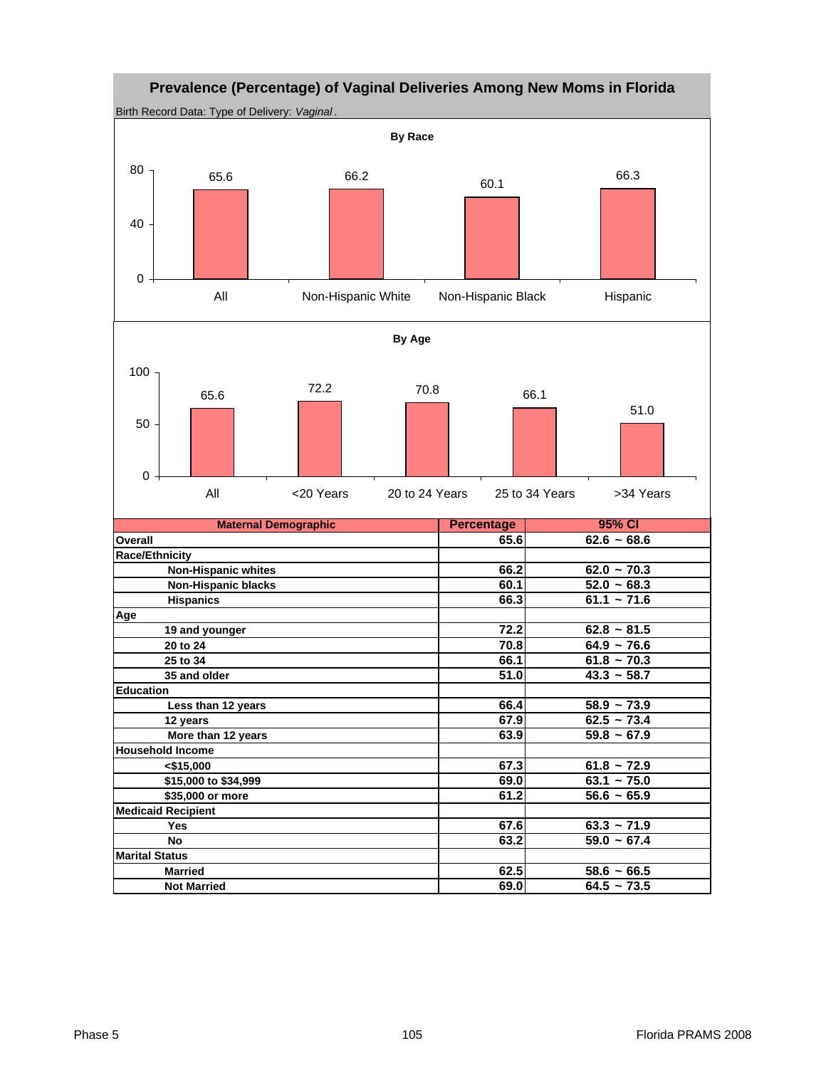## Prevalence (Percentage) of Vaginal Deliveries Among New Moms in Florida

Birth Record Data: Type of Delivery: *Vaginal*.

**By Race**

| | All | Non-Hispanic White | Non-Hispanic Black | Hispanic |
|---|---|---|---|---|
| Percentage | 65.6 | 66.2 | 60.1 | 66.3 |

**By Age**

| | All | <20 Years | 20 to 24 Years | 25 to 34 Years | >34 Years |
|---|---|---|---|---|---|
| Percentage | 65.6 | 72.2 | 70.8 | 66.1 | 51.0 |

| Maternal Demographic | Percentage | 95% CI |
|---|---|---|
| **Overall** | 65.6 | 62.6 ~ 68.6 |
| **Race/Ethnicity** | | |
| Non-Hispanic whites | 66.2 | 62.0 ~ 70.3 |
| Non-Hispanic blacks | 60.1 | 52.0 ~ 68.3 |
| Hispanics | 66.3 | 61.1 ~ 71.6 |
| **Age** | | |
| 19 and younger | 72.2 | 62.8 ~ 81.5 |
| 20 to 24 | 70.8 | 64.9 ~ 76.6 |
| 25 to 34 | 66.1 | 61.8 ~ 70.3 |
| 35 and older | 51.0 | 43.3 ~ 58.7 |
| **Education** | | |
| Less than 12 years | 66.4 | 58.9 ~ 73.9 |
| 12 years | 67.9 | 62.5 ~ 73.4 |
| More than 12 years | 63.9 | 59.8 ~ 67.9 |
| **Household Income** | | |
| <$15,000 | 67.3 | 61.8 ~ 72.9 |
| $15,000 to $34,999 | 69.0 | 63.1 ~ 75.0 |
| $35,000 or more | 61.2 | 56.6 ~ 65.9 |
| **Medicaid Recipient** | | |
| Yes | 67.6 | 63.3 ~ 71.9 |
| No | 63.2 | 59.0 ~ 67.4 |
| **Marital Status** | | |
| Married | 62.5 | 58.6 ~ 66.5 |
| Not Married | 69.0 | 64.5 ~ 73.5 |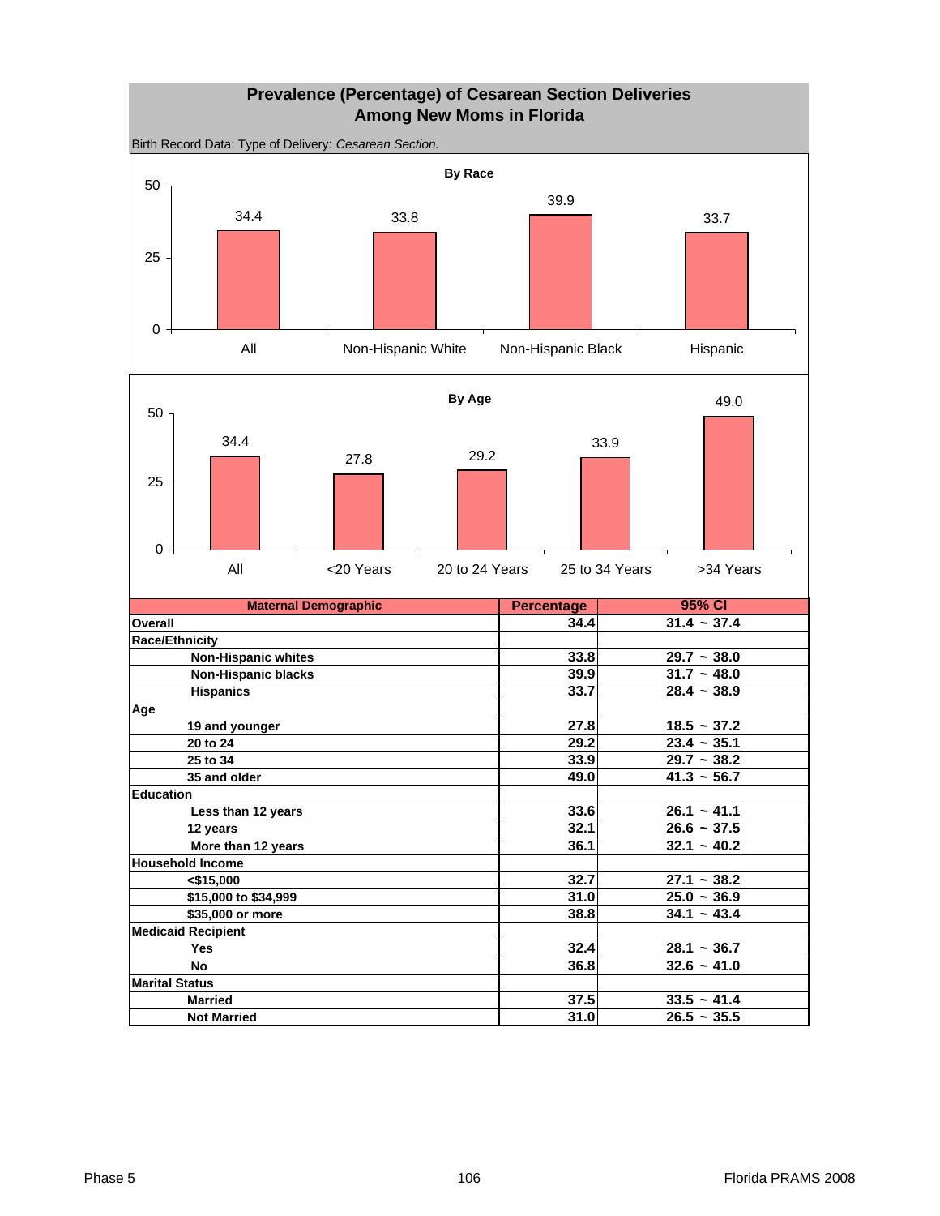# Prevalence (Percentage) of Cesarean Section Deliveries Among New Moms in Florida

Birth Record Data: Type of Delivery: *Cesarean Section.*

**By Race**

| | All | Non-Hispanic White | Non-Hispanic Black | Hispanic |
|---|---|---|---|---|
| Percentage | 34.4 | 33.8 | 39.9 | 33.7 |

**By Age**

| | All | <20 Years | 20 to 24 Years | 25 to 34 Years | >34 Years |
|---|---|---|---|---|---|
| Percentage | 34.4 | 27.8 | 29.2 | 33.9 | 49.0 |

| Maternal Demographic | Percentage | 95% CI |
|---|---|---|
| **Overall** | 34.4 | 31.4 ~ 37.4 |
| **Race/Ethnicity** | | |
| Non-Hispanic whites | 33.8 | 29.7 ~ 38.0 |
| Non-Hispanic blacks | 39.9 | 31.7 ~ 48.0 |
| Hispanics | 33.7 | 28.4 ~ 38.9 |
| **Age** | | |
| 19 and younger | 27.8 | 18.5 ~ 37.2 |
| 20 to 24 | 29.2 | 23.4 ~ 35.1 |
| 25 to 34 | 33.9 | 29.7 ~ 38.2 |
| 35 and older | 49.0 | 41.3 ~ 56.7 |
| **Education** | | |
| Less than 12 years | 33.6 | 26.1 ~ 41.1 |
| 12 years | 32.1 | 26.6 ~ 37.5 |
| More than 12 years | 36.1 | 32.1 ~ 40.2 |
| **Household Income** | | |
| <$15,000 | 32.7 | 27.1 ~ 38.2 |
| $15,000 to $34,999 | 31.0 | 25.0 ~ 36.9 |
| $35,000 or more | 38.8 | 34.1 ~ 43.4 |
| **Medicaid Recipient** | | |
| Yes | 32.4 | 28.1 ~ 36.7 |
| No | 36.8 | 32.6 ~ 41.0 |
| **Marital Status** | | |
| Married | 37.5 | 33.5 ~ 41.4 |
| Not Married | 31.0 | 26.5 ~ 35.5 |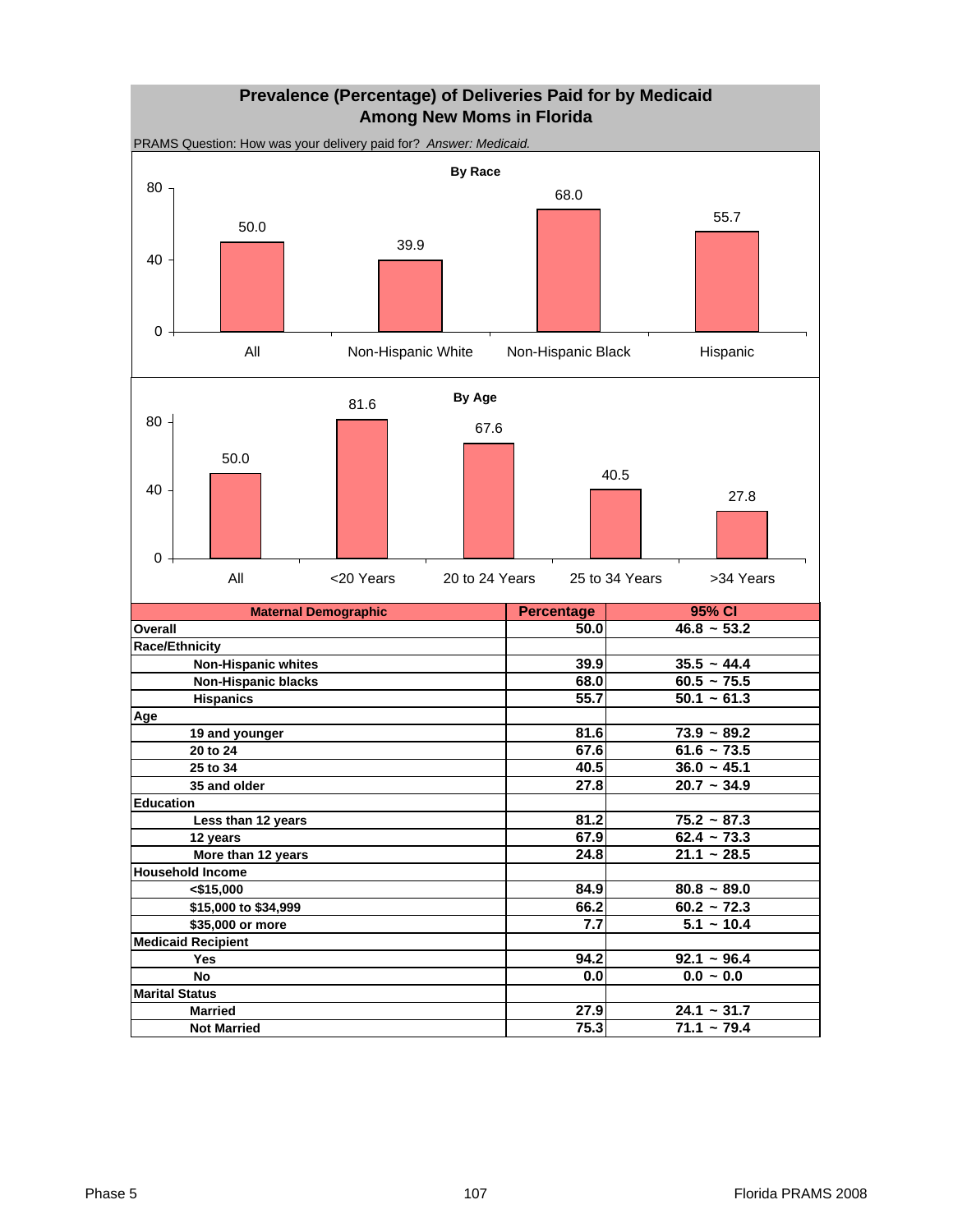# Prevalence (Percentage) of Deliveries Paid for by Medicaid Among New Moms in Florida

PRAMS Question: How was your delivery paid for? *Answer: Medicaid.*

**By Race**

| | All | Non-Hispanic White | Non-Hispanic Black | Hispanic |
|---|---|---|---|---|
| Percentage | 50.0 | 39.9 | 68.0 | 55.7 |

**By Age**

| | All | <20 Years | 20 to 24 Years | 25 to 34 Years | >34 Years |
|---|---|---|---|---|---|
| Percentage | 50.0 | 81.6 | 67.6 | 40.5 | 27.8 |

| Maternal Demographic | Percentage | 95% CI |
|---|---|---|
| **Overall** | 50.0 | 46.8 ~ 53.2 |
| **Race/Ethnicity** | | |
| Non-Hispanic whites | 39.9 | 35.5 ~ 44.4 |
| Non-Hispanic blacks | 68.0 | 60.5 ~ 75.5 |
| Hispanics | 55.7 | 50.1 ~ 61.3 |
| **Age** | | |
| 19 and younger | 81.6 | 73.9 ~ 89.2 |
| 20 to 24 | 67.6 | 61.6 ~ 73.5 |
| 25 to 34 | 40.5 | 36.0 ~ 45.1 |
| 35 and older | 27.8 | 20.7 ~ 34.9 |
| **Education** | | |
| Less than 12 years | 81.2 | 75.2 ~ 87.3 |
| 12 years | 67.9 | 62.4 ~ 73.3 |
| More than 12 years | 24.8 | 21.1 ~ 28.5 |
| **Household Income** | | |
| <$15,000 | 84.9 | 80.8 ~ 89.0 |
| $15,000 to $34,999 | 66.2 | 60.2 ~ 72.3 |
| $35,000 or more | 7.7 | 5.1 ~ 10.4 |
| **Medicaid Recipient** | | |
| Yes | 94.2 | 92.1 ~ 96.4 |
| No | 0.0 | 0.0 ~ 0.0 |
| **Marital Status** | | |
| Married | 27.9 | 24.1 ~ 31.7 |
| Not Married | 75.3 | 71.1 ~ 79.4 |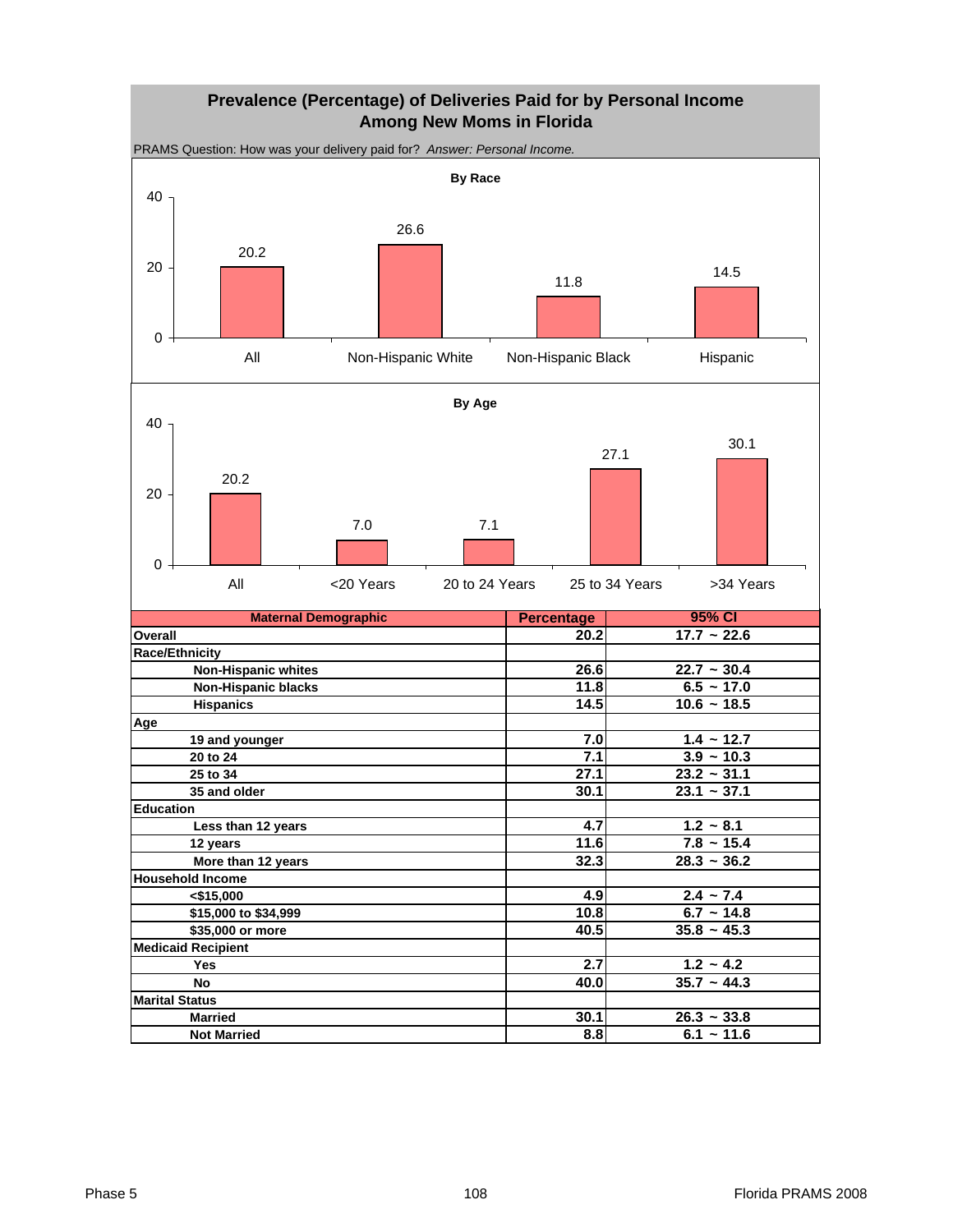## Prevalence (Percentage) of Deliveries Paid for by Personal Income Among New Moms in Florida

PRAMS Question: How was your delivery paid for? *Answer: Personal Income.*

**By Race**

| | All | Non-Hispanic White | Non-Hispanic Black | Hispanic |
|---|---|---|---|---|
| Percentage | 20.2 | 26.6 | 11.8 | 14.5 |

**By Age**

| | All | <20 Years | 20 to 24 Years | 25 to 34 Years | >34 Years |
|---|---|---|---|---|---|
| Percentage | 20.2 | 7.0 | 7.1 | 27.1 | 30.1 |

| Maternal Demographic | Percentage | 95% CI |
|---|---|---|
| **Overall** | 20.2 | 17.7 ~ 22.6 |
| **Race/Ethnicity** | | |
| Non-Hispanic whites | 26.6 | 22.7 ~ 30.4 |
| Non-Hispanic blacks | 11.8 | 6.5 ~ 17.0 |
| Hispanics | 14.5 | 10.6 ~ 18.5 |
| **Age** | | |
| 19 and younger | 7.0 | 1.4 ~ 12.7 |
| 20 to 24 | 7.1 | 3.9 ~ 10.3 |
| 25 to 34 | 27.1 | 23.2 ~ 31.1 |
| 35 and older | 30.1 | 23.1 ~ 37.1 |
| **Education** | | |
| Less than 12 years | 4.7 | 1.2 ~ 8.1 |
| 12 years | 11.6 | 7.8 ~ 15.4 |
| More than 12 years | 32.3 | 28.3 ~ 36.2 |
| **Household Income** | | |
| <$15,000 | 4.9 | 2.4 ~ 7.4 |
| $15,000 to $34,999 | 10.8 | 6.7 ~ 14.8 |
| $35,000 or more | 40.5 | 35.8 ~ 45.3 |
| **Medicaid Recipient** | | |
| Yes | 2.7 | 1.2 ~ 4.2 |
| No | 40.0 | 35.7 ~ 44.3 |
| **Marital Status** | | |
| Married | 30.1 | 26.3 ~ 33.8 |
| Not Married | 8.8 | 6.1 ~ 11.6 |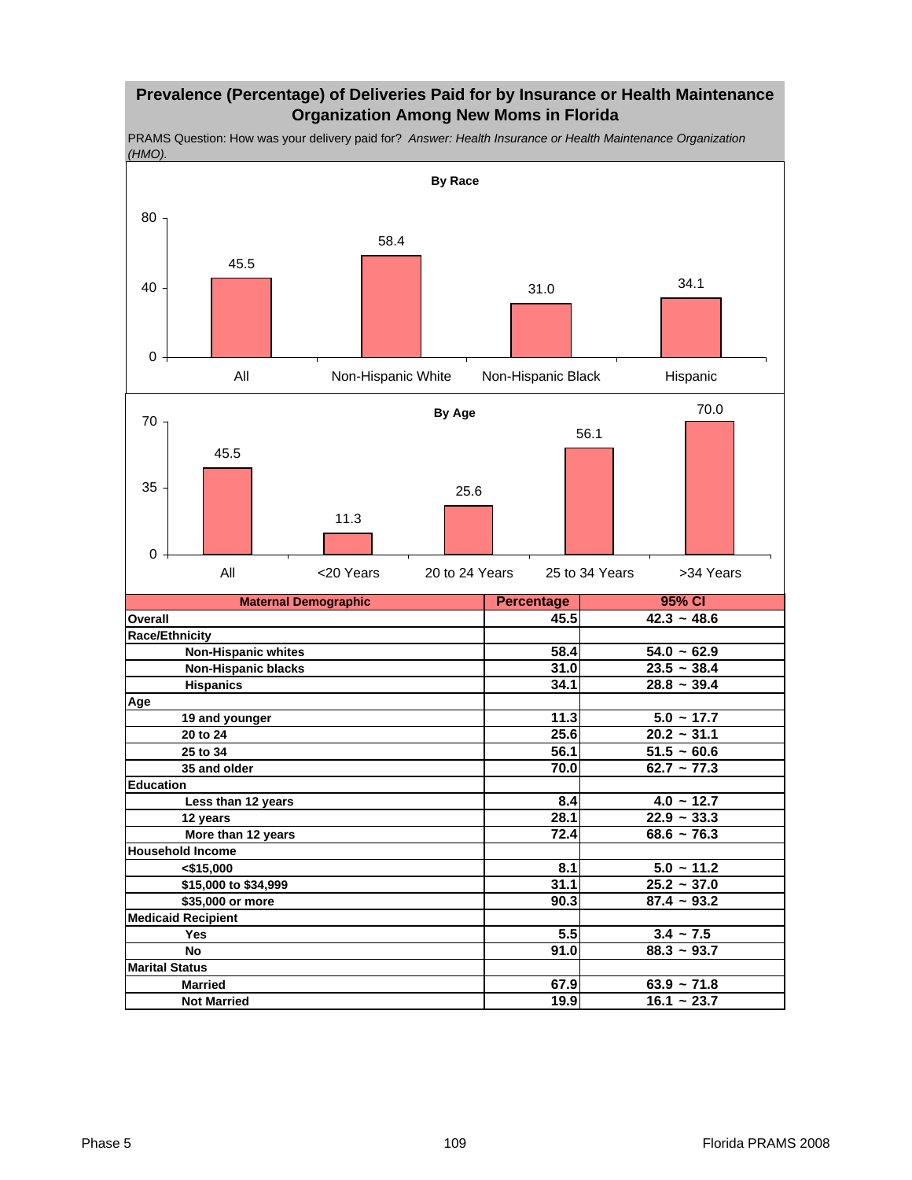## Prevalence (Percentage) of Deliveries Paid for by Insurance or Health Maintenance Organization Among New Moms in Florida

PRAMS Question: How was your delivery paid for? *Answer: Health Insurance or Health Maintenance Organization (HMO).*

**By Race**

| | All | Non-Hispanic White | Non-Hispanic Black | Hispanic |
|---|---|---|---|---|
| Percentage | 45.5 | 58.4 | 31.0 | 34.1 |

**By Age**

| | All | <20 Years | 20 to 24 Years | 25 to 34 Years | >34 Years |
|---|---|---|---|---|---|
| Percentage | 45.5 | 11.3 | 25.6 | 56.1 | 70.0 |

| Maternal Demographic | Percentage | 95% CI |
|---|---|---|
| **Overall** | 45.5 | 42.3 ~ 48.6 |
| **Race/Ethnicity** | | |
| Non-Hispanic whites | 58.4 | 54.0 ~ 62.9 |
| Non-Hispanic blacks | 31.0 | 23.5 ~ 38.4 |
| Hispanics | 34.1 | 28.8 ~ 39.4 |
| **Age** | | |
| 19 and younger | 11.3 | 5.0 ~ 17.7 |
| 20 to 24 | 25.6 | 20.2 ~ 31.1 |
| 25 to 34 | 56.1 | 51.5 ~ 60.6 |
| 35 and older | 70.0 | 62.7 ~ 77.3 |
| **Education** | | |
| Less than 12 years | 8.4 | 4.0 ~ 12.7 |
| 12 years | 28.1 | 22.9 ~ 33.3 |
| More than 12 years | 72.4 | 68.6 ~ 76.3 |
| **Household Income** | | |
| <$15,000 | 8.1 | 5.0 ~ 11.2 |
| $15,000 to $34,999 | 31.1 | 25.2 ~ 37.0 |
| $35,000 or more | 90.3 | 87.4 ~ 93.2 |
| **Medicaid Recipient** | | |
| Yes | 5.5 | 3.4 ~ 7.5 |
| No | 91.0 | 88.3 ~ 93.7 |
| **Marital Status** | | |
| Married | 67.9 | 63.9 ~ 71.8 |
| Not Married | 19.9 | 16.1 ~ 23.7 |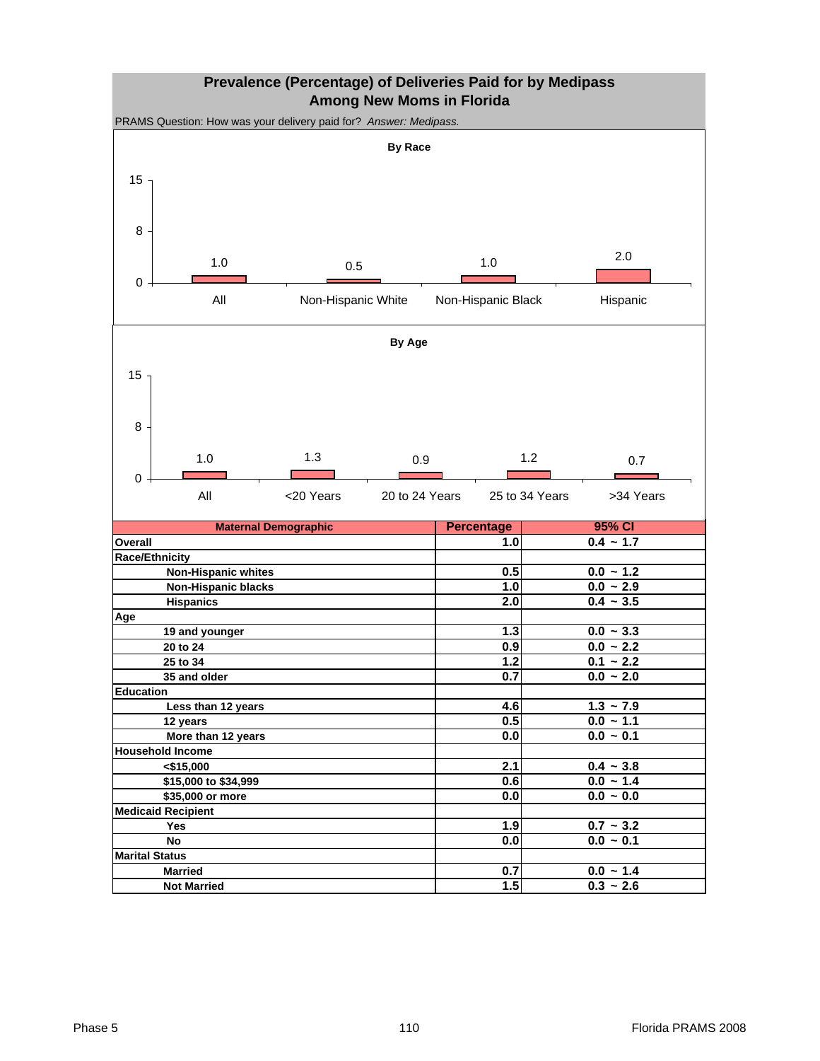## Prevalence (Percentage) of Deliveries Paid for by Medipass Among New Moms in Florida

PRAMS Question: How was your delivery paid for? *Answer: Medipass.*

**By Race**

| | All | Non-Hispanic White | Non-Hispanic Black | Hispanic |
|---|---|---|---|---|
| Percentage | 1.0 | 0.5 | 1.0 | 2.0 |

**By Age**

| | All | <20 Years | 20 to 24 Years | 25 to 34 Years | >34 Years |
|---|---|---|---|---|---|
| Percentage | 1.0 | 1.3 | 0.9 | 1.2 | 0.7 |

| Maternal Demographic | Percentage | 95% CI |
|---|---|---|
| **Overall** | 1.0 | 0.4 ~ 1.7 |
| **Race/Ethnicity** | | |
| Non-Hispanic whites | 0.5 | 0.0 ~ 1.2 |
| Non-Hispanic blacks | 1.0 | 0.0 ~ 2.9 |
| Hispanics | 2.0 | 0.4 ~ 3.5 |
| **Age** | | |
| 19 and younger | 1.3 | 0.0 ~ 3.3 |
| 20 to 24 | 0.9 | 0.0 ~ 2.2 |
| 25 to 34 | 1.2 | 0.1 ~ 2.2 |
| 35 and older | 0.7 | 0.0 ~ 2.0 |
| **Education** | | |
| Less than 12 years | 4.6 | 1.3 ~ 7.9 |
| 12 years | 0.5 | 0.0 ~ 1.1 |
| More than 12 years | 0.0 | 0.0 ~ 0.1 |
| **Household Income** | | |
| <$15,000 | 2.1 | 0.4 ~ 3.8 |
| $15,000 to $34,999 | 0.6 | 0.0 ~ 1.4 |
| $35,000 or more | 0.0 | 0.0 ~ 0.0 |
| **Medicaid Recipient** | | |
| Yes | 1.9 | 0.7 ~ 3.2 |
| No | 0.0 | 0.0 ~ 0.1 |
| **Marital Status** | | |
| Married | 0.7 | 0.0 ~ 1.4 |
| Not Married | 1.5 | 0.3 ~ 2.6 |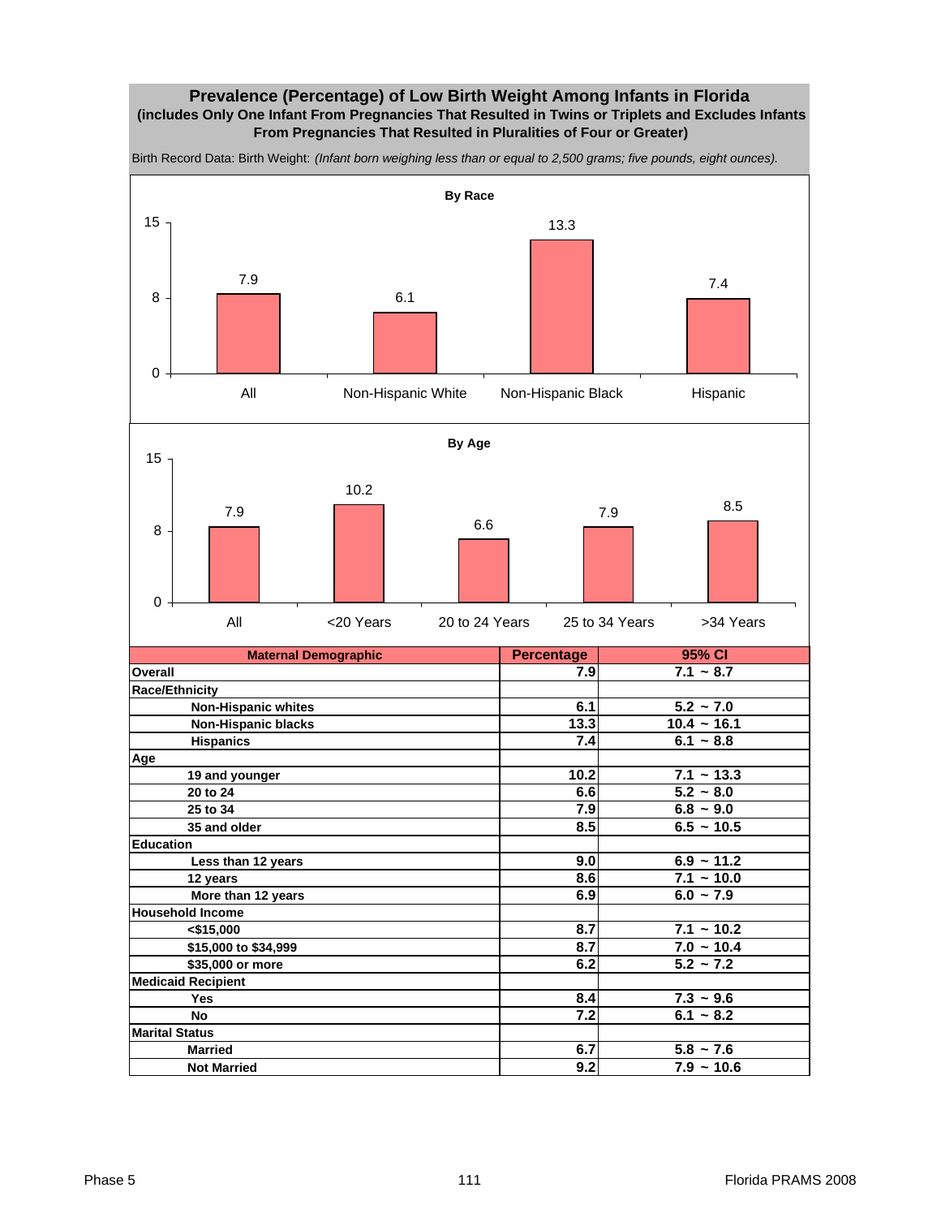## Prevalence (Percentage) of Low Birth Weight Among Infants in Florida

**(includes Only One Infant From Pregnancies That Resulted in Twins or Triplets and Excludes Infants From Pregnancies That Resulted in Pluralities of Four or Greater)**

Birth Record Data: Birth Weight: *(Infant born weighing less than or equal to 2,500 grams; five pounds, eight ounces).*

**By Race**

| | All | Non-Hispanic White | Non-Hispanic Black | Hispanic |
|---|---|---|---|---|
| Percentage | 7.9 | 6.1 | 13.3 | 7.4 |

**By Age**

| | All | <20 Years | 20 to 24 Years | 25 to 34 Years | >34 Years |
|---|---|---|---|---|---|
| Percentage | 7.9 | 10.2 | 6.6 | 7.9 | 8.5 |

| Maternal Demographic | Percentage | 95% CI |
|---|---|---|
| **Overall** | 7.9 | 7.1 ~ 8.7 |
| **Race/Ethnicity** | | |
| Non-Hispanic whites | 6.1 | 5.2 ~ 7.0 |
| Non-Hispanic blacks | 13.3 | 10.4 ~ 16.1 |
| Hispanics | 7.4 | 6.1 ~ 8.8 |
| **Age** | | |
| 19 and younger | 10.2 | 7.1 ~ 13.3 |
| 20 to 24 | 6.6 | 5.2 ~ 8.0 |
| 25 to 34 | 7.9 | 6.8 ~ 9.0 |
| 35 and older | 8.5 | 6.5 ~ 10.5 |
| **Education** | | |
| Less than 12 years | 9.0 | 6.9 ~ 11.2 |
| 12 years | 8.6 | 7.1 ~ 10.0 |
| More than 12 years | 6.9 | 6.0 ~ 7.9 |
| **Household Income** | | |
| <$15,000 | 8.7 | 7.1 ~ 10.2 |
| $15,000 to $34,999 | 8.7 | 7.0 ~ 10.4 |
| $35,000 or more | 6.2 | 5.2 ~ 7.2 |
| **Medicaid Recipient** | | |
| Yes | 8.4 | 7.3 ~ 9.6 |
| No | 7.2 | 6.1 ~ 8.2 |
| **Marital Status** | | |
| Married | 6.7 | 5.8 ~ 7.6 |
| Not Married | 9.2 | 7.9 ~ 10.6 |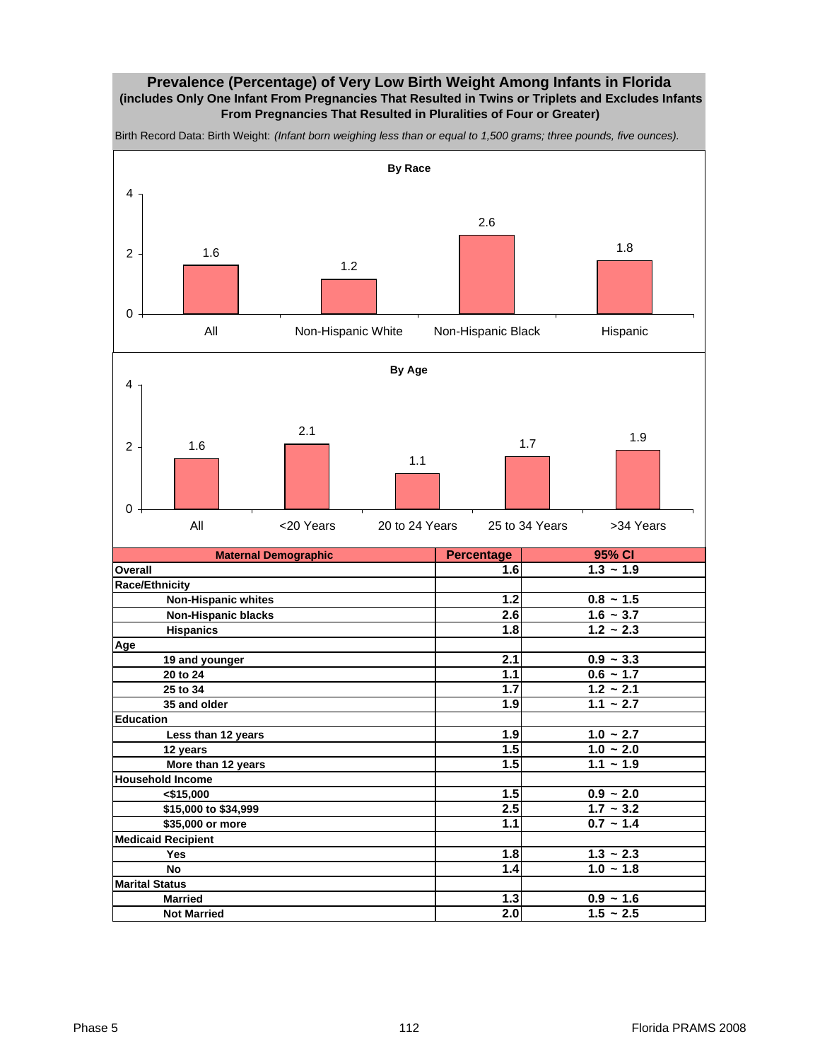## Prevalence (Percentage) of Very Low Birth Weight Among Infants in Florida
**(includes Only One Infant From Pregnancies That Resulted in Twins or Triplets and Excludes Infants From Pregnancies That Resulted in Pluralities of Four or Greater)**

Birth Record Data: Birth Weight: *(Infant born weighing less than or equal to 1,500 grams; three pounds, five ounces).*

**By Race**

| All | Non-Hispanic White | Non-Hispanic Black | Hispanic |
|---|---|---|---|
| 1.6 | 1.2 | 2.6 | 1.8 |

**By Age**

| All | <20 Years | 20 to 24 Years | 25 to 34 Years | >34 Years |
|---|---|---|---|---|
| 1.6 | 2.1 | 1.1 | 1.7 | 1.9 |

| Maternal Demographic | Percentage | 95% CI |
|---|---|---|
| **Overall** | 1.6 | 1.3 ~ 1.9 |
| **Race/Ethnicity** | | |
| Non-Hispanic whites | 1.2 | 0.8 ~ 1.5 |
| Non-Hispanic blacks | 2.6 | 1.6 ~ 3.7 |
| Hispanics | 1.8 | 1.2 ~ 2.3 |
| **Age** | | |
| 19 and younger | 2.1 | 0.9 ~ 3.3 |
| 20 to 24 | 1.1 | 0.6 ~ 1.7 |
| 25 to 34 | 1.7 | 1.2 ~ 2.1 |
| 35 and older | 1.9 | 1.1 ~ 2.7 |
| **Education** | | |
| Less than 12 years | 1.9 | 1.0 ~ 2.7 |
| 12 years | 1.5 | 1.0 ~ 2.0 |
| More than 12 years | 1.5 | 1.1 ~ 1.9 |
| **Household Income** | | |
| <$15,000 | 1.5 | 0.9 ~ 2.0 |
| $15,000 to $34,999 | 2.5 | 1.7 ~ 3.2 |
| $35,000 or more | 1.1 | 0.7 ~ 1.4 |
| **Medicaid Recipient** | | |
| Yes | 1.8 | 1.3 ~ 2.3 |
| No | 1.4 | 1.0 ~ 1.8 |
| **Marital Status** | | |
| Married | 1.3 | 0.9 ~ 1.6 |
| Not Married | 2.0 | 1.5 ~ 2.5 |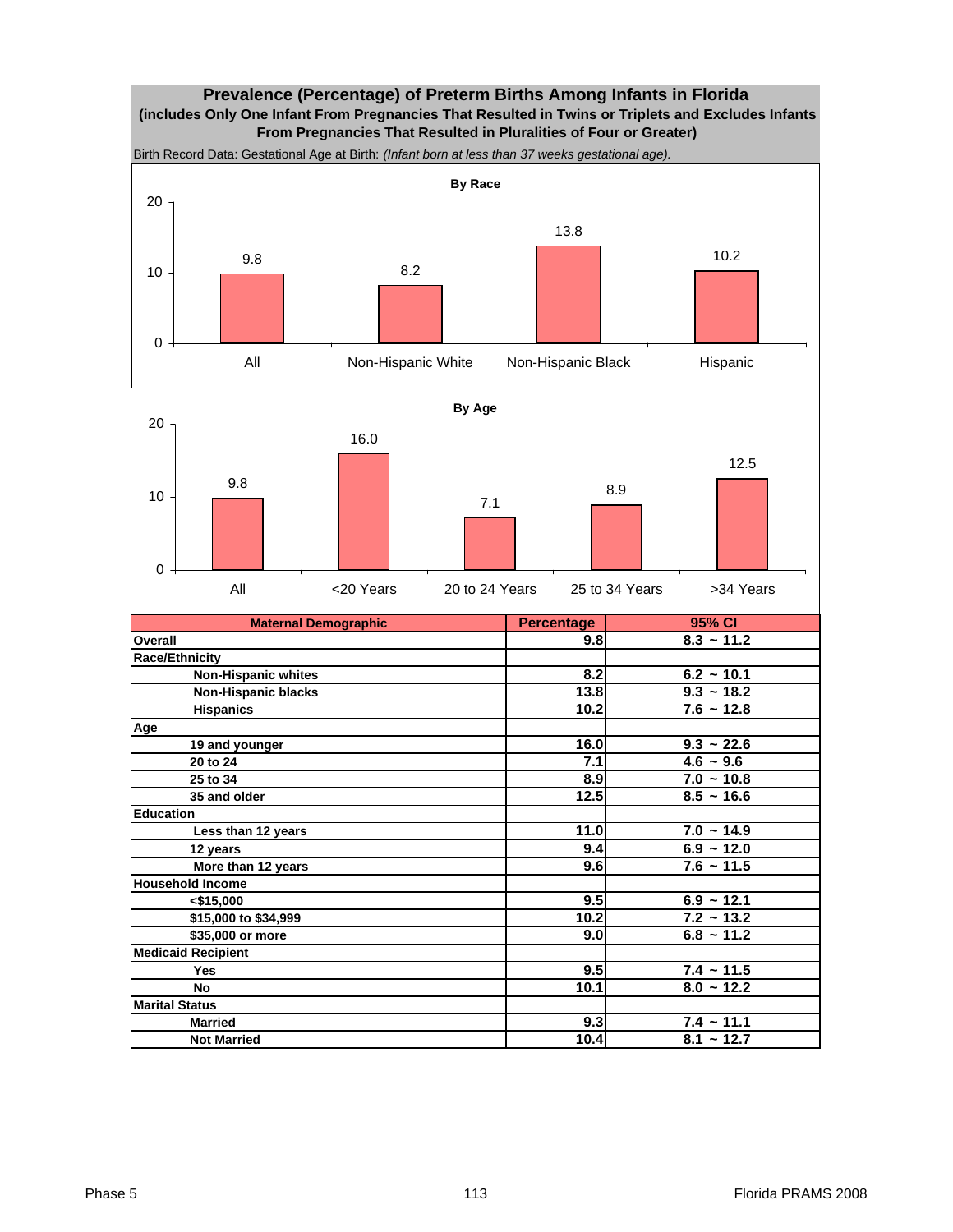# Prevalence (Percentage) of Preterm Births Among Infants in Florida

**(includes Only One Infant From Pregnancies That Resulted in Twins or Triplets and Excludes Infants From Pregnancies That Resulted in Pluralities of Four or Greater)**

Birth Record Data: Gestational Age at Birth: *(Infant born at less than 37 weeks gestational age).*

**By Race**

| All | Non-Hispanic White | Non-Hispanic Black | Hispanic |
|---|---|---|---|
| 9.8 | 8.2 | 13.8 | 10.2 |

**By Age**

| All | <20 Years | 20 to 24 Years | 25 to 34 Years | >34 Years |
|---|---|---|---|---|
| 9.8 | 16.0 | 7.1 | 8.9 | 12.5 |

| Maternal Demographic | Percentage | 95% CI |
|---|---|---|
| **Overall** | 9.8 | 8.3 ~ 11.2 |
| **Race/Ethnicity** | | |
| Non-Hispanic whites | 8.2 | 6.2 ~ 10.1 |
| Non-Hispanic blacks | 13.8 | 9.3 ~ 18.2 |
| Hispanics | 10.2 | 7.6 ~ 12.8 |
| **Age** | | |
| 19 and younger | 16.0 | 9.3 ~ 22.6 |
| 20 to 24 | 7.1 | 4.6 ~ 9.6 |
| 25 to 34 | 8.9 | 7.0 ~ 10.8 |
| 35 and older | 12.5 | 8.5 ~ 16.6 |
| **Education** | | |
| Less than 12 years | 11.0 | 7.0 ~ 14.9 |
| 12 years | 9.4 | 6.9 ~ 12.0 |
| More than 12 years | 9.6 | 7.6 ~ 11.5 |
| **Household Income** | | |
| <$15,000 | 9.5 | 6.9 ~ 12.1 |
| $15,000 to $34,999 | 10.2 | 7.2 ~ 13.2 |
| $35,000 or more | 9.0 | 6.8 ~ 11.2 |
| **Medicaid Recipient** | | |
| Yes | 9.5 | 7.4 ~ 11.5 |
| No | 10.1 | 8.0 ~ 12.2 |
| **Marital Status** | | |
| Married | 9.3 | 7.4 ~ 11.1 |
| Not Married | 10.4 | 8.1 ~ 12.7 |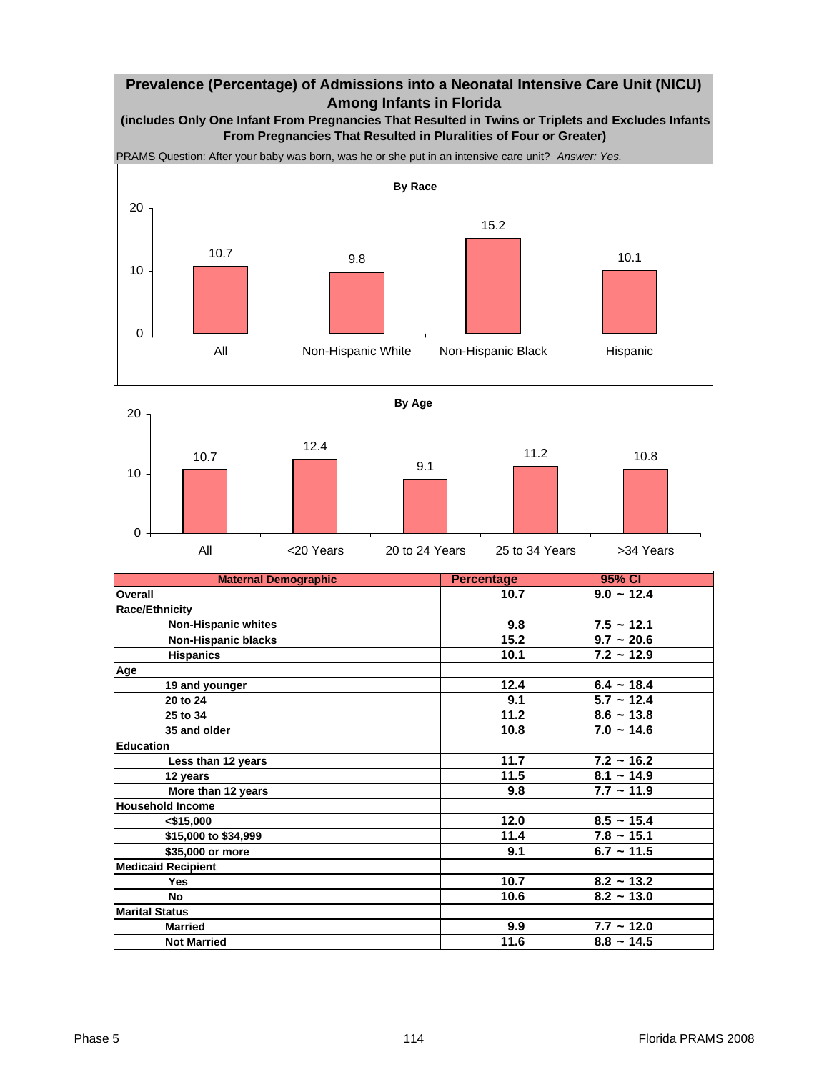# Prevalence (Percentage) of Admissions into a Neonatal Intensive Care Unit (NICU) Among Infants in Florida

**(includes Only One Infant From Pregnancies That Resulted in Twins or Triplets and Excludes Infants From Pregnancies That Resulted in Pluralities of Four or Greater)**

PRAMS Question: After your baby was born, was he or she put in an intensive care unit? *Answer: Yes.*

**By Race**

| | All | Non-Hispanic White | Non-Hispanic Black | Hispanic |
|---|---|---|---|---|
| Percentage | 10.7 | 9.8 | 15.2 | 10.1 |

**By Age**

| | All | <20 Years | 20 to 24 Years | 25 to 34 Years | >34 Years |
|---|---|---|---|---|---|
| Percentage | 10.7 | 12.4 | 9.1 | 11.2 | 10.8 |

| Maternal Demographic | Percentage | 95% CI |
|---|---|---|
| **Overall** | 10.7 | 9.0 ~ 12.4 |
| **Race/Ethnicity** | | |
| Non-Hispanic whites | 9.8 | 7.5 ~ 12.1 |
| Non-Hispanic blacks | 15.2 | 9.7 ~ 20.6 |
| Hispanics | 10.1 | 7.2 ~ 12.9 |
| **Age** | | |
| 19 and younger | 12.4 | 6.4 ~ 18.4 |
| 20 to 24 | 9.1 | 5.7 ~ 12.4 |
| 25 to 34 | 11.2 | 8.6 ~ 13.8 |
| 35 and older | 10.8 | 7.0 ~ 14.6 |
| **Education** | | |
| Less than 12 years | 11.7 | 7.2 ~ 16.2 |
| 12 years | 11.5 | 8.1 ~ 14.9 |
| More than 12 years | 9.8 | 7.7 ~ 11.9 |
| **Household Income** | | |
| <$15,000 | 12.0 | 8.5 ~ 15.4 |
| $15,000 to $34,999 | 11.4 | 7.8 ~ 15.1 |
| $35,000 or more | 9.1 | 6.7 ~ 11.5 |
| **Medicaid Recipient** | | |
| Yes | 10.7 | 8.2 ~ 13.2 |
| No | 10.6 | 8.2 ~ 13.0 |
| **Marital Status** | | |
| Married | 9.9 | 7.7 ~ 12.0 |
| Not Married | 11.6 | 8.8 ~ 14.5 |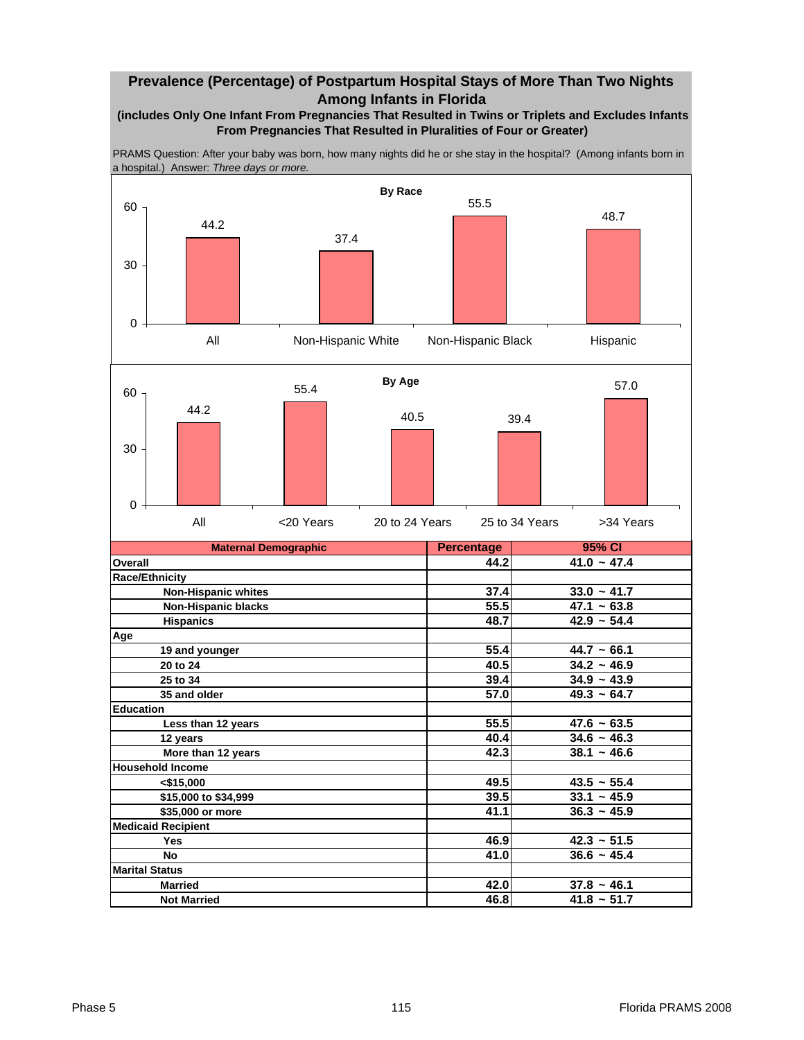## Prevalence (Percentage) of Postpartum Hospital Stays of More Than Two Nights Among Infants in Florida

**(includes Only One Infant From Pregnancies That Resulted in Twins or Triplets and Excludes Infants From Pregnancies That Resulted in Pluralities of Four or Greater)**

PRAMS Question: After your baby was born, how many nights did he or she stay in the hospital? (Among infants born in a hospital.) Answer: *Three days or more.*

**By Race**

| | All | Non-Hispanic White | Non-Hispanic Black | Hispanic |
|---|---|---|---|---|
| Percentage | 44.2 | 37.4 | 55.5 | 48.7 |

**By Age**

| | All | <20 Years | 20 to 24 Years | 25 to 34 Years | >34 Years |
|---|---|---|---|---|---|
| Percentage | 44.2 | 55.4 | 40.5 | 39.4 | 57.0 |

| Maternal Demographic | Percentage | 95% CI |
|---|---|---|
| **Overall** | 44.2 | 41.0 ~ 47.4 |
| **Race/Ethnicity** | | |
| Non-Hispanic whites | 37.4 | 33.0 ~ 41.7 |
| Non-Hispanic blacks | 55.5 | 47.1 ~ 63.8 |
| Hispanics | 48.7 | 42.9 ~ 54.4 |
| **Age** | | |
| 19 and younger | 55.4 | 44.7 ~ 66.1 |
| 20 to 24 | 40.5 | 34.2 ~ 46.9 |
| 25 to 34 | 39.4 | 34.9 ~ 43.9 |
| 35 and older | 57.0 | 49.3 ~ 64.7 |
| **Education** | | |
| Less than 12 years | 55.5 | 47.6 ~ 63.5 |
| 12 years | 40.4 | 34.6 ~ 46.3 |
| More than 12 years | 42.3 | 38.1 ~ 46.6 |
| **Household Income** | | |
| <$15,000 | 49.5 | 43.5 ~ 55.4 |
| $15,000 to $34,999 | 39.5 | 33.1 ~ 45.9 |
| $35,000 or more | 41.1 | 36.3 ~ 45.9 |
| **Medicaid Recipient** | | |
| Yes | 46.9 | 42.3 ~ 51.5 |
| No | 41.0 | 36.6 ~ 45.4 |
| **Marital Status** | | |
| Married | 42.0 | 37.8 ~ 46.1 |
| Not Married | 46.8 | 41.8 ~ 51.7 |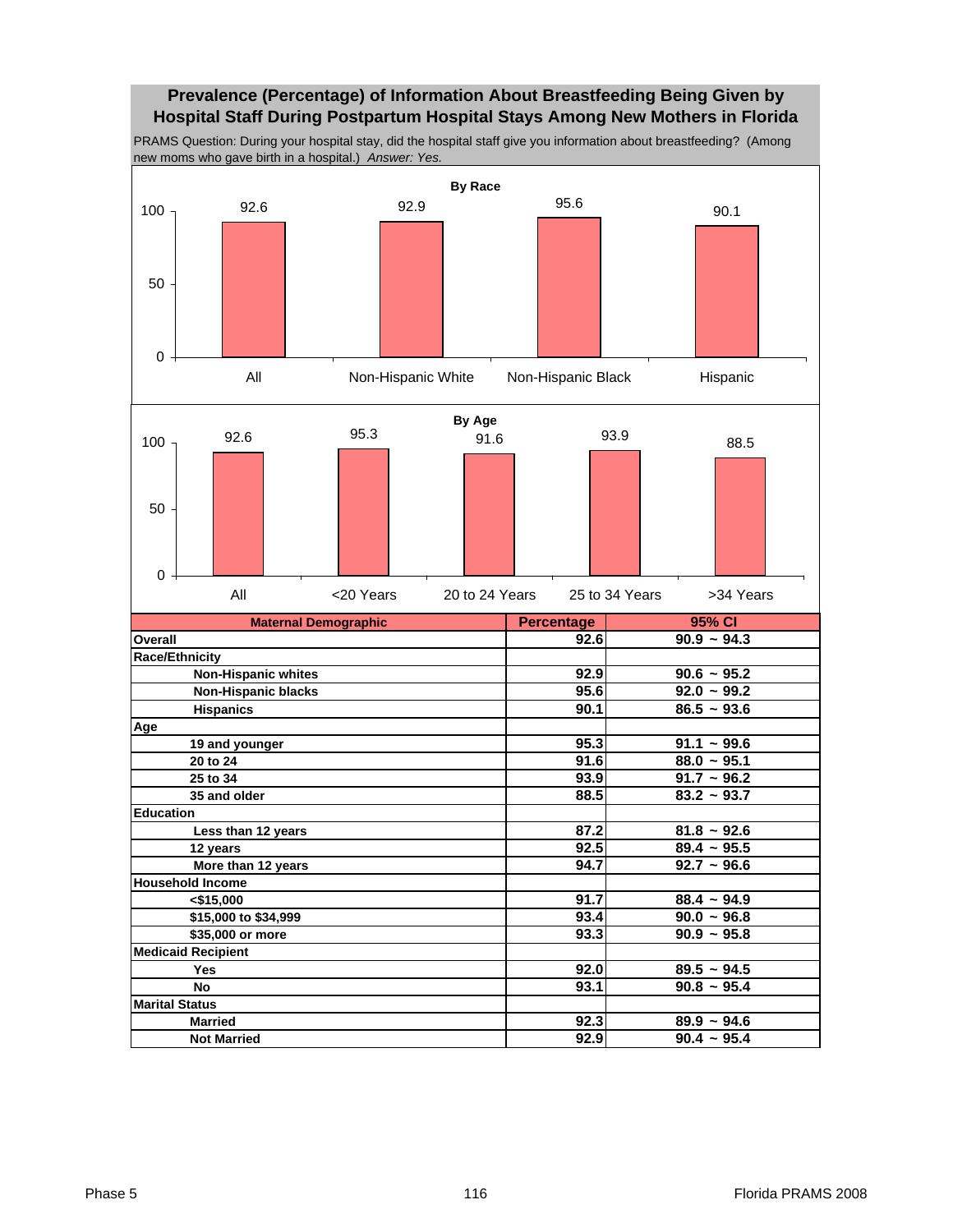## Prevalence (Percentage) of Information About Breastfeeding Being Given by Hospital Staff During Postpartum Hospital Stays Among New Mothers in Florida

PRAMS Question: During your hospital stay, did the hospital staff give you information about breastfeeding? (Among new moms who gave birth in a hospital.) *Answer: Yes.*

**By Race**

| | All | Non-Hispanic White | Non-Hispanic Black | Hispanic |
|---|---|---|---|---|
| Percentage | 92.6 | 92.9 | 95.6 | 90.1 |

**By Age**

| | All | <20 Years | 20 to 24 Years | 25 to 34 Years | >34 Years |
|---|---|---|---|---|---|
| Percentage | 92.6 | 95.3 | 91.6 | 93.9 | 88.5 |

| Maternal Demographic | Percentage | 95% CI |
|---|---|---|
| **Overall** | 92.6 | 90.9 ~ 94.3 |
| **Race/Ethnicity** | | |
| Non-Hispanic whites | 92.9 | 90.6 ~ 95.2 |
| Non-Hispanic blacks | 95.6 | 92.0 ~ 99.2 |
| Hispanics | 90.1 | 86.5 ~ 93.6 |
| **Age** | | |
| 19 and younger | 95.3 | 91.1 ~ 99.6 |
| 20 to 24 | 91.6 | 88.0 ~ 95.1 |
| 25 to 34 | 93.9 | 91.7 ~ 96.2 |
| 35 and older | 88.5 | 83.2 ~ 93.7 |
| **Education** | | |
| Less than 12 years | 87.2 | 81.8 ~ 92.6 |
| 12 years | 92.5 | 89.4 ~ 95.5 |
| More than 12 years | 94.7 | 92.7 ~ 96.6 |
| **Household Income** | | |
| <$15,000 | 91.7 | 88.4 ~ 94.9 |
| $15,000 to $34,999 | 93.4 | 90.0 ~ 96.8 |
| $35,000 or more | 93.3 | 90.9 ~ 95.8 |
| **Medicaid Recipient** | | |
| Yes | 92.0 | 89.5 ~ 94.5 |
| No | 93.1 | 90.8 ~ 95.4 |
| **Marital Status** | | |
| Married | 92.3 | 89.9 ~ 94.6 |
| Not Married | 92.9 | 90.4 ~ 95.4 |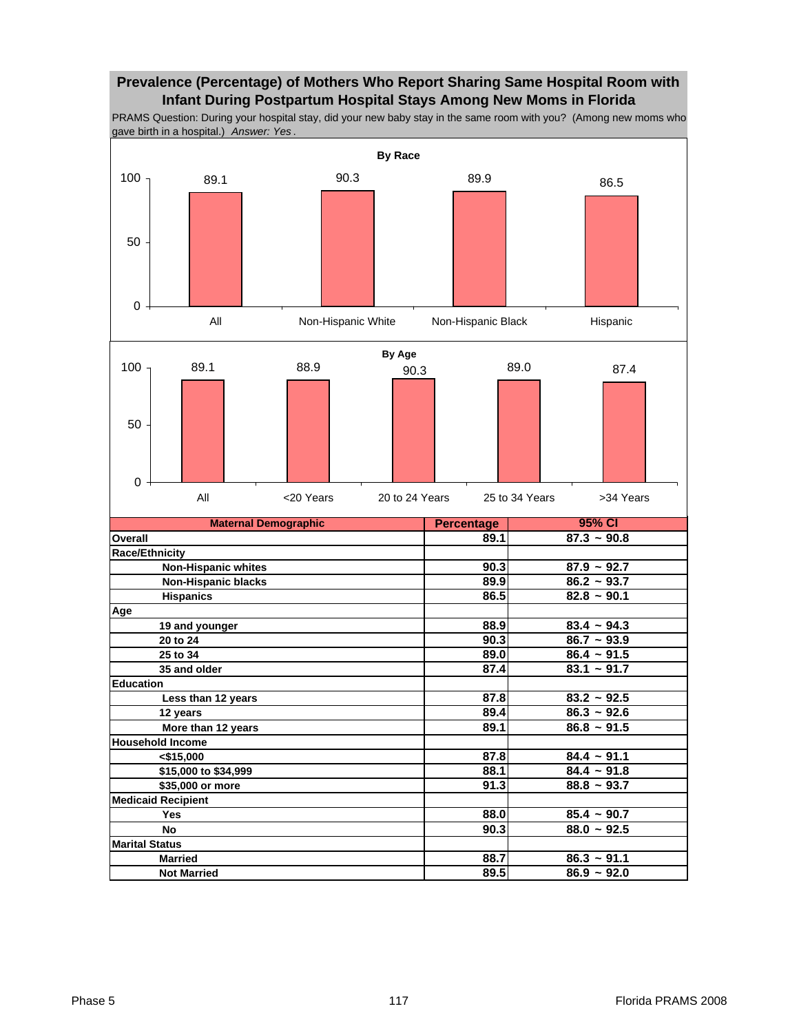## Prevalence (Percentage) of Mothers Who Report Sharing Same Hospital Room with Infant During Postpartum Hospital Stays Among New Moms in Florida

PRAMS Question: During your hospital stay, did your new baby stay in the same room with you? (Among new moms who gave birth in a hospital.) *Answer: Yes*.

**By Race**

| | All | Non-Hispanic White | Non-Hispanic Black | Hispanic |
|---|---|---|---|---|
| Percentage | 89.1 | 90.3 | 89.9 | 86.5 |

**By Age**

| | All | <20 Years | 20 to 24 Years | 25 to 34 Years | >34 Years |
|---|---|---|---|---|---|
| Percentage | 89.1 | 88.9 | 90.3 | 89.0 | 87.4 |

| Maternal Demographic | Percentage | 95% CI |
|---|---|---|
| **Overall** | 89.1 | 87.3 ~ 90.8 |
| **Race/Ethnicity** | | |
| Non-Hispanic whites | 90.3 | 87.9 ~ 92.7 |
| Non-Hispanic blacks | 89.9 | 86.2 ~ 93.7 |
| Hispanics | 86.5 | 82.8 ~ 90.1 |
| **Age** | | |
| 19 and younger | 88.9 | 83.4 ~ 94.3 |
| 20 to 24 | 90.3 | 86.7 ~ 93.9 |
| 25 to 34 | 89.0 | 86.4 ~ 91.5 |
| 35 and older | 87.4 | 83.1 ~ 91.7 |
| **Education** | | |
| Less than 12 years | 87.8 | 83.2 ~ 92.5 |
| 12 years | 89.4 | 86.3 ~ 92.6 |
| More than 12 years | 89.1 | 86.8 ~ 91.5 |
| **Household Income** | | |
| <$15,000 | 87.8 | 84.4 ~ 91.1 |
| $15,000 to $34,999 | 88.1 | 84.4 ~ 91.8 |
| $35,000 or more | 91.3 | 88.8 ~ 93.7 |
| **Medicaid Recipient** | | |
| Yes | 88.0 | 85.4 ~ 90.7 |
| No | 90.3 | 88.0 ~ 92.5 |
| **Marital Status** | | |
| Married | 88.7 | 86.3 ~ 91.1 |
| Not Married | 89.5 | 86.9 ~ 92.0 |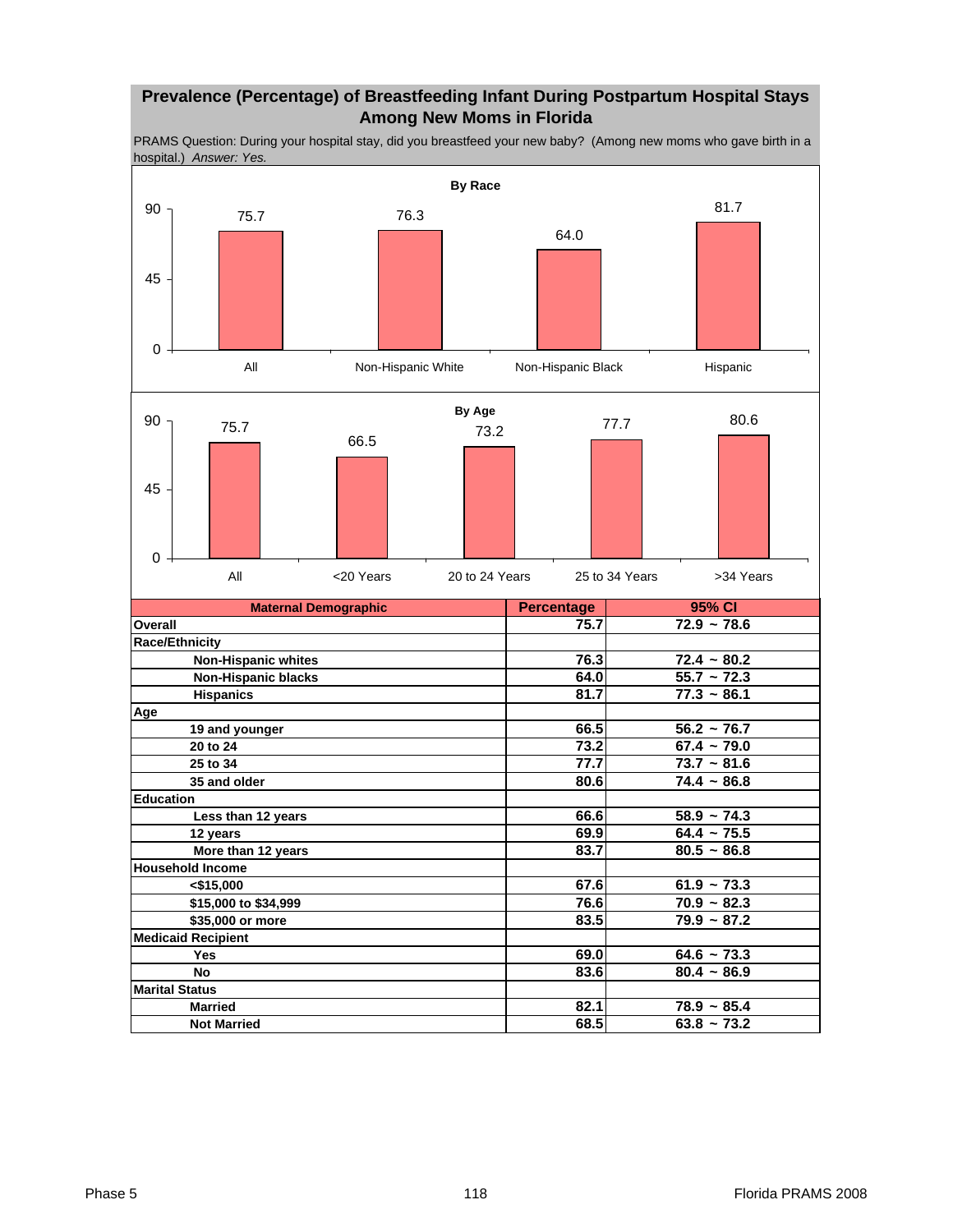## Prevalence (Percentage) of Breastfeeding Infant During Postpartum Hospital Stays Among New Moms in Florida

PRAMS Question: During your hospital stay, did you breastfeed your new baby? (Among new moms who gave birth in a hospital.) *Answer: Yes.*

**By Race**

| | All | Non-Hispanic White | Non-Hispanic Black | Hispanic |
|---|---|---|---|---|
| Percentage | 75.7 | 76.3 | 64.0 | 81.7 |

**By Age**

| | All | <20 Years | 20 to 24 Years | 25 to 34 Years | >34 Years |
|---|---|---|---|---|---|
| Percentage | 75.7 | 66.5 | 73.2 | 77.7 | 80.6 |

| Maternal Demographic | Percentage | 95% CI |
|---|---|---|
| **Overall** | 75.7 | 72.9 ~ 78.6 |
| **Race/Ethnicity** | | |
| Non-Hispanic whites | 76.3 | 72.4 ~ 80.2 |
| Non-Hispanic blacks | 64.0 | 55.7 ~ 72.3 |
| Hispanics | 81.7 | 77.3 ~ 86.1 |
| **Age** | | |
| 19 and younger | 66.5 | 56.2 ~ 76.7 |
| 20 to 24 | 73.2 | 67.4 ~ 79.0 |
| 25 to 34 | 77.7 | 73.7 ~ 81.6 |
| 35 and older | 80.6 | 74.4 ~ 86.8 |
| **Education** | | |
| Less than 12 years | 66.6 | 58.9 ~ 74.3 |
| 12 years | 69.9 | 64.4 ~ 75.5 |
| More than 12 years | 83.7 | 80.5 ~ 86.8 |
| **Household Income** | | |
| <$15,000 | 67.6 | 61.9 ~ 73.3 |
| $15,000 to $34,999 | 76.6 | 70.9 ~ 82.3 |
| $35,000 or more | 83.5 | 79.9 ~ 87.2 |
| **Medicaid Recipient** | | |
| Yes | 69.0 | 64.6 ~ 73.3 |
| No | 83.6 | 80.4 ~ 86.9 |
| **Marital Status** | | |
| Married | 82.1 | 78.9 ~ 85.4 |
| Not Married | 68.5 | 63.8 ~ 73.2 |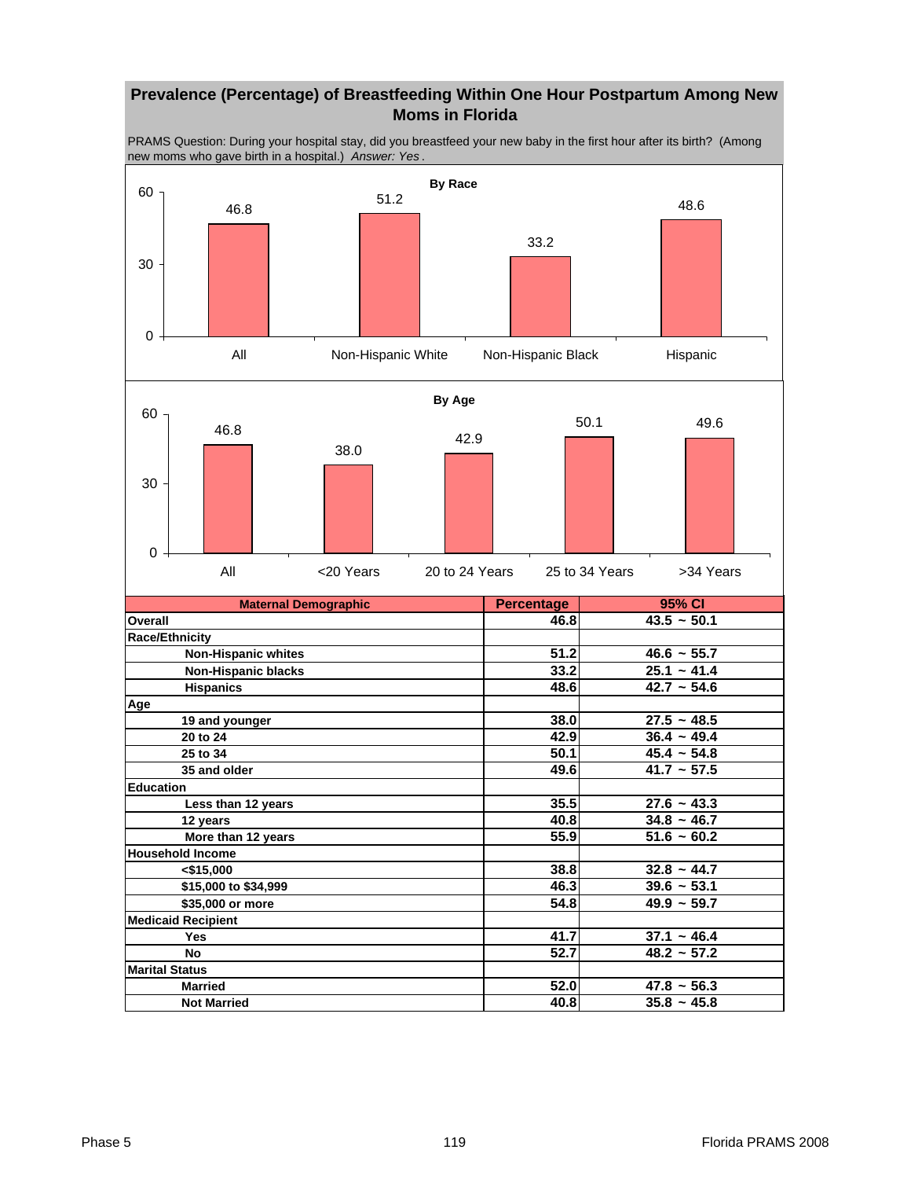## Prevalence (Percentage) of Breastfeeding Within One Hour Postpartum Among New Moms in Florida

PRAMS Question: During your hospital stay, did you breastfeed your new baby in the first hour after its birth? (Among new moms who gave birth in a hospital.) *Answer: Yes*.

**By Race**

| | All | Non-Hispanic White | Non-Hispanic Black | Hispanic |
|---|---|---|---|---|
| Percentage | 46.8 | 51.2 | 33.2 | 48.6 |

**By Age**

| | All | <20 Years | 20 to 24 Years | 25 to 34 Years | >34 Years |
|---|---|---|---|---|---|
| Percentage | 46.8 | 38.0 | 42.9 | 50.1 | 49.6 |

| Maternal Demographic | Percentage | 95% CI |
|---|---|---|
| **Overall** | 46.8 | 43.5 ~ 50.1 |
| **Race/Ethnicity** | | |
| Non-Hispanic whites | 51.2 | 46.6 ~ 55.7 |
| Non-Hispanic blacks | 33.2 | 25.1 ~ 41.4 |
| Hispanics | 48.6 | 42.7 ~ 54.6 |
| **Age** | | |
| 19 and younger | 38.0 | 27.5 ~ 48.5 |
| 20 to 24 | 42.9 | 36.4 ~ 49.4 |
| 25 to 34 | 50.1 | 45.4 ~ 54.8 |
| 35 and older | 49.6 | 41.7 ~ 57.5 |
| **Education** | | |
| Less than 12 years | 35.5 | 27.6 ~ 43.3 |
| 12 years | 40.8 | 34.8 ~ 46.7 |
| More than 12 years | 55.9 | 51.6 ~ 60.2 |
| **Household Income** | | |
| <$15,000 | 38.8 | 32.8 ~ 44.7 |
| $15,000 to $34,999 | 46.3 | 39.6 ~ 53.1 |
| $35,000 or more | 54.8 | 49.9 ~ 59.7 |
| **Medicaid Recipient** | | |
| Yes | 41.7 | 37.1 ~ 46.4 |
| No | 52.7 | 48.2 ~ 57.2 |
| **Marital Status** | | |
| Married | 52.0 | 47.8 ~ 56.3 |
| Not Married | 40.8 | 35.8 ~ 45.8 |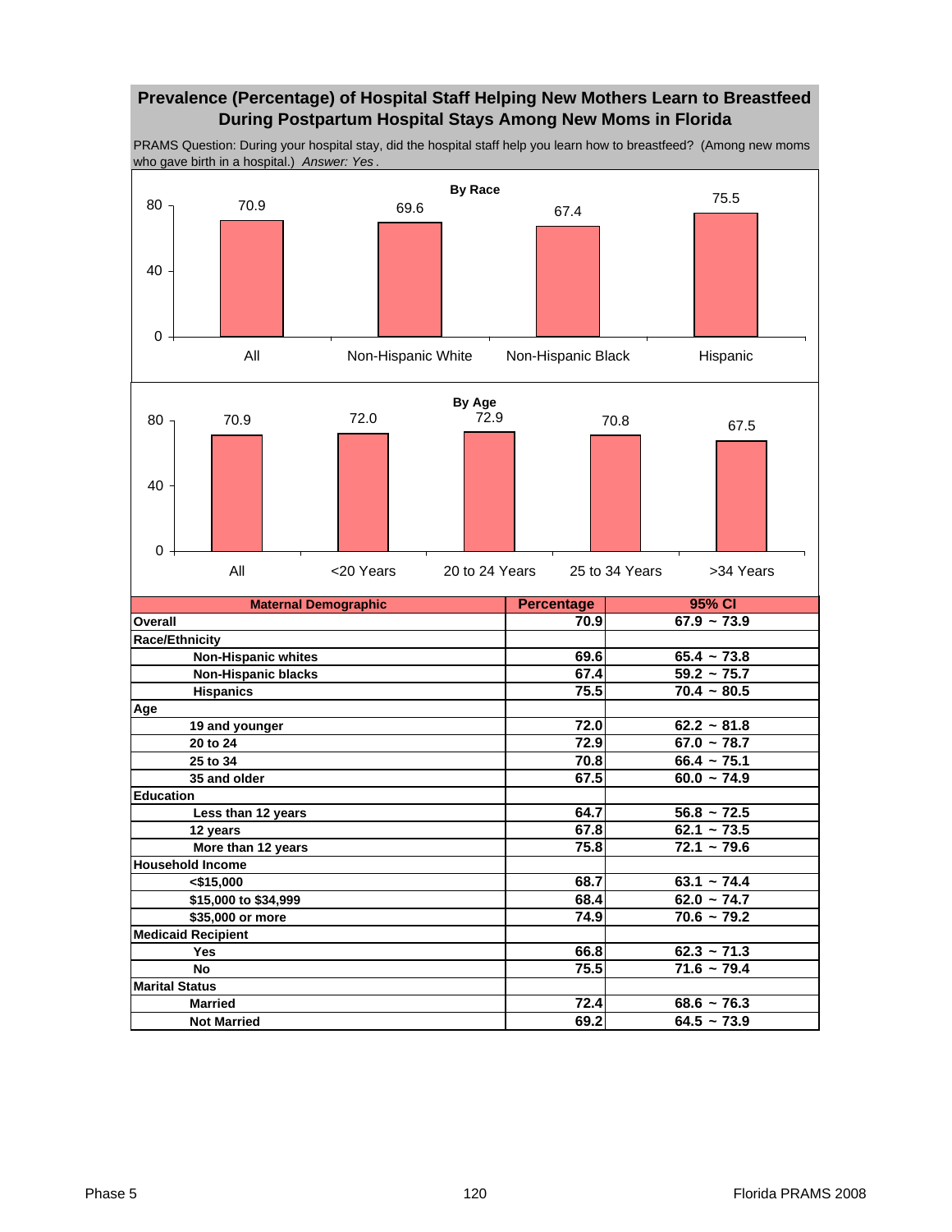## Prevalence (Percentage) of Hospital Staff Helping New Mothers Learn to Breastfeed During Postpartum Hospital Stays Among New Moms in Florida

PRAMS Question: During your hospital stay, did the hospital staff help you learn how to breastfeed? (Among new moms who gave birth in a hospital.) *Answer: Yes*.

**By Race**

| | All | Non-Hispanic White | Non-Hispanic Black | Hispanic |
|---|---|---|---|---|
| Percentage | 70.9 | 69.6 | 67.4 | 75.5 |

**By Age**

| | All | <20 Years | 20 to 24 Years | 25 to 34 Years | >34 Years |
|---|---|---|---|---|---|
| Percentage | 70.9 | 72.0 | 72.9 | 70.8 | 67.5 |

| Maternal Demographic | Percentage | 95% CI |
|---|---|---|
| **Overall** | 70.9 | 67.9 ~ 73.9 |
| **Race/Ethnicity** | | |
| Non-Hispanic whites | 69.6 | 65.4 ~ 73.8 |
| Non-Hispanic blacks | 67.4 | 59.2 ~ 75.7 |
| Hispanics | 75.5 | 70.4 ~ 80.5 |
| **Age** | | |
| 19 and younger | 72.0 | 62.2 ~ 81.8 |
| 20 to 24 | 72.9 | 67.0 ~ 78.7 |
| 25 to 34 | 70.8 | 66.4 ~ 75.1 |
| 35 and older | 67.5 | 60.0 ~ 74.9 |
| **Education** | | |
| Less than 12 years | 64.7 | 56.8 ~ 72.5 |
| 12 years | 67.8 | 62.1 ~ 73.5 |
| More than 12 years | 75.8 | 72.1 ~ 79.6 |
| **Household Income** | | |
| <$15,000 | 68.7 | 63.1 ~ 74.4 |
| $15,000 to $34,999 | 68.4 | 62.0 ~ 74.7 |
| $35,000 or more | 74.9 | 70.6 ~ 79.2 |
| **Medicaid Recipient** | | |
| Yes | 66.8 | 62.3 ~ 71.3 |
| No | 75.5 | 71.6 ~ 79.4 |
| **Marital Status** | | |
| Married | 72.4 | 68.6 ~ 76.3 |
| Not Married | 69.2 | 64.5 ~ 73.9 |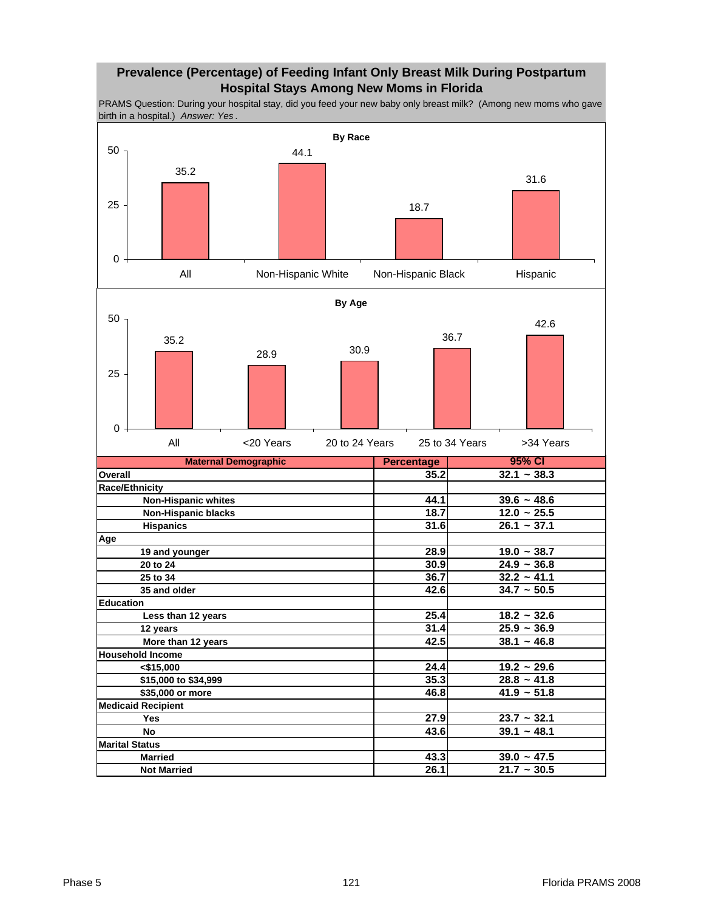## Prevalence (Percentage) of Feeding Infant Only Breast Milk During Postpartum Hospital Stays Among New Moms in Florida

PRAMS Question: During your hospital stay, did you feed your new baby only breast milk? (Among new moms who gave birth in a hospital.) *Answer: Yes*.

**By Race**

| | All | Non-Hispanic White | Non-Hispanic Black | Hispanic |
|---|---|---|---|---|
| Percentage | 35.2 | 44.1 | 18.7 | 31.6 |

**By Age**

| | All | <20 Years | 20 to 24 Years | 25 to 34 Years | >34 Years |
|---|---|---|---|---|---|
| Percentage | 35.2 | 28.9 | 30.9 | 36.7 | 42.6 |

| Maternal Demographic | Percentage | 95% CI |
|---|---|---|
| **Overall** | 35.2 | 32.1 ~ 38.3 |
| **Race/Ethnicity** | | |
| Non-Hispanic whites | 44.1 | 39.6 ~ 48.6 |
| Non-Hispanic blacks | 18.7 | 12.0 ~ 25.5 |
| Hispanics | 31.6 | 26.1 ~ 37.1 |
| **Age** | | |
| 19 and younger | 28.9 | 19.0 ~ 38.7 |
| 20 to 24 | 30.9 | 24.9 ~ 36.8 |
| 25 to 34 | 36.7 | 32.2 ~ 41.1 |
| 35 and older | 42.6 | 34.7 ~ 50.5 |
| **Education** | | |
| Less than 12 years | 25.4 | 18.2 ~ 32.6 |
| 12 years | 31.4 | 25.9 ~ 36.9 |
| More than 12 years | 42.5 | 38.1 ~ 46.8 |
| **Household Income** | | |
| <$15,000 | 24.4 | 19.2 ~ 29.6 |
| $15,000 to $34,999 | 35.3 | 28.8 ~ 41.8 |
| $35,000 or more | 46.8 | 41.9 ~ 51.8 |
| **Medicaid Recipient** | | |
| Yes | 27.9 | 23.7 ~ 32.1 |
| No | 43.6 | 39.1 ~ 48.1 |
| **Marital Status** | | |
| Married | 43.3 | 39.0 ~ 47.5 |
| Not Married | 26.1 | 21.7 ~ 30.5 |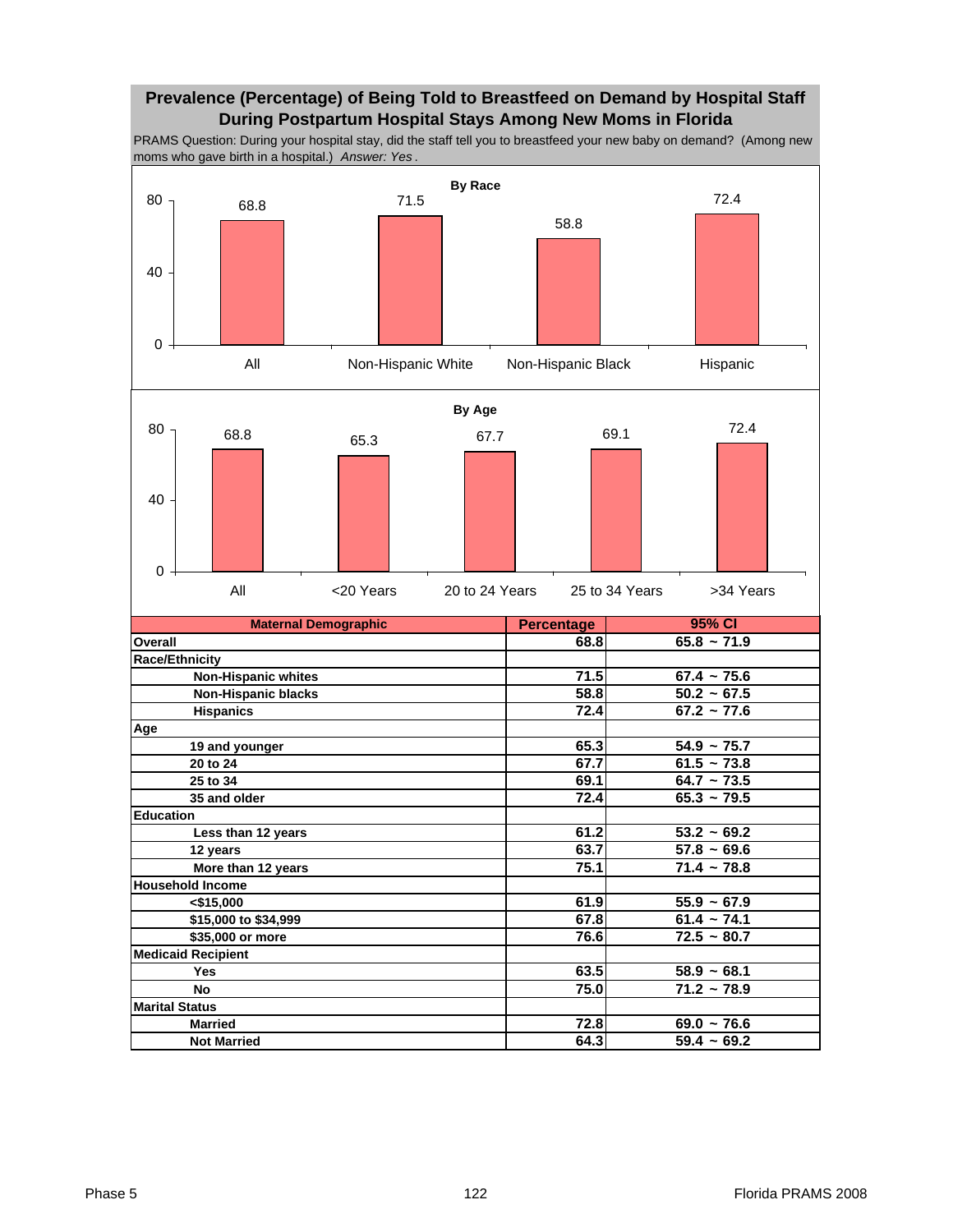## Prevalence (Percentage) of Being Told to Breastfeed on Demand by Hospital Staff During Postpartum Hospital Stays Among New Moms in Florida

PRAMS Question: During your hospital stay, did the staff tell you to breastfeed your new baby on demand? (Among new moms who gave birth in a hospital.) *Answer: Yes*.

**By Race**

| All | Non-Hispanic White | Non-Hispanic Black | Hispanic |
|---|---|---|---|
| 68.8 | 71.5 | 58.8 | 72.4 |

**By Age**

| All | <20 Years | 20 to 24 Years | 25 to 34 Years | >34 Years |
|---|---|---|---|---|
| 68.8 | 65.3 | 67.7 | 69.1 | 72.4 |

| Maternal Demographic | Percentage | 95% CI |
|---|---|---|
| **Overall** | 68.8 | 65.8 ~ 71.9 |
| **Race/Ethnicity** | | |
| Non-Hispanic whites | 71.5 | 67.4 ~ 75.6 |
| Non-Hispanic blacks | 58.8 | 50.2 ~ 67.5 |
| Hispanics | 72.4 | 67.2 ~ 77.6 |
| **Age** | | |
| 19 and younger | 65.3 | 54.9 ~ 75.7 |
| 20 to 24 | 67.7 | 61.5 ~ 73.8 |
| 25 to 34 | 69.1 | 64.7 ~ 73.5 |
| 35 and older | 72.4 | 65.3 ~ 79.5 |
| **Education** | | |
| Less than 12 years | 61.2 | 53.2 ~ 69.2 |
| 12 years | 63.7 | 57.8 ~ 69.6 |
| More than 12 years | 75.1 | 71.4 ~ 78.8 |
| **Household Income** | | |
| <$15,000 | 61.9 | 55.9 ~ 67.9 |
| $15,000 to $34,999 | 67.8 | 61.4 ~ 74.1 |
| $35,000 or more | 76.6 | 72.5 ~ 80.7 |
| **Medicaid Recipient** | | |
| Yes | 63.5 | 58.9 ~ 68.1 |
| No | 75.0 | 71.2 ~ 78.9 |
| **Marital Status** | | |
| Married | 72.8 | 69.0 ~ 76.6 |
| Not Married | 64.3 | 59.4 ~ 69.2 |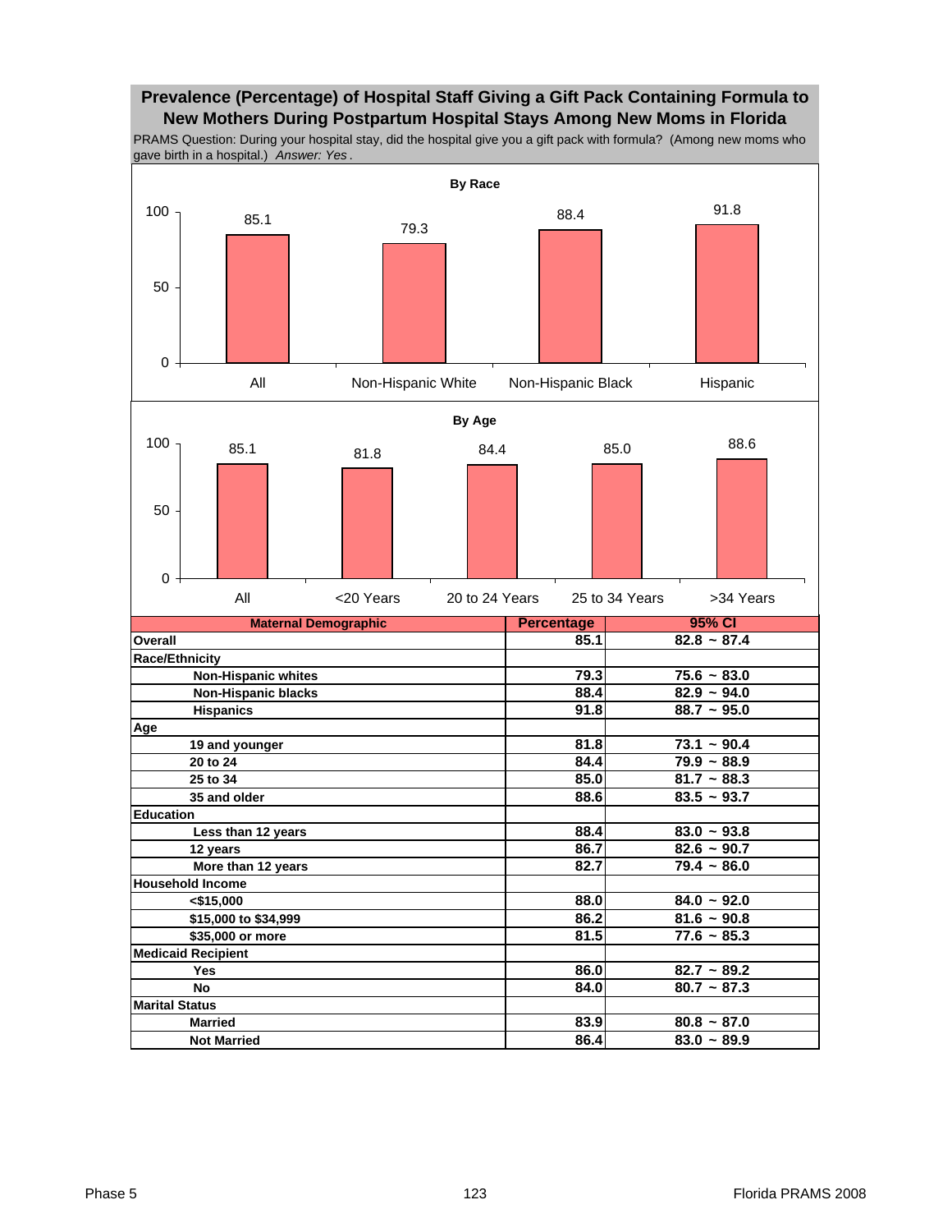## Prevalence (Percentage) of Hospital Staff Giving a Gift Pack Containing Formula to New Mothers During Postpartum Hospital Stays Among New Moms in Florida

PRAMS Question: During your hospital stay, did the hospital give you a gift pack with formula? (Among new moms who gave birth in a hospital.) *Answer: Yes*.

**By Race**

| All | Non-Hispanic White | Non-Hispanic Black | Hispanic |
|---|---|---|---|
| 85.1 | 79.3 | 88.4 | 91.8 |

**By Age**

| All | <20 Years | 20 to 24 Years | 25 to 34 Years | >34 Years |
|---|---|---|---|---|
| 85.1 | 81.8 | 84.4 | 85.0 | 88.6 |

| Maternal Demographic | Percentage | 95% CI |
|---|---|---|
| **Overall** | 85.1 | 82.8 ~ 87.4 |
| **Race/Ethnicity** | | |
| Non-Hispanic whites | 79.3 | 75.6 ~ 83.0 |
| Non-Hispanic blacks | 88.4 | 82.9 ~ 94.0 |
| Hispanics | 91.8 | 88.7 ~ 95.0 |
| **Age** | | |
| 19 and younger | 81.8 | 73.1 ~ 90.4 |
| 20 to 24 | 84.4 | 79.9 ~ 88.9 |
| 25 to 34 | 85.0 | 81.7 ~ 88.3 |
| 35 and older | 88.6 | 83.5 ~ 93.7 |
| **Education** | | |
| Less than 12 years | 88.4 | 83.0 ~ 93.8 |
| 12 years | 86.7 | 82.6 ~ 90.7 |
| More than 12 years | 82.7 | 79.4 ~ 86.0 |
| **Household Income** | | |
| <$15,000 | 88.0 | 84.0 ~ 92.0 |
| $15,000 to $34,999 | 86.2 | 81.6 ~ 90.8 |
| $35,000 or more | 81.5 | 77.6 ~ 85.3 |
| **Medicaid Recipient** | | |
| Yes | 86.0 | 82.7 ~ 89.2 |
| No | 84.0 | 80.7 ~ 87.3 |
| **Marital Status** | | |
| Married | 83.9 | 80.8 ~ 87.0 |
| Not Married | 86.4 | 83.0 ~ 89.9 |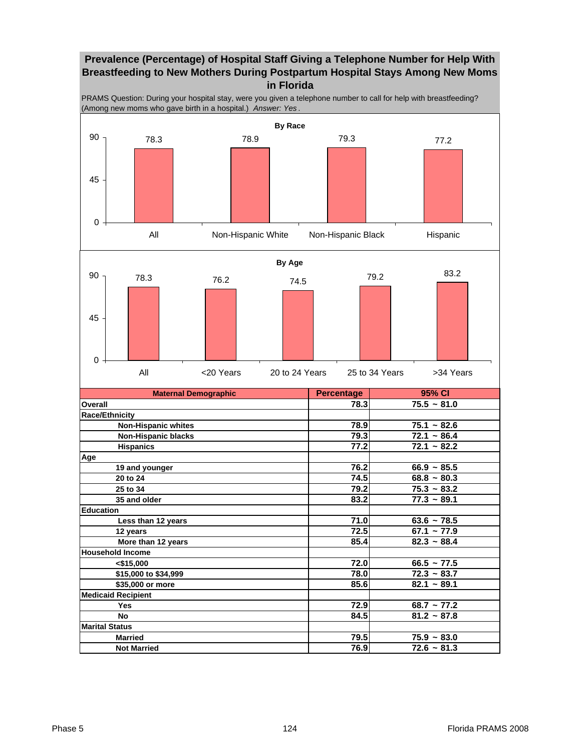## Prevalence (Percentage) of Hospital Staff Giving a Telephone Number for Help With Breastfeeding to New Mothers During Postpartum Hospital Stays Among New Moms in Florida

PRAMS Question: During your hospital stay, were you given a telephone number to call for help with breastfeeding? (Among new moms who gave birth in a hospital.) *Answer: Yes*.

**By Race**

| | All | Non-Hispanic White | Non-Hispanic Black | Hispanic |
|---|---|---|---|---|
| Percentage | 78.3 | 78.9 | 79.3 | 77.2 |

**By Age**

| | All | <20 Years | 20 to 24 Years | 25 to 34 Years | >34 Years |
|---|---|---|---|---|---|
| Percentage | 78.3 | 76.2 | 74.5 | 79.2 | 83.2 |

| Maternal Demographic | Percentage | 95% CI |
|---|---|---|
| **Overall** | 78.3 | 75.5 ~ 81.0 |
| **Race/Ethnicity** | | |
| Non-Hispanic whites | 78.9 | 75.1 ~ 82.6 |
| Non-Hispanic blacks | 79.3 | 72.1 ~ 86.4 |
| Hispanics | 77.2 | 72.1 ~ 82.2 |
| **Age** | | |
| 19 and younger | 76.2 | 66.9 ~ 85.5 |
| 20 to 24 | 74.5 | 68.8 ~ 80.3 |
| 25 to 34 | 79.2 | 75.3 ~ 83.2 |
| 35 and older | 83.2 | 77.3 ~ 89.1 |
| **Education** | | |
| Less than 12 years | 71.0 | 63.6 ~ 78.5 |
| 12 years | 72.5 | 67.1 ~ 77.9 |
| More than 12 years | 85.4 | 82.3 ~ 88.4 |
| **Household Income** | | |
| <$15,000 | 72.0 | 66.5 ~ 77.5 |
| $15,000 to $34,999 | 78.0 | 72.3 ~ 83.7 |
| $35,000 or more | 85.6 | 82.1 ~ 89.1 |
| **Medicaid Recipient** | | |
| Yes | 72.9 | 68.7 ~ 77.2 |
| No | 84.5 | 81.2 ~ 87.8 |
| **Marital Status** | | |
| Married | 79.5 | 75.9 ~ 83.0 |
| Not Married | 76.9 | 72.6 ~ 81.3 |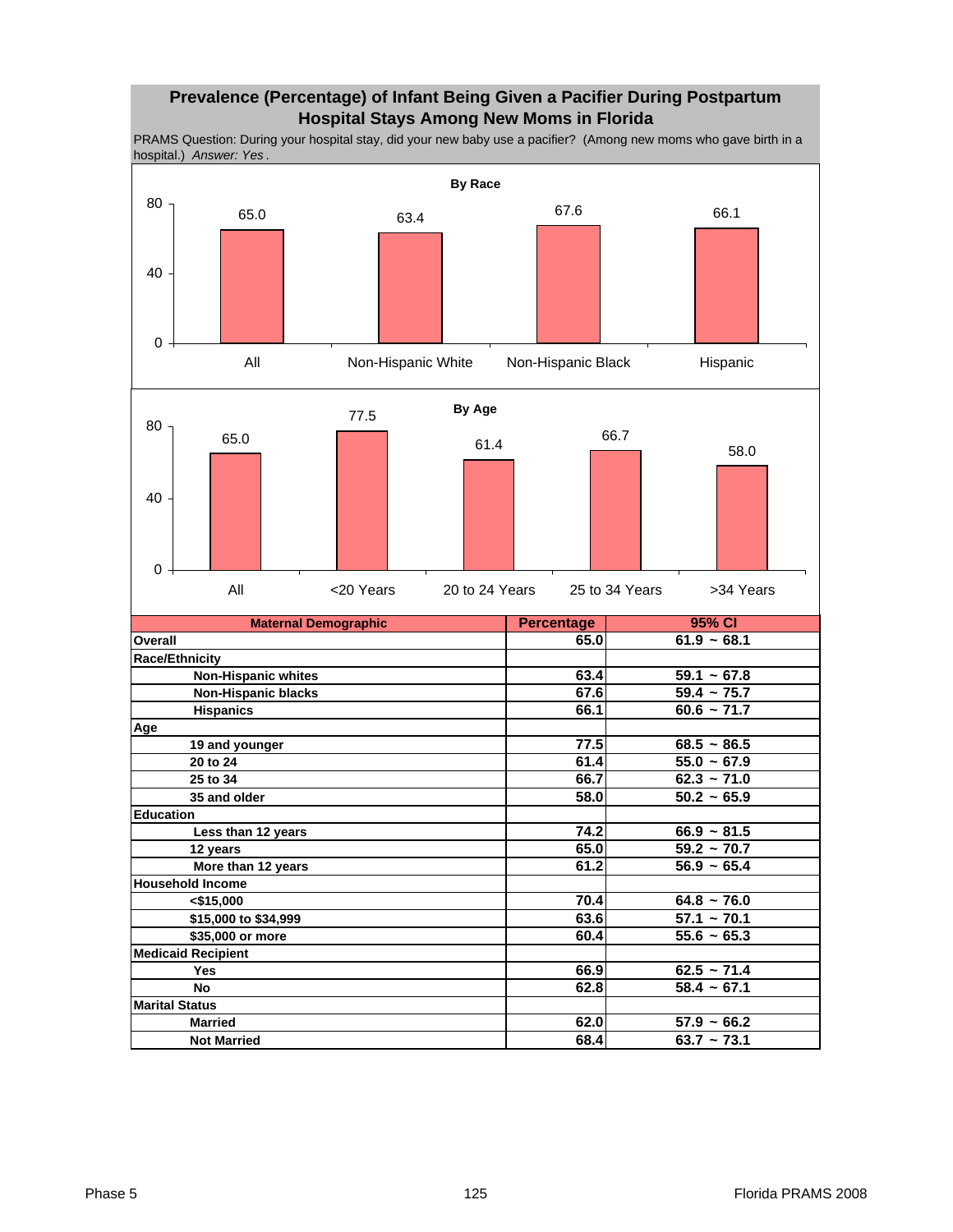## Prevalence (Percentage) of Infant Being Given a Pacifier During Postpartum Hospital Stays Among New Moms in Florida

PRAMS Question: During your hospital stay, did your new baby use a pacifier? (Among new moms who gave birth in a hospital.) *Answer: Yes*.

**By Race**

| | All | Non-Hispanic White | Non-Hispanic Black | Hispanic |
|---|---|---|---|---|
| Percentage | 65.0 | 63.4 | 67.6 | 66.1 |

**By Age**

| | All | <20 Years | 20 to 24 Years | 25 to 34 Years | >34 Years |
|---|---|---|---|---|---|
| Percentage | 65.0 | 77.5 | 61.4 | 66.7 | 58.0 |

| Maternal Demographic | Percentage | 95% CI |
|---|---|---|
| **Overall** | **65.0** | **61.9 ~ 68.1** |
| **Race/Ethnicity** | | |
| Non-Hispanic whites | 63.4 | 59.1 ~ 67.8 |
| Non-Hispanic blacks | 67.6 | 59.4 ~ 75.7 |
| Hispanics | 66.1 | 60.6 ~ 71.7 |
| **Age** | | |
| 19 and younger | 77.5 | 68.5 ~ 86.5 |
| 20 to 24 | 61.4 | 55.0 ~ 67.9 |
| 25 to 34 | 66.7 | 62.3 ~ 71.0 |
| 35 and older | 58.0 | 50.2 ~ 65.9 |
| **Education** | | |
| Less than 12 years | 74.2 | 66.9 ~ 81.5 |
| 12 years | 65.0 | 59.2 ~ 70.7 |
| More than 12 years | 61.2 | 56.9 ~ 65.4 |
| **Household Income** | | |
| <$15,000 | 70.4 | 64.8 ~ 76.0 |
| $15,000 to $34,999 | 63.6 | 57.1 ~ 70.1 |
| $35,000 or more | 60.4 | 55.6 ~ 65.3 |
| **Medicaid Recipient** | | |
| Yes | 66.9 | 62.5 ~ 71.4 |
| No | 62.8 | 58.4 ~ 67.1 |
| **Marital Status** | | |
| Married | 62.0 | 57.9 ~ 66.2 |
| Not Married | 68.4 | 63.7 ~ 73.1 |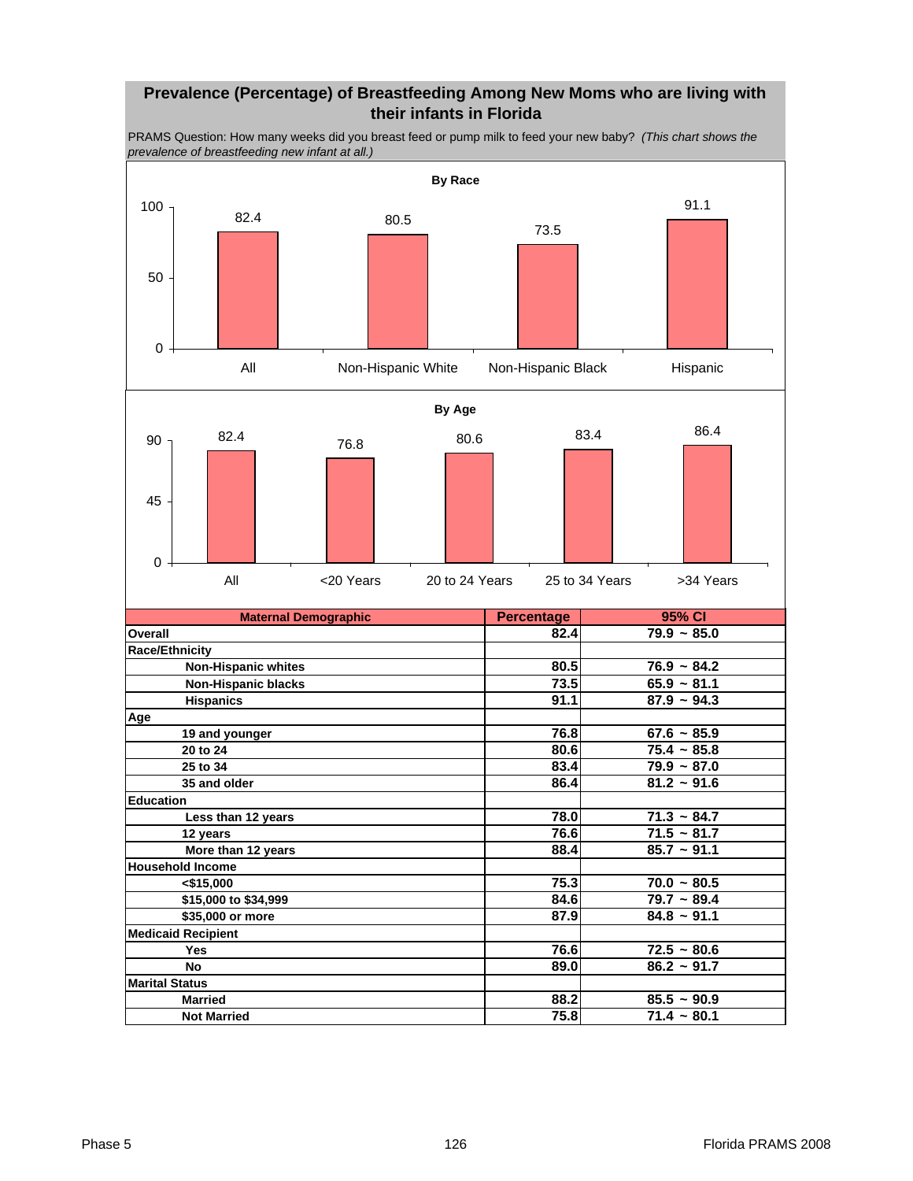## Prevalence (Percentage) of Breastfeeding Among New Moms who are living with their infants in Florida

PRAMS Question: How many weeks did you breast feed or pump milk to feed your new baby? *(This chart shows the prevalence of breastfeeding new infant at all.)*

**By Race**

| | All | Non-Hispanic White | Non-Hispanic Black | Hispanic |
|---|---|---|---|---|
| Percentage | 82.4 | 80.5 | 73.5 | 91.1 |

**By Age**

| | All | <20 Years | 20 to 24 Years | 25 to 34 Years | >34 Years |
|---|---|---|---|---|---|
| Percentage | 82.4 | 76.8 | 80.6 | 83.4 | 86.4 |

| Maternal Demographic | Percentage | 95% CI |
|---|---|---|
| **Overall** | 82.4 | 79.9 ~ 85.0 |
| **Race/Ethnicity** | | |
| Non-Hispanic whites | 80.5 | 76.9 ~ 84.2 |
| Non-Hispanic blacks | 73.5 | 65.9 ~ 81.1 |
| Hispanics | 91.1 | 87.9 ~ 94.3 |
| **Age** | | |
| 19 and younger | 76.8 | 67.6 ~ 85.9 |
| 20 to 24 | 80.6 | 75.4 ~ 85.8 |
| 25 to 34 | 83.4 | 79.9 ~ 87.0 |
| 35 and older | 86.4 | 81.2 ~ 91.6 |
| **Education** | | |
| Less than 12 years | 78.0 | 71.3 ~ 84.7 |
| 12 years | 76.6 | 71.5 ~ 81.7 |
| More than 12 years | 88.4 | 85.7 ~ 91.1 |
| **Household Income** | | |
| <$15,000 | 75.3 | 70.0 ~ 80.5 |
| $15,000 to $34,999 | 84.6 | 79.7 ~ 89.4 |
| $35,000 or more | 87.9 | 84.8 ~ 91.1 |
| **Medicaid Recipient** | | |
| Yes | 76.6 | 72.5 ~ 80.6 |
| No | 89.0 | 86.2 ~ 91.7 |
| **Marital Status** | | |
| Married | 88.2 | 85.5 ~ 90.9 |
| Not Married | 75.8 | 71.4 ~ 80.1 |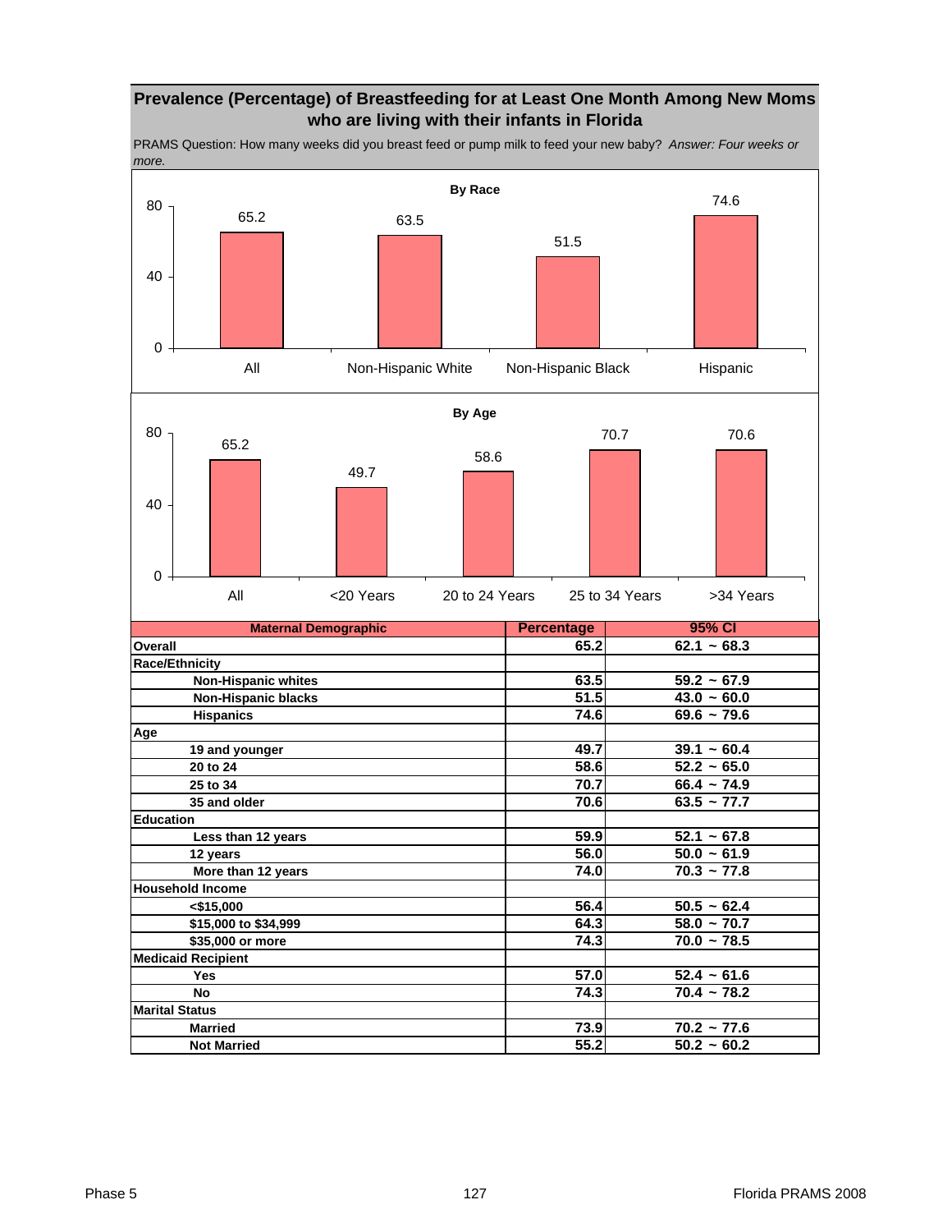## Prevalence (Percentage) of Breastfeeding for at Least One Month Among New Moms who are living with their infants in Florida

PRAMS Question: How many weeks did you breast feed or pump milk to feed your new baby? *Answer: Four weeks or more.*

**By Race**

| | All | Non-Hispanic White | Non-Hispanic Black | Hispanic |
|---|---|---|---|---|
| Percentage | 65.2 | 63.5 | 51.5 | 74.6 |

**By Age**

| | All | <20 Years | 20 to 24 Years | 25 to 34 Years | >34 Years |
|---|---|---|---|---|---|
| Percentage | 65.2 | 49.7 | 58.6 | 70.7 | 70.6 |

| Maternal Demographic | Percentage | 95% CI |
|---|---|---|
| **Overall** | 65.2 | 62.1 ~ 68.3 |
| **Race/Ethnicity** | | |
| Non-Hispanic whites | 63.5 | 59.2 ~ 67.9 |
| Non-Hispanic blacks | 51.5 | 43.0 ~ 60.0 |
| Hispanics | 74.6 | 69.6 ~ 79.6 |
| **Age** | | |
| 19 and younger | 49.7 | 39.1 ~ 60.4 |
| 20 to 24 | 58.6 | 52.2 ~ 65.0 |
| 25 to 34 | 70.7 | 66.4 ~ 74.9 |
| 35 and older | 70.6 | 63.5 ~ 77.7 |
| **Education** | | |
| Less than 12 years | 59.9 | 52.1 ~ 67.8 |
| 12 years | 56.0 | 50.0 ~ 61.9 |
| More than 12 years | 74.0 | 70.3 ~ 77.8 |
| **Household Income** | | |
| <$15,000 | 56.4 | 50.5 ~ 62.4 |
| $15,000 to $34,999 | 64.3 | 58.0 ~ 70.7 |
| $35,000 or more | 74.3 | 70.0 ~ 78.5 |
| **Medicaid Recipient** | | |
| Yes | 57.0 | 52.4 ~ 61.6 |
| No | 74.3 | 70.4 ~ 78.2 |
| **Marital Status** | | |
| Married | 73.9 | 70.2 ~ 77.6 |
| Not Married | 55.2 | 50.2 ~ 60.2 |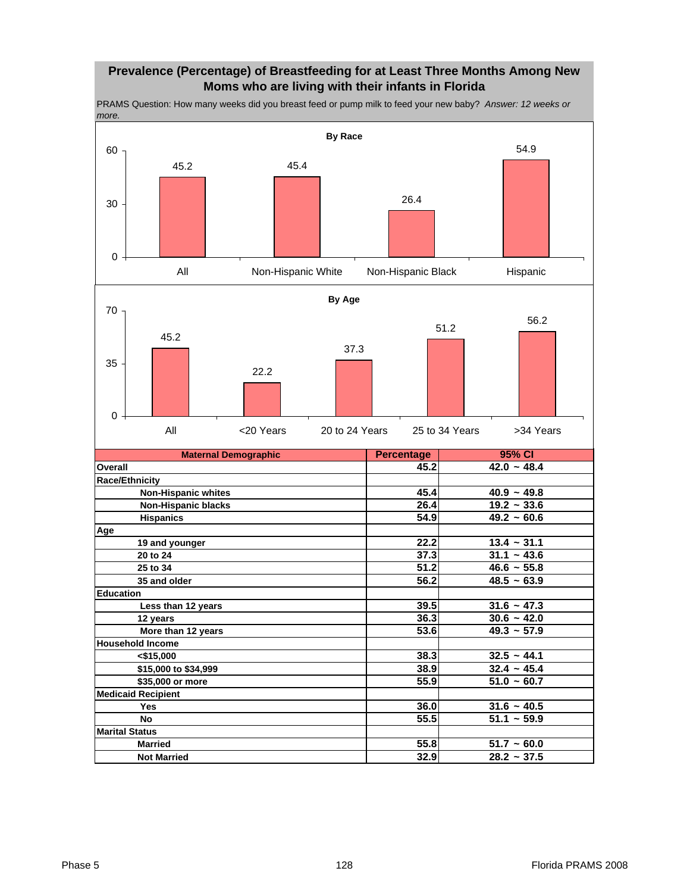## Prevalence (Percentage) of Breastfeeding for at Least Three Months Among New Moms who are living with their infants in Florida

PRAMS Question: How many weeks did you breast feed or pump milk to feed your new baby? *Answer: 12 weeks or more.*

**By Race**

| | All | Non-Hispanic White | Non-Hispanic Black | Hispanic |
|---|---|---|---|---|
| Percentage | 45.2 | 45.4 | 26.4 | 54.9 |

**By Age**

| | All | <20 Years | 20 to 24 Years | 25 to 34 Years | >34 Years |
|---|---|---|---|---|---|
| Percentage | 45.2 | 22.2 | 37.3 | 51.2 | 56.2 |

| Maternal Demographic | Percentage | 95% CI |
|---|---|---|
| **Overall** | 45.2 | 42.0 ~ 48.4 |
| **Race/Ethnicity** | | |
| Non-Hispanic whites | 45.4 | 40.9 ~ 49.8 |
| Non-Hispanic blacks | 26.4 | 19.2 ~ 33.6 |
| Hispanics | 54.9 | 49.2 ~ 60.6 |
| **Age** | | |
| 19 and younger | 22.2 | 13.4 ~ 31.1 |
| 20 to 24 | 37.3 | 31.1 ~ 43.6 |
| 25 to 34 | 51.2 | 46.6 ~ 55.8 |
| 35 and older | 56.2 | 48.5 ~ 63.9 |
| **Education** | | |
| Less than 12 years | 39.5 | 31.6 ~ 47.3 |
| 12 years | 36.3 | 30.6 ~ 42.0 |
| More than 12 years | 53.6 | 49.3 ~ 57.9 |
| **Household Income** | | |
| <$15,000 | 38.3 | 32.5 ~ 44.1 |
| $15,000 to $34,999 | 38.9 | 32.4 ~ 45.4 |
| $35,000 or more | 55.9 | 51.0 ~ 60.7 |
| **Medicaid Recipient** | | |
| Yes | 36.0 | 31.6 ~ 40.5 |
| No | 55.5 | 51.1 ~ 59.9 |
| **Marital Status** | | |
| Married | 55.8 | 51.7 ~ 60.0 |
| Not Married | 32.9 | 28.2 ~ 37.5 |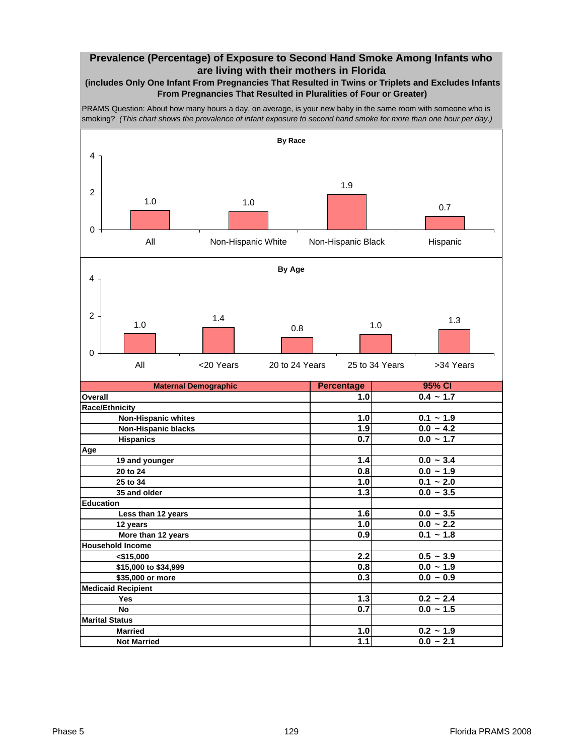## Prevalence (Percentage) of Exposure to Second Hand Smoke Among Infants who are living with their mothers in Florida

**(includes Only One Infant From Pregnancies That Resulted in Twins or Triplets and Excludes Infants From Pregnancies That Resulted in Pluralities of Four or Greater)**

PRAMS Question: About how many hours a day, on average, is your new baby in the same room with someone who is smoking? *(This chart shows the prevalence of infant exposure to second hand smoke for more than one hour per day.)*

**By Race**

| All | Non-Hispanic White | Non-Hispanic Black | Hispanic |
|---|---|---|---|
| 1.0 | 1.0 | 1.9 | 0.7 |

**By Age**

| All | <20 Years | 20 to 24 Years | 25 to 34 Years | >34 Years |
|---|---|---|---|---|
| 1.0 | 1.4 | 0.8 | 1.0 | 1.3 |

| Maternal Demographic | Percentage | 95% CI |
|---|---|---|
| **Overall** | 1.0 | 0.4 ~ 1.7 |
| **Race/Ethnicity** | | |
| Non-Hispanic whites | 1.0 | 0.1 ~ 1.9 |
| Non-Hispanic blacks | 1.9 | 0.0 ~ 4.2 |
| Hispanics | 0.7 | 0.0 ~ 1.7 |
| **Age** | | |
| 19 and younger | 1.4 | 0.0 ~ 3.4 |
| 20 to 24 | 0.8 | 0.0 ~ 1.9 |
| 25 to 34 | 1.0 | 0.1 ~ 2.0 |
| 35 and older | 1.3 | 0.0 ~ 3.5 |
| **Education** | | |
| Less than 12 years | 1.6 | 0.0 ~ 3.5 |
| 12 years | 1.0 | 0.0 ~ 2.2 |
| More than 12 years | 0.9 | 0.1 ~ 1.8 |
| **Household Income** | | |
| <$15,000 | 2.2 | 0.5 ~ 3.9 |
| $15,000 to $34,999 | 0.8 | 0.0 ~ 1.9 |
| $35,000 or more | 0.3 | 0.0 ~ 0.9 |
| **Medicaid Recipient** | | |
| Yes | 1.3 | 0.2 ~ 2.4 |
| No | 0.7 | 0.0 ~ 1.5 |
| **Marital Status** | | |
| Married | 1.0 | 0.2 ~ 1.9 |
| Not Married | 1.1 | 0.0 ~ 2.1 |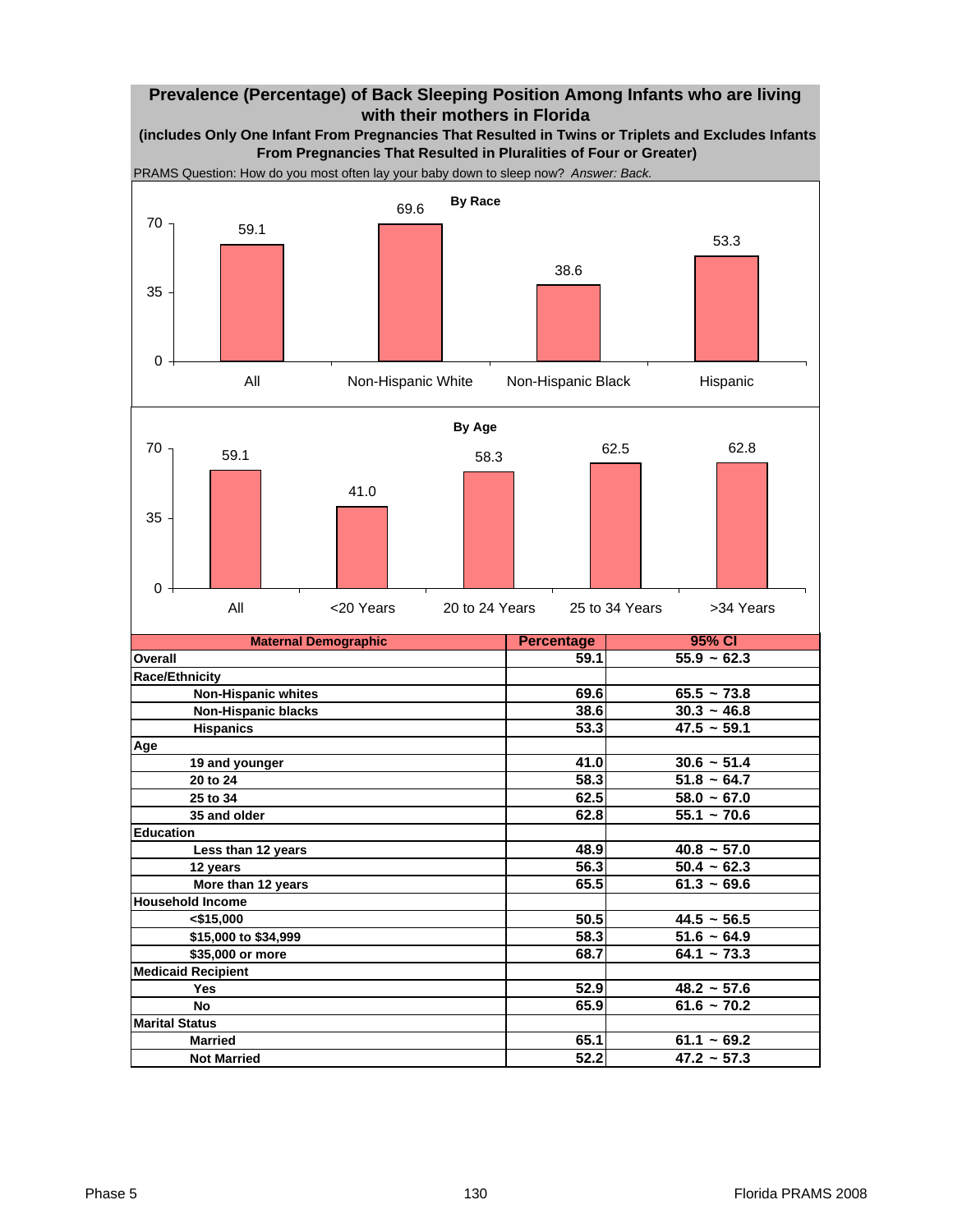# Prevalence (Percentage) of Back Sleeping Position Among Infants who are living with their mothers in Florida

**(includes Only One Infant From Pregnancies That Resulted in Twins or Triplets and Excludes Infants From Pregnancies That Resulted in Pluralities of Four or Greater)**

PRAMS Question: How do you most often lay your baby down to sleep now? *Answer: Back.*

**By Race**

| | All | Non-Hispanic White | Non-Hispanic Black | Hispanic |
|---|---|---|---|---|
| Percentage | 59.1 | 69.6 | 38.6 | 53.3 |

**By Age**

| | All | <20 Years | 20 to 24 Years | 25 to 34 Years | >34 Years |
|---|---|---|---|---|---|
| Percentage | 59.1 | 41.0 | 58.3 | 62.5 | 62.8 |

| Maternal Demographic | Percentage | 95% CI |
|---|---|---|
| **Overall** | 59.1 | 55.9 ~ 62.3 |
| **Race/Ethnicity** | | |
| Non-Hispanic whites | 69.6 | 65.5 ~ 73.8 |
| Non-Hispanic blacks | 38.6 | 30.3 ~ 46.8 |
| Hispanics | 53.3 | 47.5 ~ 59.1 |
| **Age** | | |
| 19 and younger | 41.0 | 30.6 ~ 51.4 |
| 20 to 24 | 58.3 | 51.8 ~ 64.7 |
| 25 to 34 | 62.5 | 58.0 ~ 67.0 |
| 35 and older | 62.8 | 55.1 ~ 70.6 |
| **Education** | | |
| Less than 12 years | 48.9 | 40.8 ~ 57.0 |
| 12 years | 56.3 | 50.4 ~ 62.3 |
| More than 12 years | 65.5 | 61.3 ~ 69.6 |
| **Household Income** | | |
| <$15,000 | 50.5 | 44.5 ~ 56.5 |
| $15,000 to $34,999 | 58.3 | 51.6 ~ 64.9 |
| $35,000 or more | 68.7 | 64.1 ~ 73.3 |
| **Medicaid Recipient** | | |
| Yes | 52.9 | 48.2 ~ 57.6 |
| No | 65.9 | 61.6 ~ 70.2 |
| **Marital Status** | | |
| Married | 65.1 | 61.1 ~ 69.2 |
| Not Married | 52.2 | 47.2 ~ 57.3 |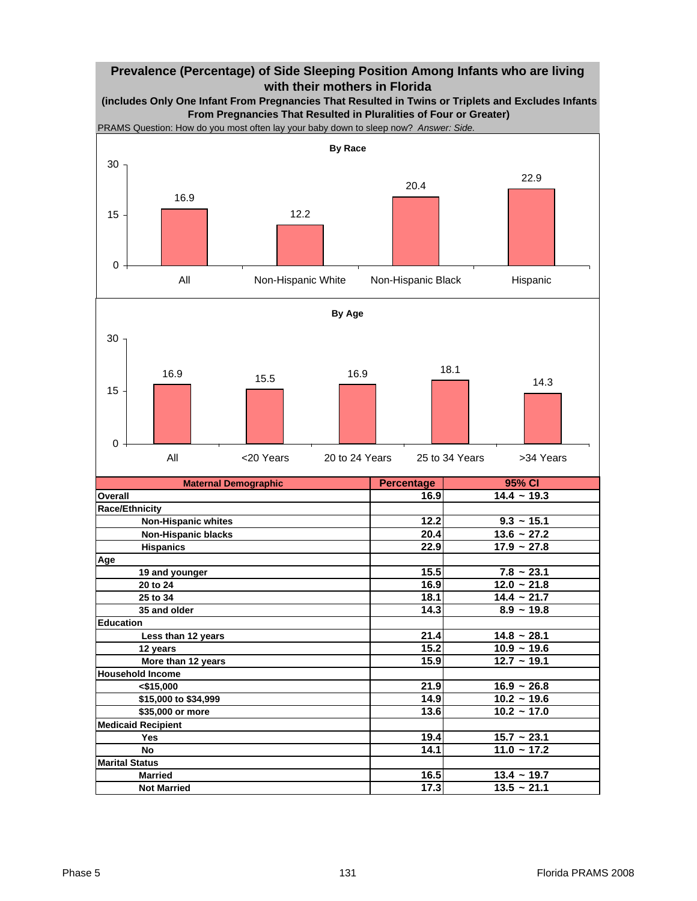## Prevalence (Percentage) of Side Sleeping Position Among Infants who are living with their mothers in Florida

**(includes Only One Infant From Pregnancies That Resulted in Twins or Triplets and Excludes Infants From Pregnancies That Resulted in Pluralities of Four or Greater)**

PRAMS Question: How do you most often lay your baby down to sleep now? *Answer: Side.*

**By Race**

| Group | Percentage |
|---|---|
| All | 16.9 |
| Non-Hispanic White | 12.2 |
| Non-Hispanic Black | 20.4 |
| Hispanic | 22.9 |

**By Age**

| Group | Percentage |
|---|---|
| All | 16.9 |
| <20 Years | 15.5 |
| 20 to 24 Years | 16.9 |
| 25 to 34 Years | 18.1 |
| >34 Years | 14.3 |

| Maternal Demographic | Percentage | 95% CI |
|---|---|---|
| **Overall** | 16.9 | 14.4 ~ 19.3 |
| **Race/Ethnicity** | | |
| Non-Hispanic whites | 12.2 | 9.3 ~ 15.1 |
| Non-Hispanic blacks | 20.4 | 13.6 ~ 27.2 |
| Hispanics | 22.9 | 17.9 ~ 27.8 |
| **Age** | | |
| 19 and younger | 15.5 | 7.8 ~ 23.1 |
| 20 to 24 | 16.9 | 12.0 ~ 21.8 |
| 25 to 34 | 18.1 | 14.4 ~ 21.7 |
| 35 and older | 14.3 | 8.9 ~ 19.8 |
| **Education** | | |
| Less than 12 years | 21.4 | 14.8 ~ 28.1 |
| 12 years | 15.2 | 10.9 ~ 19.6 |
| More than 12 years | 15.9 | 12.7 ~ 19.1 |
| **Household Income** | | |
| <$15,000 | 21.9 | 16.9 ~ 26.8 |
| $15,000 to $34,999 | 14.9 | 10.2 ~ 19.6 |
| $35,000 or more | 13.6 | 10.2 ~ 17.0 |
| **Medicaid Recipient** | | |
| Yes | 19.4 | 15.7 ~ 23.1 |
| No | 14.1 | 11.0 ~ 17.2 |
| **Marital Status** | | |
| Married | 16.5 | 13.4 ~ 19.7 |
| Not Married | 17.3 | 13.5 ~ 21.1 |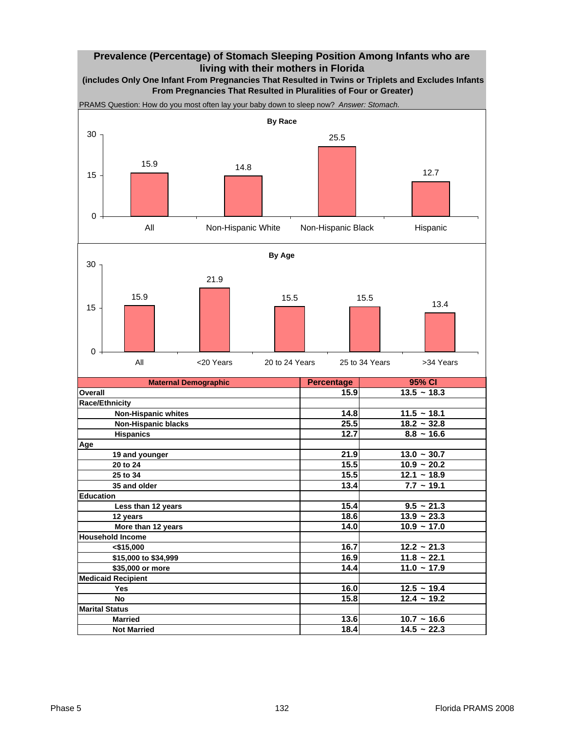# Prevalence (Percentage) of Stomach Sleeping Position Among Infants who are living with their mothers in Florida

**(includes Only One Infant From Pregnancies That Resulted in Twins or Triplets and Excludes Infants From Pregnancies That Resulted in Pluralities of Four or Greater)**

PRAMS Question: How do you most often lay your baby down to sleep now? *Answer: Stomach.*

**By Race**

| Group | Percentage |
|---|---|
| All | 15.9 |
| Non-Hispanic White | 14.8 |
| Non-Hispanic Black | 25.5 |
| Hispanic | 12.7 |

**By Age**

| Group | Percentage |
|---|---|
| All | 15.9 |
| <20 Years | 21.9 |
| 20 to 24 Years | 15.5 |
| 25 to 34 Years | 15.5 |
| >34 Years | 13.4 |

| Maternal Demographic | Percentage | 95% CI |
|---|---|---|
| **Overall** | 15.9 | 13.5 ~ 18.3 |
| **Race/Ethnicity** | | |
| Non-Hispanic whites | 14.8 | 11.5 ~ 18.1 |
| Non-Hispanic blacks | 25.5 | 18.2 ~ 32.8 |
| Hispanics | 12.7 | 8.8 ~ 16.6 |
| **Age** | | |
| 19 and younger | 21.9 | 13.0 ~ 30.7 |
| 20 to 24 | 15.5 | 10.9 ~ 20.2 |
| 25 to 34 | 15.5 | 12.1 ~ 18.9 |
| 35 and older | 13.4 | 7.7 ~ 19.1 |
| **Education** | | |
| Less than 12 years | 15.4 | 9.5 ~ 21.3 |
| 12 years | 18.6 | 13.9 ~ 23.3 |
| More than 12 years | 14.0 | 10.9 ~ 17.0 |
| **Household Income** | | |
| <$15,000 | 16.7 | 12.2 ~ 21.3 |
| $15,000 to $34,999 | 16.9 | 11.8 ~ 22.1 |
| $35,000 or more | 14.4 | 11.0 ~ 17.9 |
| **Medicaid Recipient** | | |
| Yes | 16.0 | 12.5 ~ 19.4 |
| No | 15.8 | 12.4 ~ 19.2 |
| **Marital Status** | | |
| Married | 13.6 | 10.7 ~ 16.6 |
| Not Married | 18.4 | 14.5 ~ 22.3 |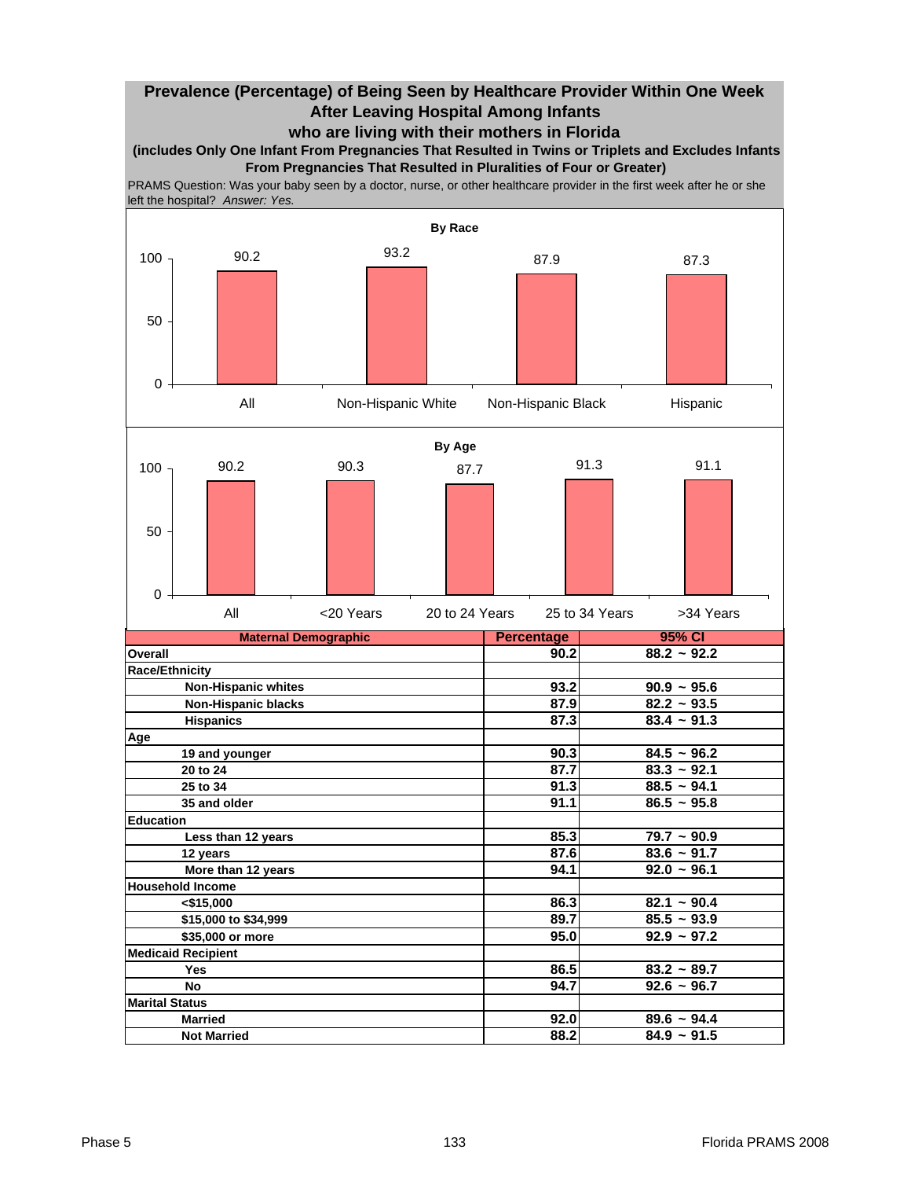# Prevalence (Percentage) of Being Seen by Healthcare Provider Within One Week After Leaving Hospital Among Infants who are living with their mothers in Florida

**(includes Only One Infant From Pregnancies That Resulted in Twins or Triplets and Excludes Infants From Pregnancies That Resulted in Pluralities of Four or Greater)**

PRAMS Question: Was your baby seen by a doctor, nurse, or other healthcare provider in the first week after he or she left the hospital? *Answer: Yes.*

**By Race**

| | All | Non-Hispanic White | Non-Hispanic Black | Hispanic |
|---|---|---|---|---|
| Percentage | 90.2 | 93.2 | 87.9 | 87.3 |

**By Age**

| | All | <20 Years | 20 to 24 Years | 25 to 34 Years | >34 Years |
|---|---|---|---|---|---|
| Percentage | 90.2 | 90.3 | 87.7 | 91.3 | 91.1 |

| Maternal Demographic | Percentage | 95% CI |
|---|---|---|
| **Overall** | 90.2 | 88.2 ~ 92.2 |
| **Race/Ethnicity** | | |
| Non-Hispanic whites | 93.2 | 90.9 ~ 95.6 |
| Non-Hispanic blacks | 87.9 | 82.2 ~ 93.5 |
| Hispanics | 87.3 | 83.4 ~ 91.3 |
| **Age** | | |
| 19 and younger | 90.3 | 84.5 ~ 96.2 |
| 20 to 24 | 87.7 | 83.3 ~ 92.1 |
| 25 to 34 | 91.3 | 88.5 ~ 94.1 |
| 35 and older | 91.1 | 86.5 ~ 95.8 |
| **Education** | | |
| Less than 12 years | 85.3 | 79.7 ~ 90.9 |
| 12 years | 87.6 | 83.6 ~ 91.7 |
| More than 12 years | 94.1 | 92.0 ~ 96.1 |
| **Household Income** | | |
| <$15,000 | 86.3 | 82.1 ~ 90.4 |
| $15,000 to $34,999 | 89.7 | 85.5 ~ 93.9 |
| $35,000 or more | 95.0 | 92.9 ~ 97.2 |
| **Medicaid Recipient** | | |
| Yes | 86.5 | 83.2 ~ 89.7 |
| No | 94.7 | 92.6 ~ 96.7 |
| **Marital Status** | | |
| Married | 92.0 | 89.6 ~ 94.4 |
| Not Married | 88.2 | 84.9 ~ 91.5 |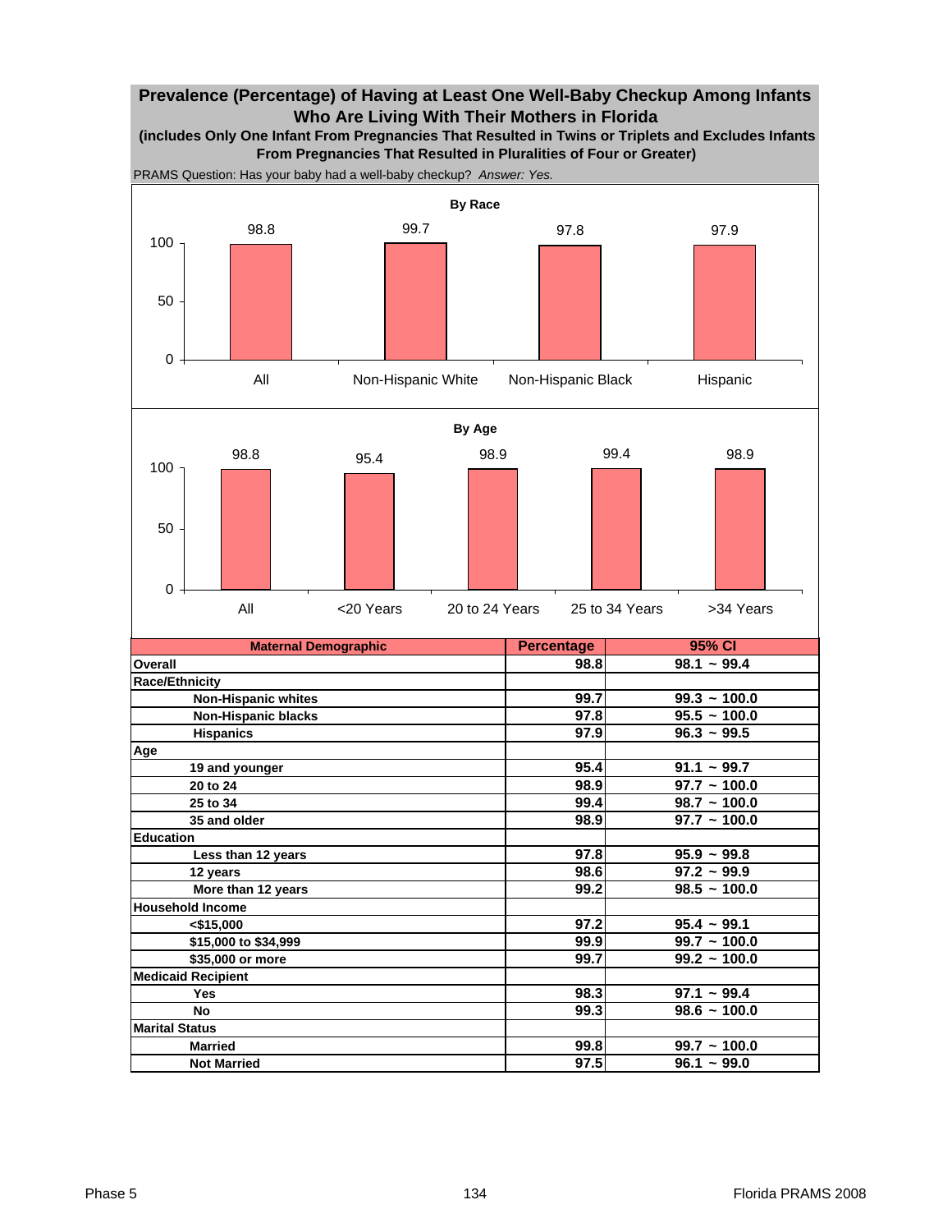# Prevalence (Percentage) of Having at Least One Well-Baby Checkup Among Infants Who Are Living With Their Mothers in Florida

**(includes Only One Infant From Pregnancies That Resulted in Twins or Triplets and Excludes Infants From Pregnancies That Resulted in Pluralities of Four or Greater)**

PRAMS Question: Has your baby had a well-baby checkup? *Answer: Yes.*

**By Race**

| All | Non-Hispanic White | Non-Hispanic Black | Hispanic |
|---|---|---|---|
| 98.8 | 99.7 | 97.8 | 97.9 |

**By Age**

| All | <20 Years | 20 to 24 Years | 25 to 34 Years | >34 Years |
|---|---|---|---|---|
| 98.8 | 95.4 | 98.9 | 99.4 | 98.9 |

| Maternal Demographic | Percentage | 95% CI |
|---|---|---|
| **Overall** | 98.8 | 98.1 ~ 99.4 |
| **Race/Ethnicity** | | |
| Non-Hispanic whites | 99.7 | 99.3 ~ 100.0 |
| Non-Hispanic blacks | 97.8 | 95.5 ~ 100.0 |
| Hispanics | 97.9 | 96.3 ~ 99.5 |
| **Age** | | |
| 19 and younger | 95.4 | 91.1 ~ 99.7 |
| 20 to 24 | 98.9 | 97.7 ~ 100.0 |
| 25 to 34 | 99.4 | 98.7 ~ 100.0 |
| 35 and older | 98.9 | 97.7 ~ 100.0 |
| **Education** | | |
| Less than 12 years | 97.8 | 95.9 ~ 99.8 |
| 12 years | 98.6 | 97.2 ~ 99.9 |
| More than 12 years | 99.2 | 98.5 ~ 100.0 |
| **Household Income** | | |
| <$15,000 | 97.2 | 95.4 ~ 99.1 |
| $15,000 to $34,999 | 99.9 | 99.7 ~ 100.0 |
| $35,000 or more | 99.7 | 99.2 ~ 100.0 |
| **Medicaid Recipient** | | |
| Yes | 98.3 | 97.1 ~ 99.4 |
| No | 99.3 | 98.6 ~ 100.0 |
| **Marital Status** | | |
| Married | 99.8 | 99.7 ~ 100.0 |
| Not Married | 97.5 | 96.1 ~ 99.0 |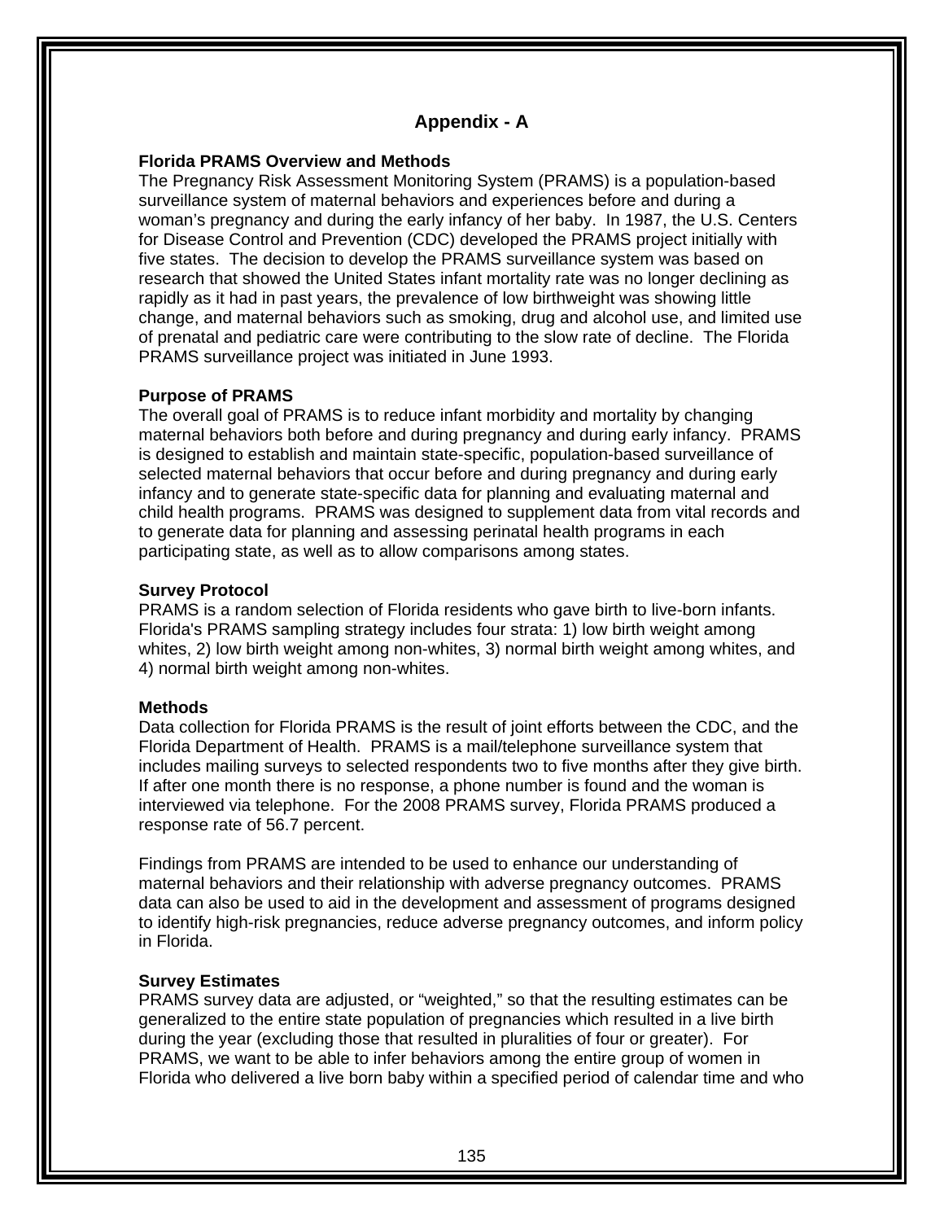# Appendix - A

### Florida PRAMS Overview and Methods

The Pregnancy Risk Assessment Monitoring System (PRAMS) is a population-based surveillance system of maternal behaviors and experiences before and during a woman's pregnancy and during the early infancy of her baby. In 1987, the U.S. Centers for Disease Control and Prevention (CDC) developed the PRAMS project initially with five states. The decision to develop the PRAMS surveillance system was based on research that showed the United States infant mortality rate was no longer declining as rapidly as it had in past years, the prevalence of low birthweight was showing little change, and maternal behaviors such as smoking, drug and alcohol use, and limited use of prenatal and pediatric care were contributing to the slow rate of decline. The Florida PRAMS surveillance project was initiated in June 1993.

### Purpose of PRAMS

The overall goal of PRAMS is to reduce infant morbidity and mortality by changing maternal behaviors both before and during pregnancy and during early infancy. PRAMS is designed to establish and maintain state-specific, population-based surveillance of selected maternal behaviors that occur before and during pregnancy and during early infancy and to generate state-specific data for planning and evaluating maternal and child health programs. PRAMS was designed to supplement data from vital records and to generate data for planning and assessing perinatal health programs in each participating state, as well as to allow comparisons among states.

### Survey Protocol

PRAMS is a random selection of Florida residents who gave birth to live-born infants. Florida's PRAMS sampling strategy includes four strata: 1) low birth weight among whites, 2) low birth weight among non-whites, 3) normal birth weight among whites, and 4) normal birth weight among non-whites.

### Methods

Data collection for Florida PRAMS is the result of joint efforts between the CDC, and the Florida Department of Health. PRAMS is a mail/telephone surveillance system that includes mailing surveys to selected respondents two to five months after they give birth. If after one month there is no response, a phone number is found and the woman is interviewed via telephone. For the 2008 PRAMS survey, Florida PRAMS produced a response rate of 56.7 percent.

Findings from PRAMS are intended to be used to enhance our understanding of maternal behaviors and their relationship with adverse pregnancy outcomes. PRAMS data can also be used to aid in the development and assessment of programs designed to identify high-risk pregnancies, reduce adverse pregnancy outcomes, and inform policy in Florida.

### Survey Estimates

PRAMS survey data are adjusted, or "weighted," so that the resulting estimates can be generalized to the entire state population of pregnancies which resulted in a live birth during the year (excluding those that resulted in pluralities of four or greater). For PRAMS, we want to be able to infer behaviors among the entire group of women in Florida who delivered a live born baby within a specified period of calendar time and who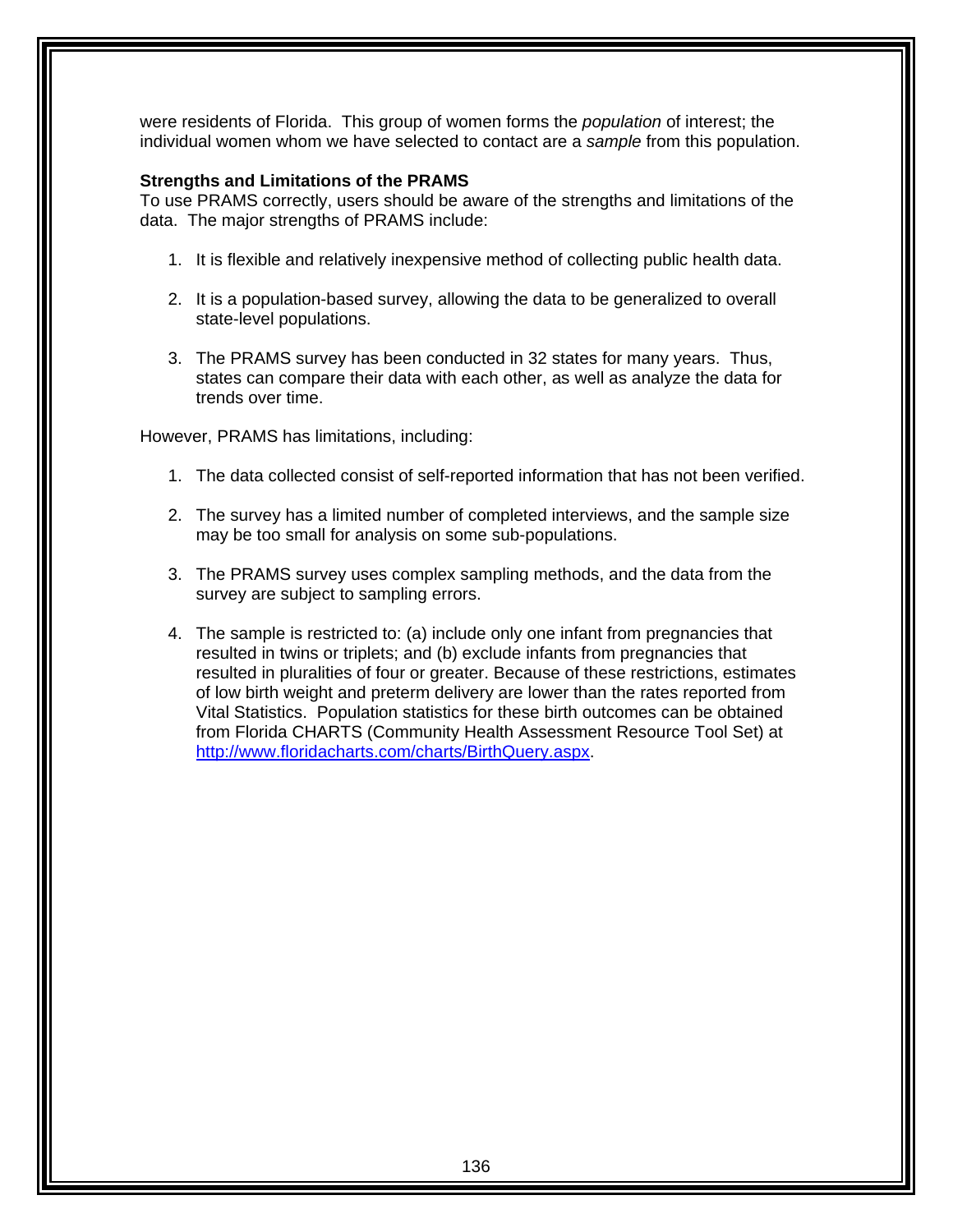were residents of Florida. This group of women forms the *population* of interest; the individual women whom we have selected to contact are a *sample* from this population.

**Strengths and Limitations of the PRAMS**

To use PRAMS correctly, users should be aware of the strengths and limitations of the data. The major strengths of PRAMS include:

1. It is flexible and relatively inexpensive method of collecting public health data.

2. It is a population-based survey, allowing the data to be generalized to overall state-level populations.

3. The PRAMS survey has been conducted in 32 states for many years. Thus, states can compare their data with each other, as well as analyze the data for trends over time.

However, PRAMS has limitations, including:

1. The data collected consist of self-reported information that has not been verified.

2. The survey has a limited number of completed interviews, and the sample size may be too small for analysis on some sub-populations.

3. The PRAMS survey uses complex sampling methods, and the data from the survey are subject to sampling errors.

4. The sample is restricted to: (a) include only one infant from pregnancies that resulted in twins or triplets; and (b) exclude infants from pregnancies that resulted in pluralities of four or greater. Because of these restrictions, estimates of low birth weight and preterm delivery are lower than the rates reported from Vital Statistics. Population statistics for these birth outcomes can be obtained from Florida CHARTS (Community Health Assessment Resource Tool Set) at [http://www.floridacharts.com/charts/BirthQuery.aspx](http://www.floridacharts.com/charts/BirthQuery.aspx).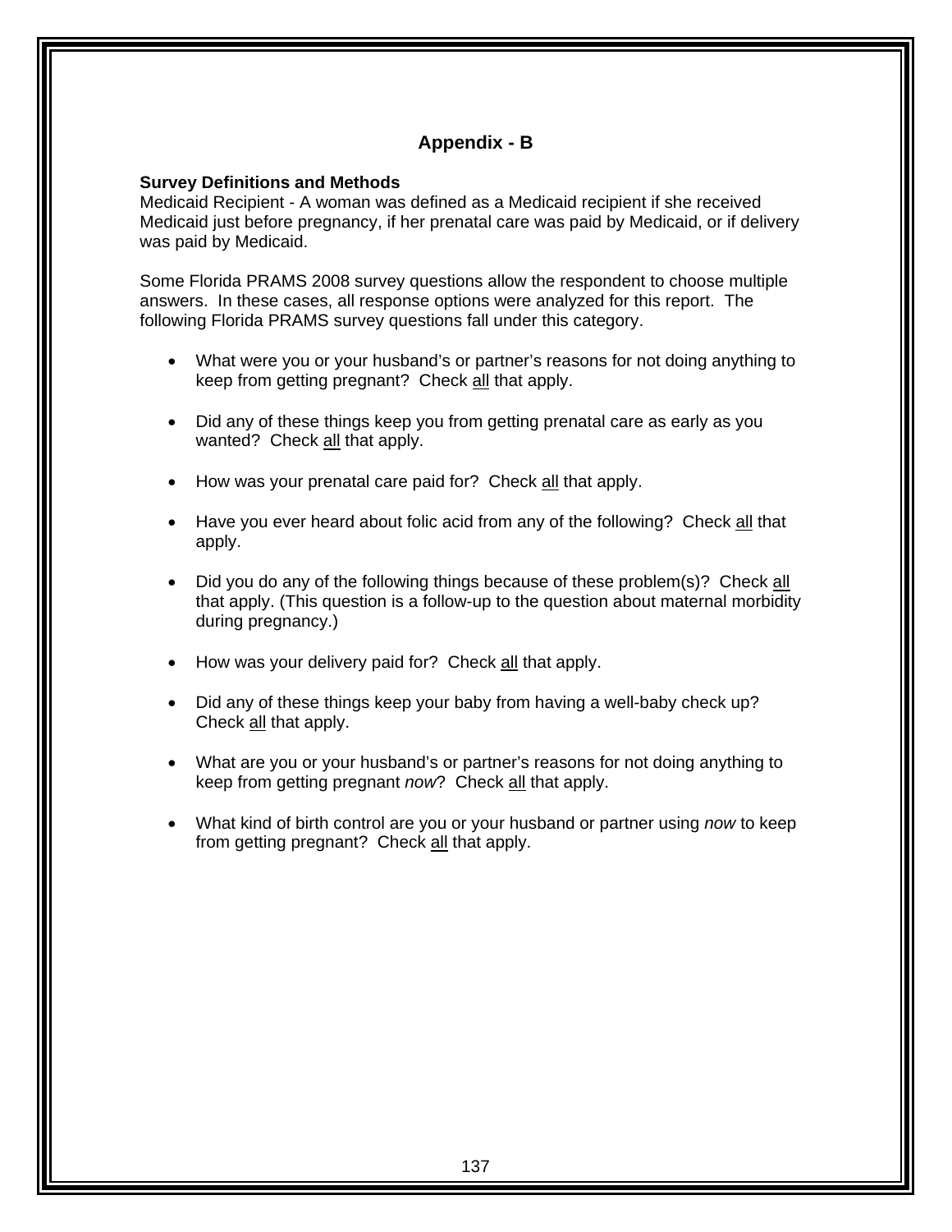# Appendix - B

**Survey Definitions and Methods**
Medicaid Recipient - A woman was defined as a Medicaid recipient if she received Medicaid just before pregnancy, if her prenatal care was paid by Medicaid, or if delivery was paid by Medicaid.

Some Florida PRAMS 2008 survey questions allow the respondent to choose multiple answers. In these cases, all response options were analyzed for this report. The following Florida PRAMS survey questions fall under this category.

- What were you or your husband's or partner's reasons for not doing anything to keep from getting pregnant? Check <u>all</u> that apply.
- Did any of these things keep you from getting prenatal care as early as you wanted? Check <u>all</u> that apply.
- How was your prenatal care paid for? Check <u>all</u> that apply.
- Have you ever heard about folic acid from any of the following? Check <u>all</u> that apply.
- Did you do any of the following things because of these problem(s)? Check <u>all</u> that apply. (This question is a follow-up to the question about maternal morbidity during pregnancy.)
- How was your delivery paid for? Check <u>all</u> that apply.
- Did any of these things keep your baby from having a well-baby check up? Check <u>all</u> that apply.
- What are you or your husband's or partner's reasons for not doing anything to keep from getting pregnant *now*? Check <u>all</u> that apply.
- What kind of birth control are you or your husband or partner using *now* to keep from getting pregnant? Check <u>all</u> that apply.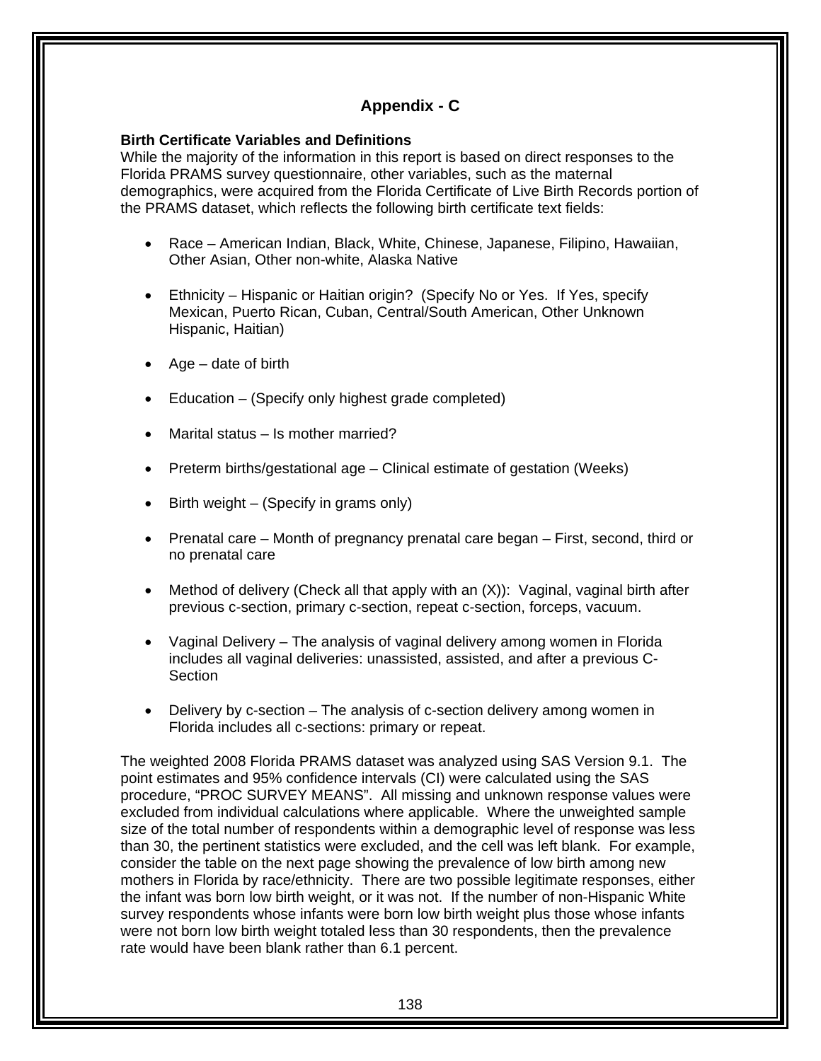# Appendix - C

**Birth Certificate Variables and Definitions**

While the majority of the information in this report is based on direct responses to the Florida PRAMS survey questionnaire, other variables, such as the maternal demographics, were acquired from the Florida Certificate of Live Birth Records portion of the PRAMS dataset, which reflects the following birth certificate text fields:

- Race – American Indian, Black, White, Chinese, Japanese, Filipino, Hawaiian, Other Asian, Other non-white, Alaska Native
- Ethnicity – Hispanic or Haitian origin? (Specify No or Yes. If Yes, specify Mexican, Puerto Rican, Cuban, Central/South American, Other Unknown Hispanic, Haitian)
- Age – date of birth
- Education – (Specify only highest grade completed)
- Marital status – Is mother married?
- Preterm births/gestational age – Clinical estimate of gestation (Weeks)
- Birth weight – (Specify in grams only)
- Prenatal care – Month of pregnancy prenatal care began – First, second, third or no prenatal care
- Method of delivery (Check all that apply with an (X)): Vaginal, vaginal birth after previous c-section, primary c-section, repeat c-section, forceps, vacuum.
- Vaginal Delivery – The analysis of vaginal delivery among women in Florida includes all vaginal deliveries: unassisted, assisted, and after a previous C-Section
- Delivery by c-section – The analysis of c-section delivery among women in Florida includes all c-sections: primary or repeat.

The weighted 2008 Florida PRAMS dataset was analyzed using SAS Version 9.1. The point estimates and 95% confidence intervals (CI) were calculated using the SAS procedure, "PROC SURVEY MEANS". All missing and unknown response values were excluded from individual calculations where applicable. Where the unweighted sample size of the total number of respondents within a demographic level of response was less than 30, the pertinent statistics were excluded, and the cell was left blank. For example, consider the table on the next page showing the prevalence of low birth among new mothers in Florida by race/ethnicity. There are two possible legitimate responses, either the infant was born low birth weight, or it was not. If the number of non-Hispanic White survey respondents whose infants were born low birth weight plus those whose infants were not born low birth weight totaled less than 30 respondents, then the prevalence rate would have been blank rather than 6.1 percent.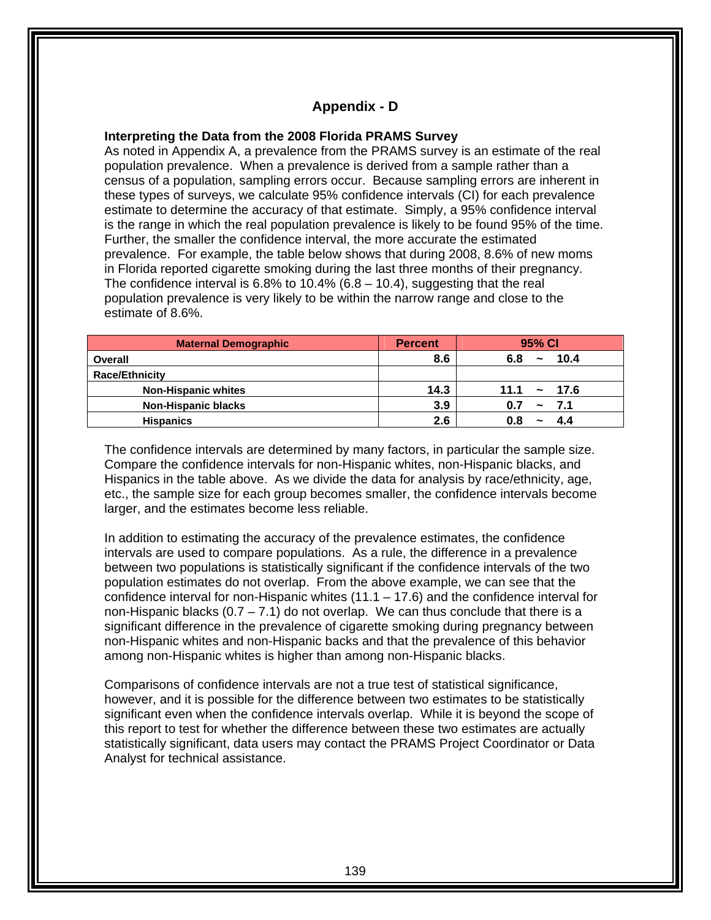# Appendix - D

**Interpreting the Data from the 2008 Florida PRAMS Survey**

As noted in Appendix A, a prevalence from the PRAMS survey is an estimate of the real population prevalence. When a prevalence is derived from a sample rather than a census of a population, sampling errors occur. Because sampling errors are inherent in these types of surveys, we calculate 95% confidence intervals (CI) for each prevalence estimate to determine the accuracy of that estimate. Simply, a 95% confidence interval is the range in which the real population prevalence is likely to be found 95% of the time. Further, the smaller the confidence interval, the more accurate the estimated prevalence. For example, the table below shows that during 2008, 8.6% of new moms in Florida reported cigarette smoking during the last three months of their pregnancy. The confidence interval is 6.8% to 10.4% (6.8 – 10.4), suggesting that the real population prevalence is very likely to be within the narrow range and close to the estimate of 8.6%.

| Maternal Demographic | Percent | 95% CI |
|---|---|---|
| **Overall** | **8.6** | **6.8 ~ 10.4** |
| **Race/Ethnicity** | | |
| **Non-Hispanic whites** | **14.3** | **11.1 ~ 17.6** |
| **Non-Hispanic blacks** | **3.9** | **0.7 ~ 7.1** |
| **Hispanics** | **2.6** | **0.8 ~ 4.4** |

The confidence intervals are determined by many factors, in particular the sample size. Compare the confidence intervals for non-Hispanic whites, non-Hispanic blacks, and Hispanics in the table above. As we divide the data for analysis by race/ethnicity, age, etc., the sample size for each group becomes smaller, the confidence intervals become larger, and the estimates become less reliable.

In addition to estimating the accuracy of the prevalence estimates, the confidence intervals are used to compare populations. As a rule, the difference in a prevalence between two populations is statistically significant if the confidence intervals of the two population estimates do not overlap. From the above example, we can see that the confidence interval for non-Hispanic whites (11.1 – 17.6) and the confidence interval for non-Hispanic blacks (0.7 – 7.1) do not overlap. We can thus conclude that there is a significant difference in the prevalence of cigarette smoking during pregnancy between non-Hispanic whites and non-Hispanic backs and that the prevalence of this behavior among non-Hispanic whites is higher than among non-Hispanic blacks.

Comparisons of confidence intervals are not a true test of statistical significance, however, and it is possible for the difference between two estimates to be statistically significant even when the confidence intervals overlap. While it is beyond the scope of this report to test for whether the difference between these two estimates are actually statistically significant, data users may contact the PRAMS Project Coordinator or Data Analyst for technical assistance.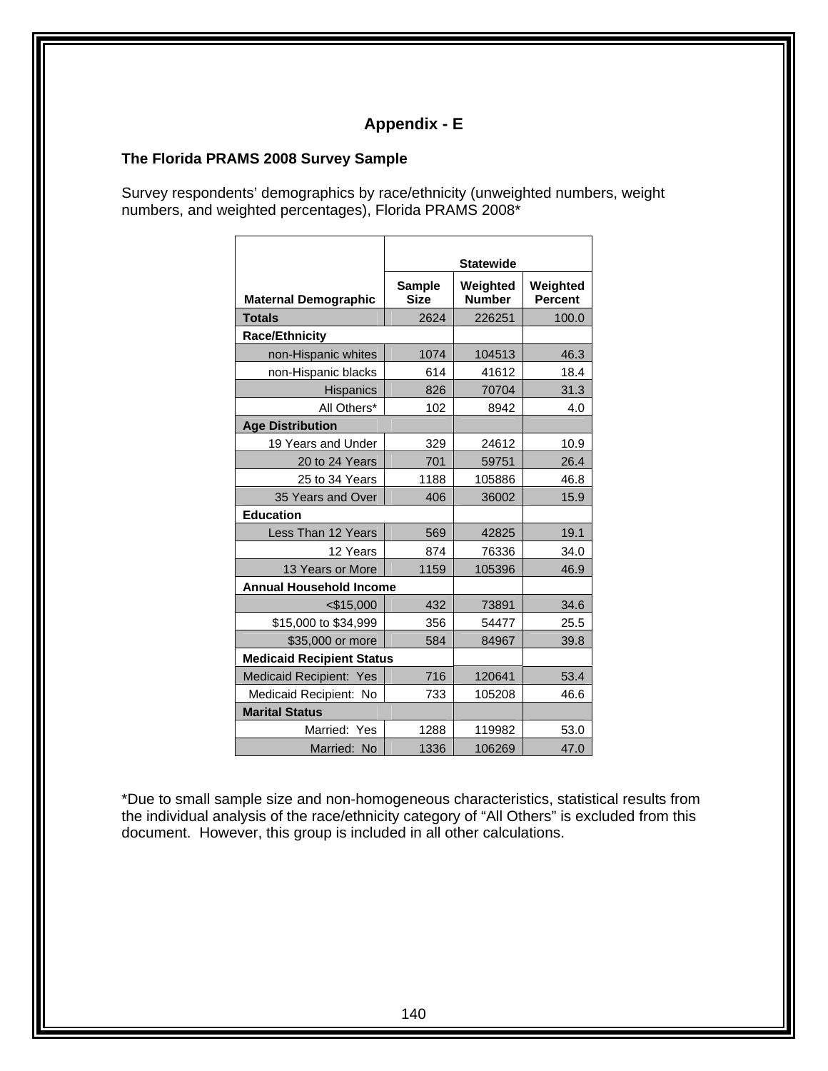# Appendix - E

**The Florida PRAMS 2008 Survey Sample**

Survey respondents' demographics by race/ethnicity (unweighted numbers, weight numbers, and weighted percentages), Florida PRAMS 2008*

| | Statewide | | |
|---|---|---|---|
| **Maternal Demographic** | **Sample Size** | **Weighted Number** | **Weighted Percent** |
| **Totals** | 2624 | 226251 | 100.0 |
| **Race/Ethnicity** | | | |
| non-Hispanic whites | 1074 | 104513 | 46.3 |
| non-Hispanic blacks | 614 | 41612 | 18.4 |
| Hispanics | 826 | 70704 | 31.3 |
| All Others* | 102 | 8942 | 4.0 |
| **Age Distribution** | | | |
| 19 Years and Under | 329 | 24612 | 10.9 |
| 20 to 24 Years | 701 | 59751 | 26.4 |
| 25 to 34 Years | 1188 | 105886 | 46.8 |
| 35 Years and Over | 406 | 36002 | 15.9 |
| **Education** | | | |
| Less Than 12 Years | 569 | 42825 | 19.1 |
| 12 Years | 874 | 76336 | 34.0 |
| 13 Years or More | 1159 | 105396 | 46.9 |
| **Annual Household Income** | | | |
| <$15,000 | 432 | 73891 | 34.6 |
| $15,000 to $34,999 | 356 | 54477 | 25.5 |
| $35,000 or more | 584 | 84967 | 39.8 |
| **Medicaid Recipient Status** | | | |
| Medicaid Recipient: Yes | 716 | 120641 | 53.4 |
| Medicaid Recipient: No | 733 | 105208 | 46.6 |
| **Marital Status** | | | |
| Married: Yes | 1288 | 119982 | 53.0 |
| Married: No | 1336 | 106269 | 47.0 |

*Due to small sample size and non-homogeneous characteristics, statistical results from the individual analysis of the race/ethnicity category of "All Others" is excluded from this document. However, this group is included in all other calculations.